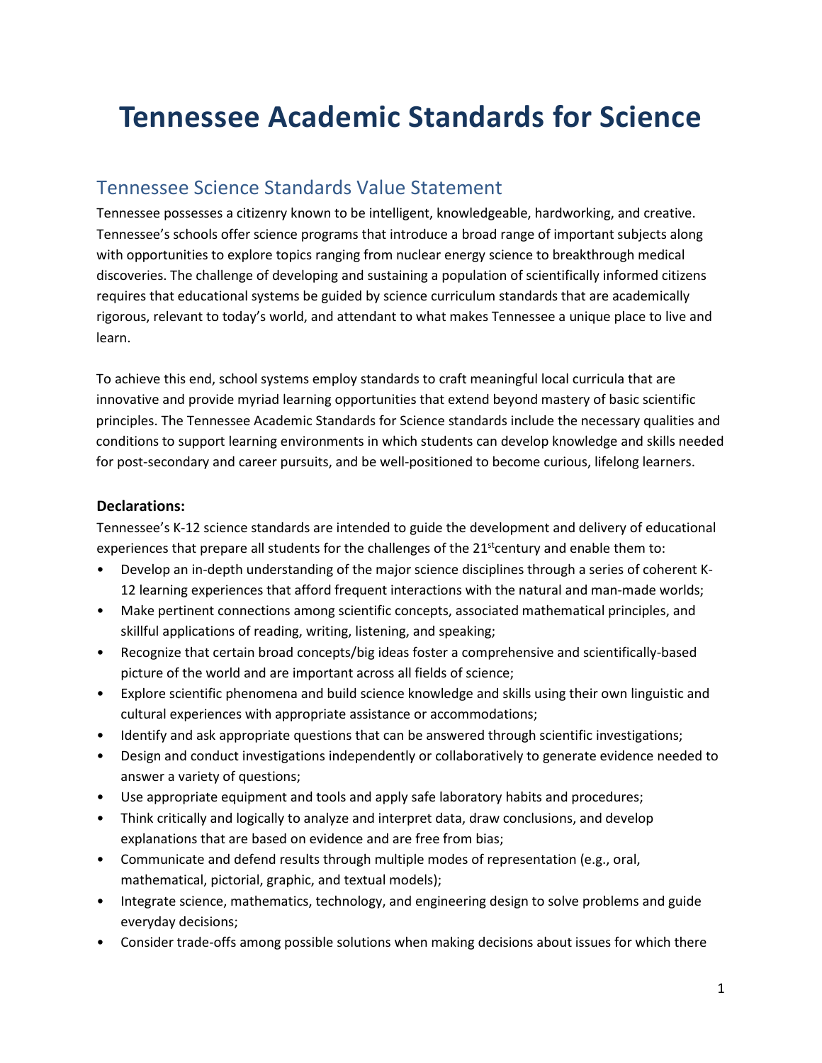# Tennessee Academic Standards for Science

## Tennessee Science Standards Value Statement

Tennessee possesses a citizenry known to be intelligent, knowledgeable, hardworking, and creative. Tennessee's schools offer science programs that introduce a broad range of important subjects along with opportunities to explore topics ranging from nuclear energy science to breakthrough medical discoveries. The challenge of developing and sustaining a population of scientifically informed citizens requires that educational systems be guided by science curriculum standards that are academically rigorous, relevant to today's world, and attendant to what makes Tennessee a unique place to live and learn.

To achieve this end, school systems employ standards to craft meaningful local curricula that are innovative and provide myriad learning opportunities that extend beyond mastery of basic scientific principles. The Tennessee Academic Standards for Science standards include the necessary qualities and conditions to support learning environments in which students can develop knowledge and skills needed for post-secondary and career pursuits, and be well-positioned to become curious, lifelong learners.

**Declarations:**

Tennessee's K-12 science standards are intended to guide the development and delivery of educational experiences that prepare all students for the challenges of the 21st century and enable them to:

- Develop an in-depth understanding of the major science disciplines through a series of coherent K-12 learning experiences that afford frequent interactions with the natural and man-made worlds;
- Make pertinent connections among scientific concepts, associated mathematical principles, and skillful applications of reading, writing, listening, and speaking;
- Recognize that certain broad concepts/big ideas foster a comprehensive and scientifically-based picture of the world and are important across all fields of science;
- Explore scientific phenomena and build science knowledge and skills using their own linguistic and cultural experiences with appropriate assistance or accommodations;
- Identify and ask appropriate questions that can be answered through scientific investigations;
- Design and conduct investigations independently or collaboratively to generate evidence needed to answer a variety of questions;
- Use appropriate equipment and tools and apply safe laboratory habits and procedures;
- Think critically and logically to analyze and interpret data, draw conclusions, and develop explanations that are based on evidence and are free from bias;
- Communicate and defend results through multiple modes of representation (e.g., oral, mathematical, pictorial, graphic, and textual models);
- Integrate science, mathematics, technology, and engineering design to solve problems and guide everyday decisions;
- Consider trade-offs among possible solutions when making decisions about issues for which there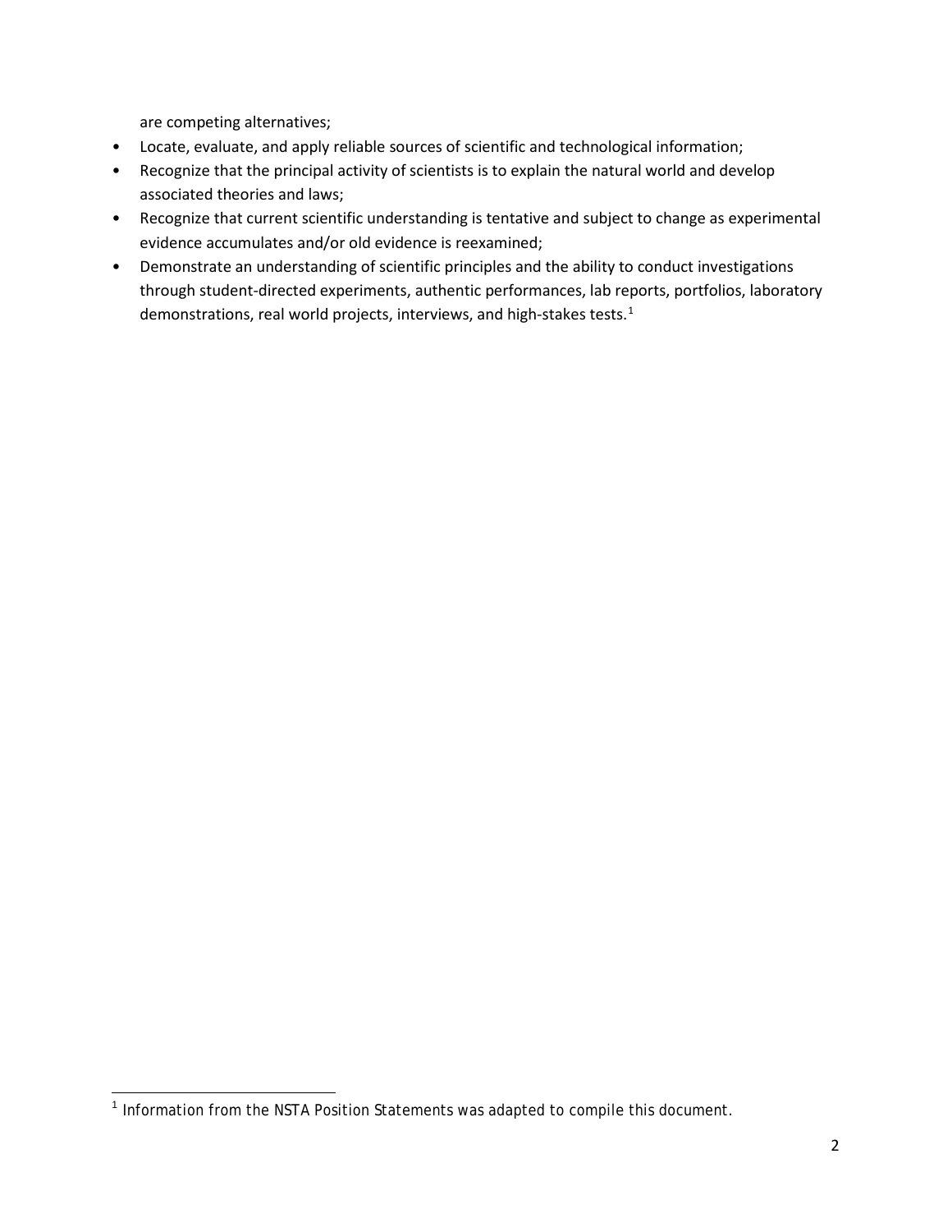are competing alternatives;

- Locate, evaluate, and apply reliable sources of scientific and technological information;
- Recognize that the principal activity of scientists is to explain the natural world and develop associated theories and laws;
- Recognize that current scientific understanding is tentative and subject to change as experimental evidence accumulates and/or old evidence is reexamined;
- Demonstrate an understanding of scientific principles and the ability to conduct investigations through student-directed experiments, authentic performances, lab reports, portfolios, laboratory demonstrations, real world projects, interviews, and high-stakes tests.[1]

[1] *Information from the NSTA Position Statements was adapted to compile this document.*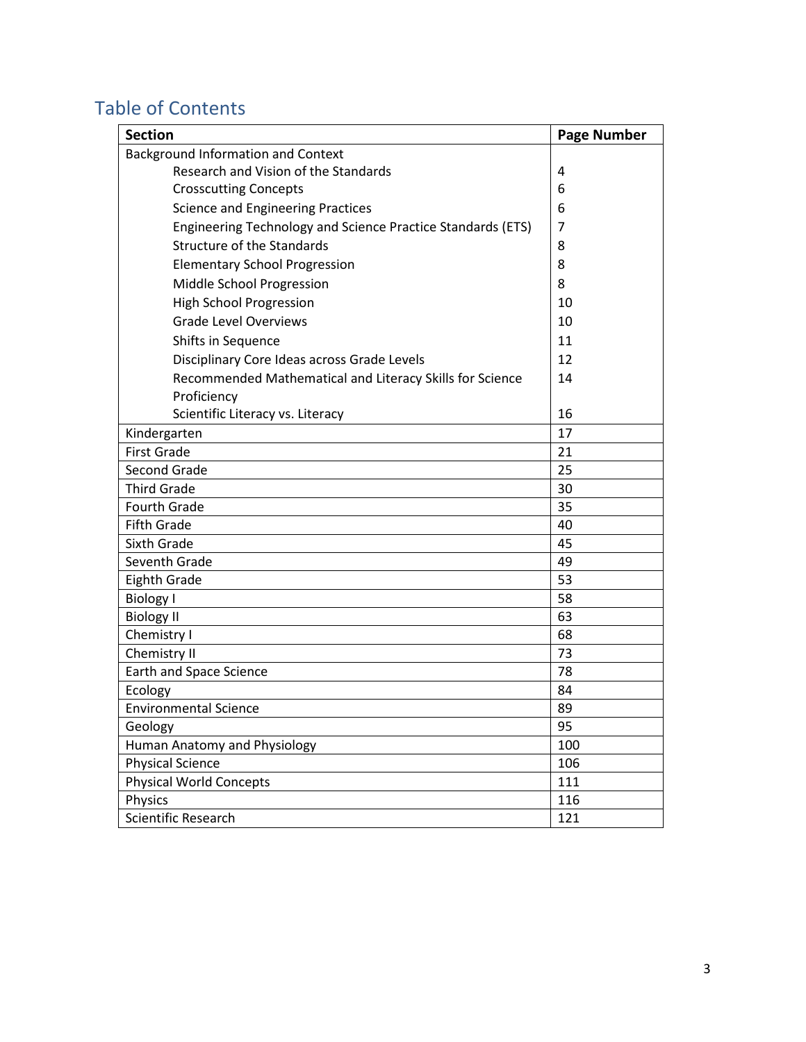## Table of Contents

| Section | Page Number |
|---|---|
| Background Information and Context | |
| Research and Vision of the Standards | 4 |
| Crosscutting Concepts | 6 |
| Science and Engineering Practices | 6 |
| Engineering Technology and Science Practice Standards (ETS) | 7 |
| Structure of the Standards | 8 |
| Elementary School Progression | 8 |
| Middle School Progression | 8 |
| High School Progression | 10 |
| Grade Level Overviews | 10 |
| Shifts in Sequence | 11 |
| Disciplinary Core Ideas across Grade Levels | 12 |
| Recommended Mathematical and Literacy Skills for Science Proficiency | 14 |
| Scientific Literacy vs. Literacy | 16 |
| Kindergarten | 17 |
| First Grade | 21 |
| Second Grade | 25 |
| Third Grade | 30 |
| Fourth Grade | 35 |
| Fifth Grade | 40 |
| Sixth Grade | 45 |
| Seventh Grade | 49 |
| Eighth Grade | 53 |
| Biology I | 58 |
| Biology II | 63 |
| Chemistry I | 68 |
| Chemistry II | 73 |
| Earth and Space Science | 78 |
| Ecology | 84 |
| Environmental Science | 89 |
| Geology | 95 |
| Human Anatomy and Physiology | 100 |
| Physical Science | 106 |
| Physical World Concepts | 111 |
| Physics | 116 |
| Scientific Research | 121 |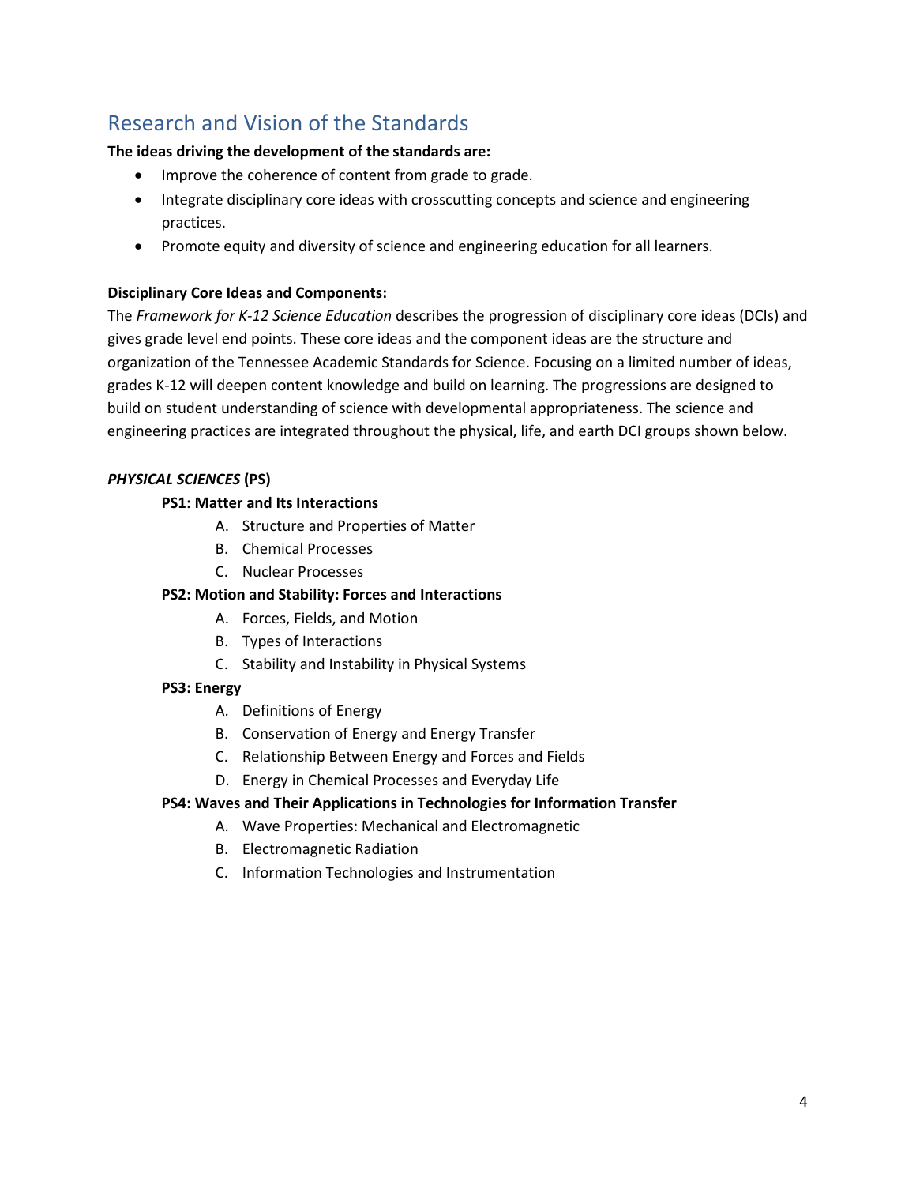## Research and Vision of the Standards

**The ideas driving the development of the standards are:**

- Improve the coherence of content from grade to grade.
- Integrate disciplinary core ideas with crosscutting concepts and science and engineering practices.
- Promote equity and diversity of science and engineering education for all learners.

**Disciplinary Core Ideas and Components:**

The *Framework for K-12 Science Education* describes the progression of disciplinary core ideas (DCIs) and gives grade level end points. These core ideas and the component ideas are the structure and organization of the Tennessee Academic Standards for Science. Focusing on a limited number of ideas, grades K-12 will deepen content knowledge and build on learning. The progressions are designed to build on student understanding of science with developmental appropriateness. The science and engineering practices are integrated throughout the physical, life, and earth DCI groups shown below.

***PHYSICAL SCIENCES* (PS)**

**PS1: Matter and Its Interactions**

A. Structure and Properties of Matter
B. Chemical Processes
C. Nuclear Processes

**PS2: Motion and Stability: Forces and Interactions**

A. Forces, Fields, and Motion
B. Types of Interactions
C. Stability and Instability in Physical Systems

**PS3: Energy**

A. Definitions of Energy
B. Conservation of Energy and Energy Transfer
C. Relationship Between Energy and Forces and Fields
D. Energy in Chemical Processes and Everyday Life

**PS4: Waves and Their Applications in Technologies for Information Transfer**

A. Wave Properties: Mechanical and Electromagnetic
B. Electromagnetic Radiation
C. Information Technologies and Instrumentation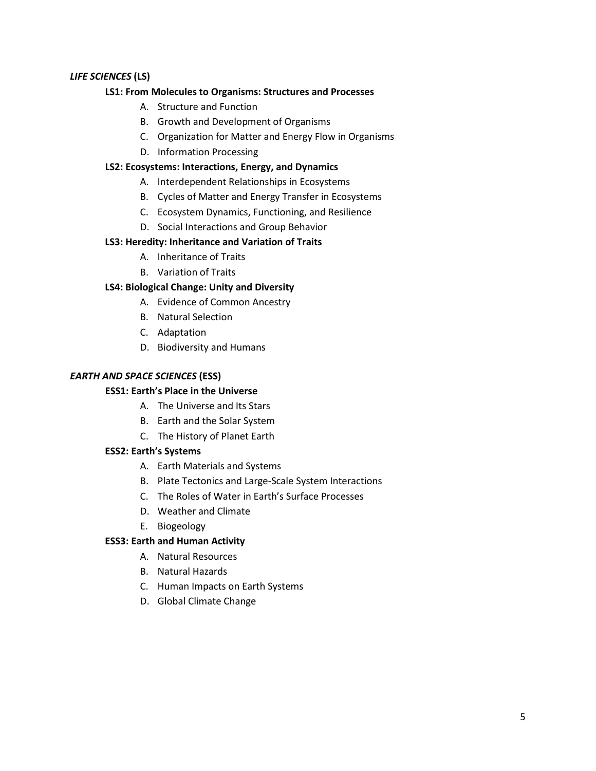***LIFE SCIENCES* (LS)**

**LS1: From Molecules to Organisms: Structures and Processes**

A. Structure and Function
B. Growth and Development of Organisms
C. Organization for Matter and Energy Flow in Organisms
D. Information Processing

**LS2: Ecosystems: Interactions, Energy, and Dynamics**

A. Interdependent Relationships in Ecosystems
B. Cycles of Matter and Energy Transfer in Ecosystems
C. Ecosystem Dynamics, Functioning, and Resilience
D. Social Interactions and Group Behavior

**LS3: Heredity: Inheritance and Variation of Traits**

A. Inheritance of Traits
B. Variation of Traits

**LS4: Biological Change: Unity and Diversity**

A. Evidence of Common Ancestry
B. Natural Selection
C. Adaptation
D. Biodiversity and Humans

***EARTH AND SPACE SCIENCES* (ESS)**

**ESS1: Earth's Place in the Universe**

A. The Universe and Its Stars
B. Earth and the Solar System
C. The History of Planet Earth

**ESS2: Earth's Systems**

A. Earth Materials and Systems
B. Plate Tectonics and Large-Scale System Interactions
C. The Roles of Water in Earth's Surface Processes
D. Weather and Climate
E. Biogeology

**ESS3: Earth and Human Activity**

A. Natural Resources
B. Natural Hazards
C. Human Impacts on Earth Systems
D. Global Climate Change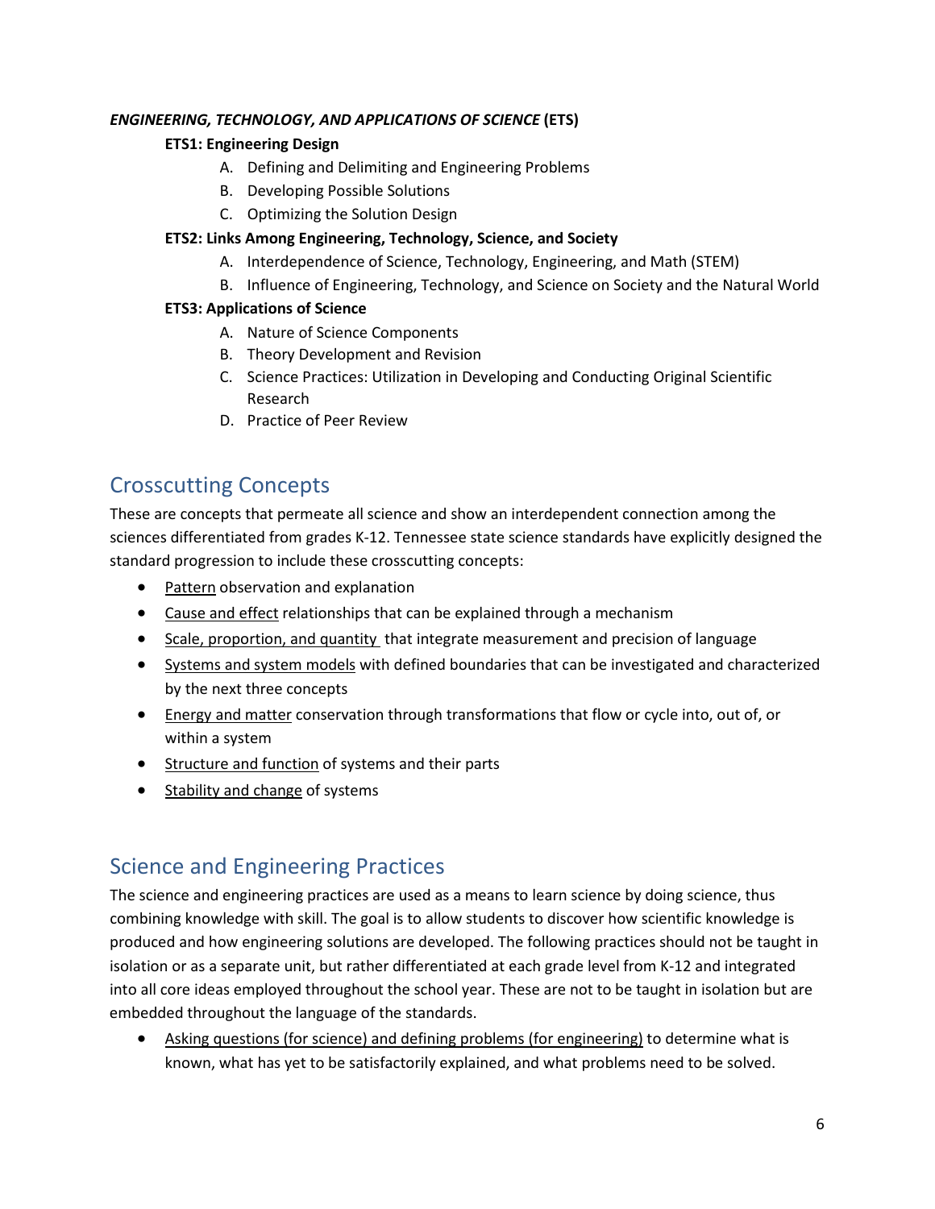***ENGINEERING, TECHNOLOGY, AND APPLICATIONS OF SCIENCE* (ETS)**

**ETS1: Engineering Design**

A. Defining and Delimiting and Engineering Problems
B. Developing Possible Solutions
C. Optimizing the Solution Design

**ETS2: Links Among Engineering, Technology, Science, and Society**

A. Interdependence of Science, Technology, Engineering, and Math (STEM)
B. Influence of Engineering, Technology, and Science on Society and the Natural World

**ETS3: Applications of Science**

A. Nature of Science Components
B. Theory Development and Revision
C. Science Practices: Utilization in Developing and Conducting Original Scientific Research
D. Practice of Peer Review

## Crosscutting Concepts

These are concepts that permeate all science and show an interdependent connection among the sciences differentiated from grades K-12. Tennessee state science standards have explicitly designed the standard progression to include these crosscutting concepts:

- Pattern observation and explanation
- Cause and effect relationships that can be explained through a mechanism
- Scale, proportion, and quantity that integrate measurement and precision of language
- Systems and system models with defined boundaries that can be investigated and characterized by the next three concepts
- Energy and matter conservation through transformations that flow or cycle into, out of, or within a system
- Structure and function of systems and their parts
- Stability and change of systems

## Science and Engineering Practices

The science and engineering practices are used as a means to learn science by doing science, thus combining knowledge with skill. The goal is to allow students to discover how scientific knowledge is produced and how engineering solutions are developed. The following practices should not be taught in isolation or as a separate unit, but rather differentiated at each grade level from K-12 and integrated into all core ideas employed throughout the school year. These are not to be taught in isolation but are embedded throughout the language of the standards.

- Asking questions (for science) and defining problems (for engineering) to determine what is known, what has yet to be satisfactorily explained, and what problems need to be solved.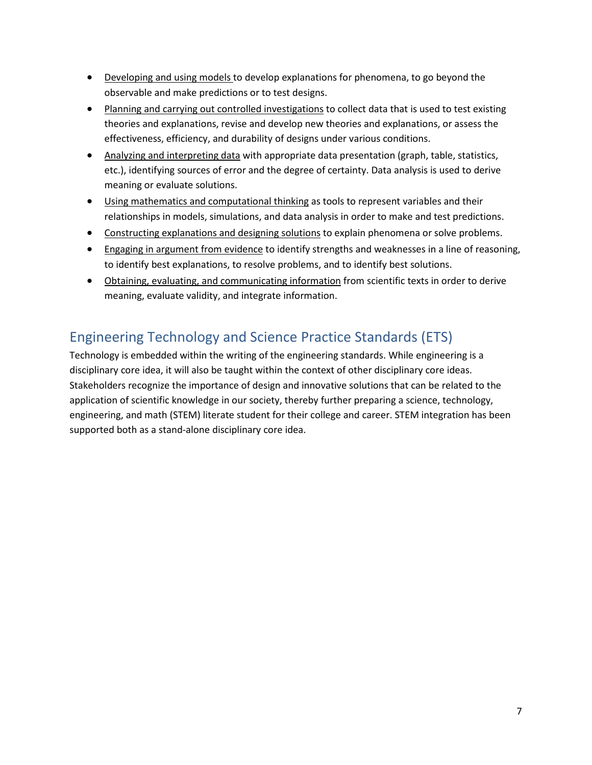- Developing and using models to develop explanations for phenomena, to go beyond the observable and make predictions or to test designs.
- Planning and carrying out controlled investigations to collect data that is used to test existing theories and explanations, revise and develop new theories and explanations, or assess the effectiveness, efficiency, and durability of designs under various conditions.
- Analyzing and interpreting data with appropriate data presentation (graph, table, statistics, etc.), identifying sources of error and the degree of certainty. Data analysis is used to derive meaning or evaluate solutions.
- Using mathematics and computational thinking as tools to represent variables and their relationships in models, simulations, and data analysis in order to make and test predictions.
- Constructing explanations and designing solutions to explain phenomena or solve problems.
- Engaging in argument from evidence to identify strengths and weaknesses in a line of reasoning, to identify best explanations, to resolve problems, and to identify best solutions.
- Obtaining, evaluating, and communicating information from scientific texts in order to derive meaning, evaluate validity, and integrate information.

## Engineering Technology and Science Practice Standards (ETS)

Technology is embedded within the writing of the engineering standards. While engineering is a disciplinary core idea, it will also be taught within the context of other disciplinary core ideas. Stakeholders recognize the importance of design and innovative solutions that can be related to the application of scientific knowledge in our society, thereby further preparing a science, technology, engineering, and math (STEM) literate student for their college and career. STEM integration has been supported both as a stand-alone disciplinary core idea.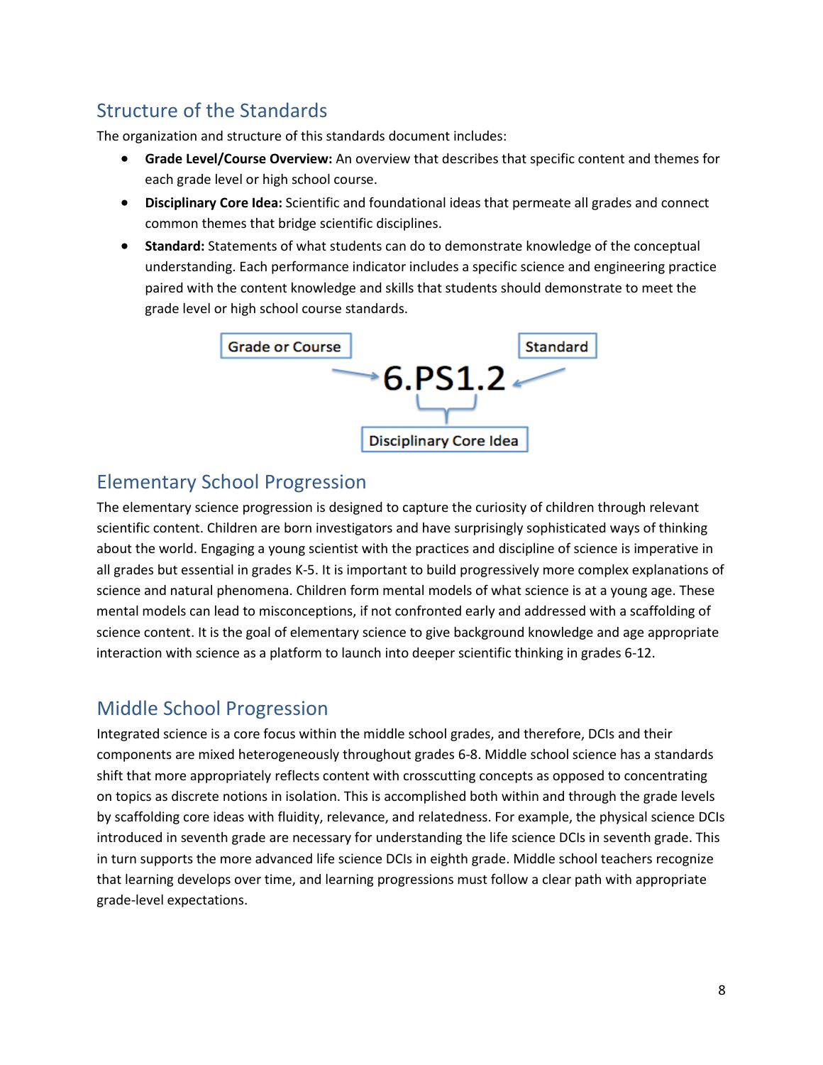## Structure of the Standards

The organization and structure of this standards document includes:

- **Grade Level/Course Overview:** An overview that describes that specific content and themes for each grade level or high school course.
- **Disciplinary Core Idea:** Scientific and foundational ideas that permeate all grades and connect common themes that bridge scientific disciplines.
- **Standard:** Statements of what students can do to demonstrate knowledge of the conceptual understanding. Each performance indicator includes a specific science and engineering practice paired with the content knowledge and skills that students should demonstrate to meet the grade level or high school course standards.

Grade or Course → **6.PS1.2** ← Standard

Disciplinary Core Idea

## Elementary School Progression

The elementary science progression is designed to capture the curiosity of children through relevant scientific content. Children are born investigators and have surprisingly sophisticated ways of thinking about the world. Engaging a young scientist with the practices and discipline of science is imperative in all grades but essential in grades K-5. It is important to build progressively more complex explanations of science and natural phenomena. Children form mental models of what science is at a young age. These mental models can lead to misconceptions, if not confronted early and addressed with a scaffolding of science content. It is the goal of elementary science to give background knowledge and age appropriate interaction with science as a platform to launch into deeper scientific thinking in grades 6-12.

## Middle School Progression

Integrated science is a core focus within the middle school grades, and therefore, DCIs and their components are mixed heterogeneously throughout grades 6-8. Middle school science has a standards shift that more appropriately reflects content with crosscutting concepts as opposed to concentrating on topics as discrete notions in isolation. This is accomplished both within and through the grade levels by scaffolding core ideas with fluidity, relevance, and relatedness. For example, the physical science DCIs introduced in seventh grade are necessary for understanding the life science DCIs in seventh grade. This in turn supports the more advanced life science DCIs in eighth grade. Middle school teachers recognize that learning develops over time, and learning progressions must follow a clear path with appropriate grade-level expectations.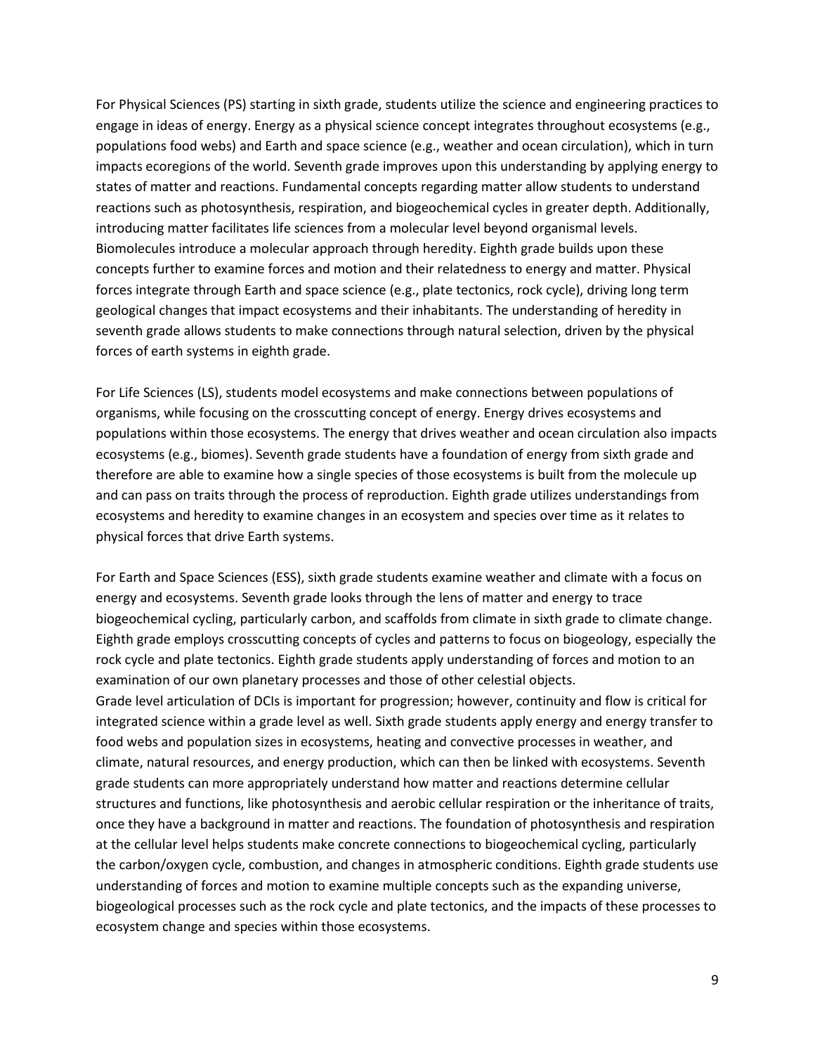For Physical Sciences (PS) starting in sixth grade, students utilize the science and engineering practices to engage in ideas of energy. Energy as a physical science concept integrates throughout ecosystems (e.g., populations food webs) and Earth and space science (e.g., weather and ocean circulation), which in turn impacts ecoregions of the world. Seventh grade improves upon this understanding by applying energy to states of matter and reactions. Fundamental concepts regarding matter allow students to understand reactions such as photosynthesis, respiration, and biogeochemical cycles in greater depth. Additionally, introducing matter facilitates life sciences from a molecular level beyond organismal levels. Biomolecules introduce a molecular approach through heredity. Eighth grade builds upon these concepts further to examine forces and motion and their relatedness to energy and matter. Physical forces integrate through Earth and space science (e.g., plate tectonics, rock cycle), driving long term geological changes that impact ecosystems and their inhabitants. The understanding of heredity in seventh grade allows students to make connections through natural selection, driven by the physical forces of earth systems in eighth grade.

For Life Sciences (LS), students model ecosystems and make connections between populations of organisms, while focusing on the crosscutting concept of energy. Energy drives ecosystems and populations within those ecosystems. The energy that drives weather and ocean circulation also impacts ecosystems (e.g., biomes). Seventh grade students have a foundation of energy from sixth grade and therefore are able to examine how a single species of those ecosystems is built from the molecule up and can pass on traits through the process of reproduction. Eighth grade utilizes understandings from ecosystems and heredity to examine changes in an ecosystem and species over time as it relates to physical forces that drive Earth systems.

For Earth and Space Sciences (ESS), sixth grade students examine weather and climate with a focus on energy and ecosystems. Seventh grade looks through the lens of matter and energy to trace biogeochemical cycling, particularly carbon, and scaffolds from climate in sixth grade to climate change. Eighth grade employs crosscutting concepts of cycles and patterns to focus on biogeology, especially the rock cycle and plate tectonics. Eighth grade students apply understanding of forces and motion to an examination of our own planetary processes and those of other celestial objects.

Grade level articulation of DCIs is important for progression; however, continuity and flow is critical for integrated science within a grade level as well. Sixth grade students apply energy and energy transfer to food webs and population sizes in ecosystems, heating and convective processes in weather, and climate, natural resources, and energy production, which can then be linked with ecosystems. Seventh grade students can more appropriately understand how matter and reactions determine cellular structures and functions, like photosynthesis and aerobic cellular respiration or the inheritance of traits, once they have a background in matter and reactions. The foundation of photosynthesis and respiration at the cellular level helps students make concrete connections to biogeochemical cycling, particularly the carbon/oxygen cycle, combustion, and changes in atmospheric conditions. Eighth grade students use understanding of forces and motion to examine multiple concepts such as the expanding universe, biogeological processes such as the rock cycle and plate tectonics, and the impacts of these processes to ecosystem change and species within those ecosystems.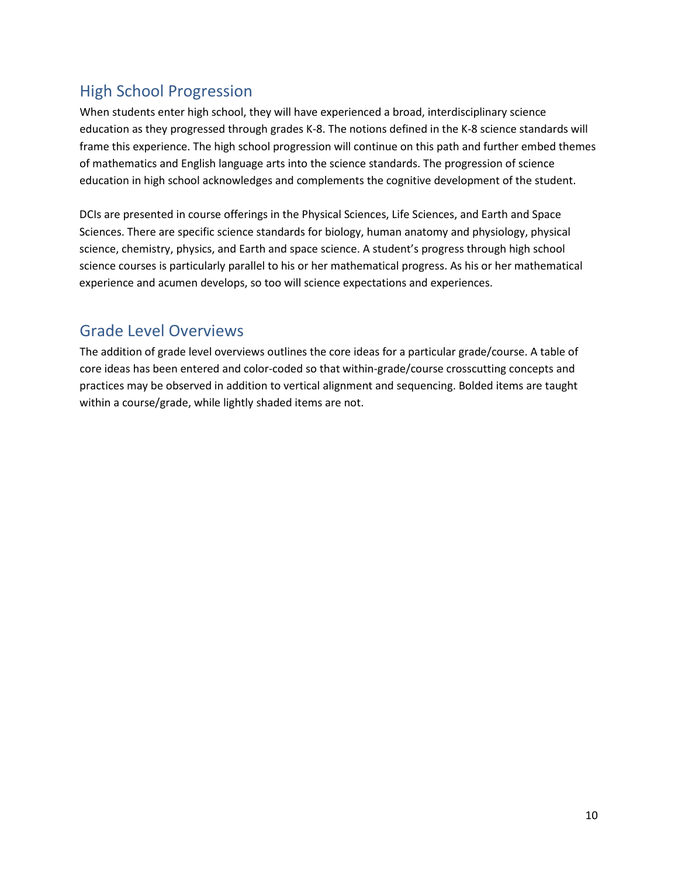## High School Progression

When students enter high school, they will have experienced a broad, interdisciplinary science education as they progressed through grades K-8. The notions defined in the K-8 science standards will frame this experience. The high school progression will continue on this path and further embed themes of mathematics and English language arts into the science standards. The progression of science education in high school acknowledges and complements the cognitive development of the student.

DCIs are presented in course offerings in the Physical Sciences, Life Sciences, and Earth and Space Sciences. There are specific science standards for biology, human anatomy and physiology, physical science, chemistry, physics, and Earth and space science. A student's progress through high school science courses is particularly parallel to his or her mathematical progress. As his or her mathematical experience and acumen develops, so too will science expectations and experiences.

## Grade Level Overviews

The addition of grade level overviews outlines the core ideas for a particular grade/course. A table of core ideas has been entered and color-coded so that within-grade/course crosscutting concepts and practices may be observed in addition to vertical alignment and sequencing. Bolded items are taught within a course/grade, while lightly shaded items are not.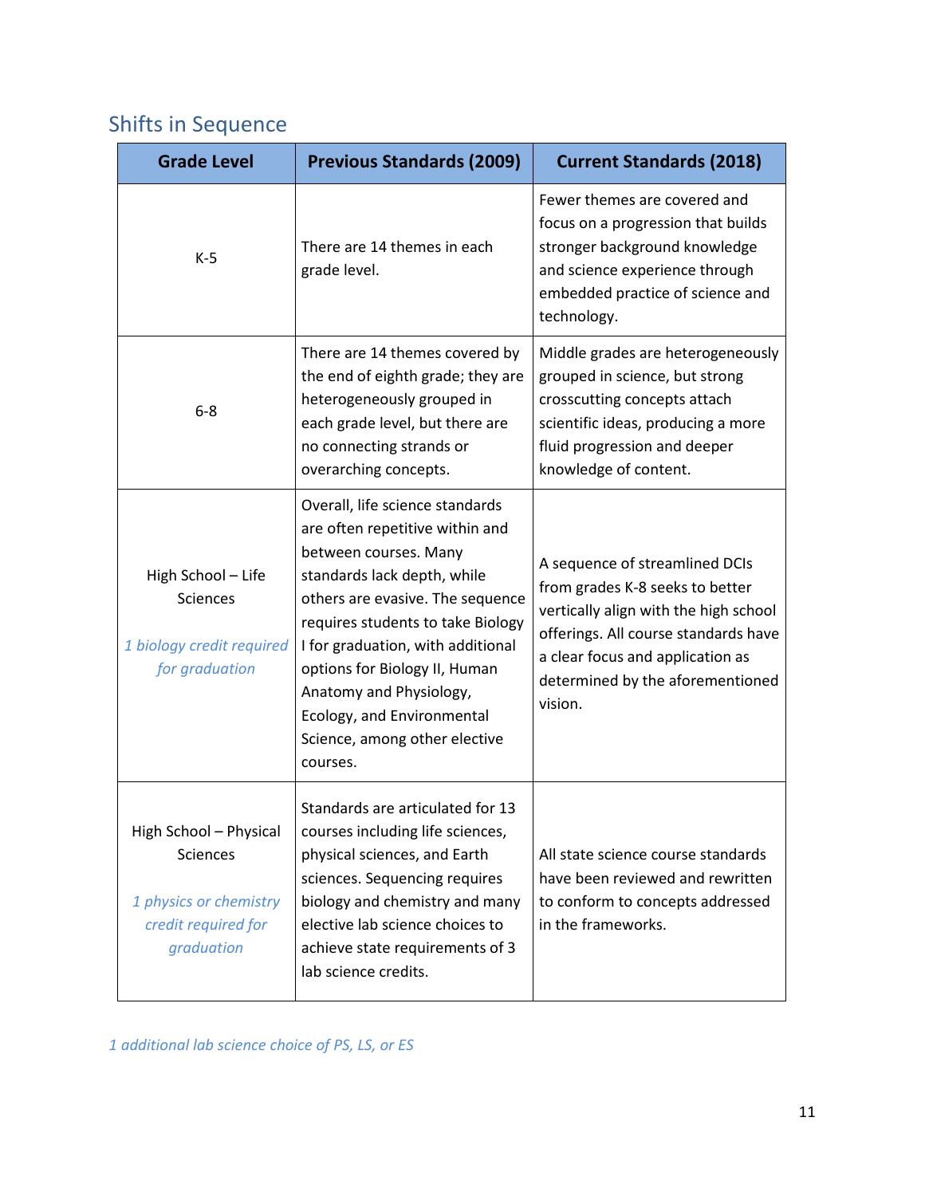## Shifts in Sequence

| Grade Level | Previous Standards (2009) | Current Standards (2018) |
| --- | --- | --- |
| K-5 | There are 14 themes in each grade level. | Fewer themes are covered and focus on a progression that builds stronger background knowledge and science experience through embedded practice of science and technology. |
| 6-8 | There are 14 themes covered by the end of eighth grade; they are heterogeneously grouped in each grade level, but there are no connecting strands or overarching concepts. | Middle grades are heterogeneously grouped in science, but strong crosscutting concepts attach scientific ideas, producing a more fluid progression and deeper knowledge of content. |
| High School – Life Sciences<br><br>*1 biology credit required for graduation* | Overall, life science standards are often repetitive within and between courses. Many standards lack depth, while others are evasive. The sequence requires students to take Biology I for graduation, with additional options for Biology II, Human Anatomy and Physiology, Ecology, and Environmental Science, among other elective courses. | A sequence of streamlined DCIs from grades K-8 seeks to better vertically align with the high school offerings. All course standards have a clear focus and application as determined by the aforementioned vision. |
| High School – Physical Sciences<br><br>*1 physics or chemistry credit required for graduation* | Standards are articulated for 13 courses including life sciences, physical sciences, and Earth sciences. Sequencing requires biology and chemistry and many elective lab science choices to achieve state requirements of 3 lab science credits. | All state science course standards have been reviewed and rewritten to conform to concepts addressed in the frameworks. |

*1 additional lab science choice of PS, LS, or ES*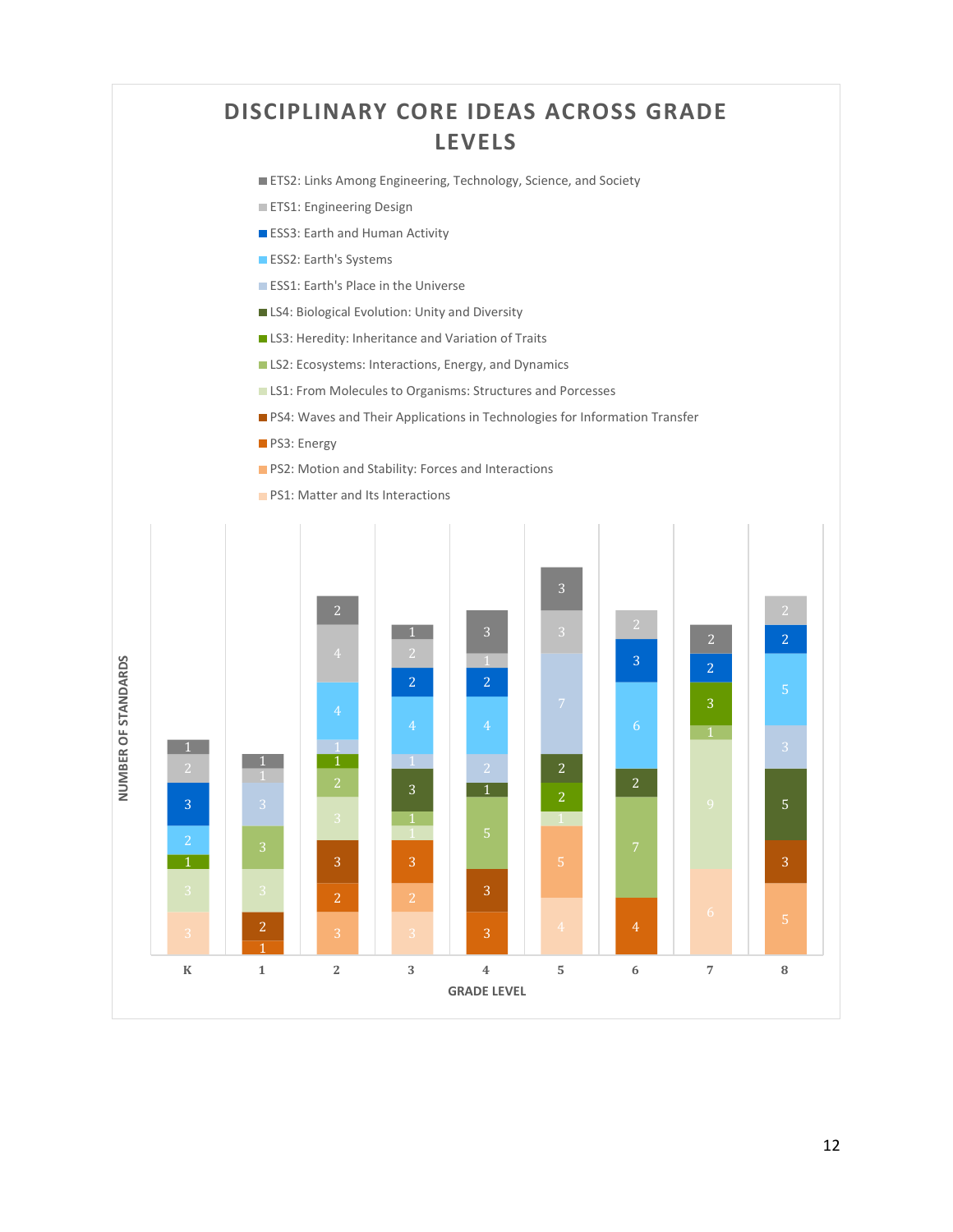# DISCIPLINARY CORE IDEAS ACROSS GRADE LEVELS

- ETS2: Links Among Engineering, Technology, Science, and Society
- ETS1: Engineering Design
- ESS3: Earth and Human Activity
- ESS2: Earth's Systems
- ESS1: Earth's Place in the Universe
- LS4: Biological Evolution: Unity and Diversity
- LS3: Heredity: Inheritance and Variation of Traits
- LS2: Ecosystems: Interactions, Energy, and Dynamics
- LS1: From Molecules to Organisms: Structures and Porcesses
- PS4: Waves and Their Applications in Technologies for Information Transfer
- PS3: Energy
- PS2: Motion and Stability: Forces and Interactions
- PS1: Matter and Its Interactions

NUMBER OF STANDARDS

| GRADE LEVEL | PS1 | PS2 | PS3 | PS4 | LS1 | LS2 | LS3 | LS4 | ESS1 | ESS2 | ESS3 | ETS1 | ETS2 |
|---|---|---|---|---|---|---|---|---|---|---|---|---|---|
| K | 3 | | | | 3 | | 1 | | | 2 | 3 | 2 | 1 |
| 1 | | | 1 | 2 | 3 | 3 | | | 3 | | | 1 | 1 |
| 2 | | 3 | 2 | 3 | 3 | 2 | 1 | | 1 | 4 | | 4 | 2 |
| 3 | 3 | 2 | 3 | | 1 | 1 | | 3 | 1 | 4 | 2 | 2 | 1 |
| 4 | | | 3 | 3 | | 5 | | 1 | 2 | 4 | 2 | 1 | 3 |
| 5 | 4 | 5 | | | 1 | | 2 | 2 | 7 | | | 3 | 3 |
| 6 | | | 4 | | | 7 | | 2 | | 6 | 3 | 2 | |
| 7 | 6 | | | | 9 | 1 | 3 | | | | 2 | | 2 |
| 8 | | 5 | | 3 | | | | 5 | 3 | 5 | 2 | 2 | |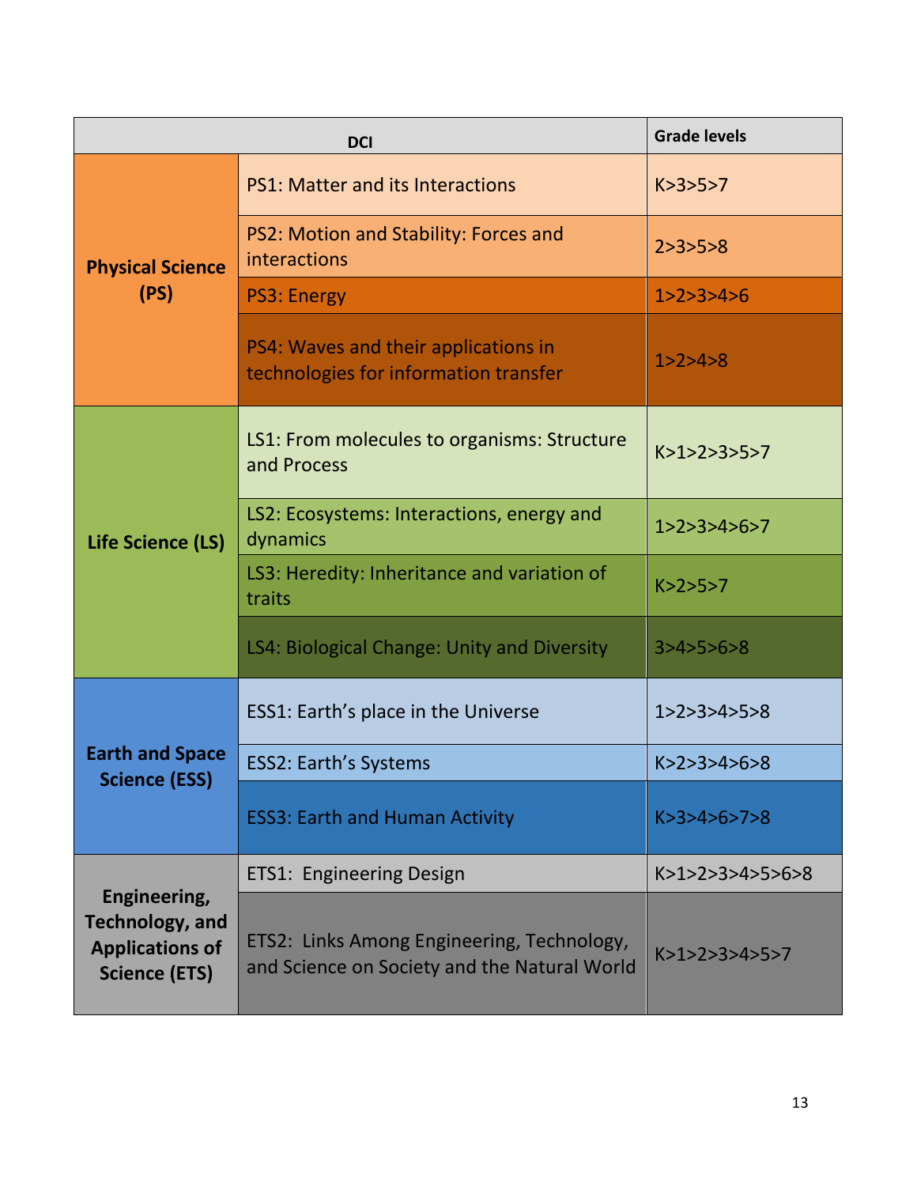| DCI | | Grade levels |
|---|---|---|
| **Physical Science (PS)** | PS1: Matter and its Interactions | K>3>5>7 |
| | PS2: Motion and Stability: Forces and interactions | 2>3>5>8 |
| | PS3: Energy | 1>2>3>4>6 |
| | PS4: Waves and their applications in technologies for information transfer | 1>2>4>8 |
| **Life Science (LS)** | LS1: From molecules to organisms: Structure and Process | K>1>2>3>5>7 |
| | LS2: Ecosystems: Interactions, energy and dynamics | 1>2>3>4>6>7 |
| | LS3: Heredity: Inheritance and variation of traits | K>2>5>7 |
| | LS4: Biological Change: Unity and Diversity | 3>4>5>6>8 |
| **Earth and Space Science (ESS)** | ESS1: Earth's place in the Universe | 1>2>3>4>5>8 |
| | ESS2: Earth's Systems | K>2>3>4>6>8 |
| | ESS3: Earth and Human Activity | K>3>4>6>7>8 |
| **Engineering, Technology, and Applications of Science (ETS)** | ETS1: Engineering Design | K>1>2>3>4>5>6>8 |
| | ETS2: Links Among Engineering, Technology, and Science on Society and the Natural World | K>1>2>3>4>5>7 |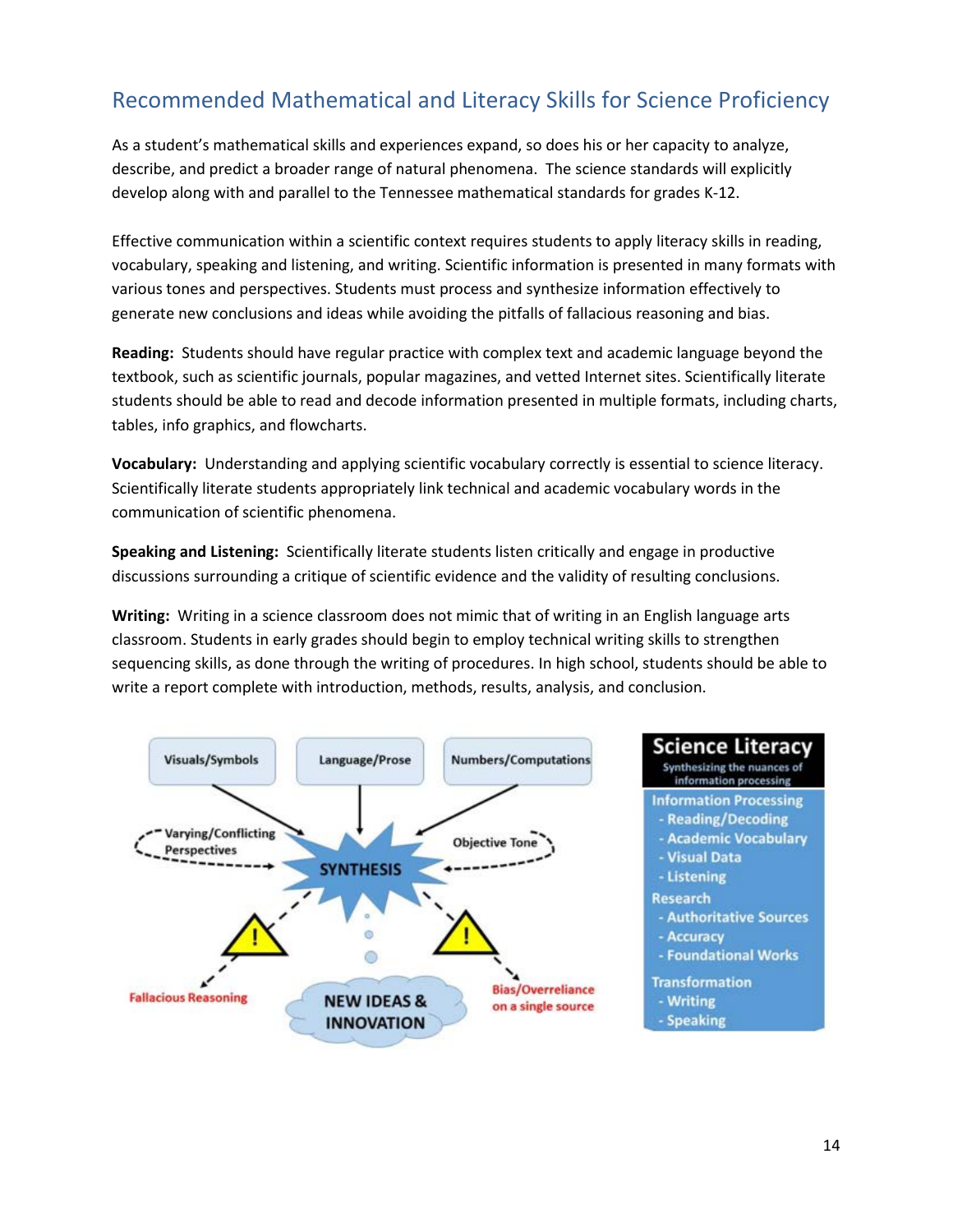## Recommended Mathematical and Literacy Skills for Science Proficiency

As a student's mathematical skills and experiences expand, so does his or her capacity to analyze, describe, and predict a broader range of natural phenomena. The science standards will explicitly develop along with and parallel to the Tennessee mathematical standards for grades K-12.

Effective communication within a scientific context requires students to apply literacy skills in reading, vocabulary, speaking and listening, and writing. Scientific information is presented in many formats with various tones and perspectives. Students must process and synthesize information effectively to generate new conclusions and ideas while avoiding the pitfalls of fallacious reasoning and bias.

**Reading:** Students should have regular practice with complex text and academic language beyond the textbook, such as scientific journals, popular magazines, and vetted Internet sites. Scientifically literate students should be able to read and decode information presented in multiple formats, including charts, tables, info graphics, and flowcharts.

**Vocabulary:** Understanding and applying scientific vocabulary correctly is essential to science literacy. Scientifically literate students appropriately link technical and academic vocabulary words in the communication of scientific phenomena.

**Speaking and Listening:** Scientifically literate students listen critically and engage in productive discussions surrounding a critique of scientific evidence and the validity of resulting conclusions.

**Writing:** Writing in a science classroom does not mimic that of writing in an English language arts classroom. Students in early grades should begin to employ technical writing skills to strengthen sequencing skills, as done through the writing of procedures. In high school, students should be able to write a report complete with introduction, methods, results, analysis, and conclusion.

Visuals/Symbols | Language/Prose | Numbers/Computations

Varying/Conflicting Perspectives → SYNTHESIS ← Objective Tone

Fallacious Reasoning | NEW IDEAS & INNOVATION | Bias/Overreliance on a single source

**Science Literacy**
Synthesizing the nuances of information processing

Information Processing
- Reading/Decoding
- Academic Vocabulary
- Visual Data
- Listening

Research
- Authoritative Sources
- Accuracy
- Foundational Works

Transformation
- Writing
- Speaking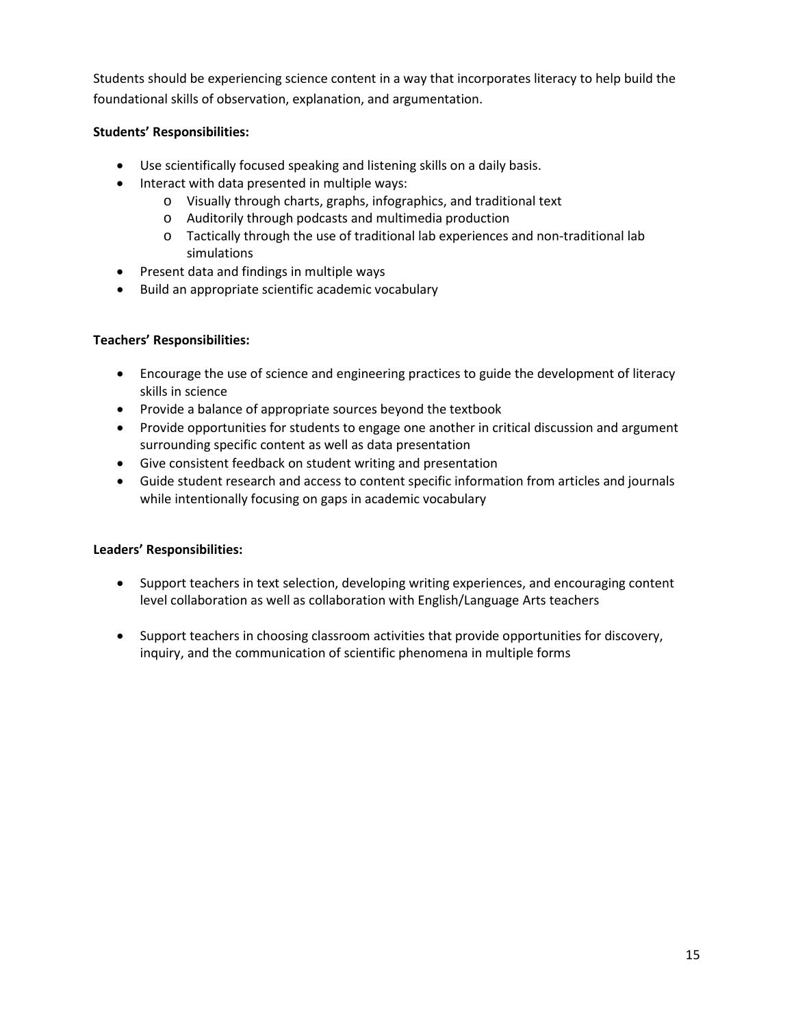Students should be experiencing science content in a way that incorporates literacy to help build the foundational skills of observation, explanation, and argumentation.

**Students' Responsibilities:**

- Use scientifically focused speaking and listening skills on a daily basis.
- Interact with data presented in multiple ways:
  - Visually through charts, graphs, infographics, and traditional text
  - Auditorily through podcasts and multimedia production
  - Tactically through the use of traditional lab experiences and non-traditional lab simulations
- Present data and findings in multiple ways
- Build an appropriate scientific academic vocabulary

**Teachers' Responsibilities:**

- Encourage the use of science and engineering practices to guide the development of literacy skills in science
- Provide a balance of appropriate sources beyond the textbook
- Provide opportunities for students to engage one another in critical discussion and argument surrounding specific content as well as data presentation
- Give consistent feedback on student writing and presentation
- Guide student research and access to content specific information from articles and journals while intentionally focusing on gaps in academic vocabulary

**Leaders' Responsibilities:**

- Support teachers in text selection, developing writing experiences, and encouraging content level collaboration as well as collaboration with English/Language Arts teachers

- Support teachers in choosing classroom activities that provide opportunities for discovery, inquiry, and the communication of scientific phenomena in multiple forms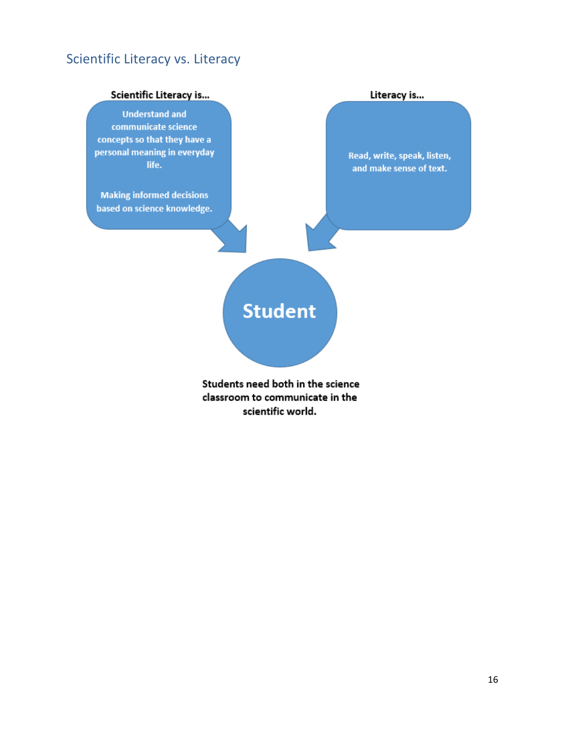## Scientific Literacy vs. Literacy

**Scientific Literacy is…**

Understand and communicate science concepts so that they have a personal meaning in everyday life.

Making informed decisions based on science knowledge.

**Literacy is…**

Read, write, speak, listen, and make sense of text.

**Student**

**Students need both in the science classroom to communicate in the scientific world.**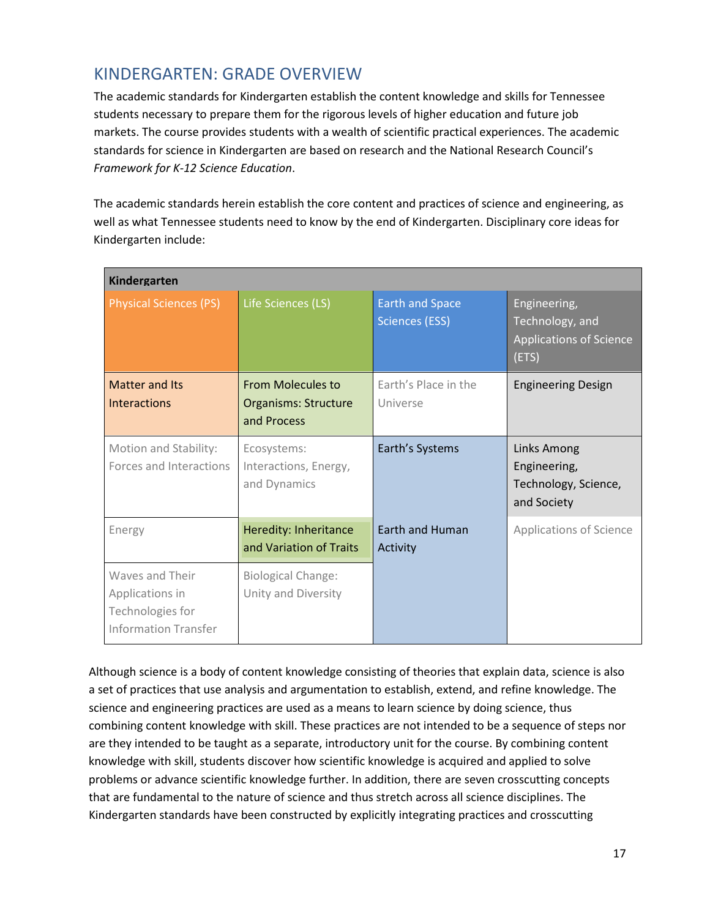## KINDERGARTEN: GRADE OVERVIEW

The academic standards for Kindergarten establish the content knowledge and skills for Tennessee students necessary to prepare them for the rigorous levels of higher education and future job markets. The course provides students with a wealth of scientific practical experiences. The academic standards for science in Kindergarten are based on research and the National Research Council's *Framework for K-12 Science Education*.

The academic standards herein establish the core content and practices of science and engineering, as well as what Tennessee students need to know by the end of Kindergarten. Disciplinary core ideas for Kindergarten include:

| Kindergarten | | | |
|---|---|---|---|
| Physical Sciences (PS) | Life Sciences (LS) | Earth and Space Sciences (ESS) | Engineering, Technology, and Applications of Science (ETS) |
| Matter and Its Interactions | From Molecules to Organisms: Structure and Process | Earth's Place in the Universe | Engineering Design |
| Motion and Stability: Forces and Interactions | Ecosystems: Interactions, Energy, and Dynamics | Earth's Systems | Links Among Engineering, Technology, Science, and Society |
| Energy | Heredity: Inheritance and Variation of Traits | Earth and Human Activity | Applications of Science |
| Waves and Their Applications in Technologies for Information Transfer | Biological Change: Unity and Diversity | | |

Although science is a body of content knowledge consisting of theories that explain data, science is also a set of practices that use analysis and argumentation to establish, extend, and refine knowledge. The science and engineering practices are used as a means to learn science by doing science, thus combining content knowledge with skill. These practices are not intended to be a sequence of steps nor are they intended to be taught as a separate, introductory unit for the course. By combining content knowledge with skill, students discover how scientific knowledge is acquired and applied to solve problems or advance scientific knowledge further. In addition, there are seven crosscutting concepts that are fundamental to the nature of science and thus stretch across all science disciplines. The Kindergarten standards have been constructed by explicitly integrating practices and crosscutting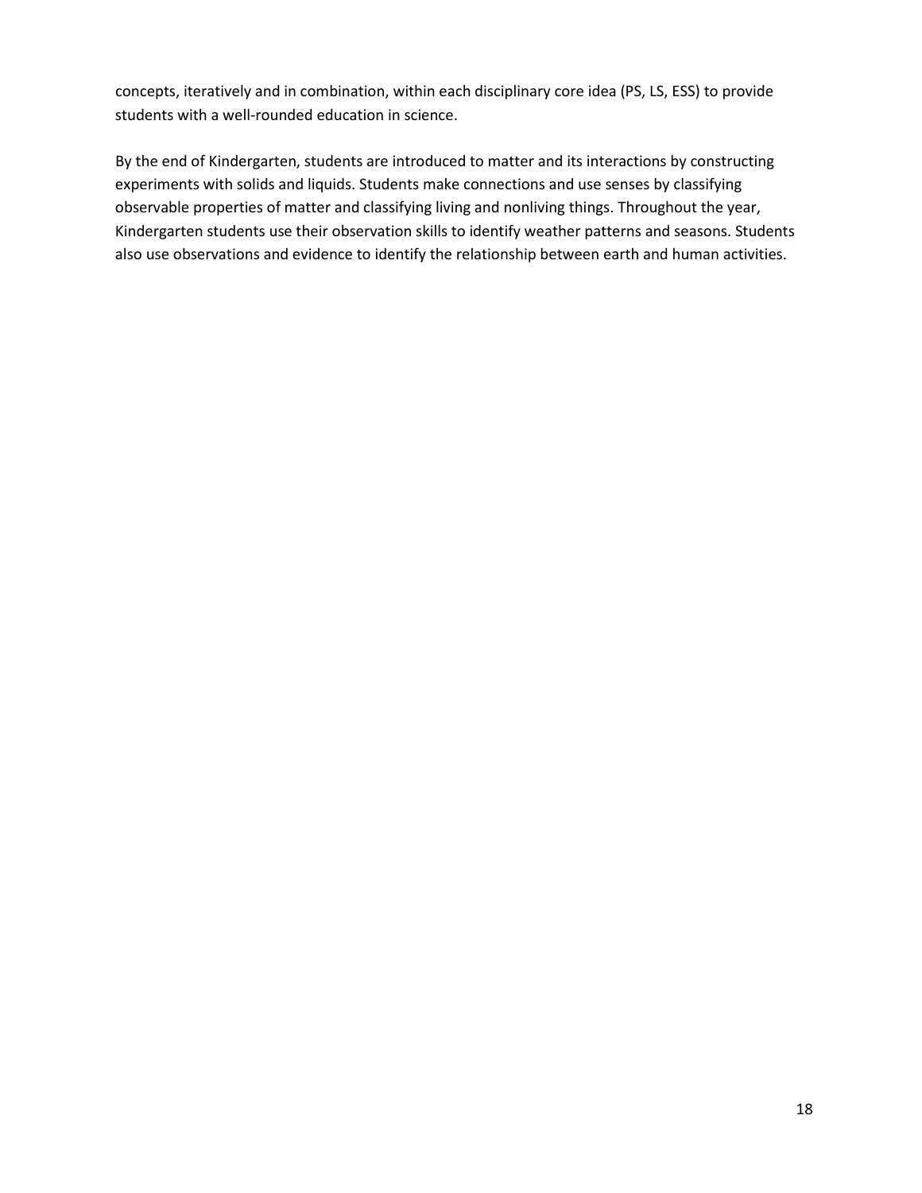concepts, iteratively and in combination, within each disciplinary core idea (PS, LS, ESS) to provide students with a well-rounded education in science.

By the end of Kindergarten, students are introduced to matter and its interactions by constructing experiments with solids and liquids. Students make connections and use senses by classifying observable properties of matter and classifying living and nonliving things. Throughout the year, Kindergarten students use their observation skills to identify weather patterns and seasons. Students also use observations and evidence to identify the relationship between earth and human activities.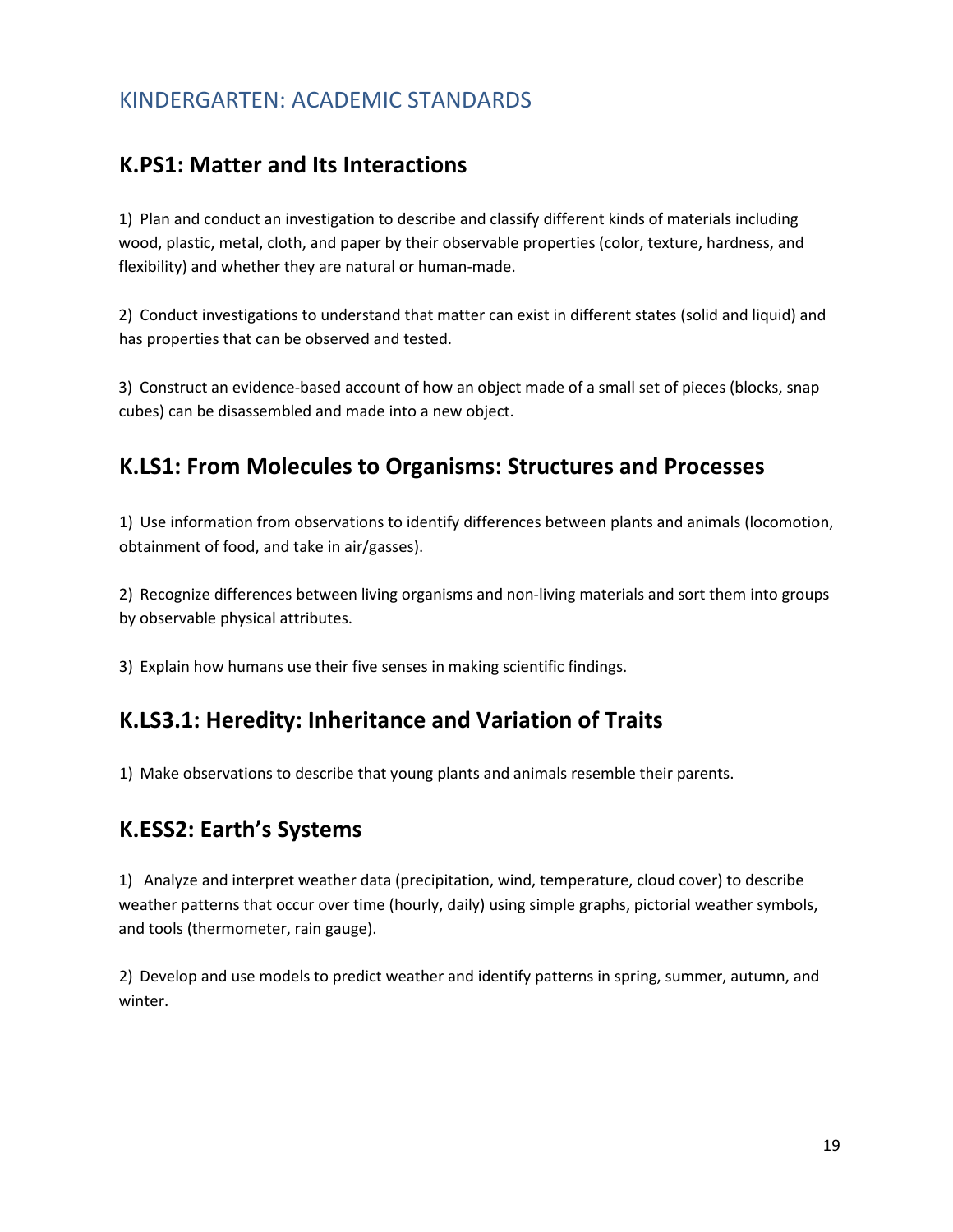# KINDERGARTEN: ACADEMIC STANDARDS

## K.PS1: Matter and Its Interactions

1) Plan and conduct an investigation to describe and classify different kinds of materials including wood, plastic, metal, cloth, and paper by their observable properties (color, texture, hardness, and flexibility) and whether they are natural or human-made.

2) Conduct investigations to understand that matter can exist in different states (solid and liquid) and has properties that can be observed and tested.

3) Construct an evidence-based account of how an object made of a small set of pieces (blocks, snap cubes) can be disassembled and made into a new object.

## K.LS1: From Molecules to Organisms: Structures and Processes

1) Use information from observations to identify differences between plants and animals (locomotion, obtainment of food, and take in air/gasses).

2) Recognize differences between living organisms and non-living materials and sort them into groups by observable physical attributes.

3) Explain how humans use their five senses in making scientific findings.

## K.LS3.1: Heredity: Inheritance and Variation of Traits

1) Make observations to describe that young plants and animals resemble their parents.

## K.ESS2: Earth's Systems

1) Analyze and interpret weather data (precipitation, wind, temperature, cloud cover) to describe weather patterns that occur over time (hourly, daily) using simple graphs, pictorial weather symbols, and tools (thermometer, rain gauge).

2) Develop and use models to predict weather and identify patterns in spring, summer, autumn, and winter.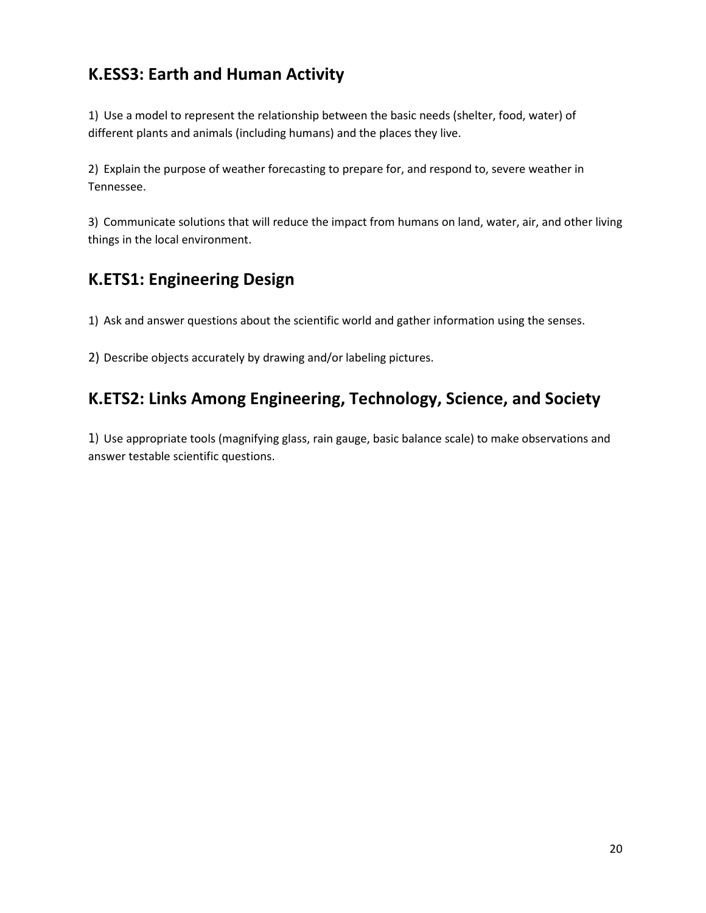## K.ESS3: Earth and Human Activity

1) Use a model to represent the relationship between the basic needs (shelter, food, water) of different plants and animals (including humans) and the places they live.

2) Explain the purpose of weather forecasting to prepare for, and respond to, severe weather in Tennessee.

3) Communicate solutions that will reduce the impact from humans on land, water, air, and other living things in the local environment.

## K.ETS1: Engineering Design

1) Ask and answer questions about the scientific world and gather information using the senses.

2) Describe objects accurately by drawing and/or labeling pictures.

## K.ETS2: Links Among Engineering, Technology, Science, and Society

1) Use appropriate tools (magnifying glass, rain gauge, basic balance scale) to make observations and answer testable scientific questions.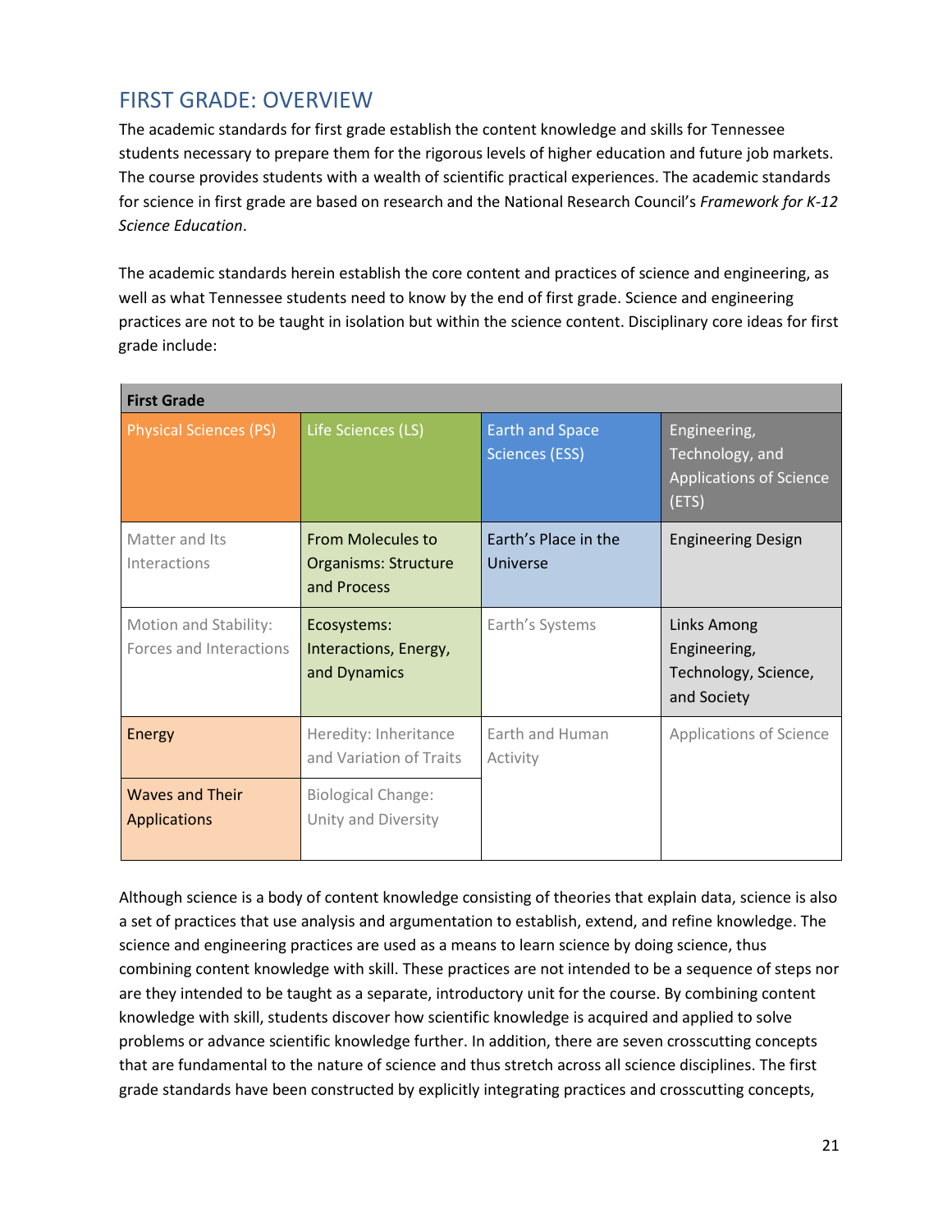## FIRST GRADE: OVERVIEW

The academic standards for first grade establish the content knowledge and skills for Tennessee students necessary to prepare them for the rigorous levels of higher education and future job markets. The course provides students with a wealth of scientific practical experiences. The academic standards for science in first grade are based on research and the National Research Council's *Framework for K-12 Science Education*.

The academic standards herein establish the core content and practices of science and engineering, as well as what Tennessee students need to know by the end of first grade. Science and engineering practices are not to be taught in isolation but within the science content. Disciplinary core ideas for first grade include:

| First Grade | | | |
|---|---|---|---|
| Physical Sciences (PS) | Life Sciences (LS) | Earth and Space Sciences (ESS) | Engineering, Technology, and Applications of Science (ETS) |
| Matter and Its Interactions | From Molecules to Organisms: Structure and Process | Earth's Place in the Universe | Engineering Design |
| Motion and Stability: Forces and Interactions | Ecosystems: Interactions, Energy, and Dynamics | Earth's Systems | Links Among Engineering, Technology, Science, and Society |
| Energy | Heredity: Inheritance and Variation of Traits | Earth and Human Activity | Applications of Science |
| Waves and Their Applications | Biological Change: Unity and Diversity | | |

Although science is a body of content knowledge consisting of theories that explain data, science is also a set of practices that use analysis and argumentation to establish, extend, and refine knowledge. The science and engineering practices are used as a means to learn science by doing science, thus combining content knowledge with skill. These practices are not intended to be a sequence of steps nor are they intended to be taught as a separate, introductory unit for the course. By combining content knowledge with skill, students discover how scientific knowledge is acquired and applied to solve problems or advance scientific knowledge further. In addition, there are seven crosscutting concepts that are fundamental to the nature of science and thus stretch across all science disciplines. The first grade standards have been constructed by explicitly integrating practices and crosscutting concepts,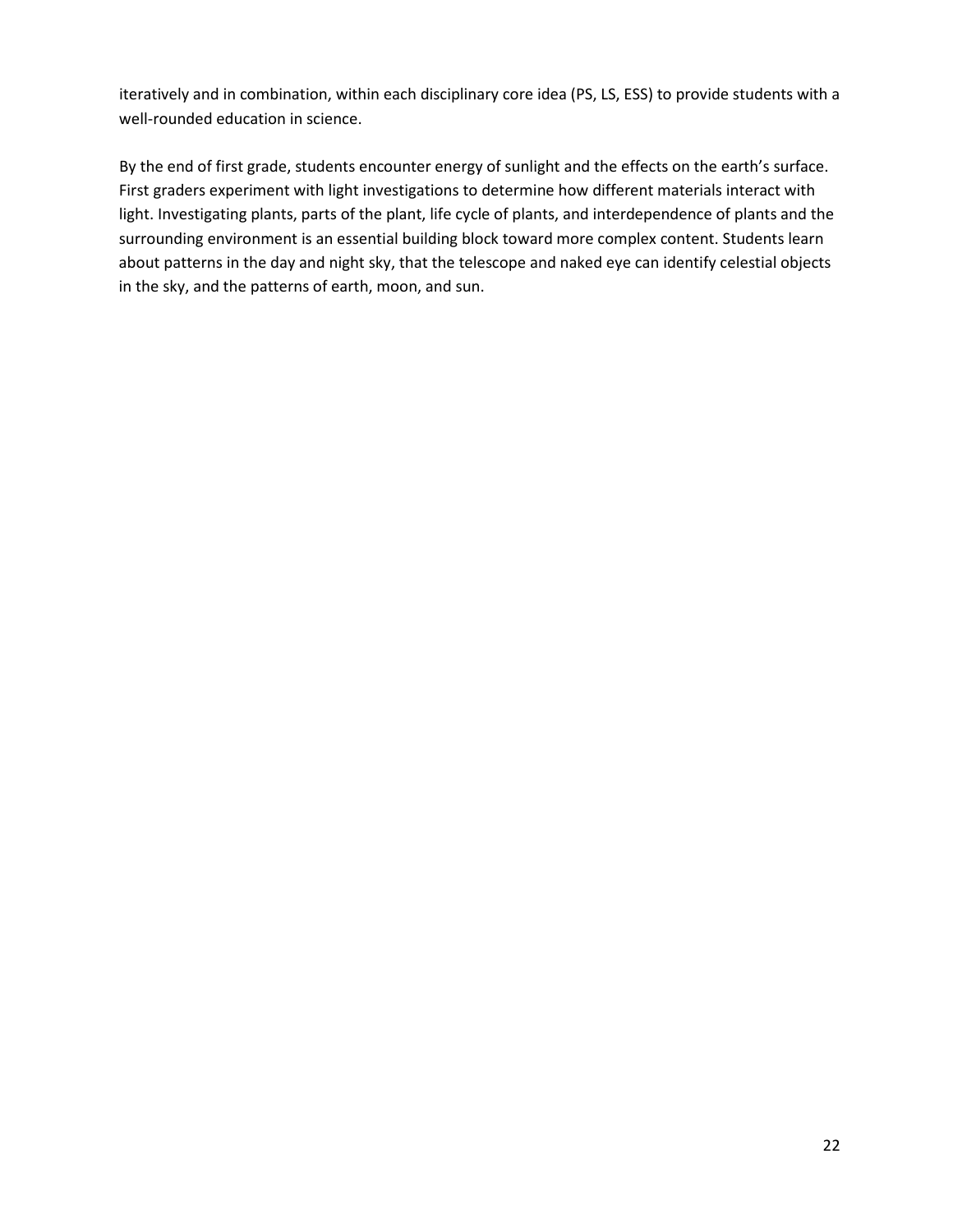iteratively and in combination, within each disciplinary core idea (PS, LS, ESS) to provide students with a well-rounded education in science.

By the end of first grade, students encounter energy of sunlight and the effects on the earth's surface. First graders experiment with light investigations to determine how different materials interact with light. Investigating plants, parts of the plant, life cycle of plants, and interdependence of plants and the surrounding environment is an essential building block toward more complex content. Students learn about patterns in the day and night sky, that the telescope and naked eye can identify celestial objects in the sky, and the patterns of earth, moon, and sun.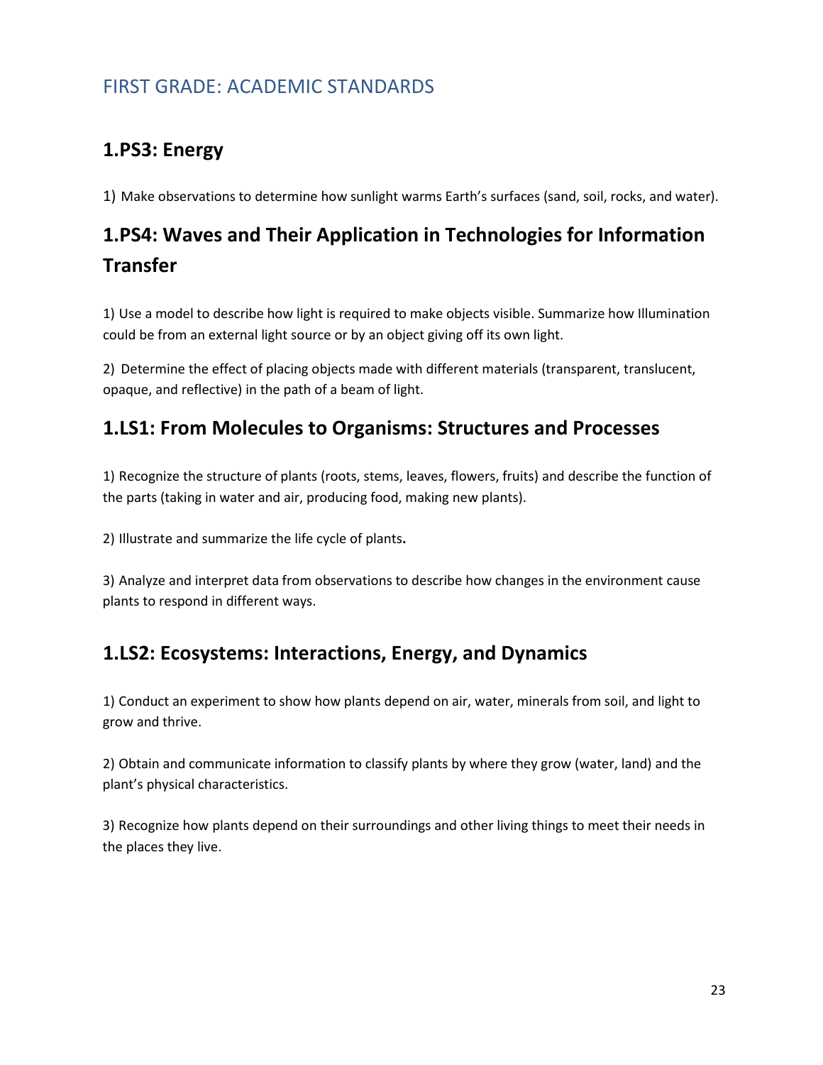## FIRST GRADE: ACADEMIC STANDARDS

### 1.PS3: Energy

1) Make observations to determine how sunlight warms Earth's surfaces (sand, soil, rocks, and water).

### 1.PS4: Waves and Their Application in Technologies for Information Transfer

1) Use a model to describe how light is required to make objects visible. Summarize how Illumination could be from an external light source or by an object giving off its own light.

2) Determine the effect of placing objects made with different materials (transparent, translucent, opaque, and reflective) in the path of a beam of light.

### 1.LS1: From Molecules to Organisms: Structures and Processes

1) Recognize the structure of plants (roots, stems, leaves, flowers, fruits) and describe the function of the parts (taking in water and air, producing food, making new plants).

2) Illustrate and summarize the life cycle of plants**.**

3) Analyze and interpret data from observations to describe how changes in the environment cause plants to respond in different ways.

### 1.LS2: Ecosystems: Interactions, Energy, and Dynamics

1) Conduct an experiment to show how plants depend on air, water, minerals from soil, and light to grow and thrive.

2) Obtain and communicate information to classify plants by where they grow (water, land) and the plant's physical characteristics.

3) Recognize how plants depend on their surroundings and other living things to meet their needs in the places they live.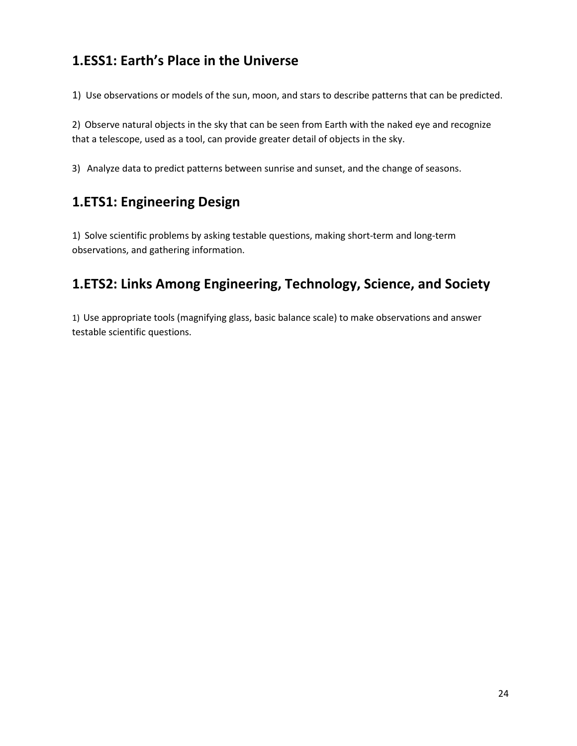## 1.ESS1: Earth's Place in the Universe

1) Use observations or models of the sun, moon, and stars to describe patterns that can be predicted.

2) Observe natural objects in the sky that can be seen from Earth with the naked eye and recognize that a telescope, used as a tool, can provide greater detail of objects in the sky.

3) Analyze data to predict patterns between sunrise and sunset, and the change of seasons.

## 1.ETS1: Engineering Design

1) Solve scientific problems by asking testable questions, making short-term and long-term observations, and gathering information.

## 1.ETS2: Links Among Engineering, Technology, Science, and Society

1) Use appropriate tools (magnifying glass, basic balance scale) to make observations and answer testable scientific questions.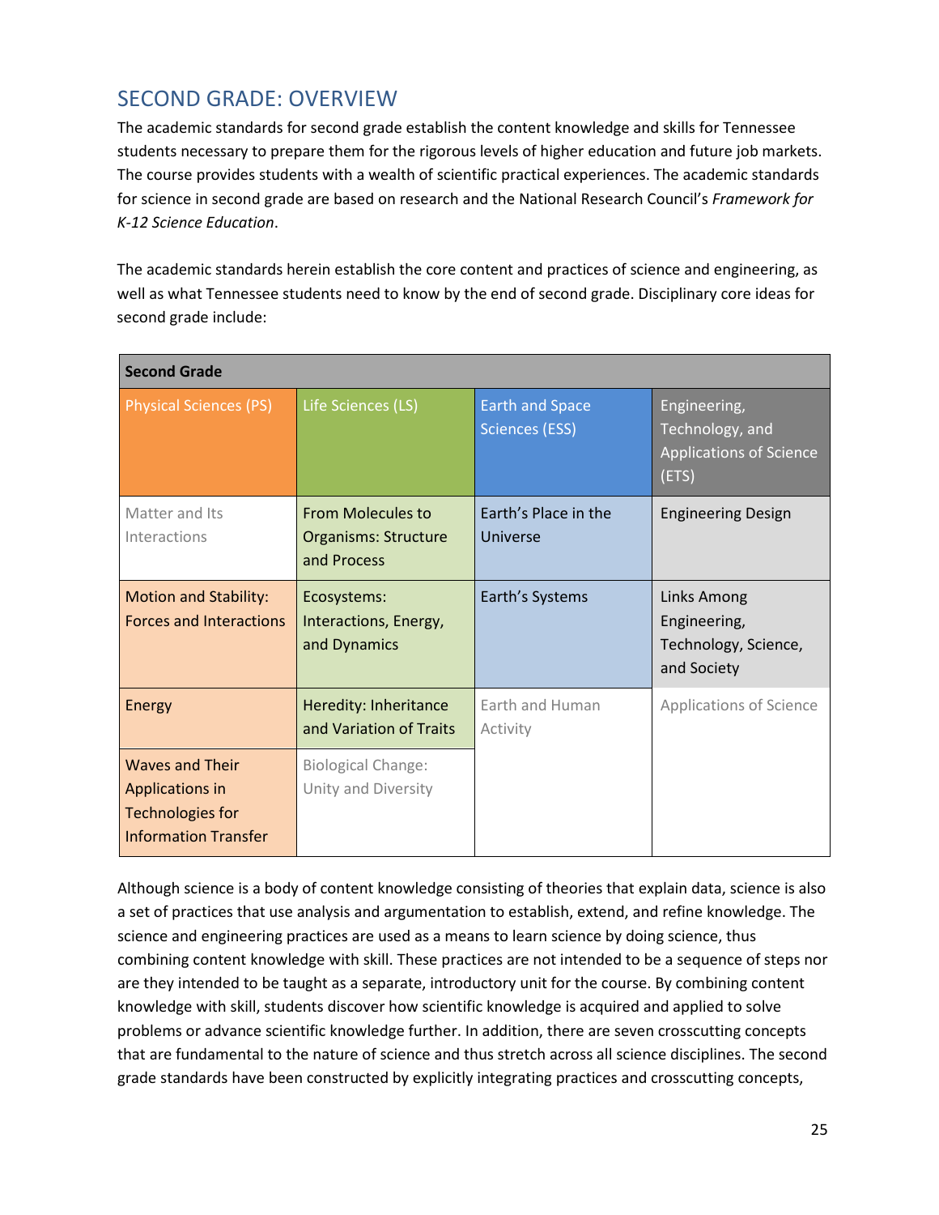## SECOND GRADE: OVERVIEW

The academic standards for second grade establish the content knowledge and skills for Tennessee students necessary to prepare them for the rigorous levels of higher education and future job markets. The course provides students with a wealth of scientific practical experiences. The academic standards for science in second grade are based on research and the National Research Council's *Framework for K-12 Science Education*.

The academic standards herein establish the core content and practices of science and engineering, as well as what Tennessee students need to know by the end of second grade. Disciplinary core ideas for second grade include:

| **Second Grade** | | | |
|---|---|---|---|
| Physical Sciences (PS) | Life Sciences (LS) | Earth and Space Sciences (ESS) | Engineering, Technology, and Applications of Science (ETS) |
| Matter and Its Interactions | From Molecules to Organisms: Structure and Process | Earth's Place in the Universe | Engineering Design |
| Motion and Stability: Forces and Interactions | Ecosystems: Interactions, Energy, and Dynamics | Earth's Systems | Links Among Engineering, Technology, Science, and Society |
| Energy | Heredity: Inheritance and Variation of Traits | Earth and Human Activity | Applications of Science |
| Waves and Their Applications in Technologies for Information Transfer | Biological Change: Unity and Diversity | | |

Although science is a body of content knowledge consisting of theories that explain data, science is also a set of practices that use analysis and argumentation to establish, extend, and refine knowledge. The science and engineering practices are used as a means to learn science by doing science, thus combining content knowledge with skill. These practices are not intended to be a sequence of steps nor are they intended to be taught as a separate, introductory unit for the course. By combining content knowledge with skill, students discover how scientific knowledge is acquired and applied to solve problems or advance scientific knowledge further. In addition, there are seven crosscutting concepts that are fundamental to the nature of science and thus stretch across all science disciplines. The second grade standards have been constructed by explicitly integrating practices and crosscutting concepts,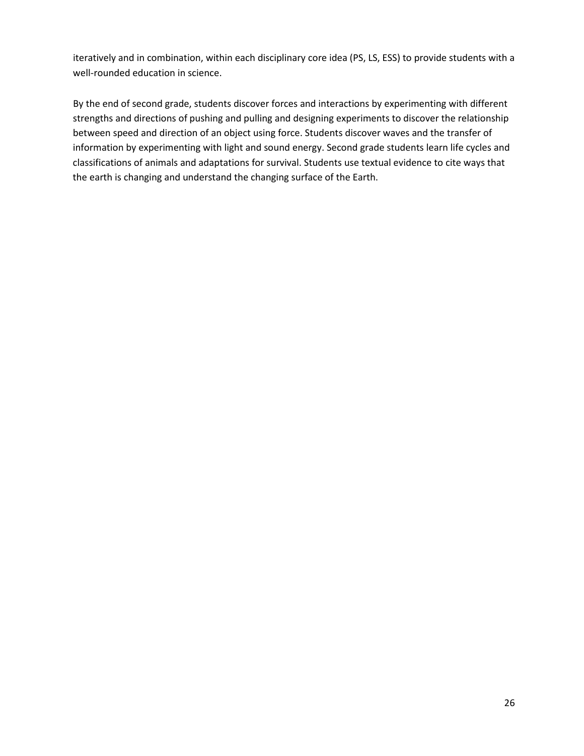iteratively and in combination, within each disciplinary core idea (PS, LS, ESS) to provide students with a well-rounded education in science.

By the end of second grade, students discover forces and interactions by experimenting with different strengths and directions of pushing and pulling and designing experiments to discover the relationship between speed and direction of an object using force. Students discover waves and the transfer of information by experimenting with light and sound energy. Second grade students learn life cycles and classifications of animals and adaptations for survival. Students use textual evidence to cite ways that the earth is changing and understand the changing surface of the Earth.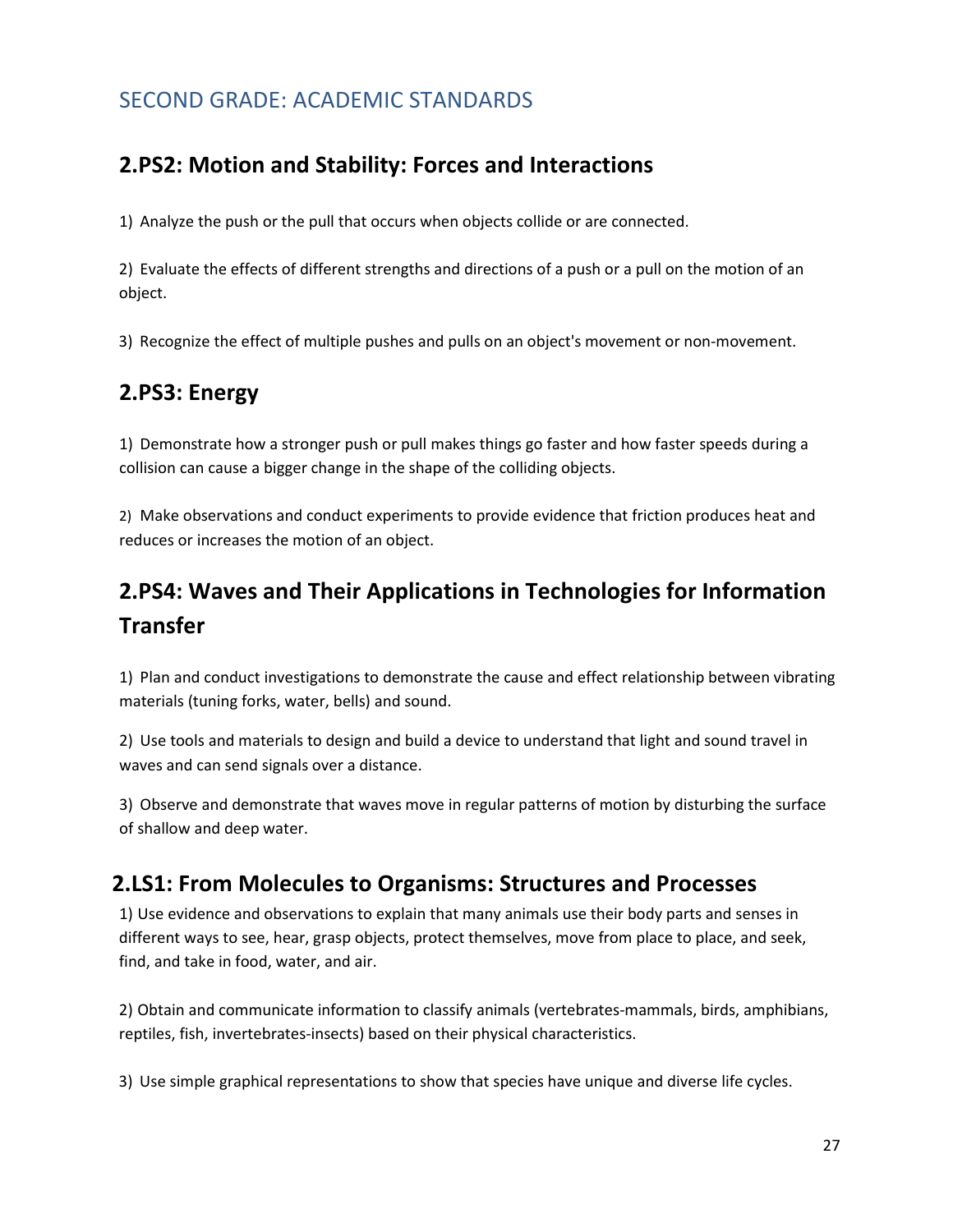## SECOND GRADE: ACADEMIC STANDARDS

### 2.PS2: Motion and Stability: Forces and Interactions

1) Analyze the push or the pull that occurs when objects collide or are connected.

2) Evaluate the effects of different strengths and directions of a push or a pull on the motion of an object.

3) Recognize the effect of multiple pushes and pulls on an object's movement or non-movement.

### 2.PS3: Energy

1) Demonstrate how a stronger push or pull makes things go faster and how faster speeds during a collision can cause a bigger change in the shape of the colliding objects.

2) Make observations and conduct experiments to provide evidence that friction produces heat and reduces or increases the motion of an object.

### 2.PS4: Waves and Their Applications in Technologies for Information Transfer

1) Plan and conduct investigations to demonstrate the cause and effect relationship between vibrating materials (tuning forks, water, bells) and sound.

2) Use tools and materials to design and build a device to understand that light and sound travel in waves and can send signals over a distance.

3) Observe and demonstrate that waves move in regular patterns of motion by disturbing the surface of shallow and deep water.

### 2.LS1: From Molecules to Organisms: Structures and Processes

1) Use evidence and observations to explain that many animals use their body parts and senses in different ways to see, hear, grasp objects, protect themselves, move from place to place, and seek, find, and take in food, water, and air.

2) Obtain and communicate information to classify animals (vertebrates-mammals, birds, amphibians, reptiles, fish, invertebrates-insects) based on their physical characteristics.

3) Use simple graphical representations to show that species have unique and diverse life cycles.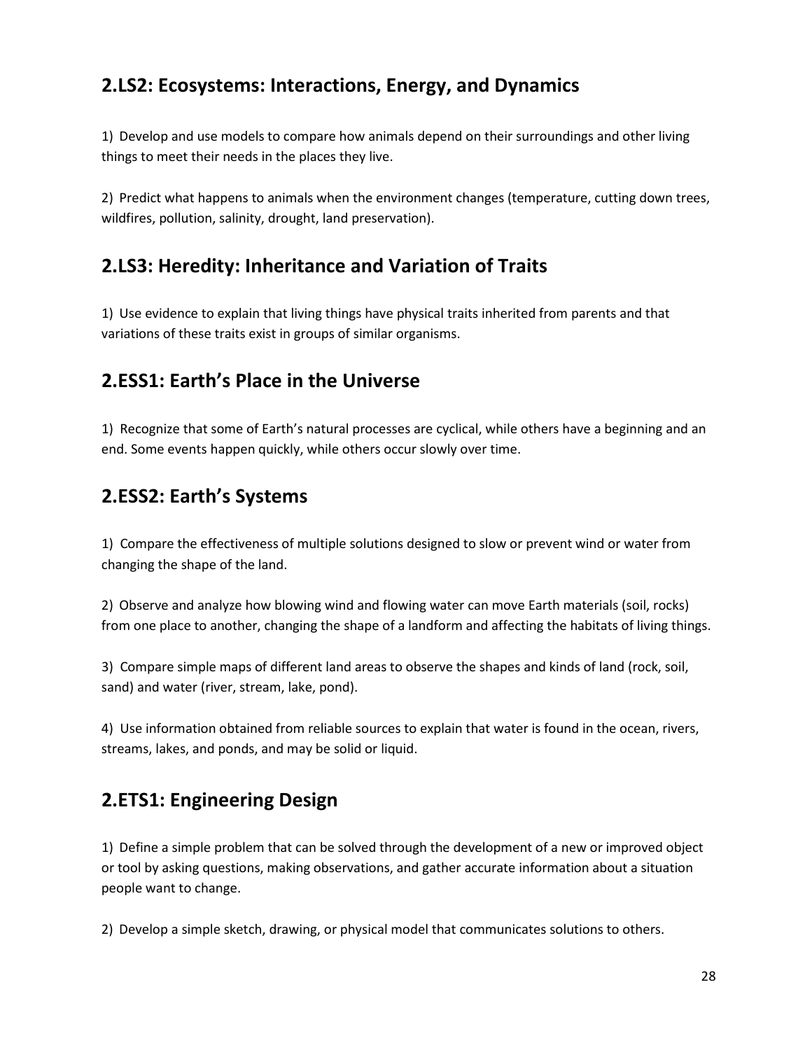## 2.LS2: Ecosystems: Interactions, Energy, and Dynamics

1) Develop and use models to compare how animals depend on their surroundings and other living things to meet their needs in the places they live.

2) Predict what happens to animals when the environment changes (temperature, cutting down trees, wildfires, pollution, salinity, drought, land preservation).

## 2.LS3: Heredity: Inheritance and Variation of Traits

1) Use evidence to explain that living things have physical traits inherited from parents and that variations of these traits exist in groups of similar organisms.

## 2.ESS1: Earth's Place in the Universe

1) Recognize that some of Earth's natural processes are cyclical, while others have a beginning and an end. Some events happen quickly, while others occur slowly over time.

## 2.ESS2: Earth's Systems

1) Compare the effectiveness of multiple solutions designed to slow or prevent wind or water from changing the shape of the land.

2) Observe and analyze how blowing wind and flowing water can move Earth materials (soil, rocks) from one place to another, changing the shape of a landform and affecting the habitats of living things.

3) Compare simple maps of different land areas to observe the shapes and kinds of land (rock, soil, sand) and water (river, stream, lake, pond).

4) Use information obtained from reliable sources to explain that water is found in the ocean, rivers, streams, lakes, and ponds, and may be solid or liquid.

## 2.ETS1: Engineering Design

1) Define a simple problem that can be solved through the development of a new or improved object or tool by asking questions, making observations, and gather accurate information about a situation people want to change.

2) Develop a simple sketch, drawing, or physical model that communicates solutions to others.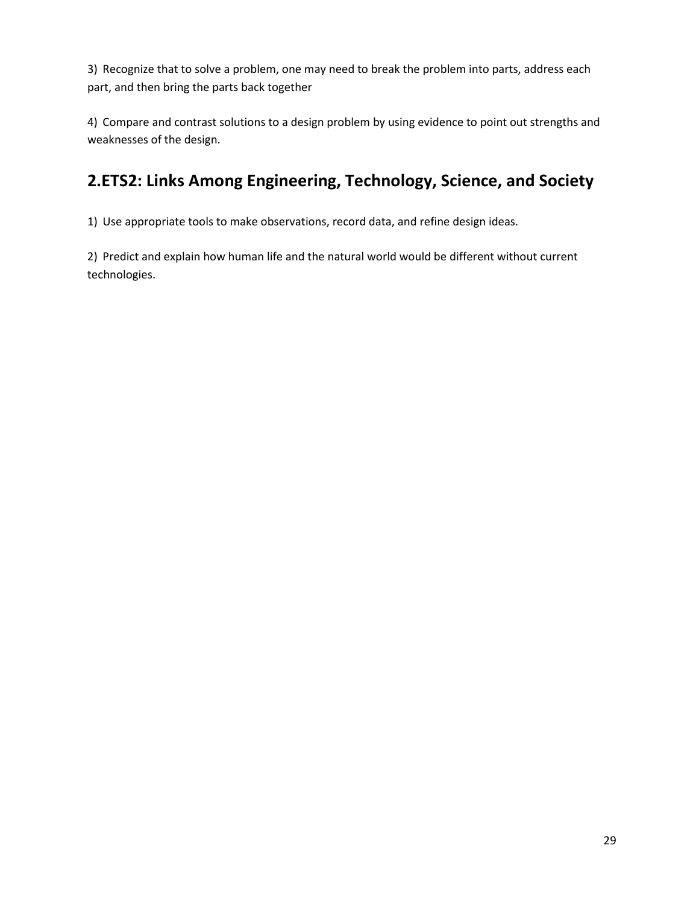3) Recognize that to solve a problem, one may need to break the problem into parts, address each part, and then bring the parts back together

4) Compare and contrast solutions to a design problem by using evidence to point out strengths and weaknesses of the design.

## 2.ETS2: Links Among Engineering, Technology, Science, and Society

1) Use appropriate tools to make observations, record data, and refine design ideas.

2) Predict and explain how human life and the natural world would be different without current technologies.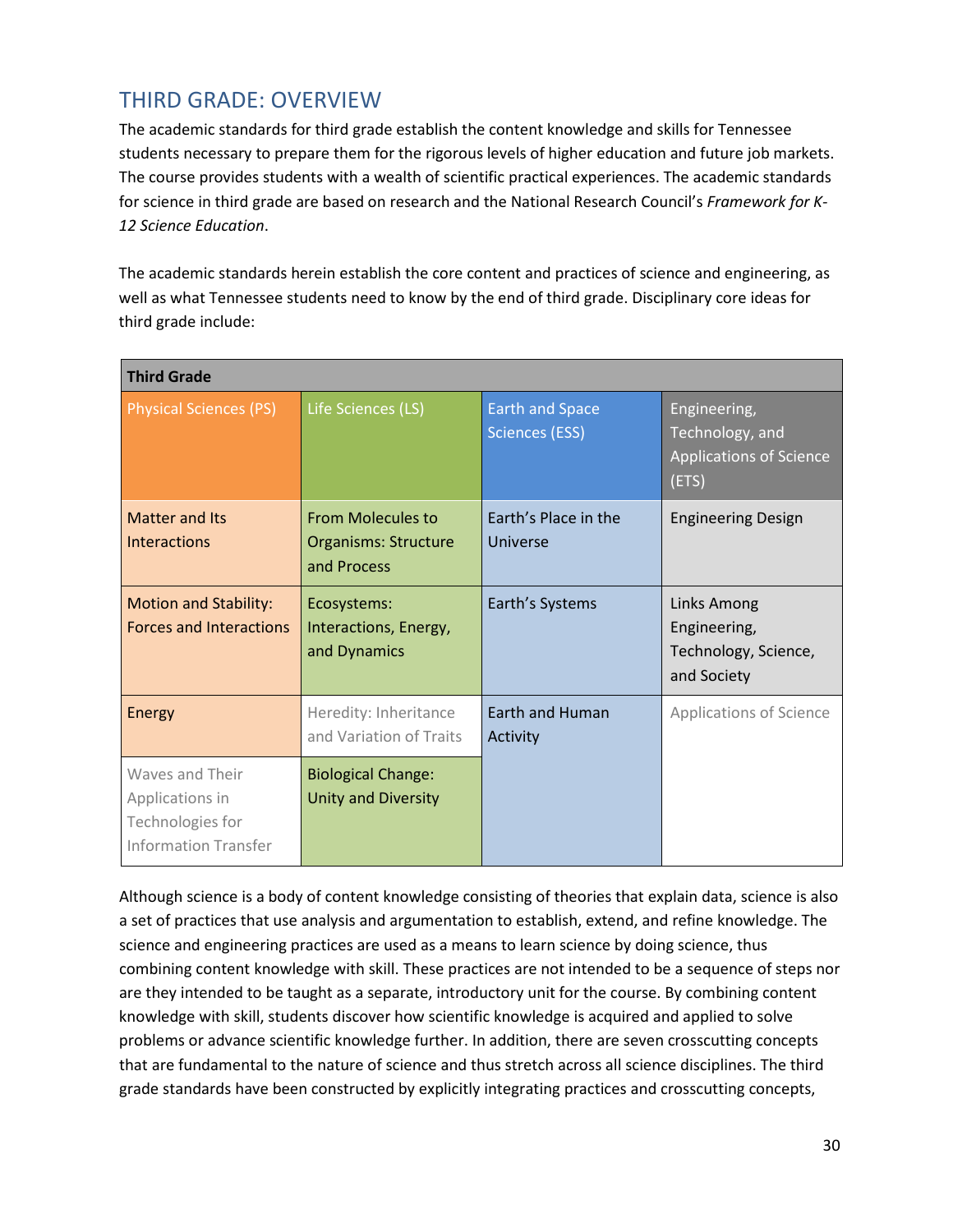## THIRD GRADE: OVERVIEW

The academic standards for third grade establish the content knowledge and skills for Tennessee students necessary to prepare them for the rigorous levels of higher education and future job markets. The course provides students with a wealth of scientific practical experiences. The academic standards for science in third grade are based on research and the National Research Council's *Framework for K-12 Science Education*.

The academic standards herein establish the core content and practices of science and engineering, as well as what Tennessee students need to know by the end of third grade. Disciplinary core ideas for third grade include:

| **Third Grade** | | | |
|---|---|---|---|
| Physical Sciences (PS) | Life Sciences (LS) | Earth and Space Sciences (ESS) | Engineering, Technology, and Applications of Science (ETS) |
| Matter and Its Interactions | From Molecules to Organisms: Structure and Process | Earth's Place in the Universe | Engineering Design |
| Motion and Stability: Forces and Interactions | Ecosystems: Interactions, Energy, and Dynamics | Earth's Systems | Links Among Engineering, Technology, Science, and Society |
| Energy | Heredity: Inheritance and Variation of Traits | Earth and Human Activity | Applications of Science |
| Waves and Their Applications in Technologies for Information Transfer | Biological Change: Unity and Diversity | | |

Although science is a body of content knowledge consisting of theories that explain data, science is also a set of practices that use analysis and argumentation to establish, extend, and refine knowledge. The science and engineering practices are used as a means to learn science by doing science, thus combining content knowledge with skill. These practices are not intended to be a sequence of steps nor are they intended to be taught as a separate, introductory unit for the course. By combining content knowledge with skill, students discover how scientific knowledge is acquired and applied to solve problems or advance scientific knowledge further. In addition, there are seven crosscutting concepts that are fundamental to the nature of science and thus stretch across all science disciplines. The third grade standards have been constructed by explicitly integrating practices and crosscutting concepts,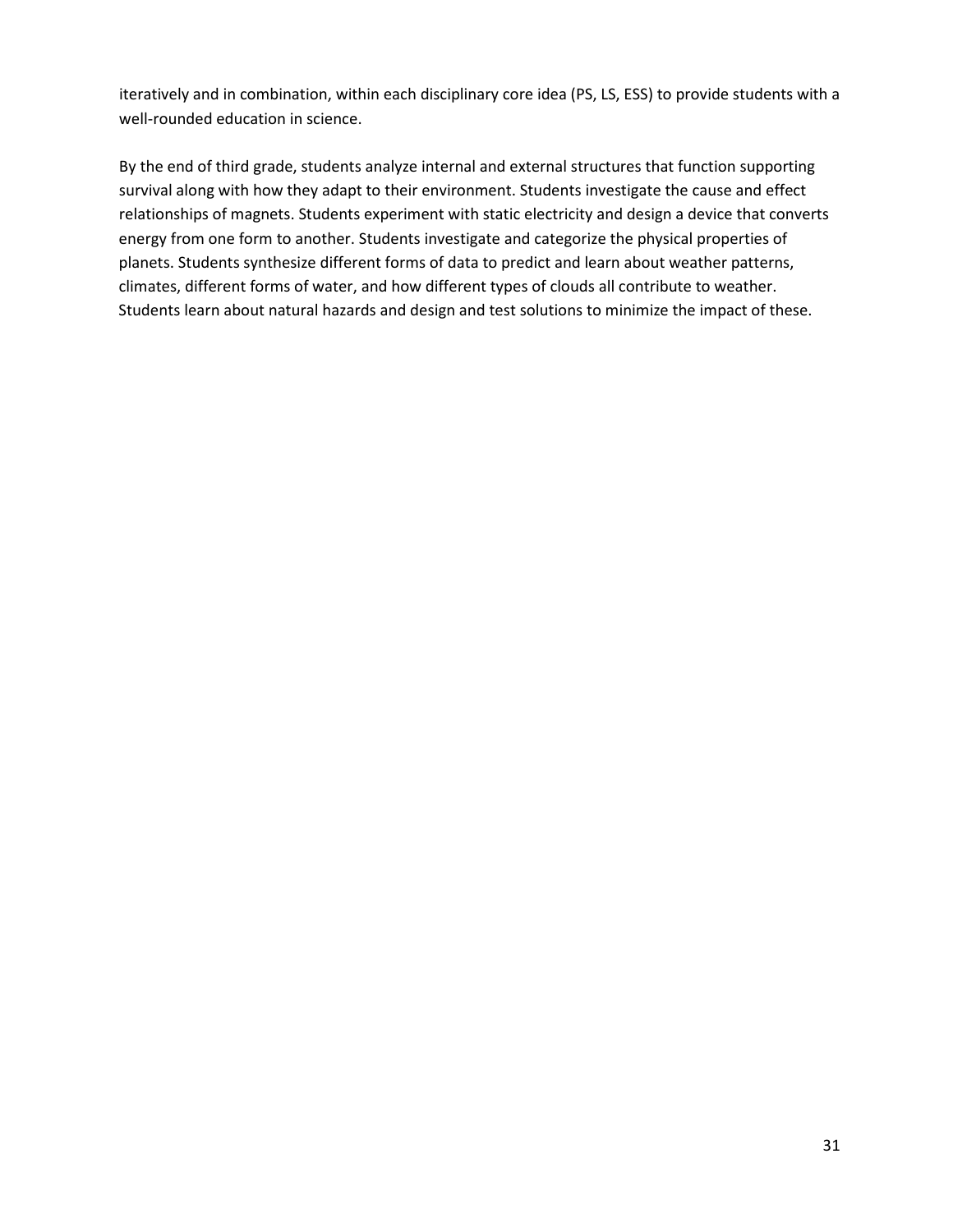iteratively and in combination, within each disciplinary core idea (PS, LS, ESS) to provide students with a well-rounded education in science.

By the end of third grade, students analyze internal and external structures that function supporting survival along with how they adapt to their environment. Students investigate the cause and effect relationships of magnets. Students experiment with static electricity and design a device that converts energy from one form to another. Students investigate and categorize the physical properties of planets. Students synthesize different forms of data to predict and learn about weather patterns, climates, different forms of water, and how different types of clouds all contribute to weather. Students learn about natural hazards and design and test solutions to minimize the impact of these.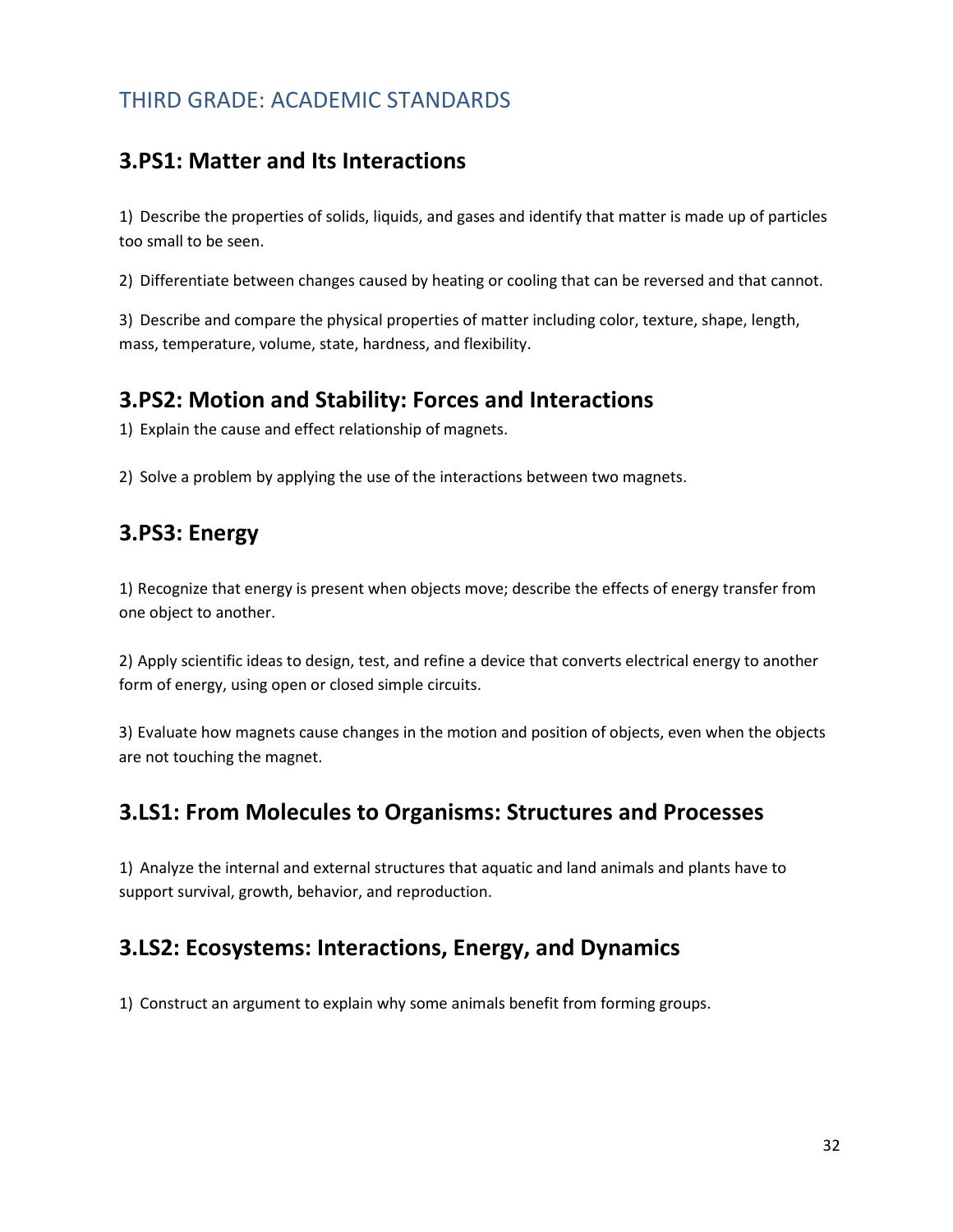## THIRD GRADE: ACADEMIC STANDARDS

### 3.PS1: Matter and Its Interactions

1) Describe the properties of solids, liquids, and gases and identify that matter is made up of particles too small to be seen.

2) Differentiate between changes caused by heating or cooling that can be reversed and that cannot.

3) Describe and compare the physical properties of matter including color, texture, shape, length, mass, temperature, volume, state, hardness, and flexibility.

### 3.PS2: Motion and Stability: Forces and Interactions

1) Explain the cause and effect relationship of magnets.

2) Solve a problem by applying the use of the interactions between two magnets.

### 3.PS3: Energy

1) Recognize that energy is present when objects move; describe the effects of energy transfer from one object to another.

2) Apply scientific ideas to design, test, and refine a device that converts electrical energy to another form of energy, using open or closed simple circuits.

3) Evaluate how magnets cause changes in the motion and position of objects, even when the objects are not touching the magnet.

### 3.LS1: From Molecules to Organisms: Structures and Processes

1) Analyze the internal and external structures that aquatic and land animals and plants have to support survival, growth, behavior, and reproduction.

### 3.LS2: Ecosystems: Interactions, Energy, and Dynamics

1) Construct an argument to explain why some animals benefit from forming groups.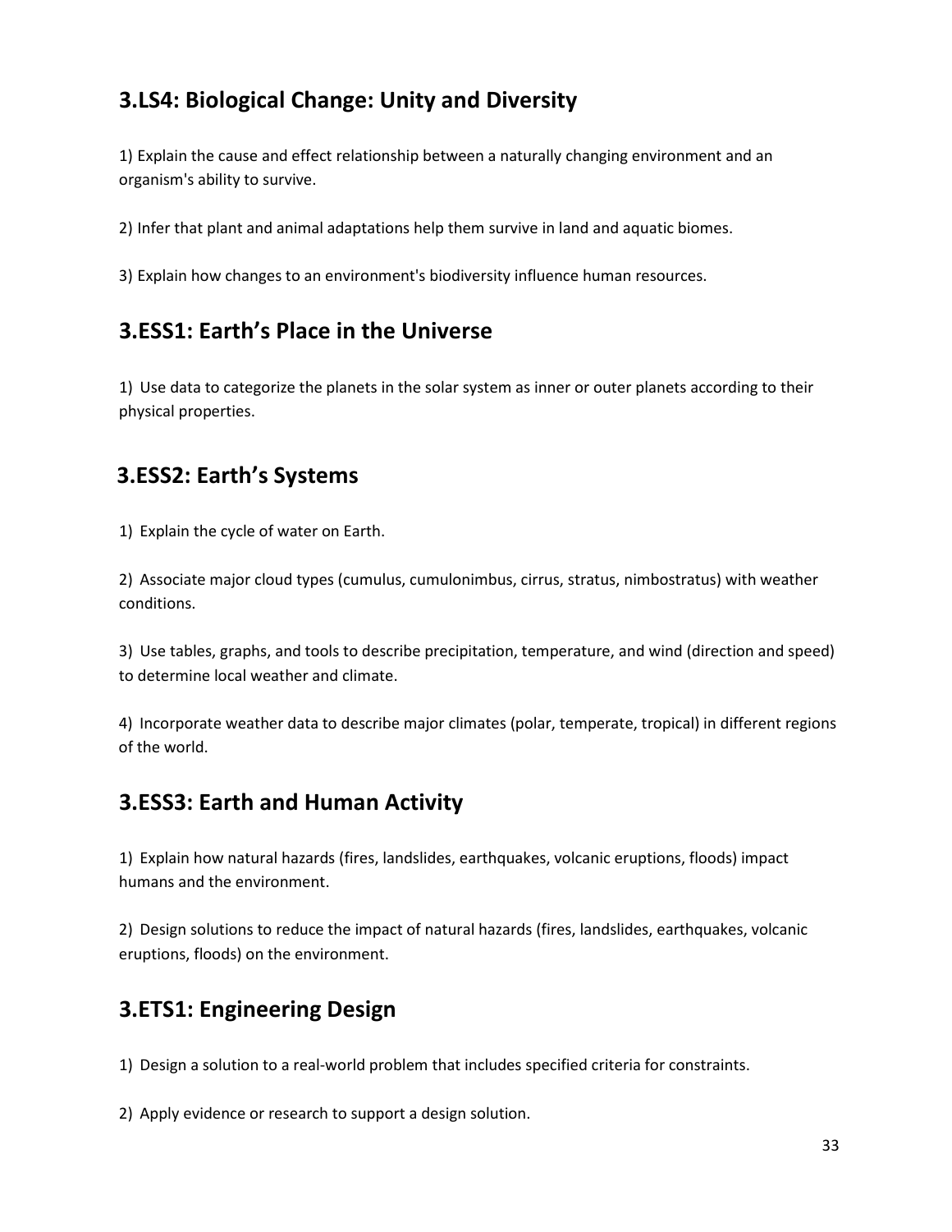## 3.LS4: Biological Change: Unity and Diversity

1) Explain the cause and effect relationship between a naturally changing environment and an organism's ability to survive.

2) Infer that plant and animal adaptations help them survive in land and aquatic biomes.

3) Explain how changes to an environment's biodiversity influence human resources.

## 3.ESS1: Earth's Place in the Universe

1) Use data to categorize the planets in the solar system as inner or outer planets according to their physical properties.

## 3.ESS2: Earth's Systems

1) Explain the cycle of water on Earth.

2) Associate major cloud types (cumulus, cumulonimbus, cirrus, stratus, nimbostratus) with weather conditions.

3) Use tables, graphs, and tools to describe precipitation, temperature, and wind (direction and speed) to determine local weather and climate.

4) Incorporate weather data to describe major climates (polar, temperate, tropical) in different regions of the world.

## 3.ESS3: Earth and Human Activity

1) Explain how natural hazards (fires, landslides, earthquakes, volcanic eruptions, floods) impact humans and the environment.

2) Design solutions to reduce the impact of natural hazards (fires, landslides, earthquakes, volcanic eruptions, floods) on the environment.

## 3.ETS1: Engineering Design

1) Design a solution to a real-world problem that includes specified criteria for constraints.

2) Apply evidence or research to support a design solution.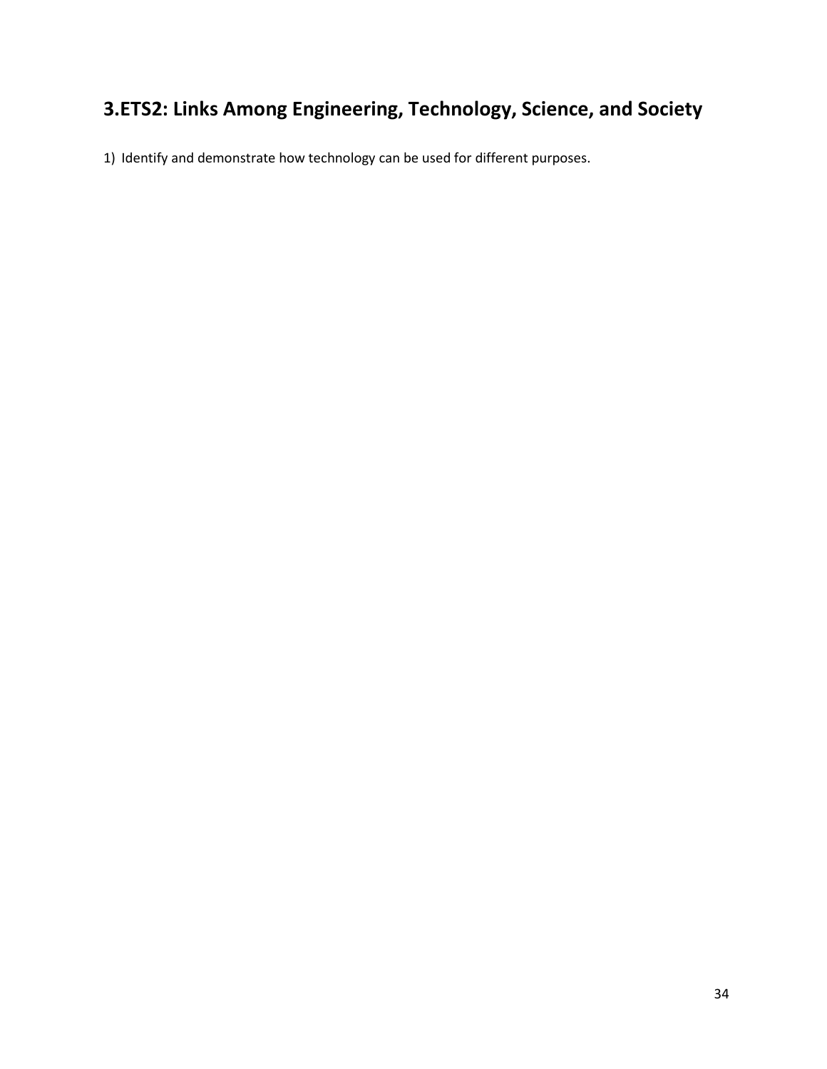## 3.ETS2: Links Among Engineering, Technology, Science, and Society

1) Identify and demonstrate how technology can be used for different purposes.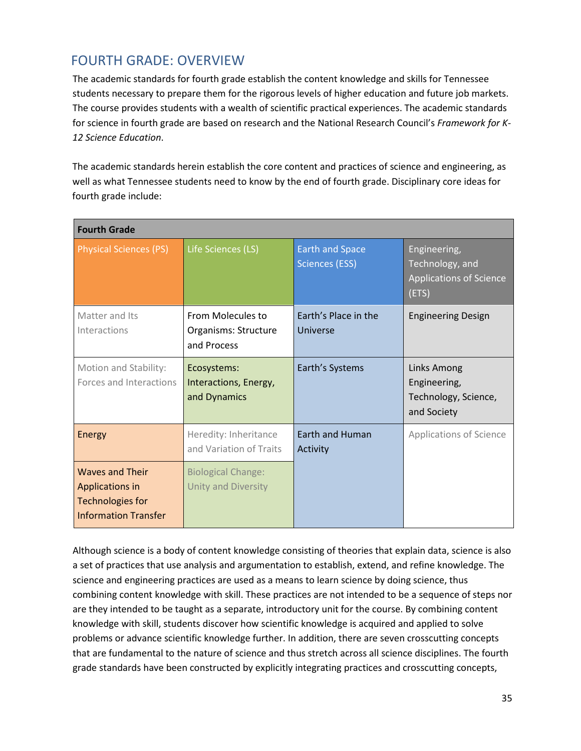## FOURTH GRADE: OVERVIEW

The academic standards for fourth grade establish the content knowledge and skills for Tennessee students necessary to prepare them for the rigorous levels of higher education and future job markets. The course provides students with a wealth of scientific practical experiences. The academic standards for science in fourth grade are based on research and the National Research Council's *Framework for K-12 Science Education*.

The academic standards herein establish the core content and practices of science and engineering, as well as what Tennessee students need to know by the end of fourth grade. Disciplinary core ideas for fourth grade include:

| Fourth Grade | | | |
|---|---|---|---|
| Physical Sciences (PS) | Life Sciences (LS) | Earth and Space Sciences (ESS) | Engineering, Technology, and Applications of Science (ETS) |
| Matter and Its Interactions | From Molecules to Organisms: Structure and Process | Earth's Place in the Universe | Engineering Design |
| Motion and Stability: Forces and Interactions | Ecosystems: Interactions, Energy, and Dynamics | Earth's Systems | Links Among Engineering, Technology, Science, and Society |
| Energy | Heredity: Inheritance and Variation of Traits | Earth and Human Activity | Applications of Science |
| Waves and Their Applications in Technologies for Information Transfer | Biological Change: Unity and Diversity | | |

Although science is a body of content knowledge consisting of theories that explain data, science is also a set of practices that use analysis and argumentation to establish, extend, and refine knowledge. The science and engineering practices are used as a means to learn science by doing science, thus combining content knowledge with skill. These practices are not intended to be a sequence of steps nor are they intended to be taught as a separate, introductory unit for the course. By combining content knowledge with skill, students discover how scientific knowledge is acquired and applied to solve problems or advance scientific knowledge further. In addition, there are seven crosscutting concepts that are fundamental to the nature of science and thus stretch across all science disciplines. The fourth grade standards have been constructed by explicitly integrating practices and crosscutting concepts,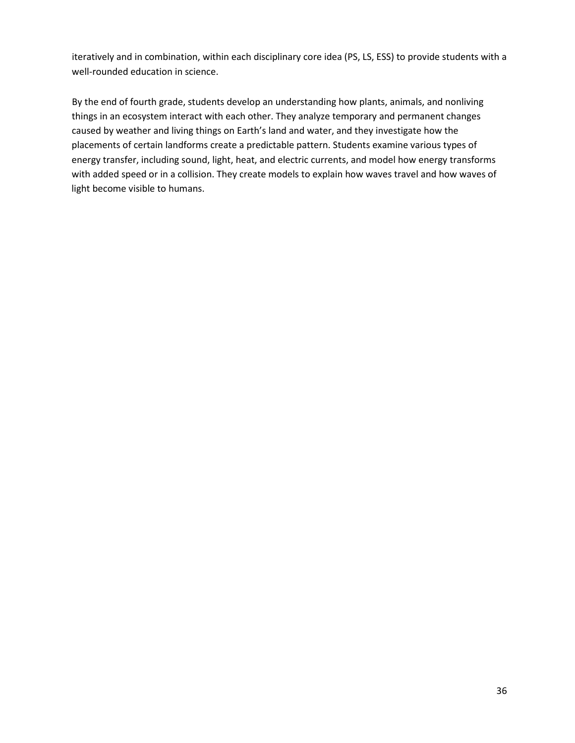iteratively and in combination, within each disciplinary core idea (PS, LS, ESS) to provide students with a well-rounded education in science.

By the end of fourth grade, students develop an understanding how plants, animals, and nonliving things in an ecosystem interact with each other. They analyze temporary and permanent changes caused by weather and living things on Earth's land and water, and they investigate how the placements of certain landforms create a predictable pattern. Students examine various types of energy transfer, including sound, light, heat, and electric currents, and model how energy transforms with added speed or in a collision. They create models to explain how waves travel and how waves of light become visible to humans.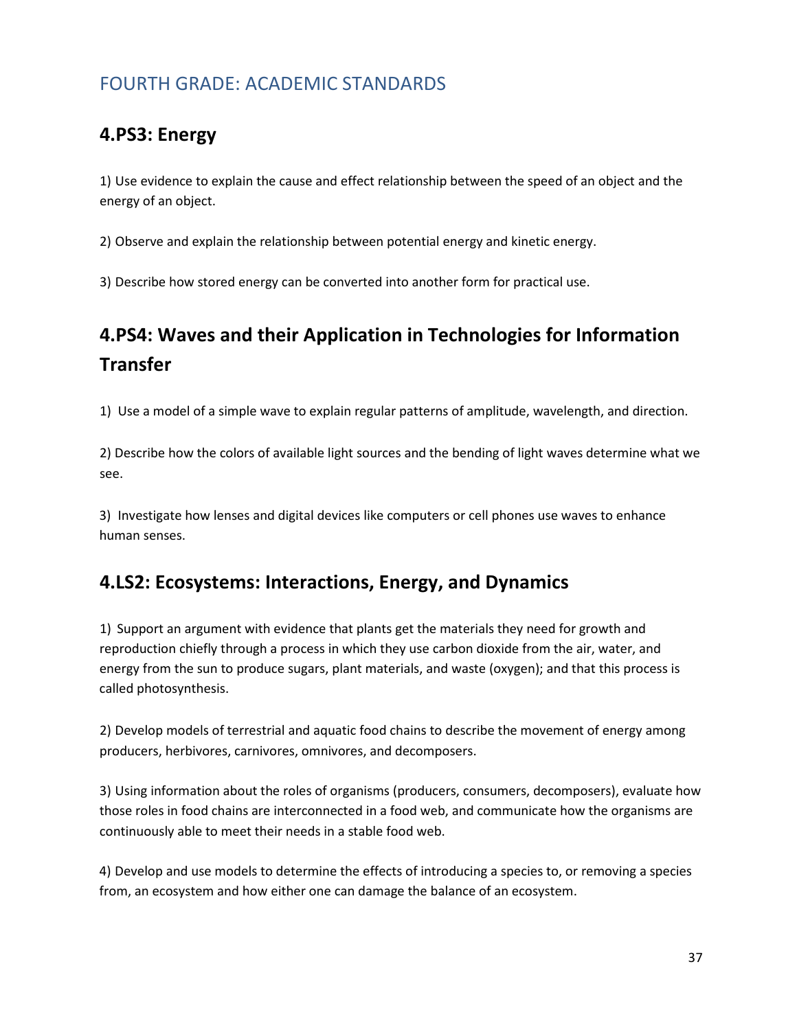# FOURTH GRADE: ACADEMIC STANDARDS

## 4.PS3: Energy

1) Use evidence to explain the cause and effect relationship between the speed of an object and the energy of an object.

2) Observe and explain the relationship between potential energy and kinetic energy.

3) Describe how stored energy can be converted into another form for practical use.

## 4.PS4: Waves and their Application in Technologies for Information Transfer

1) Use a model of a simple wave to explain regular patterns of amplitude, wavelength, and direction.

2) Describe how the colors of available light sources and the bending of light waves determine what we see.

3) Investigate how lenses and digital devices like computers or cell phones use waves to enhance human senses.

## 4.LS2: Ecosystems: Interactions, Energy, and Dynamics

1) Support an argument with evidence that plants get the materials they need for growth and reproduction chiefly through a process in which they use carbon dioxide from the air, water, and energy from the sun to produce sugars, plant materials, and waste (oxygen); and that this process is called photosynthesis.

2) Develop models of terrestrial and aquatic food chains to describe the movement of energy among producers, herbivores, carnivores, omnivores, and decomposers.

3) Using information about the roles of organisms (producers, consumers, decomposers), evaluate how those roles in food chains are interconnected in a food web, and communicate how the organisms are continuously able to meet their needs in a stable food web.

4) Develop and use models to determine the effects of introducing a species to, or removing a species from, an ecosystem and how either one can damage the balance of an ecosystem.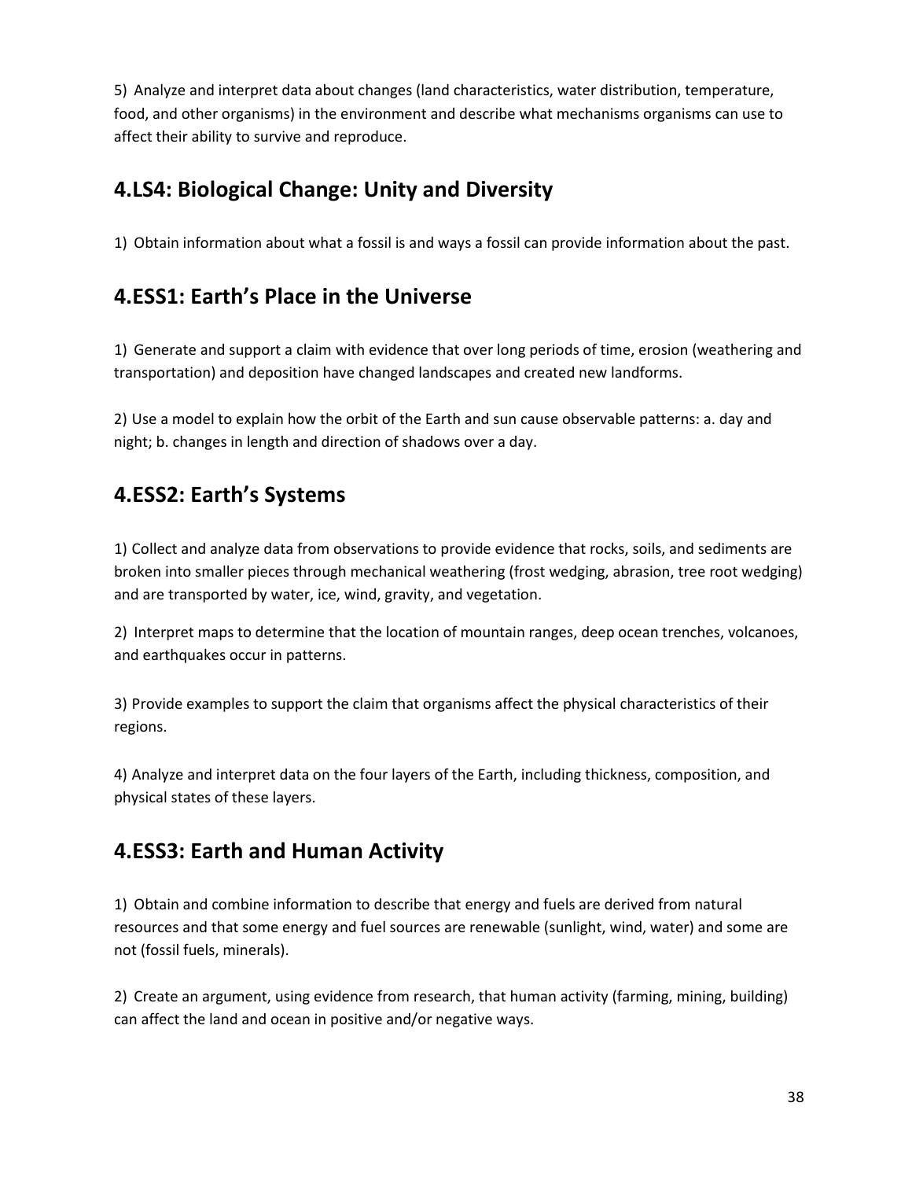5) Analyze and interpret data about changes (land characteristics, water distribution, temperature, food, and other organisms) in the environment and describe what mechanisms organisms can use to affect their ability to survive and reproduce.

## 4.LS4: Biological Change: Unity and Diversity

1) Obtain information about what a fossil is and ways a fossil can provide information about the past.

## 4.ESS1: Earth's Place in the Universe

1) Generate and support a claim with evidence that over long periods of time, erosion (weathering and transportation) and deposition have changed landscapes and created new landforms.

2) Use a model to explain how the orbit of the Earth and sun cause observable patterns: a. day and night; b. changes in length and direction of shadows over a day.

## 4.ESS2: Earth's Systems

1) Collect and analyze data from observations to provide evidence that rocks, soils, and sediments are broken into smaller pieces through mechanical weathering (frost wedging, abrasion, tree root wedging) and are transported by water, ice, wind, gravity, and vegetation.

2) Interpret maps to determine that the location of mountain ranges, deep ocean trenches, volcanoes, and earthquakes occur in patterns.

3) Provide examples to support the claim that organisms affect the physical characteristics of their regions.

4) Analyze and interpret data on the four layers of the Earth, including thickness, composition, and physical states of these layers.

## 4.ESS3: Earth and Human Activity

1) Obtain and combine information to describe that energy and fuels are derived from natural resources and that some energy and fuel sources are renewable (sunlight, wind, water) and some are not (fossil fuels, minerals).

2) Create an argument, using evidence from research, that human activity (farming, mining, building) can affect the land and ocean in positive and/or negative ways.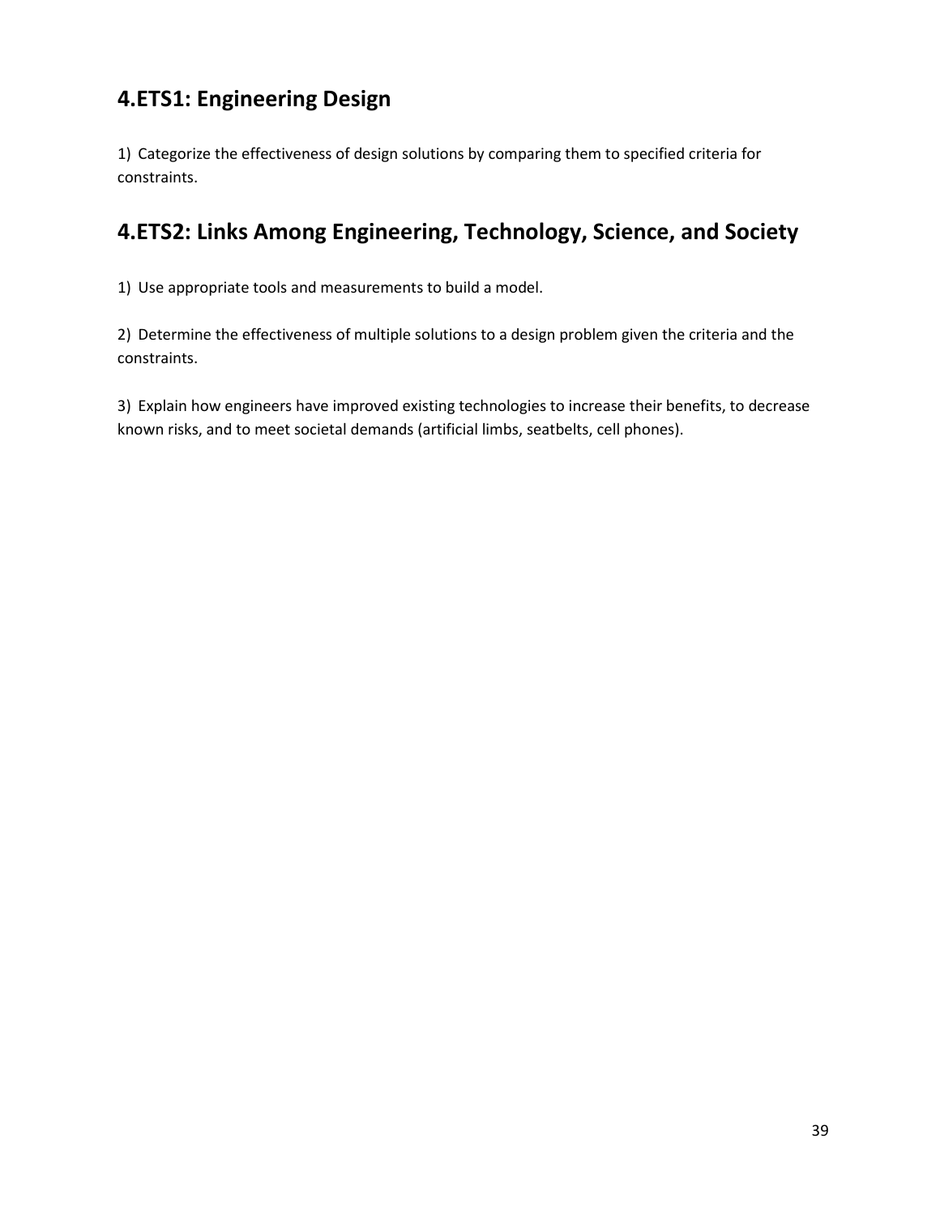## 4.ETS1: Engineering Design

1) Categorize the effectiveness of design solutions by comparing them to specified criteria for constraints.

## 4.ETS2: Links Among Engineering, Technology, Science, and Society

1) Use appropriate tools and measurements to build a model.

2) Determine the effectiveness of multiple solutions to a design problem given the criteria and the constraints.

3) Explain how engineers have improved existing technologies to increase their benefits, to decrease known risks, and to meet societal demands (artificial limbs, seatbelts, cell phones).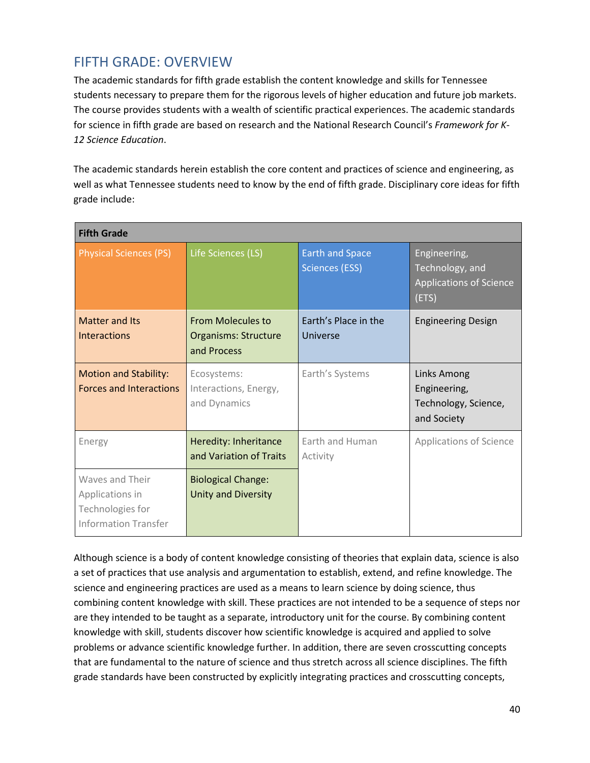## FIFTH GRADE: OVERVIEW

The academic standards for fifth grade establish the content knowledge and skills for Tennessee students necessary to prepare them for the rigorous levels of higher education and future job markets. The course provides students with a wealth of scientific practical experiences. The academic standards for science in fifth grade are based on research and the National Research Council's *Framework for K-12 Science Education*.

The academic standards herein establish the core content and practices of science and engineering, as well as what Tennessee students need to know by the end of fifth grade. Disciplinary core ideas for fifth grade include:

| **Fifth Grade** | | | |
|---|---|---|---|
| Physical Sciences (PS) | Life Sciences (LS) | Earth and Space Sciences (ESS) | Engineering, Technology, and Applications of Science (ETS) |
| Matter and Its Interactions | From Molecules to Organisms: Structure and Process | Earth's Place in the Universe | Engineering Design |
| Motion and Stability: Forces and Interactions | Ecosystems: Interactions, Energy, and Dynamics | Earth's Systems | Links Among Engineering, Technology, Science, and Society |
| Energy | Heredity: Inheritance and Variation of Traits | Earth and Human Activity | Applications of Science |
| Waves and Their Applications in Technologies for Information Transfer | Biological Change: Unity and Diversity | | |

Although science is a body of content knowledge consisting of theories that explain data, science is also a set of practices that use analysis and argumentation to establish, extend, and refine knowledge. The science and engineering practices are used as a means to learn science by doing science, thus combining content knowledge with skill. These practices are not intended to be a sequence of steps nor are they intended to be taught as a separate, introductory unit for the course. By combining content knowledge with skill, students discover how scientific knowledge is acquired and applied to solve problems or advance scientific knowledge further. In addition, there are seven crosscutting concepts that are fundamental to the nature of science and thus stretch across all science disciplines. The fifth grade standards have been constructed by explicitly integrating practices and crosscutting concepts,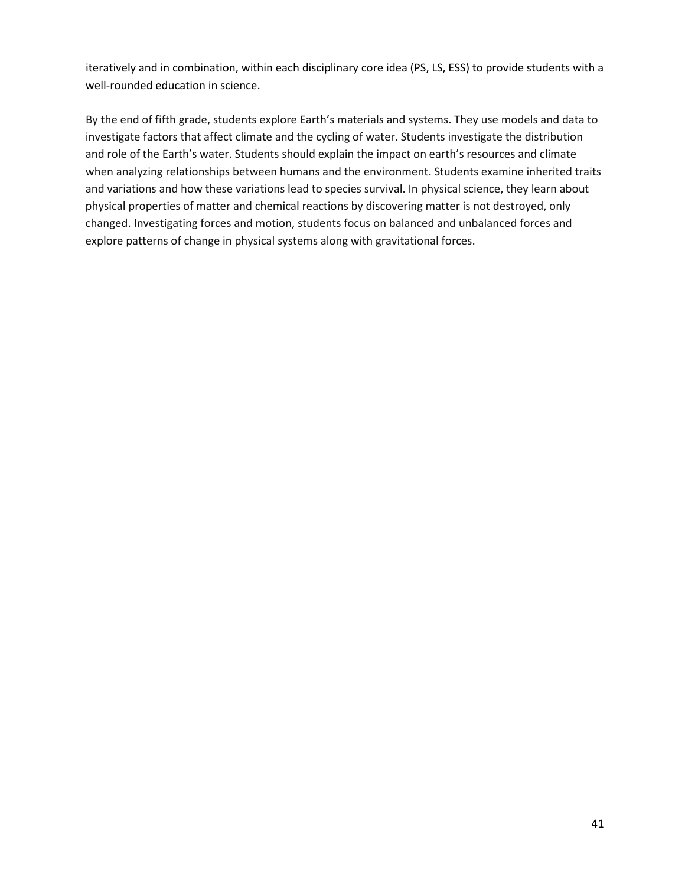iteratively and in combination, within each disciplinary core idea (PS, LS, ESS) to provide students with a well-rounded education in science.

By the end of fifth grade, students explore Earth's materials and systems. They use models and data to investigate factors that affect climate and the cycling of water. Students investigate the distribution and role of the Earth's water. Students should explain the impact on earth's resources and climate when analyzing relationships between humans and the environment. Students examine inherited traits and variations and how these variations lead to species survival. In physical science, they learn about physical properties of matter and chemical reactions by discovering matter is not destroyed, only changed. Investigating forces and motion, students focus on balanced and unbalanced forces and explore patterns of change in physical systems along with gravitational forces.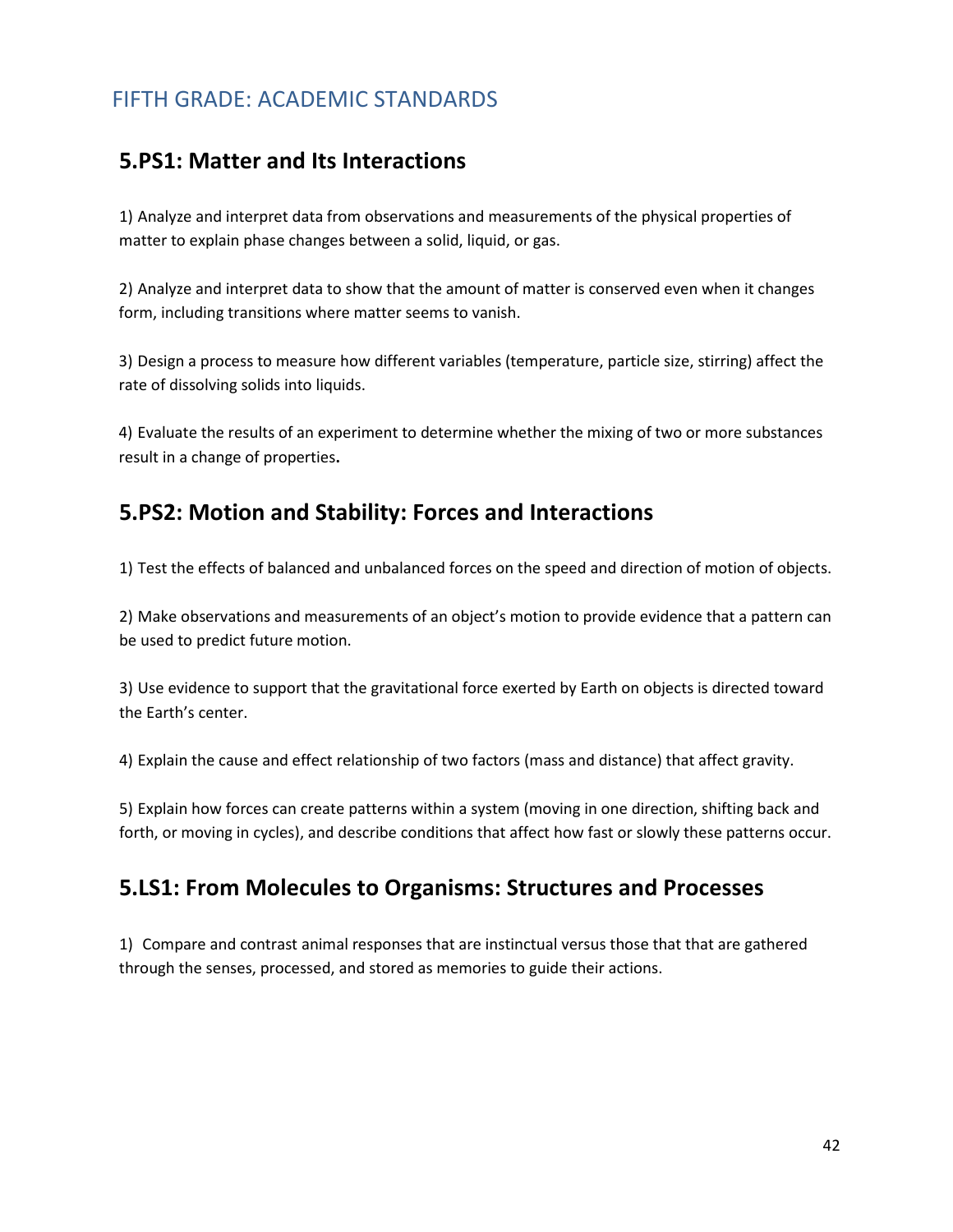# FIFTH GRADE: ACADEMIC STANDARDS

## 5.PS1: Matter and Its Interactions

1) Analyze and interpret data from observations and measurements of the physical properties of matter to explain phase changes between a solid, liquid, or gas.

2) Analyze and interpret data to show that the amount of matter is conserved even when it changes form, including transitions where matter seems to vanish.

3) Design a process to measure how different variables (temperature, particle size, stirring) affect the rate of dissolving solids into liquids.

4) Evaluate the results of an experiment to determine whether the mixing of two or more substances result in a change of properties**.**

## 5.PS2: Motion and Stability: Forces and Interactions

1) Test the effects of balanced and unbalanced forces on the speed and direction of motion of objects.

2) Make observations and measurements of an object's motion to provide evidence that a pattern can be used to predict future motion.

3) Use evidence to support that the gravitational force exerted by Earth on objects is directed toward the Earth's center.

4) Explain the cause and effect relationship of two factors (mass and distance) that affect gravity.

5) Explain how forces can create patterns within a system (moving in one direction, shifting back and forth, or moving in cycles), and describe conditions that affect how fast or slowly these patterns occur.

## 5.LS1: From Molecules to Organisms: Structures and Processes

1) Compare and contrast animal responses that are instinctual versus those that that are gathered through the senses, processed, and stored as memories to guide their actions.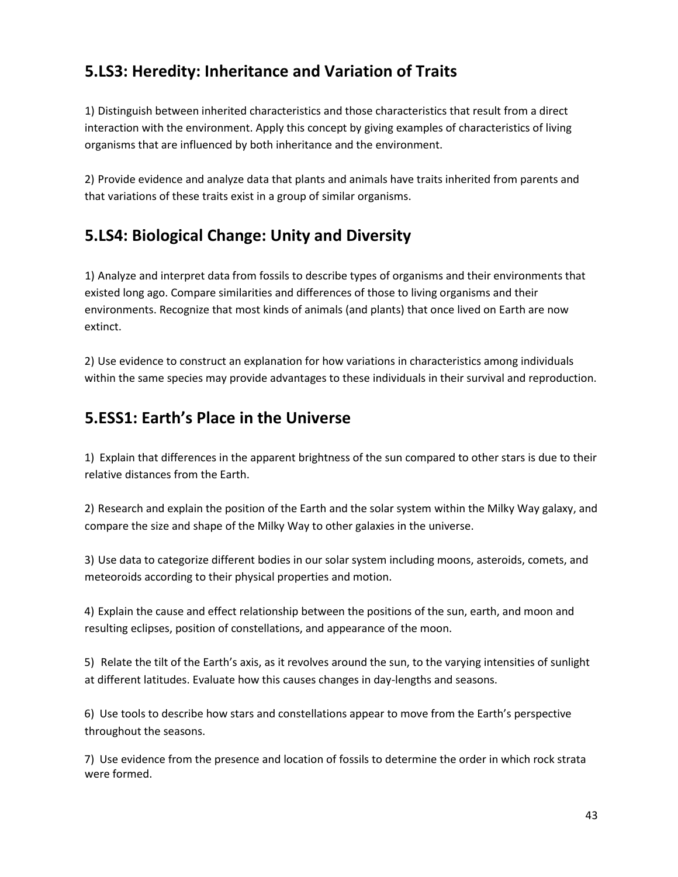## 5.LS3: Heredity: Inheritance and Variation of Traits

1) Distinguish between inherited characteristics and those characteristics that result from a direct interaction with the environment. Apply this concept by giving examples of characteristics of living organisms that are influenced by both inheritance and the environment.

2) Provide evidence and analyze data that plants and animals have traits inherited from parents and that variations of these traits exist in a group of similar organisms.

## 5.LS4: Biological Change: Unity and Diversity

1) Analyze and interpret data from fossils to describe types of organisms and their environments that existed long ago. Compare similarities and differences of those to living organisms and their environments. Recognize that most kinds of animals (and plants) that once lived on Earth are now extinct.

2) Use evidence to construct an explanation for how variations in characteristics among individuals within the same species may provide advantages to these individuals in their survival and reproduction.

## 5.ESS1: Earth's Place in the Universe

1) Explain that differences in the apparent brightness of the sun compared to other stars is due to their relative distances from the Earth.

2) Research and explain the position of the Earth and the solar system within the Milky Way galaxy, and compare the size and shape of the Milky Way to other galaxies in the universe.

3) Use data to categorize different bodies in our solar system including moons, asteroids, comets, and meteoroids according to their physical properties and motion.

4) Explain the cause and effect relationship between the positions of the sun, earth, and moon and resulting eclipses, position of constellations, and appearance of the moon.

5) Relate the tilt of the Earth's axis, as it revolves around the sun, to the varying intensities of sunlight at different latitudes. Evaluate how this causes changes in day-lengths and seasons.

6) Use tools to describe how stars and constellations appear to move from the Earth's perspective throughout the seasons.

7) Use evidence from the presence and location of fossils to determine the order in which rock strata were formed.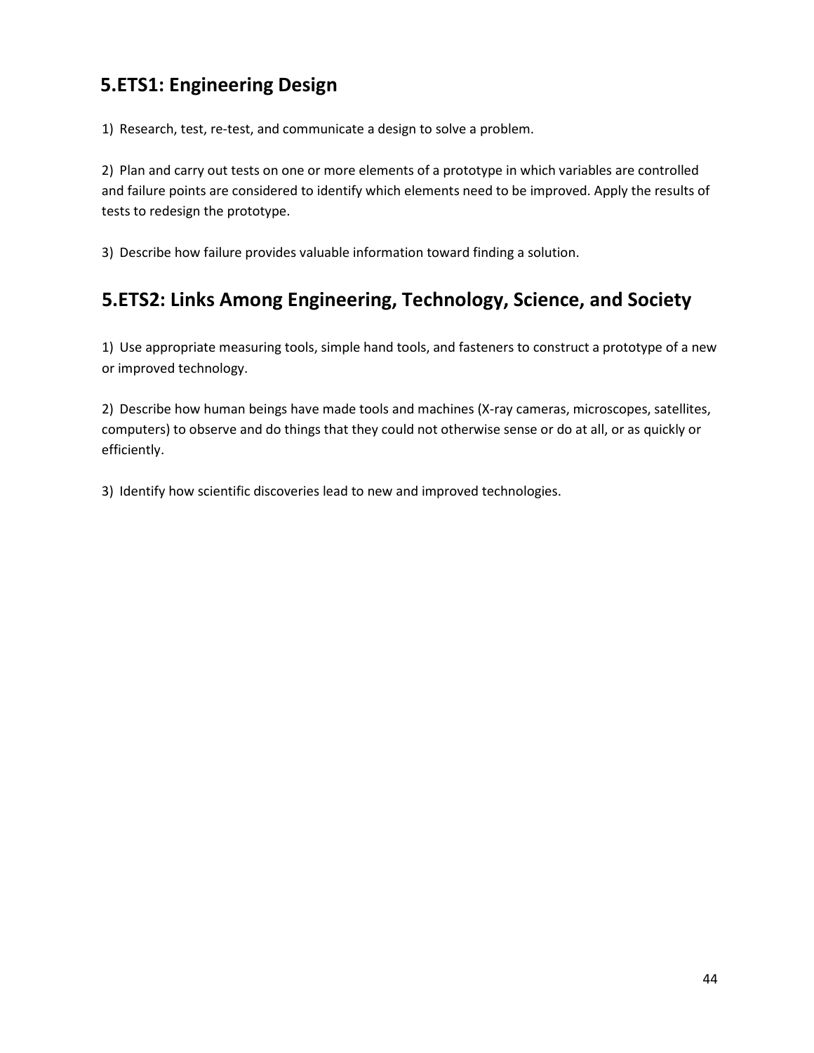## 5.ETS1: Engineering Design

1) Research, test, re-test, and communicate a design to solve a problem.

2) Plan and carry out tests on one or more elements of a prototype in which variables are controlled and failure points are considered to identify which elements need to be improved. Apply the results of tests to redesign the prototype.

3) Describe how failure provides valuable information toward finding a solution.

## 5.ETS2: Links Among Engineering, Technology, Science, and Society

1) Use appropriate measuring tools, simple hand tools, and fasteners to construct a prototype of a new or improved technology.

2) Describe how human beings have made tools and machines (X-ray cameras, microscopes, satellites, computers) to observe and do things that they could not otherwise sense or do at all, or as quickly or efficiently.

3) Identify how scientific discoveries lead to new and improved technologies.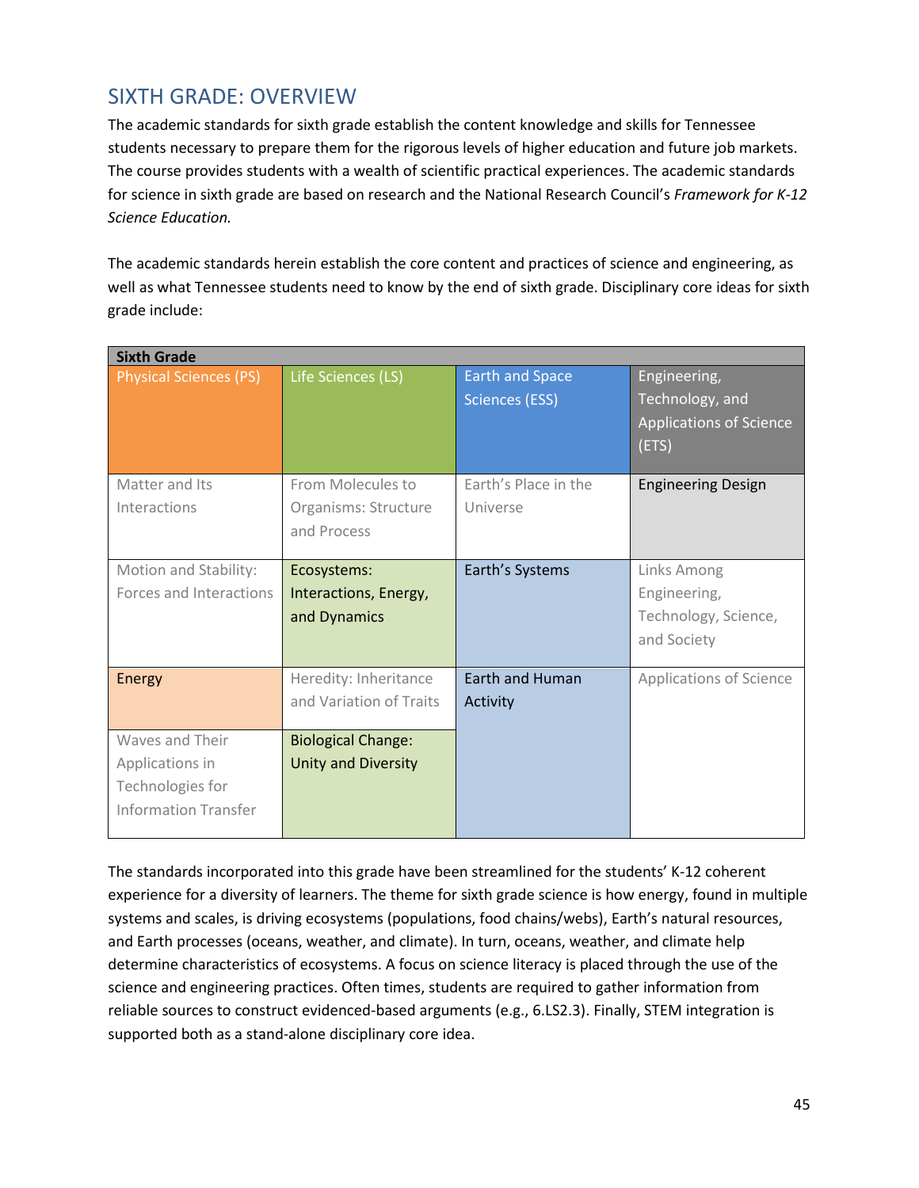## SIXTH GRADE: OVERVIEW

The academic standards for sixth grade establish the content knowledge and skills for Tennessee students necessary to prepare them for the rigorous levels of higher education and future job markets. The course provides students with a wealth of scientific practical experiences. The academic standards for science in sixth grade are based on research and the National Research Council's *Framework for K-12 Science Education.*

The academic standards herein establish the core content and practices of science and engineering, as well as what Tennessee students need to know by the end of sixth grade. Disciplinary core ideas for sixth grade include:

| **Sixth Grade** | | | |
|---|---|---|---|
| Physical Sciences (PS) | Life Sciences (LS) | Earth and Space Sciences (ESS) | Engineering, Technology, and Applications of Science (ETS) |
| Matter and Its Interactions | From Molecules to Organisms: Structure and Process | Earth's Place in the Universe | Engineering Design |
| Motion and Stability: Forces and Interactions | Ecosystems: Interactions, Energy, and Dynamics | Earth's Systems | Links Among Engineering, Technology, Science, and Society |
| Energy | Heredity: Inheritance and Variation of Traits | Earth and Human Activity | Applications of Science |
| Waves and Their Applications in Technologies for Information Transfer | Biological Change: Unity and Diversity | | |

The standards incorporated into this grade have been streamlined for the students' K-12 coherent experience for a diversity of learners. The theme for sixth grade science is how energy, found in multiple systems and scales, is driving ecosystems (populations, food chains/webs), Earth's natural resources, and Earth processes (oceans, weather, and climate). In turn, oceans, weather, and climate help determine characteristics of ecosystems. A focus on science literacy is placed through the use of the science and engineering practices. Often times, students are required to gather information from reliable sources to construct evidenced-based arguments (e.g., 6.LS2.3). Finally, STEM integration is supported both as a stand-alone disciplinary core idea.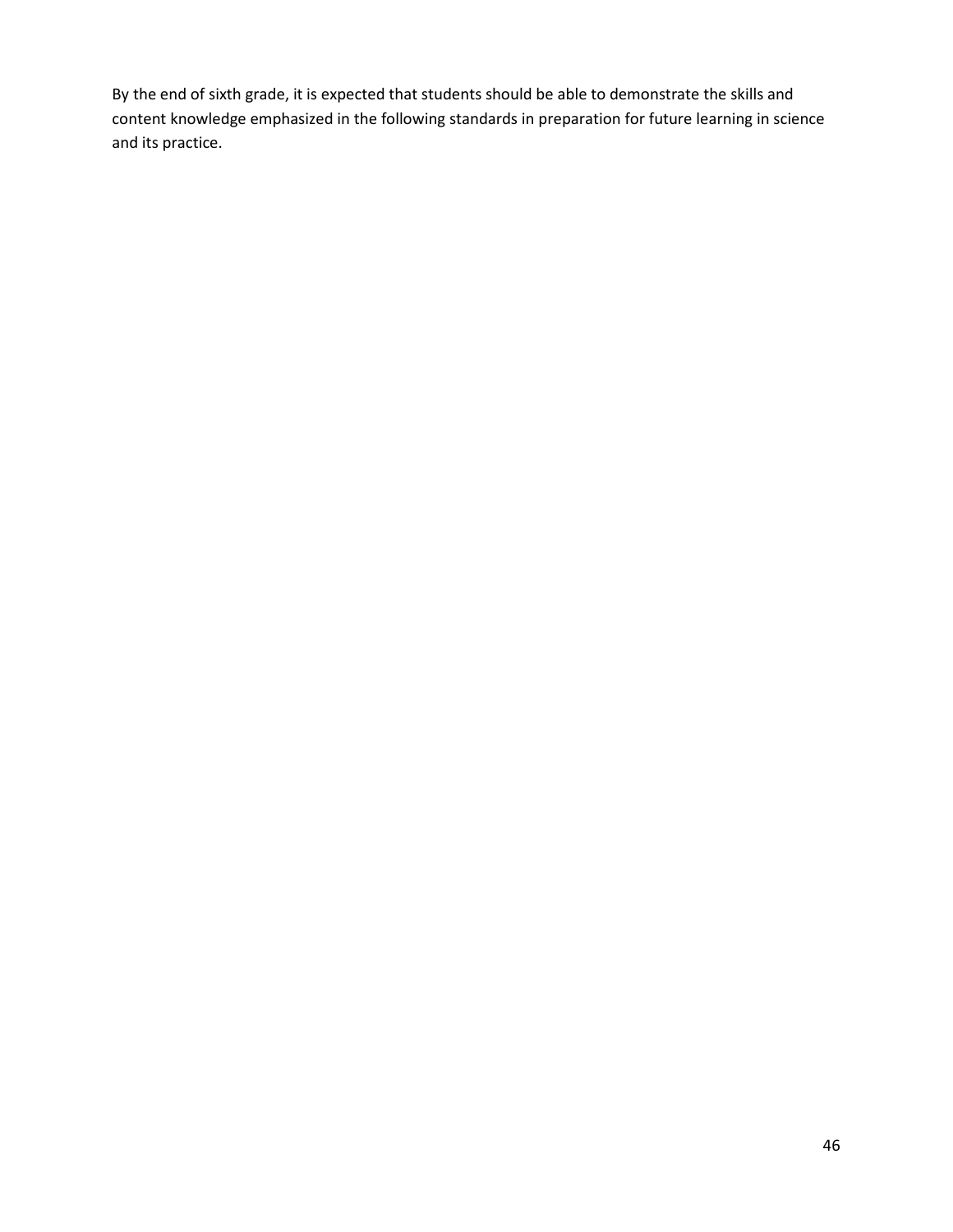By the end of sixth grade, it is expected that students should be able to demonstrate the skills and content knowledge emphasized in the following standards in preparation for future learning in science and its practice.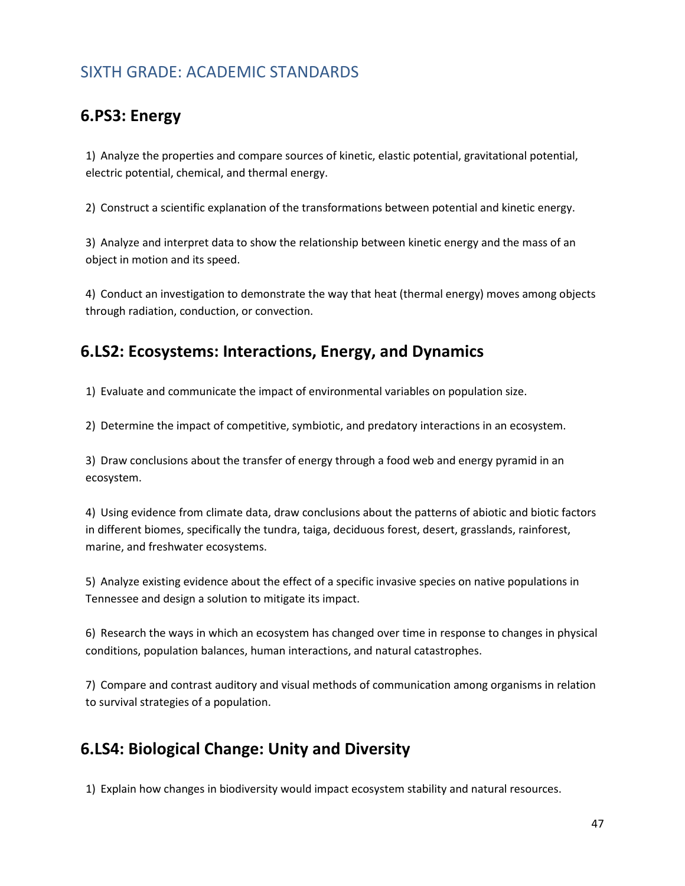## SIXTH GRADE: ACADEMIC STANDARDS

### 6.PS3: Energy

1) Analyze the properties and compare sources of kinetic, elastic potential, gravitational potential, electric potential, chemical, and thermal energy.

2) Construct a scientific explanation of the transformations between potential and kinetic energy.

3) Analyze and interpret data to show the relationship between kinetic energy and the mass of an object in motion and its speed.

4) Conduct an investigation to demonstrate the way that heat (thermal energy) moves among objects through radiation, conduction, or convection.

### 6.LS2: Ecosystems: Interactions, Energy, and Dynamics

1) Evaluate and communicate the impact of environmental variables on population size.

2) Determine the impact of competitive, symbiotic, and predatory interactions in an ecosystem.

3) Draw conclusions about the transfer of energy through a food web and energy pyramid in an ecosystem.

4) Using evidence from climate data, draw conclusions about the patterns of abiotic and biotic factors in different biomes, specifically the tundra, taiga, deciduous forest, desert, grasslands, rainforest, marine, and freshwater ecosystems.

5) Analyze existing evidence about the effect of a specific invasive species on native populations in Tennessee and design a solution to mitigate its impact.

6) Research the ways in which an ecosystem has changed over time in response to changes in physical conditions, population balances, human interactions, and natural catastrophes.

7) Compare and contrast auditory and visual methods of communication among organisms in relation to survival strategies of a population.

### 6.LS4: Biological Change: Unity and Diversity

1) Explain how changes in biodiversity would impact ecosystem stability and natural resources.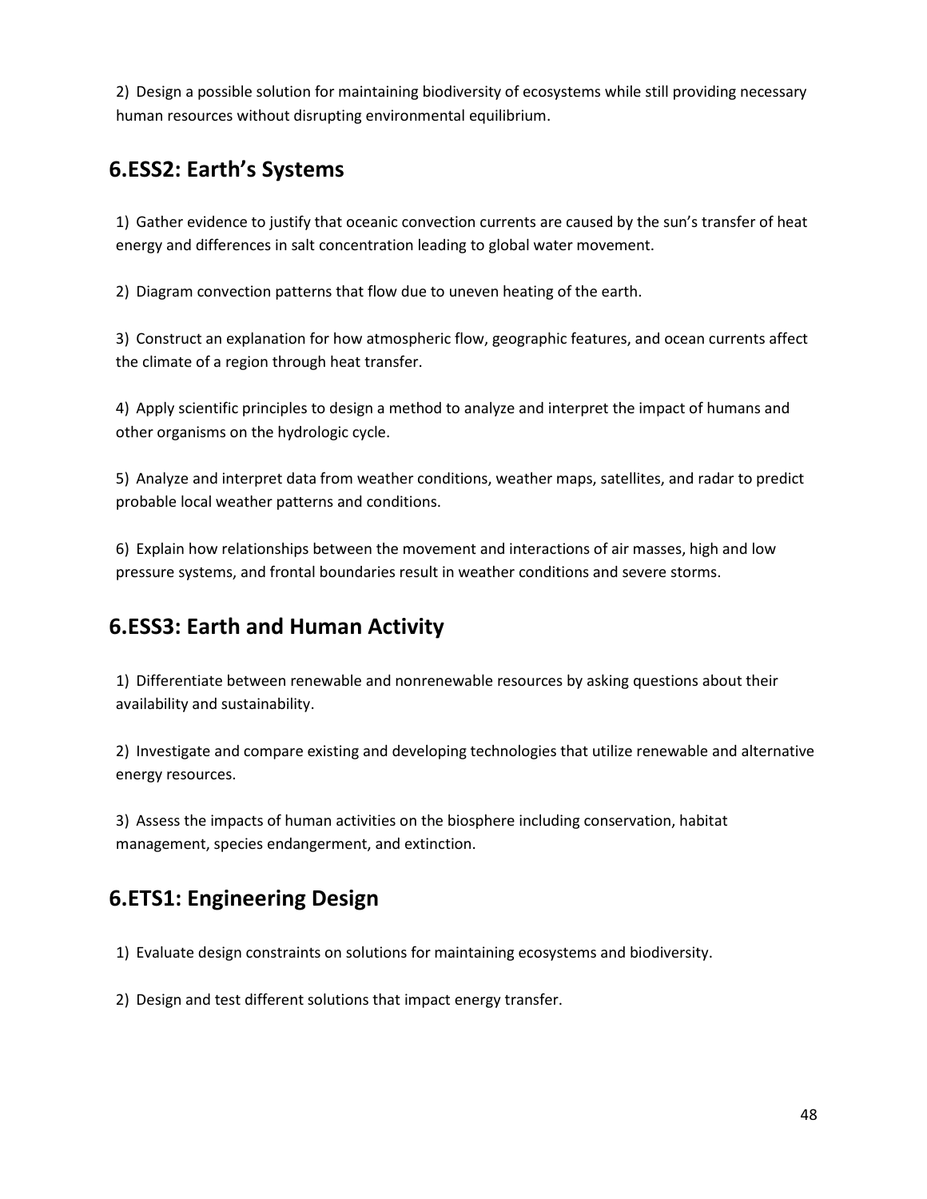2) Design a possible solution for maintaining biodiversity of ecosystems while still providing necessary human resources without disrupting environmental equilibrium.

## 6.ESS2: Earth's Systems

1) Gather evidence to justify that oceanic convection currents are caused by the sun's transfer of heat energy and differences in salt concentration leading to global water movement.

2) Diagram convection patterns that flow due to uneven heating of the earth.

3) Construct an explanation for how atmospheric flow, geographic features, and ocean currents affect the climate of a region through heat transfer.

4) Apply scientific principles to design a method to analyze and interpret the impact of humans and other organisms on the hydrologic cycle.

5) Analyze and interpret data from weather conditions, weather maps, satellites, and radar to predict probable local weather patterns and conditions.

6) Explain how relationships between the movement and interactions of air masses, high and low pressure systems, and frontal boundaries result in weather conditions and severe storms.

## 6.ESS3: Earth and Human Activity

1) Differentiate between renewable and nonrenewable resources by asking questions about their availability and sustainability.

2) Investigate and compare existing and developing technologies that utilize renewable and alternative energy resources.

3) Assess the impacts of human activities on the biosphere including conservation, habitat management, species endangerment, and extinction.

## 6.ETS1: Engineering Design

1) Evaluate design constraints on solutions for maintaining ecosystems and biodiversity.

2) Design and test different solutions that impact energy transfer.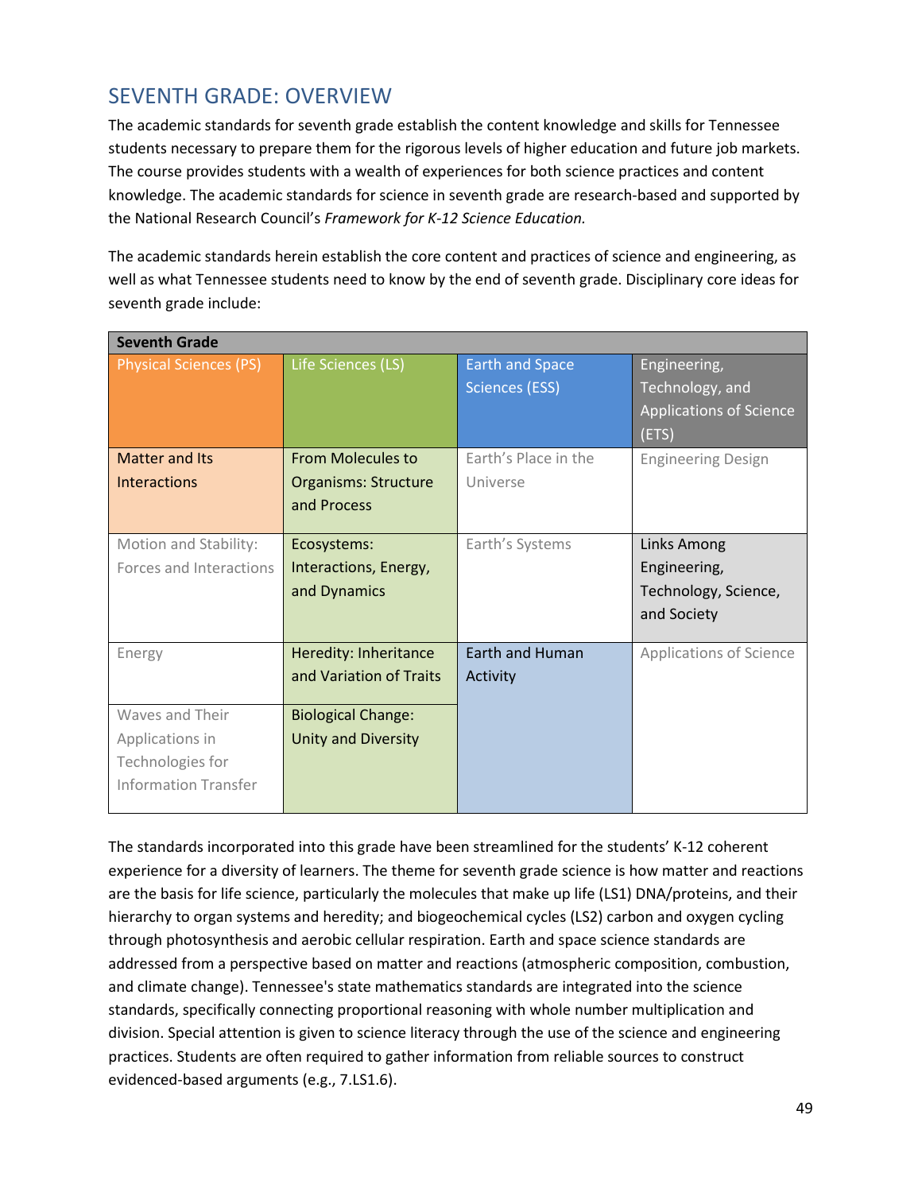## SEVENTH GRADE: OVERVIEW

The academic standards for seventh grade establish the content knowledge and skills for Tennessee students necessary to prepare them for the rigorous levels of higher education and future job markets. The course provides students with a wealth of experiences for both science practices and content knowledge. The academic standards for science in seventh grade are research-based and supported by the National Research Council's *Framework for K-12 Science Education.*

The academic standards herein establish the core content and practices of science and engineering, as well as what Tennessee students need to know by the end of seventh grade. Disciplinary core ideas for seventh grade include:

| **Seventh Grade** | | | |
|---|---|---|---|
| Physical Sciences (PS) | Life Sciences (LS) | Earth and Space Sciences (ESS) | Engineering, Technology, and Applications of Science (ETS) |
| Matter and Its Interactions | From Molecules to Organisms: Structure and Process | Earth's Place in the Universe | Engineering Design |
| Motion and Stability: Forces and Interactions | Ecosystems: Interactions, Energy, and Dynamics | Earth's Systems | Links Among Engineering, Technology, Science, and Society |
| Energy | Heredity: Inheritance and Variation of Traits | Earth and Human Activity | Applications of Science |
| Waves and Their Applications in Technologies for Information Transfer | Biological Change: Unity and Diversity | | |

The standards incorporated into this grade have been streamlined for the students' K-12 coherent experience for a diversity of learners. The theme for seventh grade science is how matter and reactions are the basis for life science, particularly the molecules that make up life (LS1) DNA/proteins, and their hierarchy to organ systems and heredity; and biogeochemical cycles (LS2) carbon and oxygen cycling through photosynthesis and aerobic cellular respiration. Earth and space science standards are addressed from a perspective based on matter and reactions (atmospheric composition, combustion, and climate change). Tennessee's state mathematics standards are integrated into the science standards, specifically connecting proportional reasoning with whole number multiplication and division. Special attention is given to science literacy through the use of the science and engineering practices. Students are often required to gather information from reliable sources to construct evidenced-based arguments (e.g., 7.LS1.6).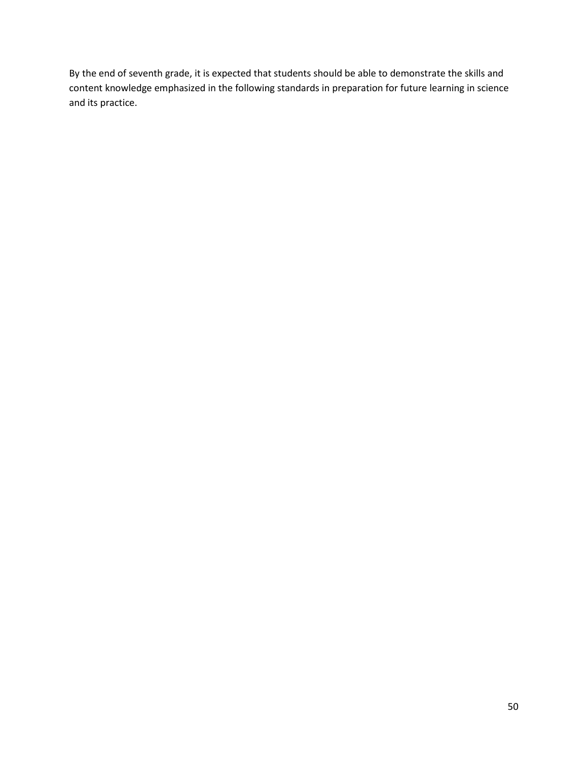By the end of seventh grade, it is expected that students should be able to demonstrate the skills and content knowledge emphasized in the following standards in preparation for future learning in science and its practice.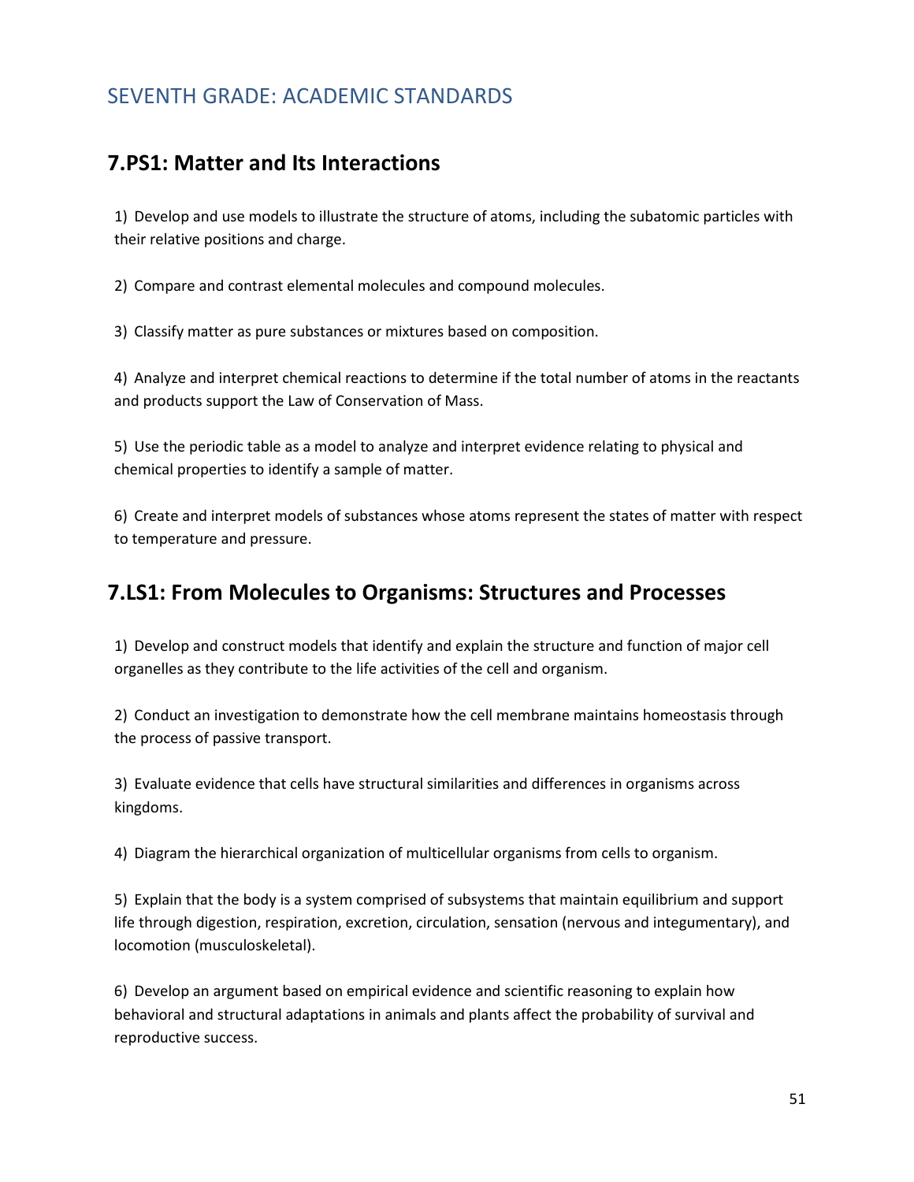## SEVENTH GRADE: ACADEMIC STANDARDS

### 7.PS1: Matter and Its Interactions

1) Develop and use models to illustrate the structure of atoms, including the subatomic particles with their relative positions and charge.

2) Compare and contrast elemental molecules and compound molecules.

3) Classify matter as pure substances or mixtures based on composition.

4) Analyze and interpret chemical reactions to determine if the total number of atoms in the reactants and products support the Law of Conservation of Mass.

5) Use the periodic table as a model to analyze and interpret evidence relating to physical and chemical properties to identify a sample of matter.

6) Create and interpret models of substances whose atoms represent the states of matter with respect to temperature and pressure.

### 7.LS1: From Molecules to Organisms: Structures and Processes

1) Develop and construct models that identify and explain the structure and function of major cell organelles as they contribute to the life activities of the cell and organism.

2) Conduct an investigation to demonstrate how the cell membrane maintains homeostasis through the process of passive transport.

3) Evaluate evidence that cells have structural similarities and differences in organisms across kingdoms.

4) Diagram the hierarchical organization of multicellular organisms from cells to organism.

5) Explain that the body is a system comprised of subsystems that maintain equilibrium and support life through digestion, respiration, excretion, circulation, sensation (nervous and integumentary), and locomotion (musculoskeletal).

6) Develop an argument based on empirical evidence and scientific reasoning to explain how behavioral and structural adaptations in animals and plants affect the probability of survival and reproductive success.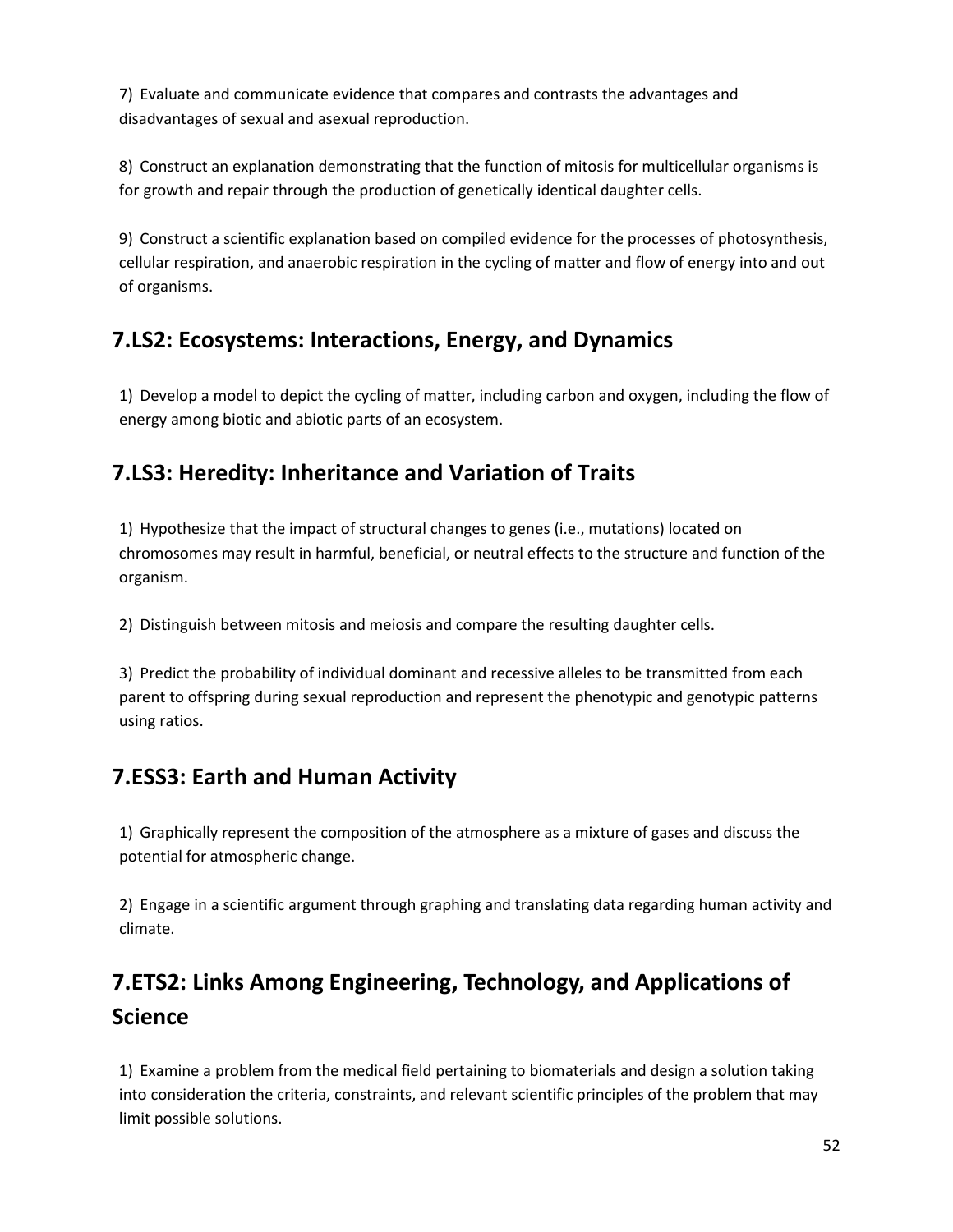7) Evaluate and communicate evidence that compares and contrasts the advantages and disadvantages of sexual and asexual reproduction.

8) Construct an explanation demonstrating that the function of mitosis for multicellular organisms is for growth and repair through the production of genetically identical daughter cells.

9) Construct a scientific explanation based on compiled evidence for the processes of photosynthesis, cellular respiration, and anaerobic respiration in the cycling of matter and flow of energy into and out of organisms.

## 7.LS2: Ecosystems: Interactions, Energy, and Dynamics

1) Develop a model to depict the cycling of matter, including carbon and oxygen, including the flow of energy among biotic and abiotic parts of an ecosystem.

## 7.LS3: Heredity: Inheritance and Variation of Traits

1) Hypothesize that the impact of structural changes to genes (i.e., mutations) located on chromosomes may result in harmful, beneficial, or neutral effects to the structure and function of the organism.

2) Distinguish between mitosis and meiosis and compare the resulting daughter cells.

3) Predict the probability of individual dominant and recessive alleles to be transmitted from each parent to offspring during sexual reproduction and represent the phenotypic and genotypic patterns using ratios.

## 7.ESS3: Earth and Human Activity

1) Graphically represent the composition of the atmosphere as a mixture of gases and discuss the potential for atmospheric change.

2) Engage in a scientific argument through graphing and translating data regarding human activity and climate.

## 7.ETS2: Links Among Engineering, Technology, and Applications of Science

1) Examine a problem from the medical field pertaining to biomaterials and design a solution taking into consideration the criteria, constraints, and relevant scientific principles of the problem that may limit possible solutions.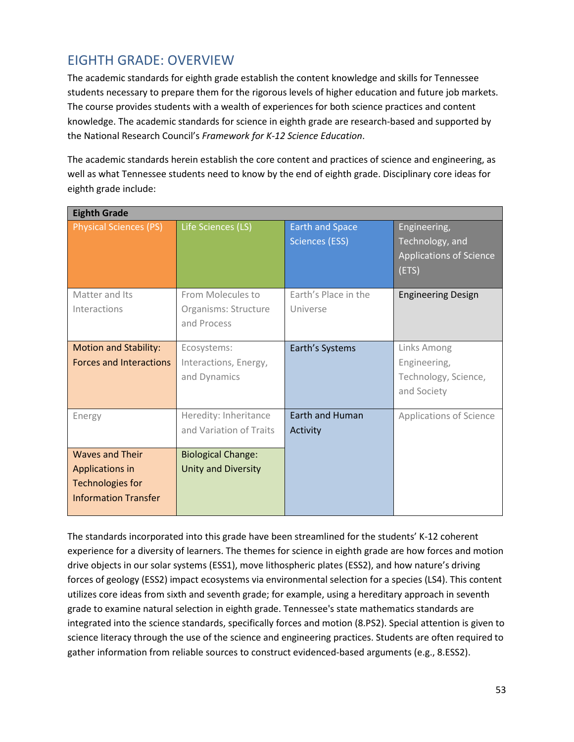## EIGHTH GRADE: OVERVIEW

The academic standards for eighth grade establish the content knowledge and skills for Tennessee students necessary to prepare them for the rigorous levels of higher education and future job markets. The course provides students with a wealth of experiences for both science practices and content knowledge. The academic standards for science in eighth grade are research-based and supported by the National Research Council's *Framework for K-12 Science Education*.

The academic standards herein establish the core content and practices of science and engineering, as well as what Tennessee students need to know by the end of eighth grade. Disciplinary core ideas for eighth grade include:

| Eighth Grade | | | |
|---|---|---|---|
| Physical Sciences (PS) | Life Sciences (LS) | Earth and Space Sciences (ESS) | Engineering, Technology, and Applications of Science (ETS) |
| Matter and Its Interactions | From Molecules to Organisms: Structure and Process | Earth's Place in the Universe | Engineering Design |
| Motion and Stability: Forces and Interactions | Ecosystems: Interactions, Energy, and Dynamics | Earth's Systems | Links Among Engineering, Technology, Science, and Society |
| Energy | Heredity: Inheritance and Variation of Traits | Earth and Human Activity | Applications of Science |
| Waves and Their Applications in Technologies for Information Transfer | Biological Change: Unity and Diversity | | |

The standards incorporated into this grade have been streamlined for the students' K-12 coherent experience for a diversity of learners. The themes for science in eighth grade are how forces and motion drive objects in our solar systems (ESS1), move lithospheric plates (ESS2), and how nature's driving forces of geology (ESS2) impact ecosystems via environmental selection for a species (LS4). This content utilizes core ideas from sixth and seventh grade; for example, using a hereditary approach in seventh grade to examine natural selection in eighth grade. Tennessee's state mathematics standards are integrated into the science standards, specifically forces and motion (8.PS2). Special attention is given to science literacy through the use of the science and engineering practices. Students are often required to gather information from reliable sources to construct evidenced-based arguments (e.g., 8.ESS2).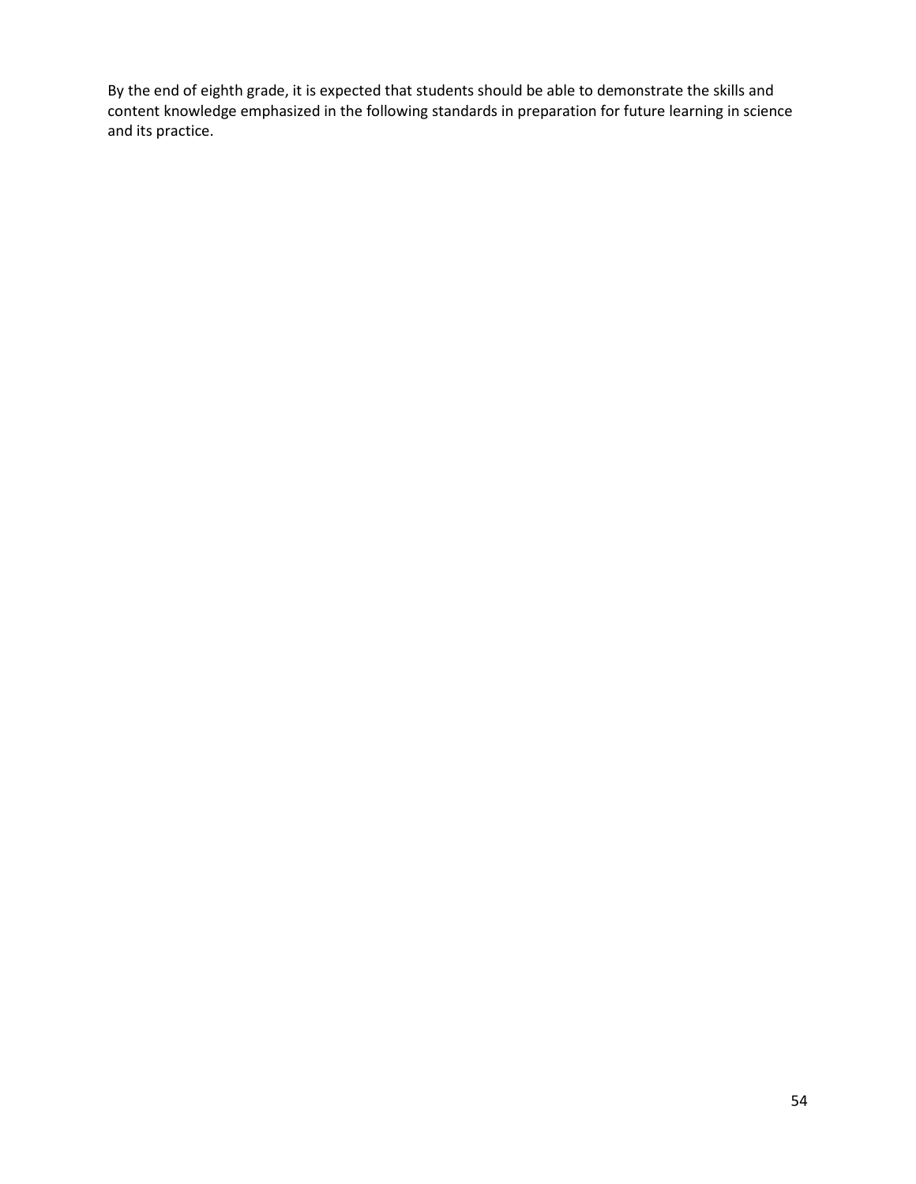By the end of eighth grade, it is expected that students should be able to demonstrate the skills and content knowledge emphasized in the following standards in preparation for future learning in science and its practice.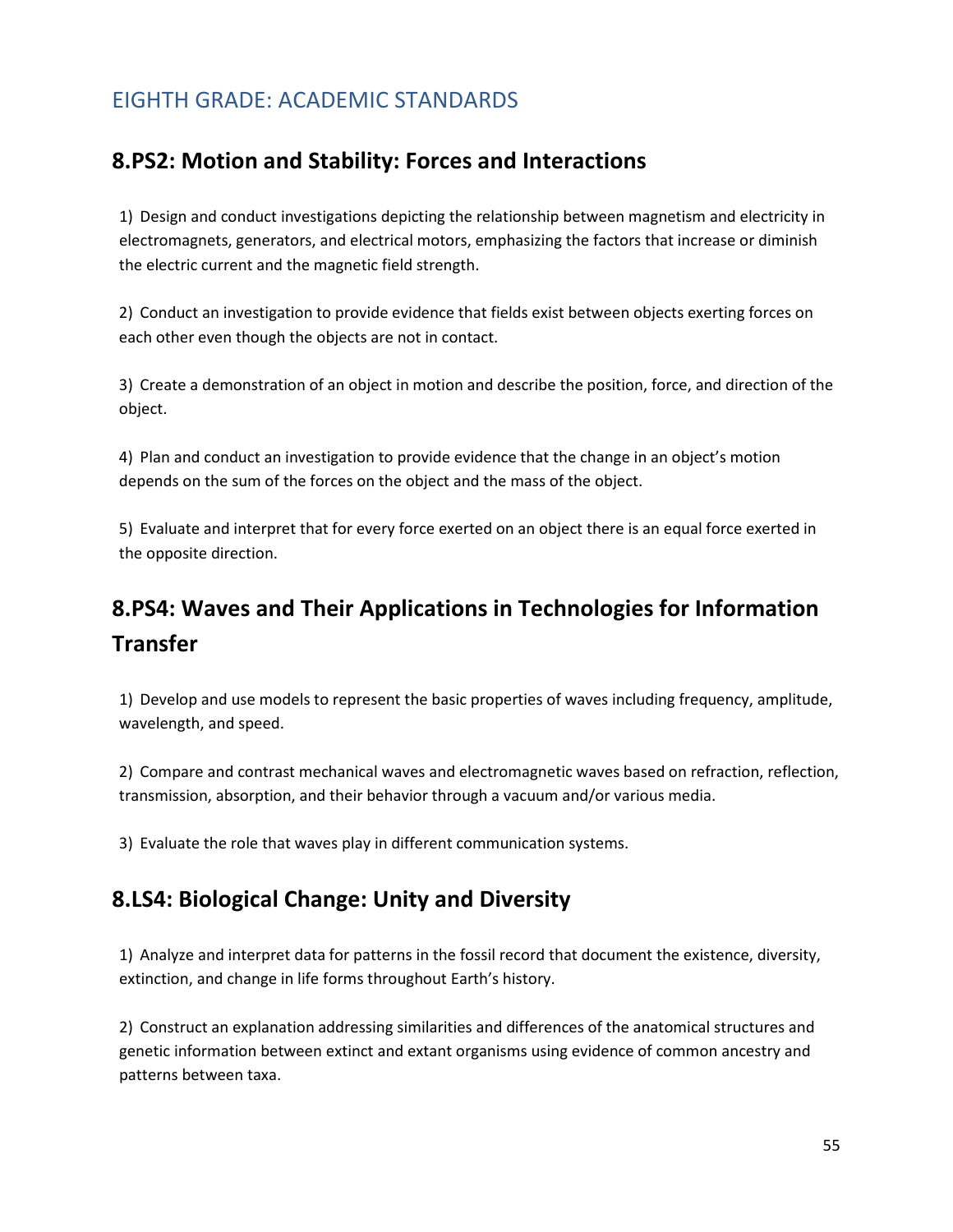## EIGHTH GRADE: ACADEMIC STANDARDS

### 8.PS2: Motion and Stability: Forces and Interactions

1) Design and conduct investigations depicting the relationship between magnetism and electricity in electromagnets, generators, and electrical motors, emphasizing the factors that increase or diminish the electric current and the magnetic field strength.

2) Conduct an investigation to provide evidence that fields exist between objects exerting forces on each other even though the objects are not in contact.

3) Create a demonstration of an object in motion and describe the position, force, and direction of the object.

4) Plan and conduct an investigation to provide evidence that the change in an object's motion depends on the sum of the forces on the object and the mass of the object.

5) Evaluate and interpret that for every force exerted on an object there is an equal force exerted in the opposite direction.

### 8.PS4: Waves and Their Applications in Technologies for Information Transfer

1) Develop and use models to represent the basic properties of waves including frequency, amplitude, wavelength, and speed.

2) Compare and contrast mechanical waves and electromagnetic waves based on refraction, reflection, transmission, absorption, and their behavior through a vacuum and/or various media.

3) Evaluate the role that waves play in different communication systems.

### 8.LS4: Biological Change: Unity and Diversity

1) Analyze and interpret data for patterns in the fossil record that document the existence, diversity, extinction, and change in life forms throughout Earth's history.

2) Construct an explanation addressing similarities and differences of the anatomical structures and genetic information between extinct and extant organisms using evidence of common ancestry and patterns between taxa.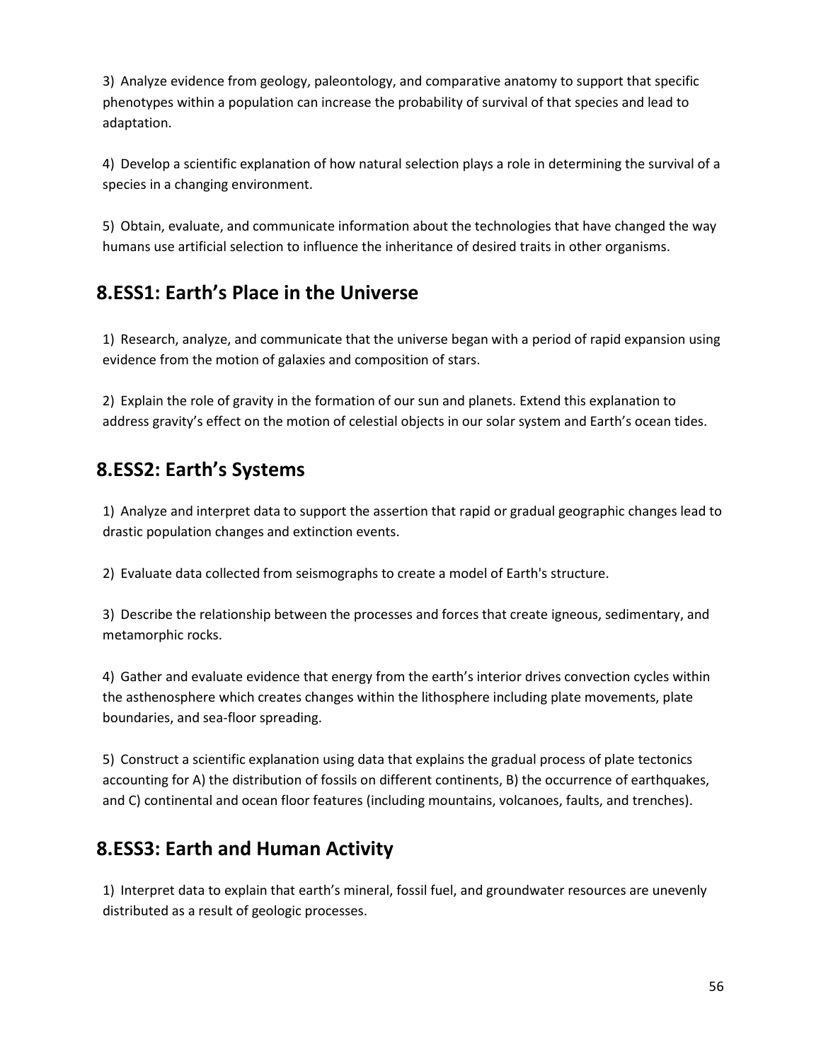3) Analyze evidence from geology, paleontology, and comparative anatomy to support that specific phenotypes within a population can increase the probability of survival of that species and lead to adaptation.

4) Develop a scientific explanation of how natural selection plays a role in determining the survival of a species in a changing environment.

5) Obtain, evaluate, and communicate information about the technologies that have changed the way humans use artificial selection to influence the inheritance of desired traits in other organisms.

## 8.ESS1: Earth's Place in the Universe

1) Research, analyze, and communicate that the universe began with a period of rapid expansion using evidence from the motion of galaxies and composition of stars.

2) Explain the role of gravity in the formation of our sun and planets. Extend this explanation to address gravity's effect on the motion of celestial objects in our solar system and Earth's ocean tides.

## 8.ESS2: Earth's Systems

1) Analyze and interpret data to support the assertion that rapid or gradual geographic changes lead to drastic population changes and extinction events.

2) Evaluate data collected from seismographs to create a model of Earth's structure.

3) Describe the relationship between the processes and forces that create igneous, sedimentary, and metamorphic rocks.

4) Gather and evaluate evidence that energy from the earth's interior drives convection cycles within the asthenosphere which creates changes within the lithosphere including plate movements, plate boundaries, and sea-floor spreading.

5) Construct a scientific explanation using data that explains the gradual process of plate tectonics accounting for A) the distribution of fossils on different continents, B) the occurrence of earthquakes, and C) continental and ocean floor features (including mountains, volcanoes, faults, and trenches).

## 8.ESS3: Earth and Human Activity

1) Interpret data to explain that earth's mineral, fossil fuel, and groundwater resources are unevenly distributed as a result of geologic processes.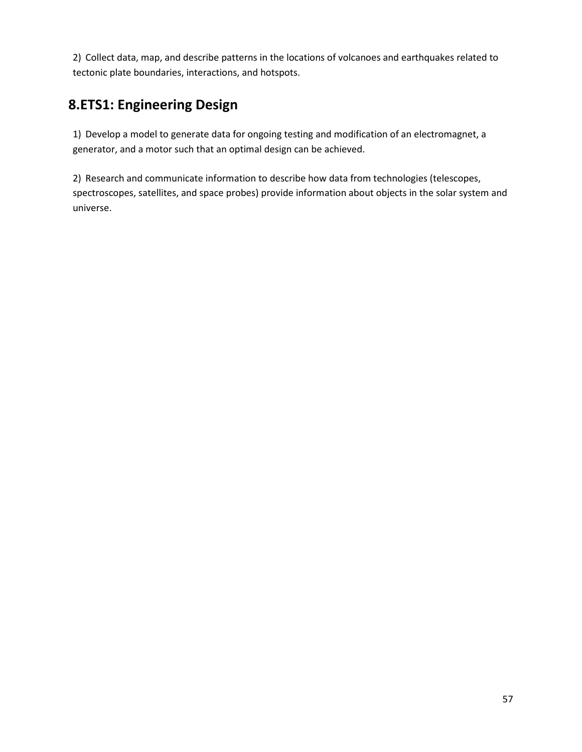2)  Collect data, map, and describe patterns in the locations of volcanoes and earthquakes related to tectonic plate boundaries, interactions, and hotspots.

## 8.ETS1: Engineering Design

1)  Develop a model to generate data for ongoing testing and modification of an electromagnet, a generator, and a motor such that an optimal design can be achieved.

2)  Research and communicate information to describe how data from technologies (telescopes, spectroscopes, satellites, and space probes) provide information about objects in the solar system and universe.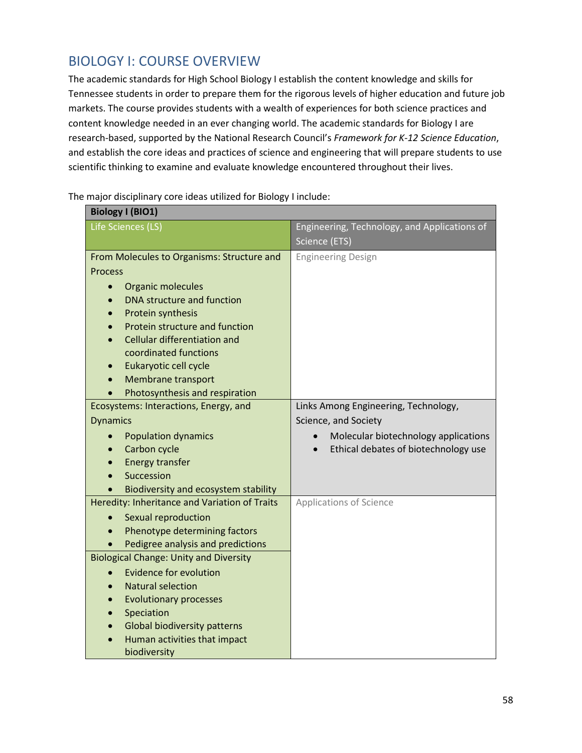## BIOLOGY I: COURSE OVERVIEW

The academic standards for High School Biology I establish the content knowledge and skills for Tennessee students in order to prepare them for the rigorous levels of higher education and future job markets. The course provides students with a wealth of experiences for both science practices and content knowledge needed in an ever changing world. The academic standards for Biology I are research-based, supported by the National Research Council's *Framework for K-12 Science Education*, and establish the core ideas and practices of science and engineering that will prepare students to use scientific thinking to examine and evaluate knowledge encountered throughout their lives.

The major disciplinary core ideas utilized for Biology I include:

| **Biology I (BIO1)** | |
|---|---|
| Life Sciences (LS) | Engineering, Technology, and Applications of Science (ETS) |
| From Molecules to Organisms: Structure and Process<br>• Organic molecules<br>• DNA structure and function<br>• Protein synthesis<br>• Protein structure and function<br>• Cellular differentiation and coordinated functions<br>• Eukaryotic cell cycle<br>• Membrane transport<br>• Photosynthesis and respiration | Engineering Design |
| Ecosystems: Interactions, Energy, and Dynamics<br>• Population dynamics<br>• Carbon cycle<br>• Energy transfer<br>• Succession<br>• Biodiversity and ecosystem stability | Links Among Engineering, Technology, Science, and Society<br>• Molecular biotechnology applications<br>• Ethical debates of biotechnology use |
| Heredity: Inheritance and Variation of Traits<br>• Sexual reproduction<br>• Phenotype determining factors<br>• Pedigree analysis and predictions | Applications of Science |
| Biological Change: Unity and Diversity<br>• Evidence for evolution<br>• Natural selection<br>• Evolutionary processes<br>• Speciation<br>• Global biodiversity patterns<br>• Human activities that impact biodiversity | |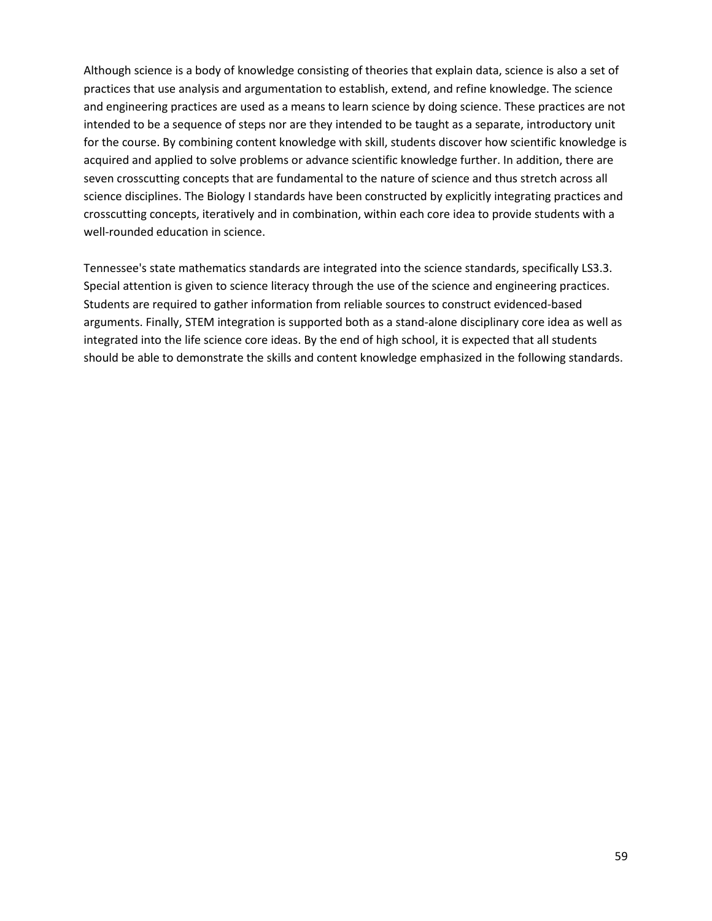Although science is a body of knowledge consisting of theories that explain data, science is also a set of practices that use analysis and argumentation to establish, extend, and refine knowledge. The science and engineering practices are used as a means to learn science by doing science. These practices are not intended to be a sequence of steps nor are they intended to be taught as a separate, introductory unit for the course. By combining content knowledge with skill, students discover how scientific knowledge is acquired and applied to solve problems or advance scientific knowledge further. In addition, there are seven crosscutting concepts that are fundamental to the nature of science and thus stretch across all science disciplines. The Biology I standards have been constructed by explicitly integrating practices and crosscutting concepts, iteratively and in combination, within each core idea to provide students with a well-rounded education in science.

Tennessee's state mathematics standards are integrated into the science standards, specifically LS3.3. Special attention is given to science literacy through the use of the science and engineering practices. Students are required to gather information from reliable sources to construct evidenced-based arguments. Finally, STEM integration is supported both as a stand-alone disciplinary core idea as well as integrated into the life science core ideas. By the end of high school, it is expected that all students should be able to demonstrate the skills and content knowledge emphasized in the following standards.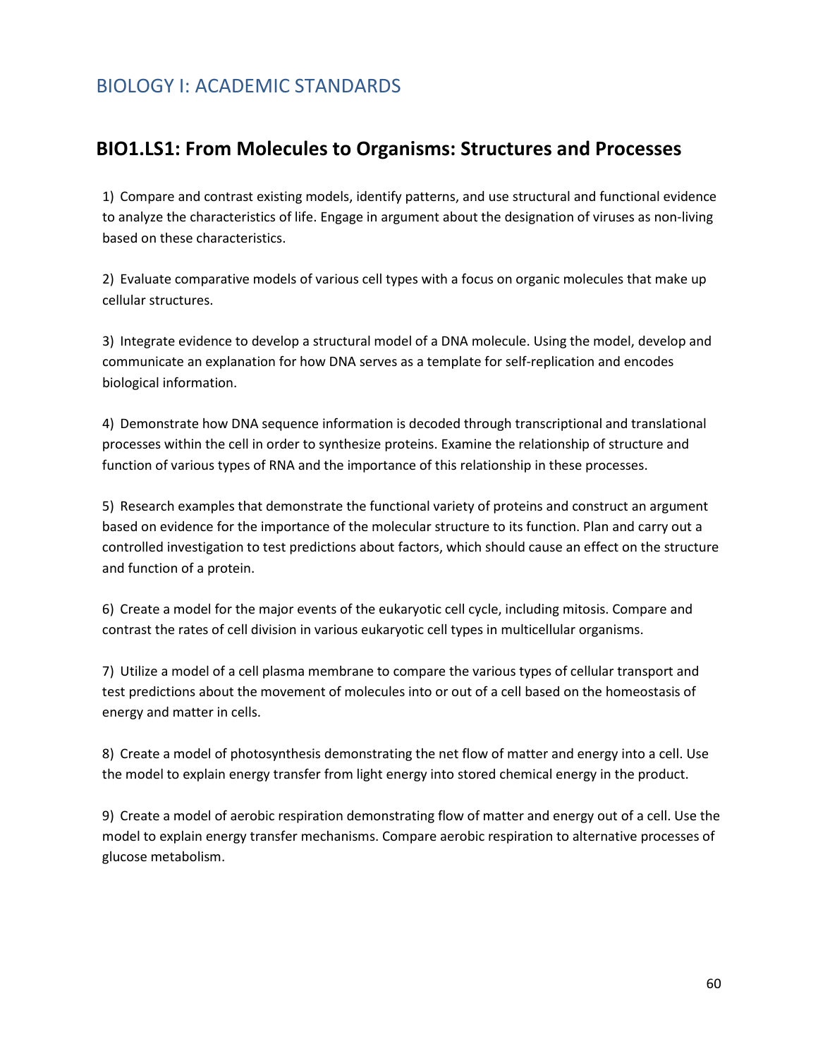# BIOLOGY I: ACADEMIC STANDARDS

## BIO1.LS1: From Molecules to Organisms: Structures and Processes

1) Compare and contrast existing models, identify patterns, and use structural and functional evidence to analyze the characteristics of life. Engage in argument about the designation of viruses as non-living based on these characteristics.

2) Evaluate comparative models of various cell types with a focus on organic molecules that make up cellular structures.

3) Integrate evidence to develop a structural model of a DNA molecule. Using the model, develop and communicate an explanation for how DNA serves as a template for self-replication and encodes biological information.

4) Demonstrate how DNA sequence information is decoded through transcriptional and translational processes within the cell in order to synthesize proteins. Examine the relationship of structure and function of various types of RNA and the importance of this relationship in these processes.

5) Research examples that demonstrate the functional variety of proteins and construct an argument based on evidence for the importance of the molecular structure to its function. Plan and carry out a controlled investigation to test predictions about factors, which should cause an effect on the structure and function of a protein.

6) Create a model for the major events of the eukaryotic cell cycle, including mitosis. Compare and contrast the rates of cell division in various eukaryotic cell types in multicellular organisms.

7) Utilize a model of a cell plasma membrane to compare the various types of cellular transport and test predictions about the movement of molecules into or out of a cell based on the homeostasis of energy and matter in cells.

8) Create a model of photosynthesis demonstrating the net flow of matter and energy into a cell. Use the model to explain energy transfer from light energy into stored chemical energy in the product.

9) Create a model of aerobic respiration demonstrating flow of matter and energy out of a cell. Use the model to explain energy transfer mechanisms. Compare aerobic respiration to alternative processes of glucose metabolism.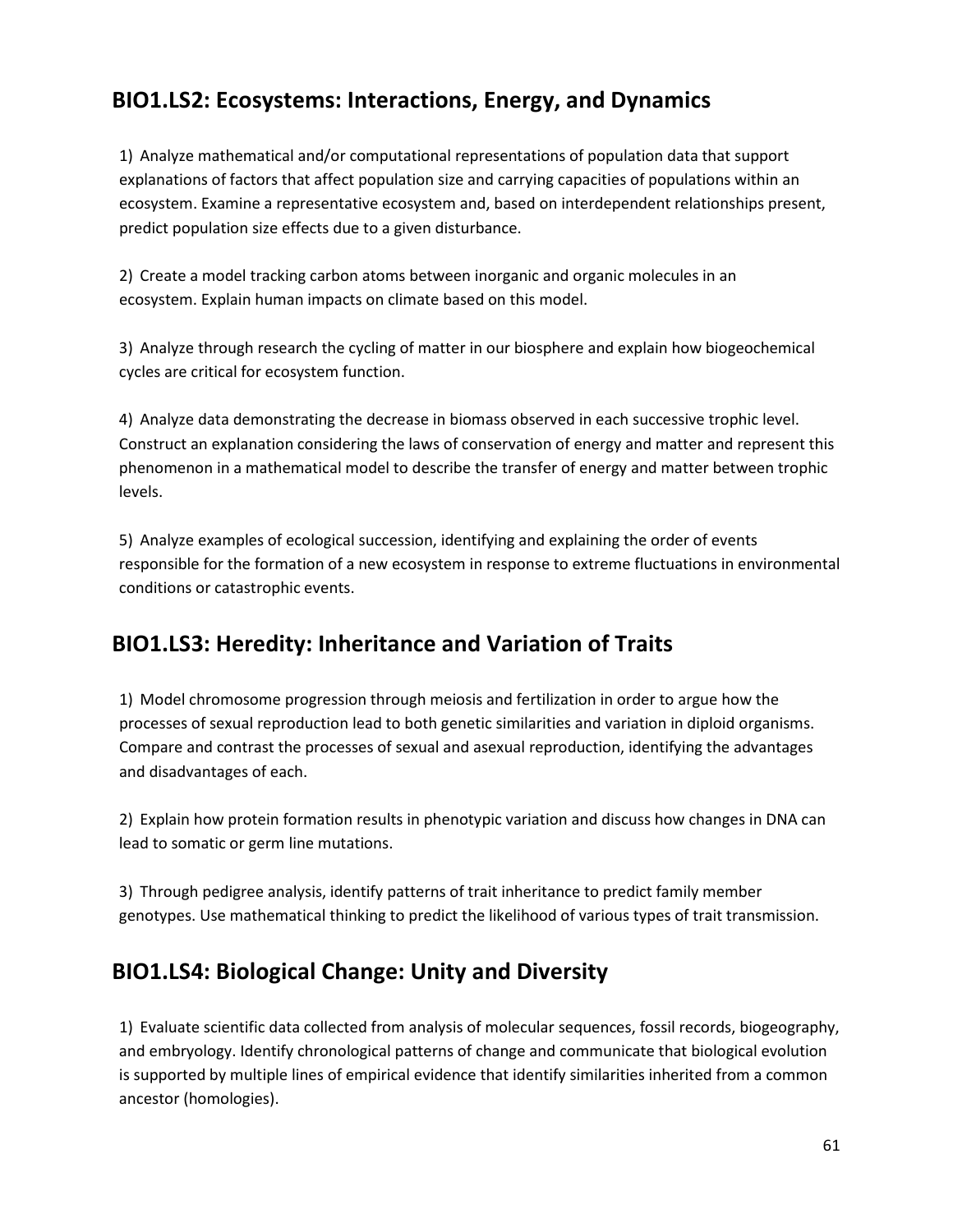## BIO1.LS2: Ecosystems: Interactions, Energy, and Dynamics

1) Analyze mathematical and/or computational representations of population data that support explanations of factors that affect population size and carrying capacities of populations within an ecosystem. Examine a representative ecosystem and, based on interdependent relationships present, predict population size effects due to a given disturbance.

2) Create a model tracking carbon atoms between inorganic and organic molecules in an ecosystem. Explain human impacts on climate based on this model.

3) Analyze through research the cycling of matter in our biosphere and explain how biogeochemical cycles are critical for ecosystem function.

4) Analyze data demonstrating the decrease in biomass observed in each successive trophic level. Construct an explanation considering the laws of conservation of energy and matter and represent this phenomenon in a mathematical model to describe the transfer of energy and matter between trophic levels.

5) Analyze examples of ecological succession, identifying and explaining the order of events responsible for the formation of a new ecosystem in response to extreme fluctuations in environmental conditions or catastrophic events.

## BIO1.LS3: Heredity: Inheritance and Variation of Traits

1) Model chromosome progression through meiosis and fertilization in order to argue how the processes of sexual reproduction lead to both genetic similarities and variation in diploid organisms. Compare and contrast the processes of sexual and asexual reproduction, identifying the advantages and disadvantages of each.

2) Explain how protein formation results in phenotypic variation and discuss how changes in DNA can lead to somatic or germ line mutations.

3) Through pedigree analysis, identify patterns of trait inheritance to predict family member genotypes. Use mathematical thinking to predict the likelihood of various types of trait transmission.

## BIO1.LS4: Biological Change: Unity and Diversity

1) Evaluate scientific data collected from analysis of molecular sequences, fossil records, biogeography, and embryology. Identify chronological patterns of change and communicate that biological evolution is supported by multiple lines of empirical evidence that identify similarities inherited from a common ancestor (homologies).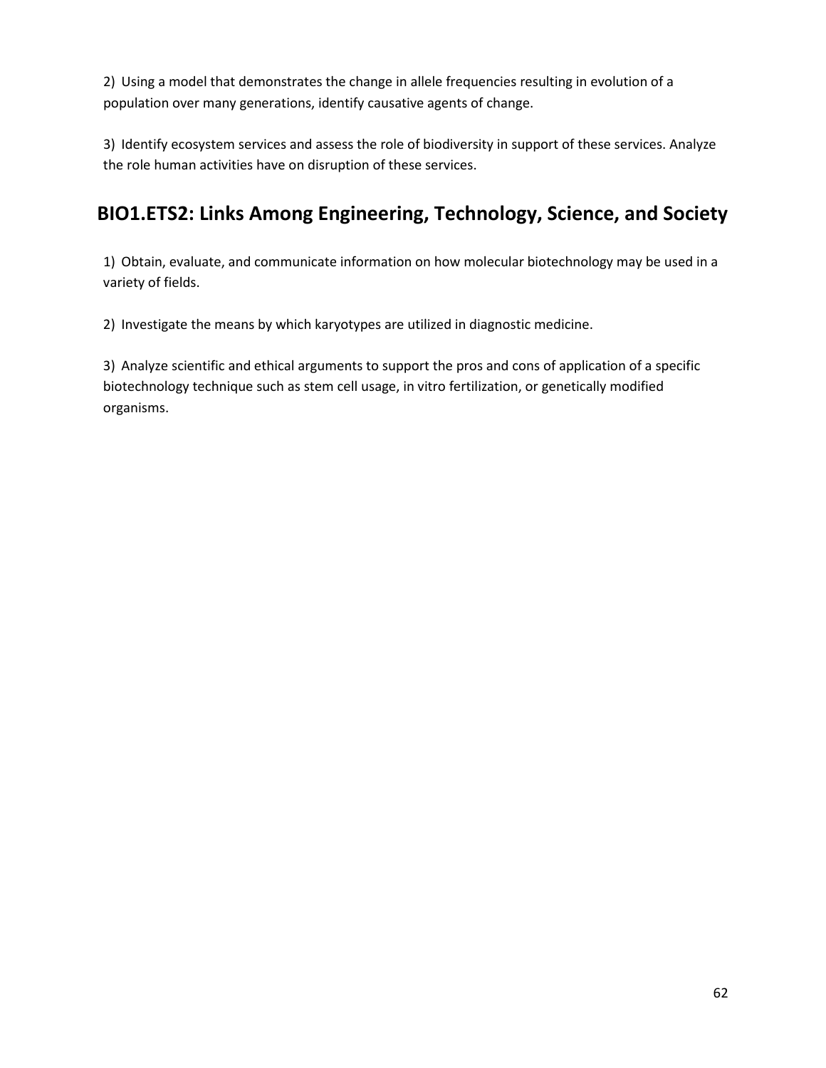2) Using a model that demonstrates the change in allele frequencies resulting in evolution of a population over many generations, identify causative agents of change.

3) Identify ecosystem services and assess the role of biodiversity in support of these services. Analyze the role human activities have on disruption of these services.

## BIO1.ETS2: Links Among Engineering, Technology, Science, and Society

1) Obtain, evaluate, and communicate information on how molecular biotechnology may be used in a variety of fields.

2) Investigate the means by which karyotypes are utilized in diagnostic medicine.

3) Analyze scientific and ethical arguments to support the pros and cons of application of a specific biotechnology technique such as stem cell usage, in vitro fertilization, or genetically modified organisms.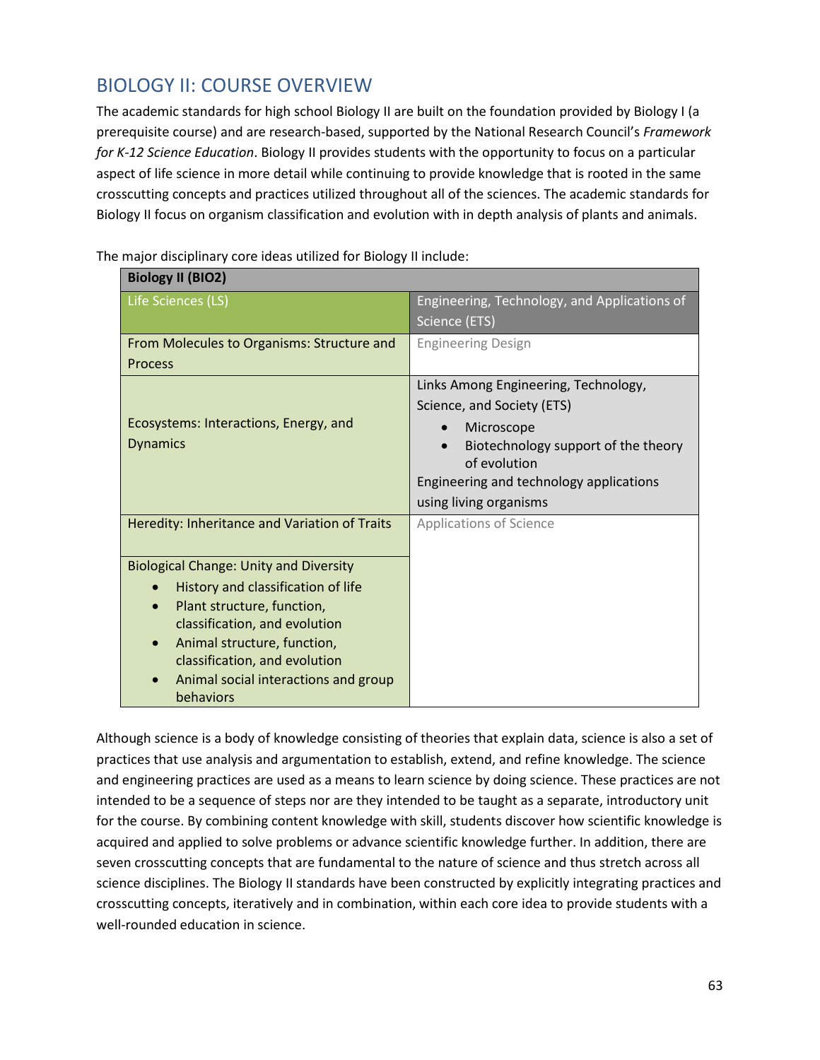## BIOLOGY II: COURSE OVERVIEW

The academic standards for high school Biology II are built on the foundation provided by Biology I (a prerequisite course) and are research-based, supported by the National Research Council's *Framework for K-12 Science Education*. Biology II provides students with the opportunity to focus on a particular aspect of life science in more detail while continuing to provide knowledge that is rooted in the same crosscutting concepts and practices utilized throughout all of the sciences. The academic standards for Biology II focus on organism classification and evolution with in depth analysis of plants and animals.

The major disciplinary core ideas utilized for Biology II include:

| **Biology II (BIO2)** | |
|---|---|
| Life Sciences (LS) | Engineering, Technology, and Applications of Science (ETS) |
| From Molecules to Organisms: Structure and Process | Engineering Design |
| Ecosystems: Interactions, Energy, and Dynamics | Links Among Engineering, Technology, Science, and Society (ETS)<br>• Microscope<br>• Biotechnology support of the theory of evolution<br>Engineering and technology applications using living organisms |
| Heredity: Inheritance and Variation of Traits | Applications of Science |
| Biological Change: Unity and Diversity<br>• History and classification of life<br>• Plant structure, function, classification, and evolution<br>• Animal structure, function, classification, and evolution<br>• Animal social interactions and group behaviors | |

Although science is a body of knowledge consisting of theories that explain data, science is also a set of practices that use analysis and argumentation to establish, extend, and refine knowledge. The science and engineering practices are used as a means to learn science by doing science. These practices are not intended to be a sequence of steps nor are they intended to be taught as a separate, introductory unit for the course. By combining content knowledge with skill, students discover how scientific knowledge is acquired and applied to solve problems or advance scientific knowledge further. In addition, there are seven crosscutting concepts that are fundamental to the nature of science and thus stretch across all science disciplines. The Biology II standards have been constructed by explicitly integrating practices and crosscutting concepts, iteratively and in combination, within each core idea to provide students with a well-rounded education in science.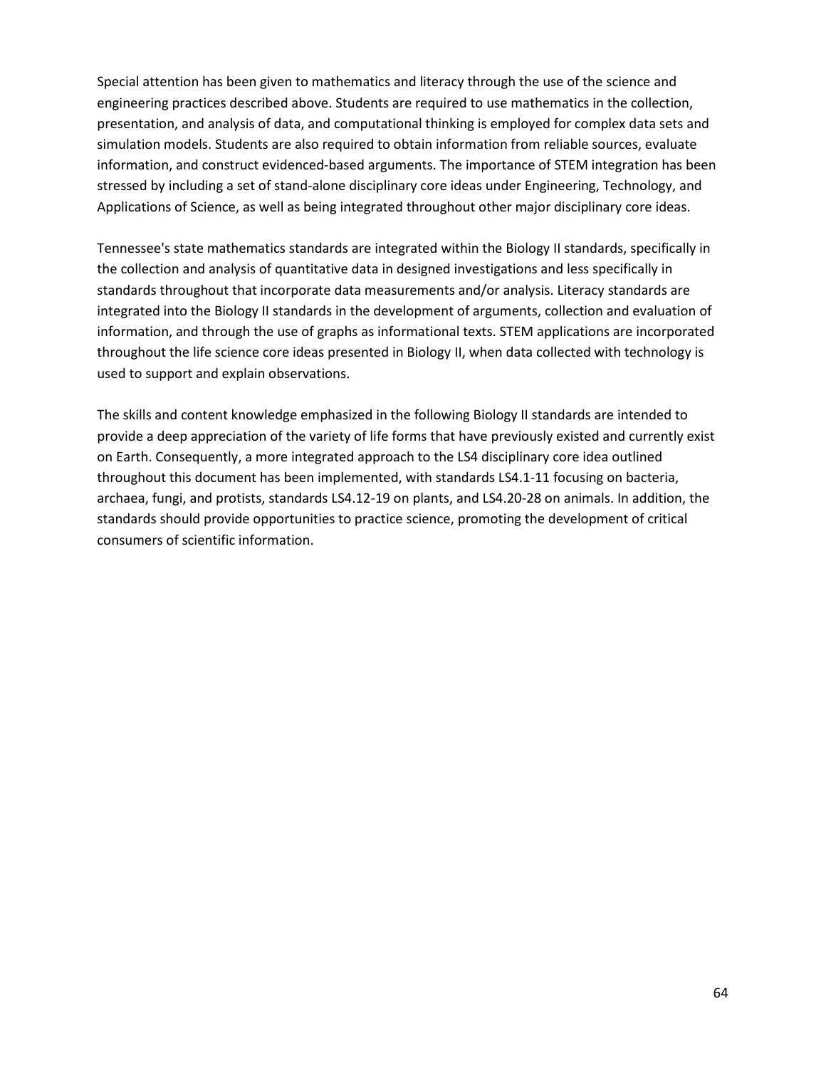Special attention has been given to mathematics and literacy through the use of the science and engineering practices described above. Students are required to use mathematics in the collection, presentation, and analysis of data, and computational thinking is employed for complex data sets and simulation models. Students are also required to obtain information from reliable sources, evaluate information, and construct evidenced-based arguments. The importance of STEM integration has been stressed by including a set of stand-alone disciplinary core ideas under Engineering, Technology, and Applications of Science, as well as being integrated throughout other major disciplinary core ideas.

Tennessee's state mathematics standards are integrated within the Biology II standards, specifically in the collection and analysis of quantitative data in designed investigations and less specifically in standards throughout that incorporate data measurements and/or analysis. Literacy standards are integrated into the Biology II standards in the development of arguments, collection and evaluation of information, and through the use of graphs as informational texts. STEM applications are incorporated throughout the life science core ideas presented in Biology II, when data collected with technology is used to support and explain observations.

The skills and content knowledge emphasized in the following Biology II standards are intended to provide a deep appreciation of the variety of life forms that have previously existed and currently exist on Earth. Consequently, a more integrated approach to the LS4 disciplinary core idea outlined throughout this document has been implemented, with standards LS4.1-11 focusing on bacteria, archaea, fungi, and protists, standards LS4.12-19 on plants, and LS4.20-28 on animals. In addition, the standards should provide opportunities to practice science, promoting the development of critical consumers of scientific information.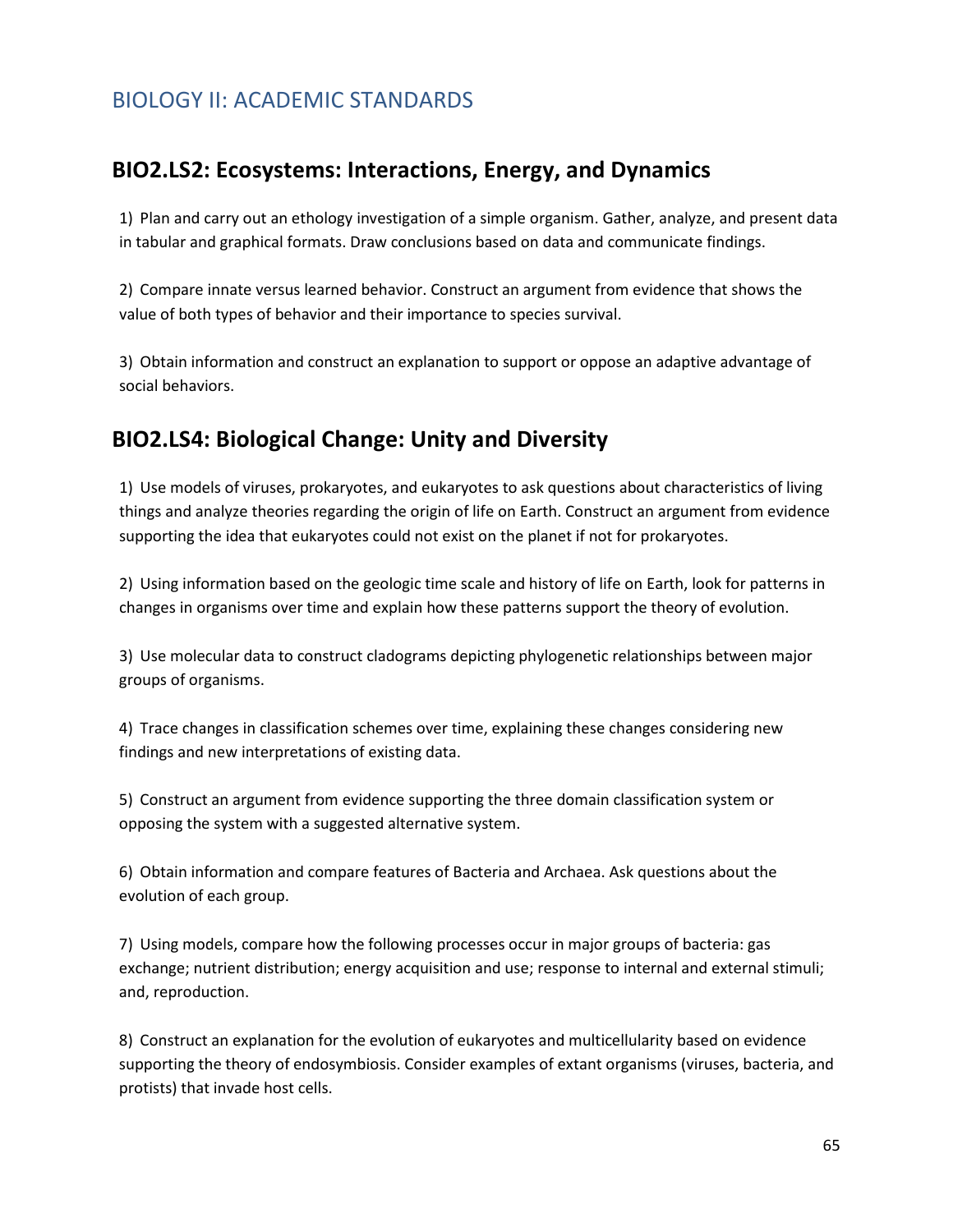# BIOLOGY II: ACADEMIC STANDARDS

## BIO2.LS2: Ecosystems: Interactions, Energy, and Dynamics

1) Plan and carry out an ethology investigation of a simple organism. Gather, analyze, and present data in tabular and graphical formats. Draw conclusions based on data and communicate findings.

2) Compare innate versus learned behavior. Construct an argument from evidence that shows the value of both types of behavior and their importance to species survival.

3) Obtain information and construct an explanation to support or oppose an adaptive advantage of social behaviors.

## BIO2.LS4: Biological Change: Unity and Diversity

1) Use models of viruses, prokaryotes, and eukaryotes to ask questions about characteristics of living things and analyze theories regarding the origin of life on Earth. Construct an argument from evidence supporting the idea that eukaryotes could not exist on the planet if not for prokaryotes.

2) Using information based on the geologic time scale and history of life on Earth, look for patterns in changes in organisms over time and explain how these patterns support the theory of evolution.

3) Use molecular data to construct cladograms depicting phylogenetic relationships between major groups of organisms.

4) Trace changes in classification schemes over time, explaining these changes considering new findings and new interpretations of existing data.

5) Construct an argument from evidence supporting the three domain classification system or opposing the system with a suggested alternative system.

6) Obtain information and compare features of Bacteria and Archaea. Ask questions about the evolution of each group.

7) Using models, compare how the following processes occur in major groups of bacteria: gas exchange; nutrient distribution; energy acquisition and use; response to internal and external stimuli; and, reproduction.

8) Construct an explanation for the evolution of eukaryotes and multicellularity based on evidence supporting the theory of endosymbiosis. Consider examples of extant organisms (viruses, bacteria, and protists) that invade host cells.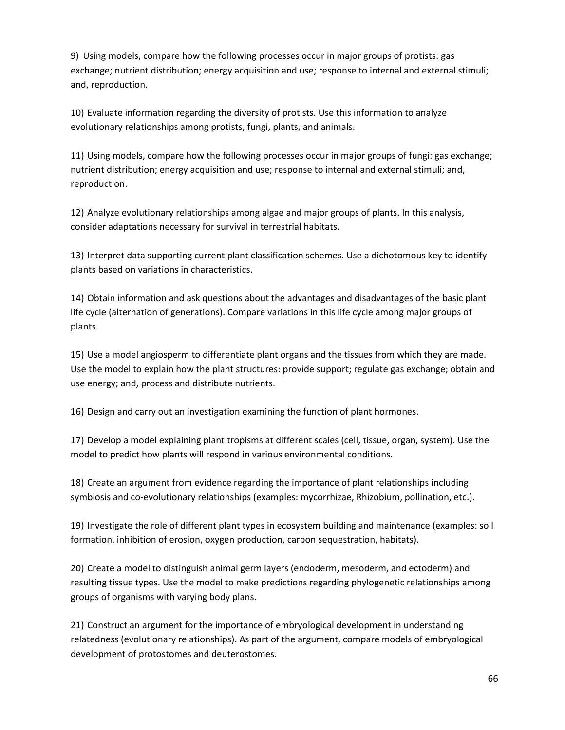9) Using models, compare how the following processes occur in major groups of protists: gas exchange; nutrient distribution; energy acquisition and use; response to internal and external stimuli; and, reproduction.

10) Evaluate information regarding the diversity of protists. Use this information to analyze evolutionary relationships among protists, fungi, plants, and animals.

11) Using models, compare how the following processes occur in major groups of fungi: gas exchange; nutrient distribution; energy acquisition and use; response to internal and external stimuli; and, reproduction.

12) Analyze evolutionary relationships among algae and major groups of plants. In this analysis, consider adaptations necessary for survival in terrestrial habitats.

13) Interpret data supporting current plant classification schemes. Use a dichotomous key to identify plants based on variations in characteristics.

14) Obtain information and ask questions about the advantages and disadvantages of the basic plant life cycle (alternation of generations). Compare variations in this life cycle among major groups of plants.

15) Use a model angiosperm to differentiate plant organs and the tissues from which they are made. Use the model to explain how the plant structures: provide support; regulate gas exchange; obtain and use energy; and, process and distribute nutrients.

16) Design and carry out an investigation examining the function of plant hormones.

17) Develop a model explaining plant tropisms at different scales (cell, tissue, organ, system). Use the model to predict how plants will respond in various environmental conditions.

18) Create an argument from evidence regarding the importance of plant relationships including symbiosis and co-evolutionary relationships (examples: mycorrhizae, Rhizobium, pollination, etc.).

19) Investigate the role of different plant types in ecosystem building and maintenance (examples: soil formation, inhibition of erosion, oxygen production, carbon sequestration, habitats).

20) Create a model to distinguish animal germ layers (endoderm, mesoderm, and ectoderm) and resulting tissue types. Use the model to make predictions regarding phylogenetic relationships among groups of organisms with varying body plans.

21) Construct an argument for the importance of embryological development in understanding relatedness (evolutionary relationships). As part of the argument, compare models of embryological development of protostomes and deuterostomes.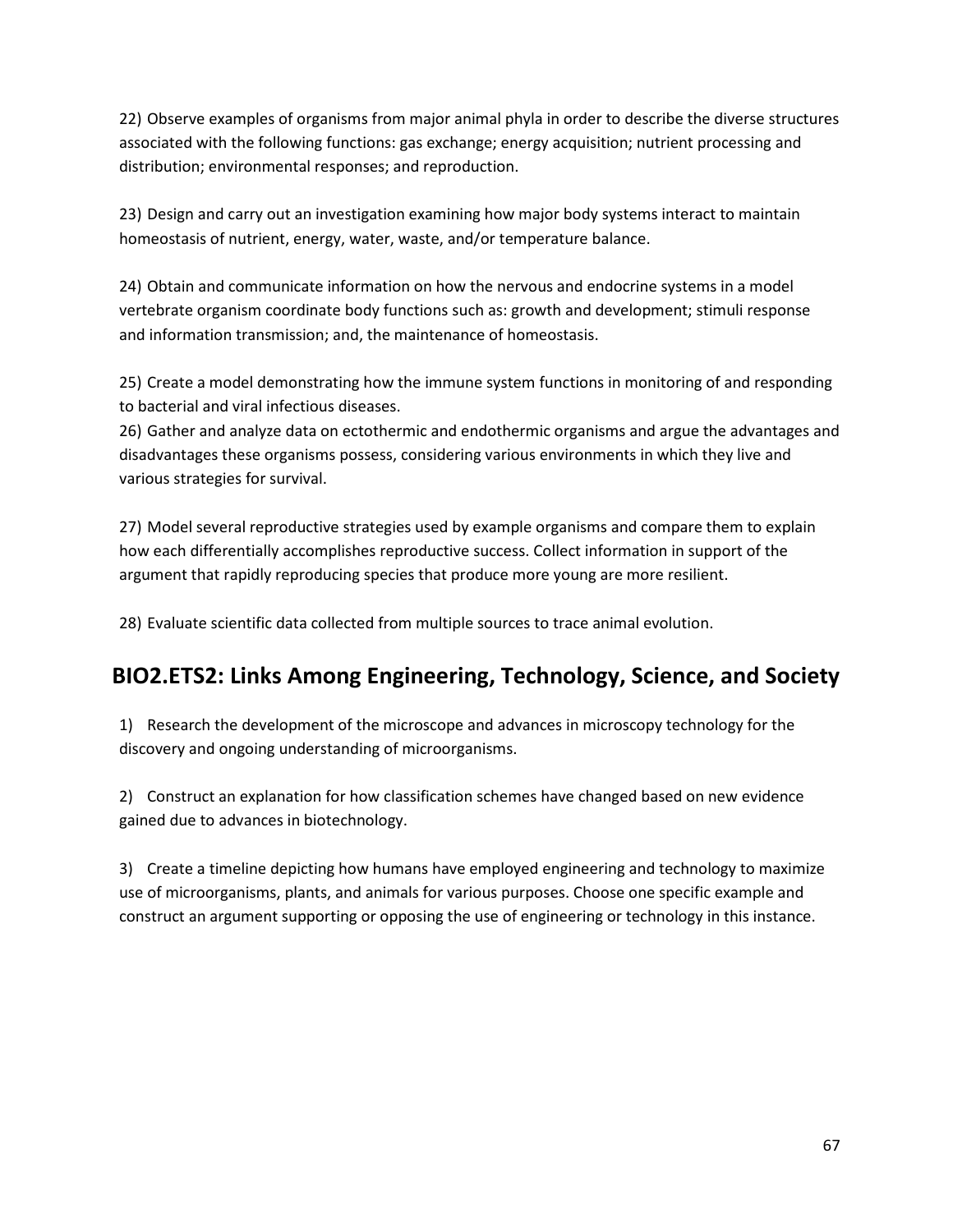22) Observe examples of organisms from major animal phyla in order to describe the diverse structures associated with the following functions: gas exchange; energy acquisition; nutrient processing and distribution; environmental responses; and reproduction.

23) Design and carry out an investigation examining how major body systems interact to maintain homeostasis of nutrient, energy, water, waste, and/or temperature balance.

24) Obtain and communicate information on how the nervous and endocrine systems in a model vertebrate organism coordinate body functions such as: growth and development; stimuli response and information transmission; and, the maintenance of homeostasis.

25) Create a model demonstrating how the immune system functions in monitoring of and responding to bacterial and viral infectious diseases.

26) Gather and analyze data on ectothermic and endothermic organisms and argue the advantages and disadvantages these organisms possess, considering various environments in which they live and various strategies for survival.

27) Model several reproductive strategies used by example organisms and compare them to explain how each differentially accomplishes reproductive success. Collect information in support of the argument that rapidly reproducing species that produce more young are more resilient.

28) Evaluate scientific data collected from multiple sources to trace animal evolution.

## BIO2.ETS2: Links Among Engineering, Technology, Science, and Society

1) Research the development of the microscope and advances in microscopy technology for the discovery and ongoing understanding of microorganisms.

2) Construct an explanation for how classification schemes have changed based on new evidence gained due to advances in biotechnology.

3) Create a timeline depicting how humans have employed engineering and technology to maximize use of microorganisms, plants, and animals for various purposes. Choose one specific example and construct an argument supporting or opposing the use of engineering or technology in this instance.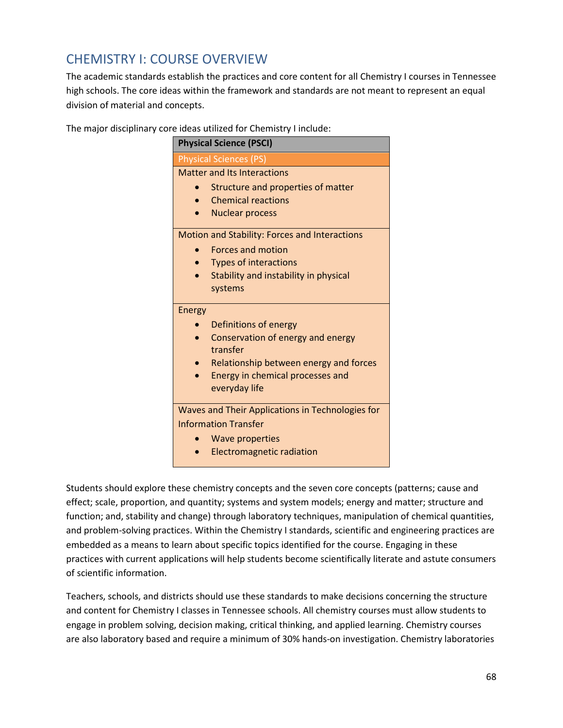## CHEMISTRY I: COURSE OVERVIEW

The academic standards establish the practices and core content for all Chemistry I courses in Tennessee high schools. The core ideas within the framework and standards are not meant to represent an equal division of material and concepts.

The major disciplinary core ideas utilized for Chemistry I include:

| **Physical Science (PSCI)** |
|---|
| Physical Sciences (PS) |
| Matter and Its Interactions<br>• Structure and properties of matter<br>• Chemical reactions<br>• Nuclear process |
| Motion and Stability: Forces and Interactions<br>• Forces and motion<br>• Types of interactions<br>• Stability and instability in physical systems |
| Energy<br>• Definitions of energy<br>• Conservation of energy and energy transfer<br>• Relationship between energy and forces<br>• Energy in chemical processes and everyday life |
| Waves and Their Applications in Technologies for Information Transfer<br>• Wave properties<br>• Electromagnetic radiation |

Students should explore these chemistry concepts and the seven core concepts (patterns; cause and effect; scale, proportion, and quantity; systems and system models; energy and matter; structure and function; and, stability and change) through laboratory techniques, manipulation of chemical quantities, and problem-solving practices. Within the Chemistry I standards, scientific and engineering practices are embedded as a means to learn about specific topics identified for the course. Engaging in these practices with current applications will help students become scientifically literate and astute consumers of scientific information.

Teachers, schools, and districts should use these standards to make decisions concerning the structure and content for Chemistry I classes in Tennessee schools. All chemistry courses must allow students to engage in problem solving, decision making, critical thinking, and applied learning. Chemistry courses are also laboratory based and require a minimum of 30% hands-on investigation. Chemistry laboratories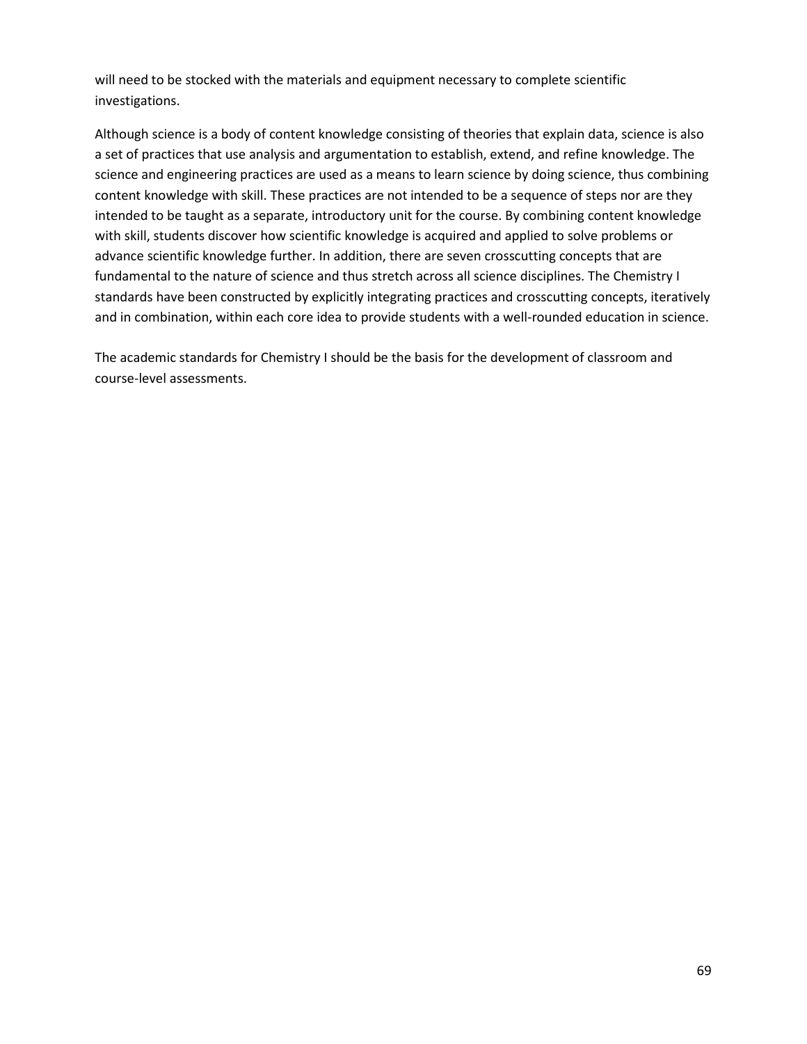will need to be stocked with the materials and equipment necessary to complete scientific investigations.

Although science is a body of content knowledge consisting of theories that explain data, science is also a set of practices that use analysis and argumentation to establish, extend, and refine knowledge. The science and engineering practices are used as a means to learn science by doing science, thus combining content knowledge with skill. These practices are not intended to be a sequence of steps nor are they intended to be taught as a separate, introductory unit for the course. By combining content knowledge with skill, students discover how scientific knowledge is acquired and applied to solve problems or advance scientific knowledge further. In addition, there are seven crosscutting concepts that are fundamental to the nature of science and thus stretch across all science disciplines. The Chemistry I standards have been constructed by explicitly integrating practices and crosscutting concepts, iteratively and in combination, within each core idea to provide students with a well-rounded education in science.

The academic standards for Chemistry I should be the basis for the development of classroom and course-level assessments.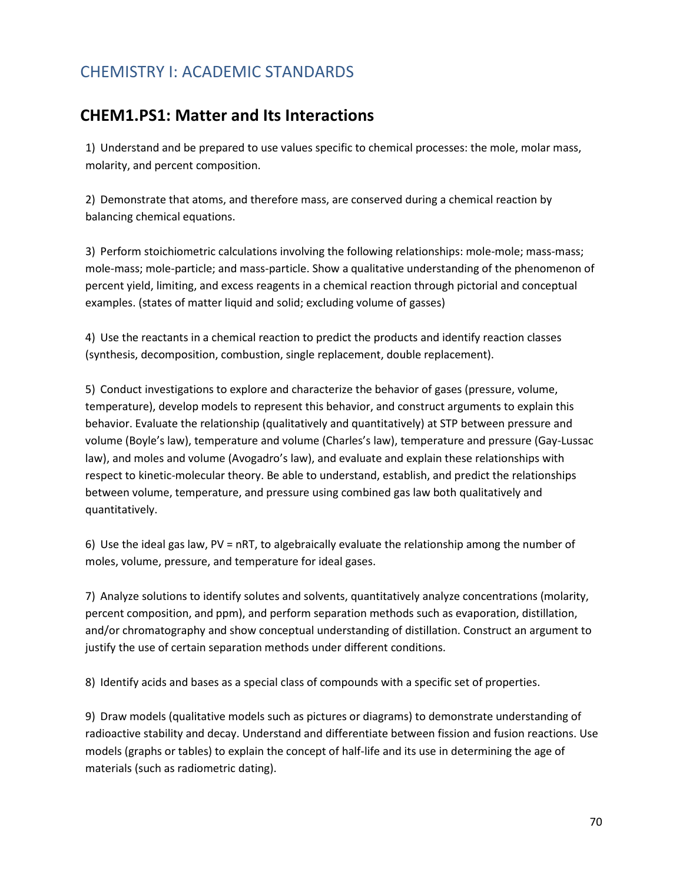## CHEMISTRY I: ACADEMIC STANDARDS

## CHEM1.PS1: Matter and Its Interactions

1) Understand and be prepared to use values specific to chemical processes: the mole, molar mass, molarity, and percent composition.

2) Demonstrate that atoms, and therefore mass, are conserved during a chemical reaction by balancing chemical equations.

3) Perform stoichiometric calculations involving the following relationships: mole-mole; mass-mass; mole-mass; mole-particle; and mass-particle. Show a qualitative understanding of the phenomenon of percent yield, limiting, and excess reagents in a chemical reaction through pictorial and conceptual examples. (states of matter liquid and solid; excluding volume of gasses)

4) Use the reactants in a chemical reaction to predict the products and identify reaction classes (synthesis, decomposition, combustion, single replacement, double replacement).

5) Conduct investigations to explore and characterize the behavior of gases (pressure, volume, temperature), develop models to represent this behavior, and construct arguments to explain this behavior. Evaluate the relationship (qualitatively and quantitatively) at STP between pressure and volume (Boyle's law), temperature and volume (Charles's law), temperature and pressure (Gay-Lussac law), and moles and volume (Avogadro's law), and evaluate and explain these relationships with respect to kinetic-molecular theory. Be able to understand, establish, and predict the relationships between volume, temperature, and pressure using combined gas law both qualitatively and quantitatively.

6) Use the ideal gas law, $PV = nRT$, to algebraically evaluate the relationship among the number of moles, volume, pressure, and temperature for ideal gases.

7) Analyze solutions to identify solutes and solvents, quantitatively analyze concentrations (molarity, percent composition, and ppm), and perform separation methods such as evaporation, distillation, and/or chromatography and show conceptual understanding of distillation. Construct an argument to justify the use of certain separation methods under different conditions.

8) Identify acids and bases as a special class of compounds with a specific set of properties.

9) Draw models (qualitative models such as pictures or diagrams) to demonstrate understanding of radioactive stability and decay. Understand and differentiate between fission and fusion reactions. Use models (graphs or tables) to explain the concept of half-life and its use in determining the age of materials (such as radiometric dating).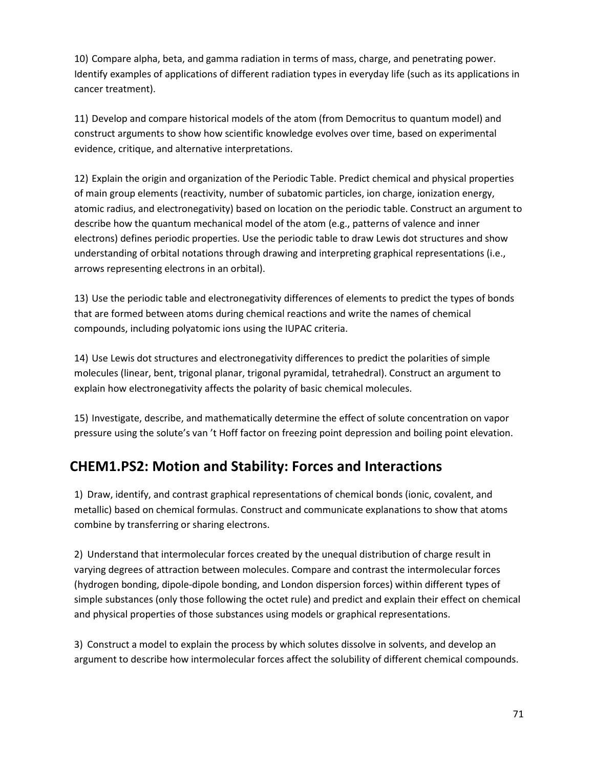10) Compare alpha, beta, and gamma radiation in terms of mass, charge, and penetrating power. Identify examples of applications of different radiation types in everyday life (such as its applications in cancer treatment).

11) Develop and compare historical models of the atom (from Democritus to quantum model) and construct arguments to show how scientific knowledge evolves over time, based on experimental evidence, critique, and alternative interpretations.

12) Explain the origin and organization of the Periodic Table. Predict chemical and physical properties of main group elements (reactivity, number of subatomic particles, ion charge, ionization energy, atomic radius, and electronegativity) based on location on the periodic table. Construct an argument to describe how the quantum mechanical model of the atom (e.g., patterns of valence and inner electrons) defines periodic properties. Use the periodic table to draw Lewis dot structures and show understanding of orbital notations through drawing and interpreting graphical representations (i.e., arrows representing electrons in an orbital).

13) Use the periodic table and electronegativity differences of elements to predict the types of bonds that are formed between atoms during chemical reactions and write the names of chemical compounds, including polyatomic ions using the IUPAC criteria.

14) Use Lewis dot structures and electronegativity differences to predict the polarities of simple molecules (linear, bent, trigonal planar, trigonal pyramidal, tetrahedral). Construct an argument to explain how electronegativity affects the polarity of basic chemical molecules.

15) Investigate, describe, and mathematically determine the effect of solute concentration on vapor pressure using the solute's van 't Hoff factor on freezing point depression and boiling point elevation.

## CHEM1.PS2: Motion and Stability: Forces and Interactions

1) Draw, identify, and contrast graphical representations of chemical bonds (ionic, covalent, and metallic) based on chemical formulas. Construct and communicate explanations to show that atoms combine by transferring or sharing electrons.

2) Understand that intermolecular forces created by the unequal distribution of charge result in varying degrees of attraction between molecules. Compare and contrast the intermolecular forces (hydrogen bonding, dipole-dipole bonding, and London dispersion forces) within different types of simple substances (only those following the octet rule) and predict and explain their effect on chemical and physical properties of those substances using models or graphical representations.

3) Construct a model to explain the process by which solutes dissolve in solvents, and develop an argument to describe how intermolecular forces affect the solubility of different chemical compounds.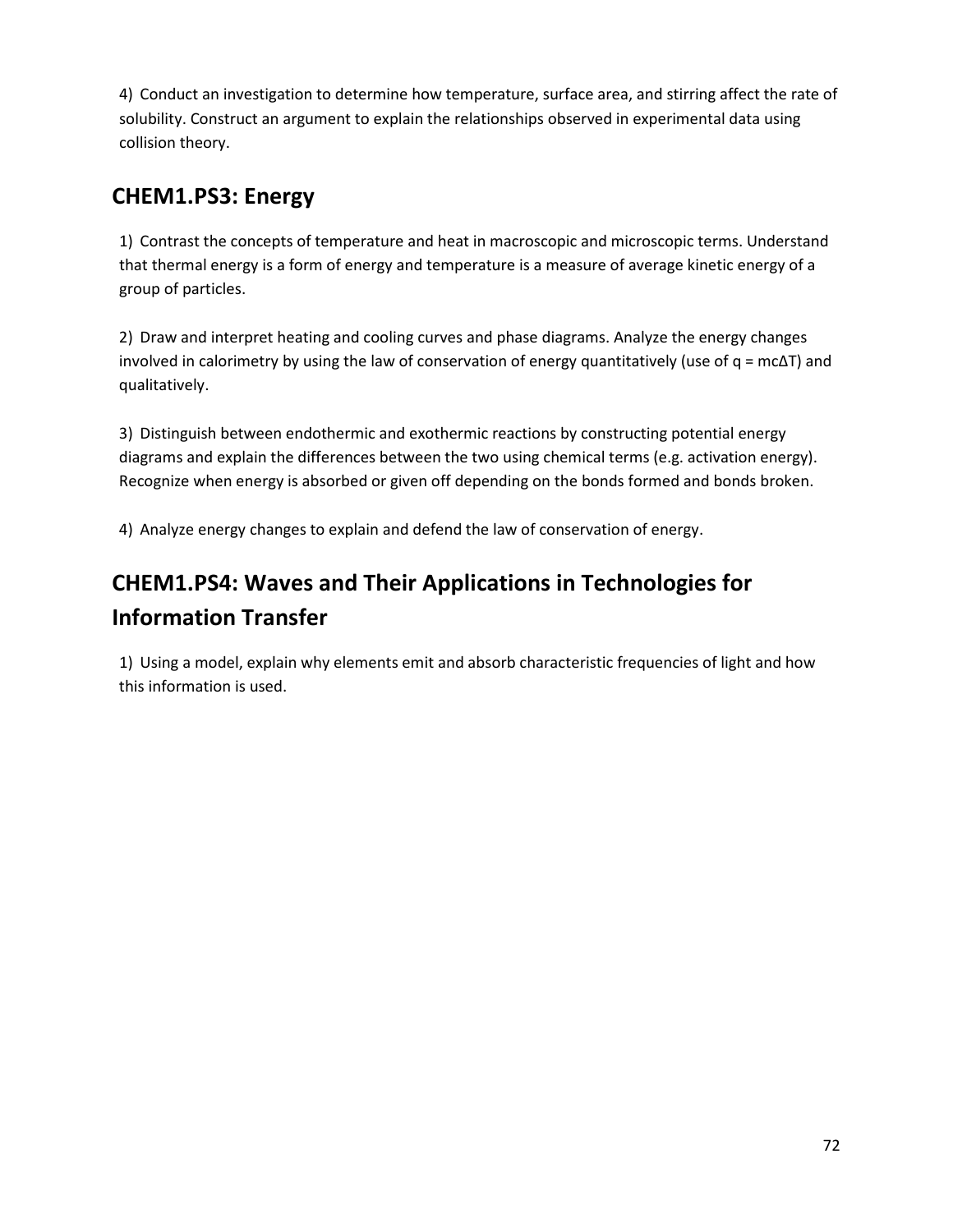4) Conduct an investigation to determine how temperature, surface area, and stirring affect the rate of solubility. Construct an argument to explain the relationships observed in experimental data using collision theory.

## CHEM1.PS3: Energy

1) Contrast the concepts of temperature and heat in macroscopic and microscopic terms. Understand that thermal energy is a form of energy and temperature is a measure of average kinetic energy of a group of particles.

2) Draw and interpret heating and cooling curves and phase diagrams. Analyze the energy changes involved in calorimetry by using the law of conservation of energy quantitatively (use of $q = mc\Delta T$) and qualitatively.

3) Distinguish between endothermic and exothermic reactions by constructing potential energy diagrams and explain the differences between the two using chemical terms (e.g. activation energy). Recognize when energy is absorbed or given off depending on the bonds formed and bonds broken.

4) Analyze energy changes to explain and defend the law of conservation of energy.

## CHEM1.PS4: Waves and Their Applications in Technologies for Information Transfer

1) Using a model, explain why elements emit and absorb characteristic frequencies of light and how this information is used.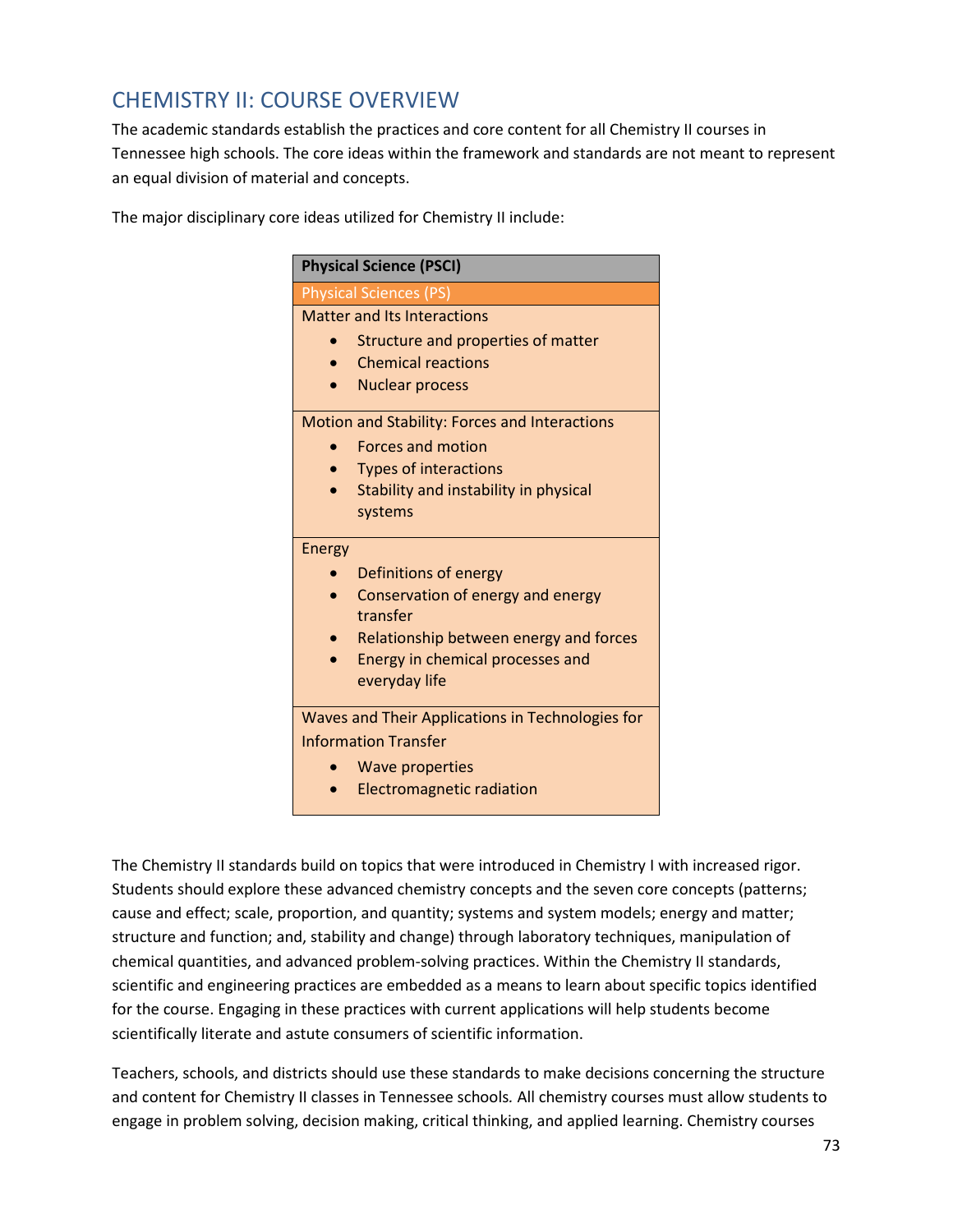## CHEMISTRY II: COURSE OVERVIEW

The academic standards establish the practices and core content for all Chemistry II courses in Tennessee high schools. The core ideas within the framework and standards are not meant to represent an equal division of material and concepts.

The major disciplinary core ideas utilized for Chemistry II include:

| **Physical Science (PSCI)** |
|---|
| Physical Sciences (PS) |
| Matter and Its Interactions<br>• Structure and properties of matter<br>• Chemical reactions<br>• Nuclear process |
| Motion and Stability: Forces and Interactions<br>• Forces and motion<br>• Types of interactions<br>• Stability and instability in physical systems |
| Energy<br>• Definitions of energy<br>• Conservation of energy and energy transfer<br>• Relationship between energy and forces<br>• Energy in chemical processes and everyday life |
| Waves and Their Applications in Technologies for Information Transfer<br>• Wave properties<br>• Electromagnetic radiation |

The Chemistry II standards build on topics that were introduced in Chemistry I with increased rigor. Students should explore these advanced chemistry concepts and the seven core concepts (patterns; cause and effect; scale, proportion, and quantity; systems and system models; energy and matter; structure and function; and, stability and change) through laboratory techniques, manipulation of chemical quantities, and advanced problem-solving practices. Within the Chemistry II standards, scientific and engineering practices are embedded as a means to learn about specific topics identified for the course. Engaging in these practices with current applications will help students become scientifically literate and astute consumers of scientific information.

Teachers, schools, and districts should use these standards to make decisions concerning the structure and content for Chemistry II classes in Tennessee schools. All chemistry courses must allow students to engage in problem solving, decision making, critical thinking, and applied learning. Chemistry courses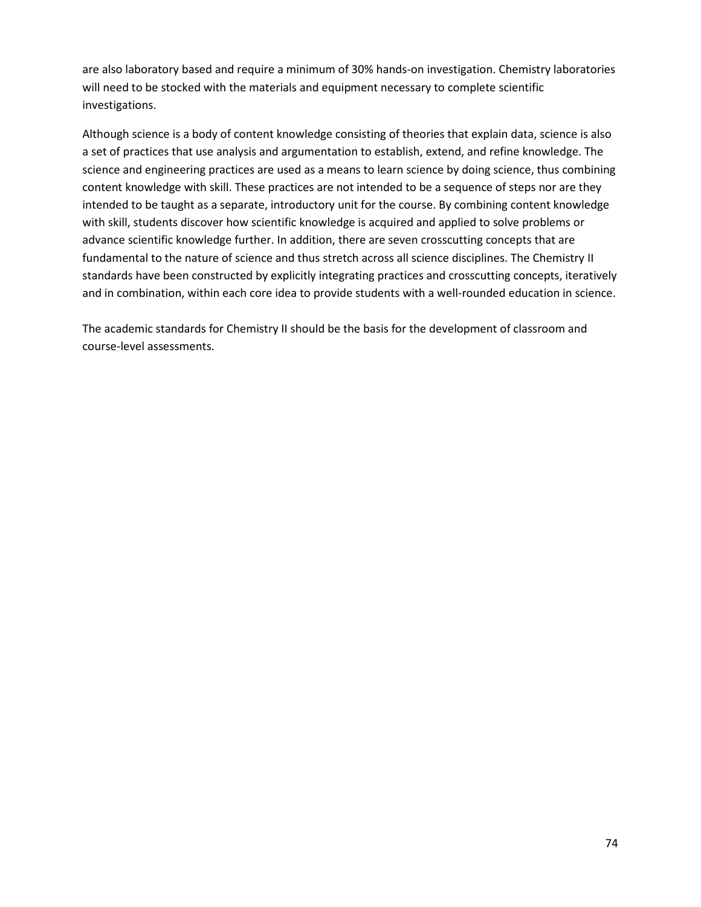are also laboratory based and require a minimum of 30% hands-on investigation. Chemistry laboratories will need to be stocked with the materials and equipment necessary to complete scientific investigations.

Although science is a body of content knowledge consisting of theories that explain data, science is also a set of practices that use analysis and argumentation to establish, extend, and refine knowledge. The science and engineering practices are used as a means to learn science by doing science, thus combining content knowledge with skill. These practices are not intended to be a sequence of steps nor are they intended to be taught as a separate, introductory unit for the course. By combining content knowledge with skill, students discover how scientific knowledge is acquired and applied to solve problems or advance scientific knowledge further. In addition, there are seven crosscutting concepts that are fundamental to the nature of science and thus stretch across all science disciplines. The Chemistry II standards have been constructed by explicitly integrating practices and crosscutting concepts, iteratively and in combination, within each core idea to provide students with a well-rounded education in science.

The academic standards for Chemistry II should be the basis for the development of classroom and course-level assessments.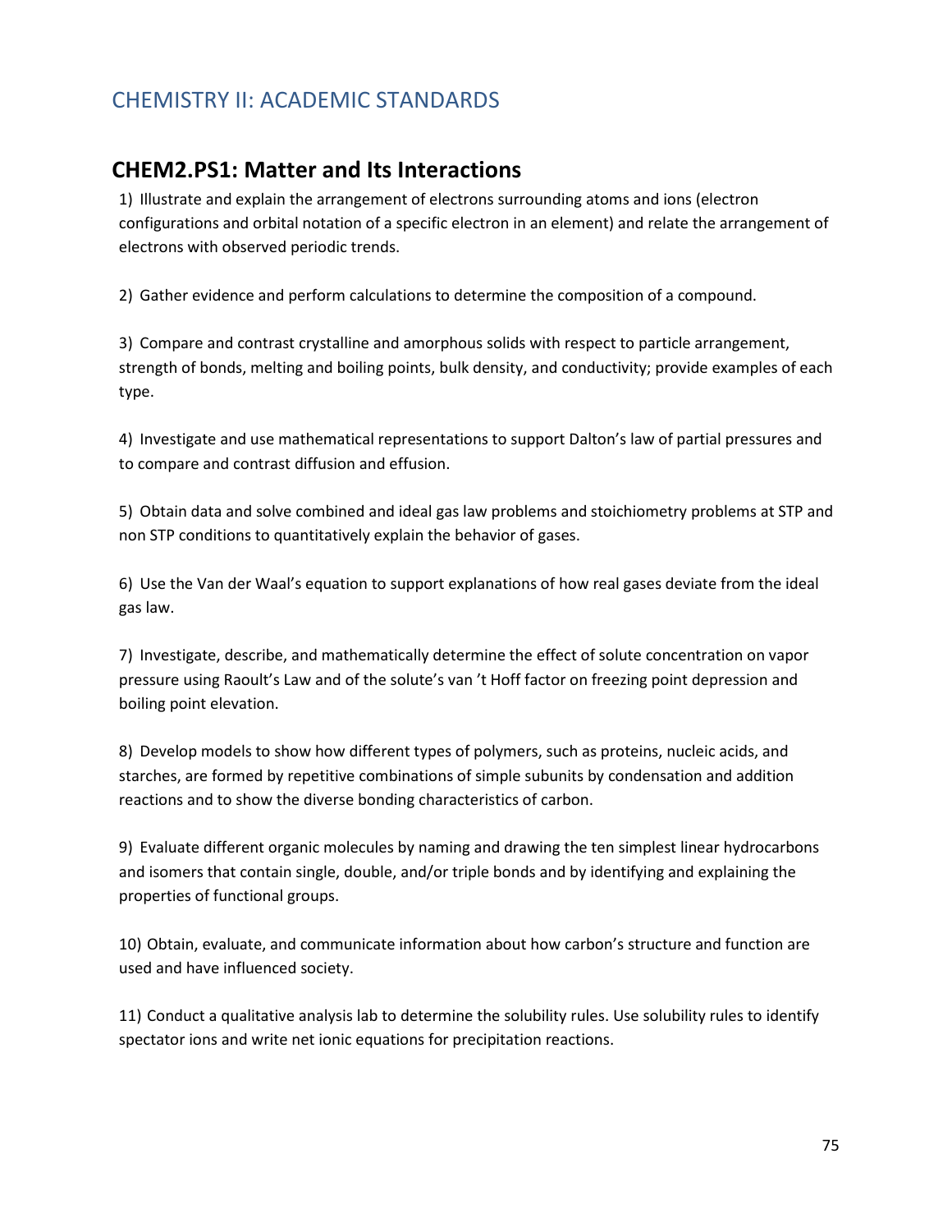# CHEMISTRY II: ACADEMIC STANDARDS

## CHEM2.PS1: Matter and Its Interactions

1) Illustrate and explain the arrangement of electrons surrounding atoms and ions (electron configurations and orbital notation of a specific electron in an element) and relate the arrangement of electrons with observed periodic trends.

2) Gather evidence and perform calculations to determine the composition of a compound.

3) Compare and contrast crystalline and amorphous solids with respect to particle arrangement, strength of bonds, melting and boiling points, bulk density, and conductivity; provide examples of each type.

4) Investigate and use mathematical representations to support Dalton's law of partial pressures and to compare and contrast diffusion and effusion.

5) Obtain data and solve combined and ideal gas law problems and stoichiometry problems at STP and non STP conditions to quantitatively explain the behavior of gases.

6) Use the Van der Waal's equation to support explanations of how real gases deviate from the ideal gas law.

7) Investigate, describe, and mathematically determine the effect of solute concentration on vapor pressure using Raoult's Law and of the solute's van 't Hoff factor on freezing point depression and boiling point elevation.

8) Develop models to show how different types of polymers, such as proteins, nucleic acids, and starches, are formed by repetitive combinations of simple subunits by condensation and addition reactions and to show the diverse bonding characteristics of carbon.

9) Evaluate different organic molecules by naming and drawing the ten simplest linear hydrocarbons and isomers that contain single, double, and/or triple bonds and by identifying and explaining the properties of functional groups.

10) Obtain, evaluate, and communicate information about how carbon's structure and function are used and have influenced society.

11) Conduct a qualitative analysis lab to determine the solubility rules. Use solubility rules to identify spectator ions and write net ionic equations for precipitation reactions.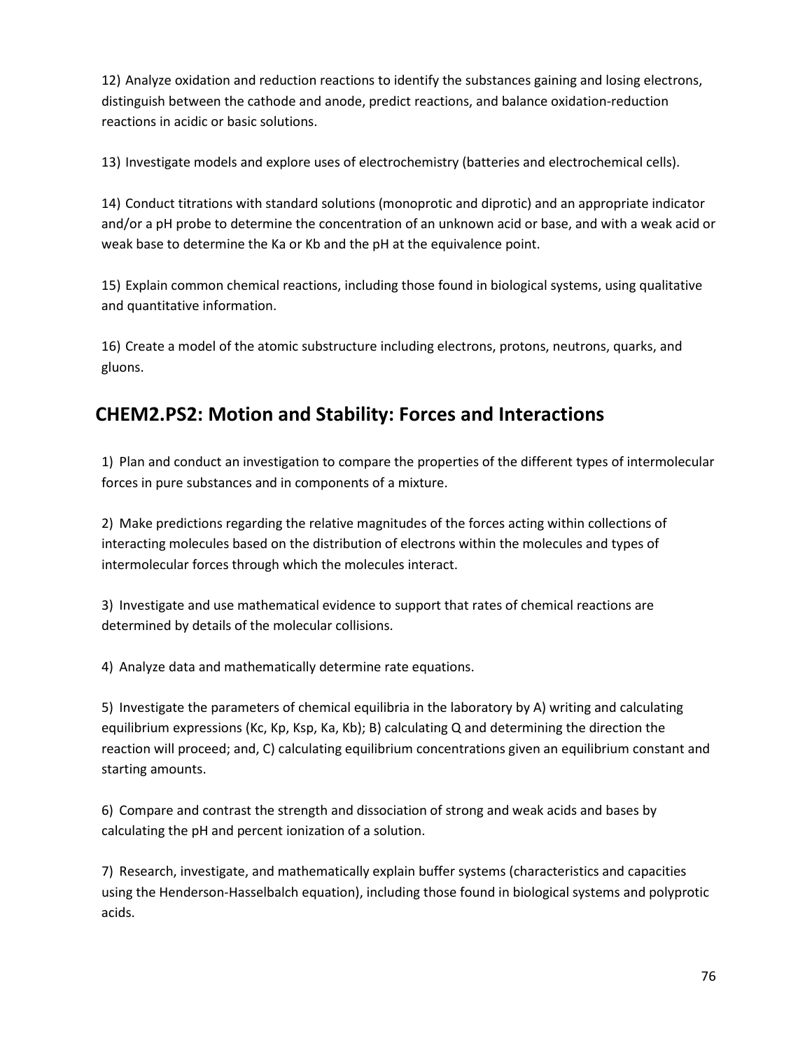12) Analyze oxidation and reduction reactions to identify the substances gaining and losing electrons, distinguish between the cathode and anode, predict reactions, and balance oxidation-reduction reactions in acidic or basic solutions.

13) Investigate models and explore uses of electrochemistry (batteries and electrochemical cells).

14) Conduct titrations with standard solutions (monoprotic and diprotic) and an appropriate indicator and/or a pH probe to determine the concentration of an unknown acid or base, and with a weak acid or weak base to determine the Ka or Kb and the pH at the equivalence point.

15) Explain common chemical reactions, including those found in biological systems, using qualitative and quantitative information.

16) Create a model of the atomic substructure including electrons, protons, neutrons, quarks, and gluons.

## CHEM2.PS2: Motion and Stability: Forces and Interactions

1) Plan and conduct an investigation to compare the properties of the different types of intermolecular forces in pure substances and in components of a mixture.

2) Make predictions regarding the relative magnitudes of the forces acting within collections of interacting molecules based on the distribution of electrons within the molecules and types of intermolecular forces through which the molecules interact.

3) Investigate and use mathematical evidence to support that rates of chemical reactions are determined by details of the molecular collisions.

4) Analyze data and mathematically determine rate equations.

5) Investigate the parameters of chemical equilibria in the laboratory by A) writing and calculating equilibrium expressions (Kc, Kp, Ksp, Ka, Kb); B) calculating Q and determining the direction the reaction will proceed; and, C) calculating equilibrium concentrations given an equilibrium constant and starting amounts.

6) Compare and contrast the strength and dissociation of strong and weak acids and bases by calculating the pH and percent ionization of a solution.

7) Research, investigate, and mathematically explain buffer systems (characteristics and capacities using the Henderson-Hasselbalch equation), including those found in biological systems and polyprotic acids.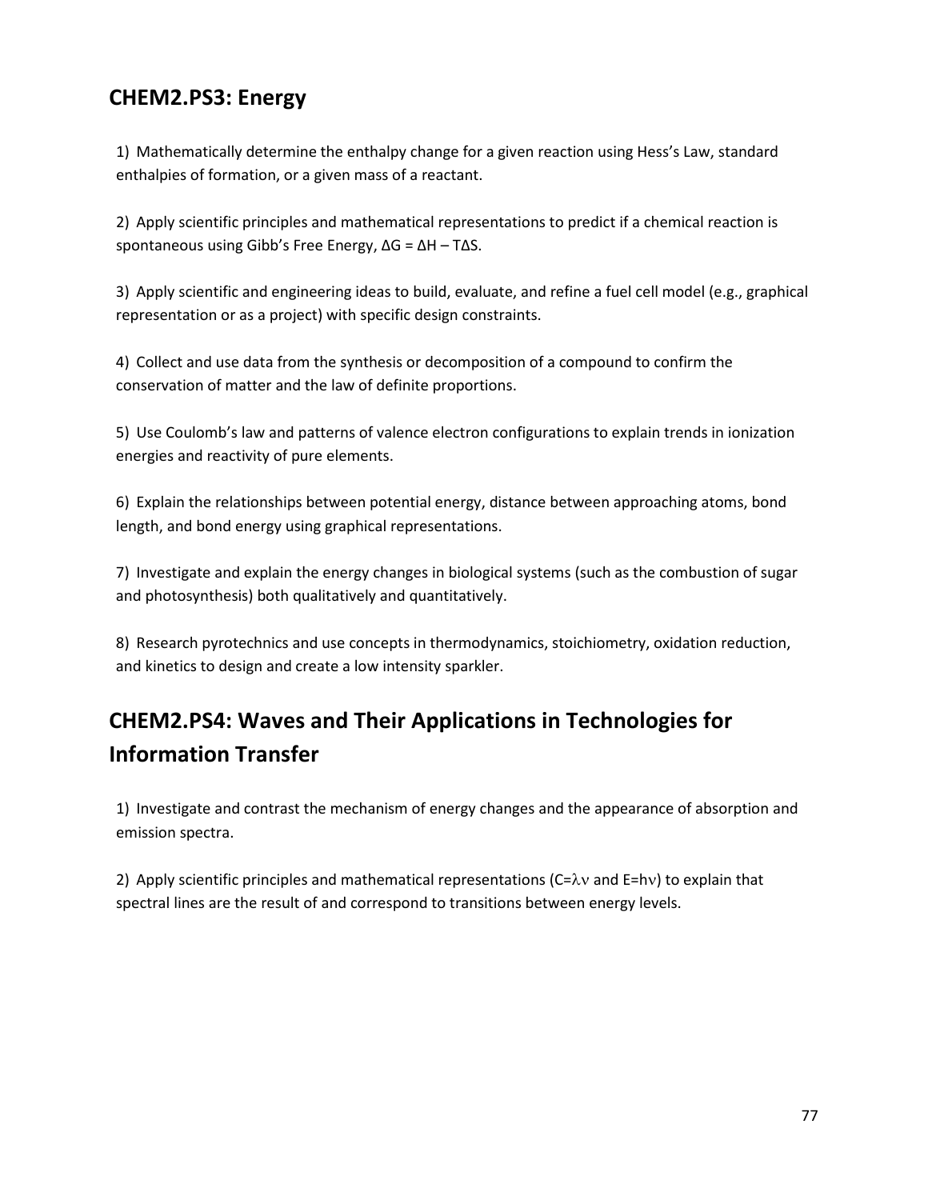## CHEM2.PS3: Energy

1) Mathematically determine the enthalpy change for a given reaction using Hess's Law, standard enthalpies of formation, or a given mass of a reactant.

2) Apply scientific principles and mathematical representations to predict if a chemical reaction is spontaneous using Gibb's Free Energy, $\Delta G = \Delta H - T\Delta S$.

3) Apply scientific and engineering ideas to build, evaluate, and refine a fuel cell model (e.g., graphical representation or as a project) with specific design constraints.

4) Collect and use data from the synthesis or decomposition of a compound to confirm the conservation of matter and the law of definite proportions.

5) Use Coulomb's law and patterns of valence electron configurations to explain trends in ionization energies and reactivity of pure elements.

6) Explain the relationships between potential energy, distance between approaching atoms, bond length, and bond energy using graphical representations.

7) Investigate and explain the energy changes in biological systems (such as the combustion of sugar and photosynthesis) both qualitatively and quantitatively.

8) Research pyrotechnics and use concepts in thermodynamics, stoichiometry, oxidation reduction, and kinetics to design and create a low intensity sparkler.

## CHEM2.PS4: Waves and Their Applications in Technologies for Information Transfer

1) Investigate and contrast the mechanism of energy changes and the appearance of absorption and emission spectra.

2) Apply scientific principles and mathematical representations ($C=\lambda\nu$ and $E=h\nu$) to explain that spectral lines are the result of and correspond to transitions between energy levels.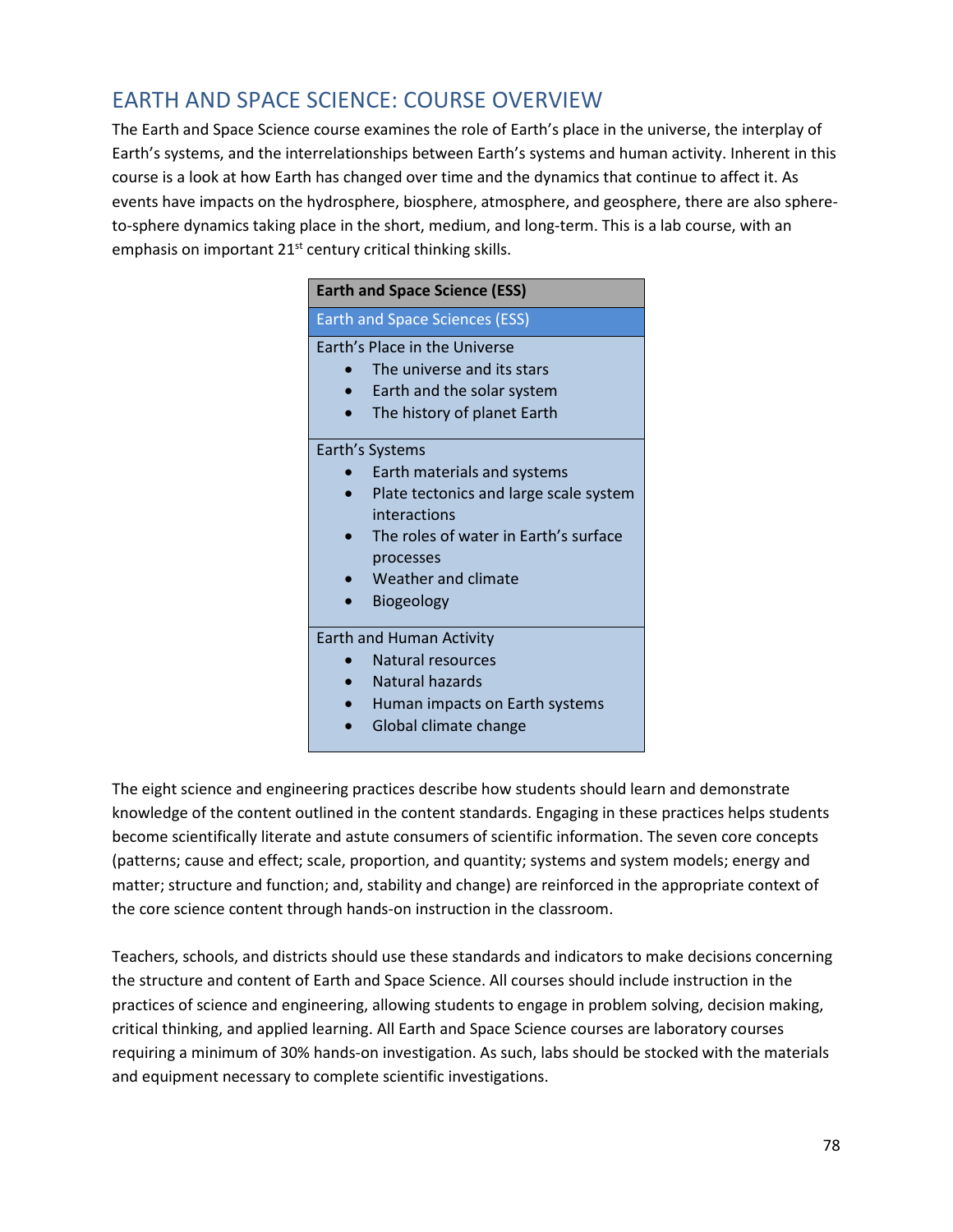## EARTH AND SPACE SCIENCE: COURSE OVERVIEW

The Earth and Space Science course examines the role of Earth's place in the universe, the interplay of Earth's systems, and the interrelationships between Earth's systems and human activity. Inherent in this course is a look at how Earth has changed over time and the dynamics that continue to affect it. As events have impacts on the hydrosphere, biosphere, atmosphere, and geosphere, there are also sphere-to-sphere dynamics taking place in the short, medium, and long-term. This is a lab course, with an emphasis on important 21st century critical thinking skills.

| **Earth and Space Science (ESS)** |
| --- |
| Earth and Space Sciences (ESS) |
| Earth's Place in the Universe<br>• The universe and its stars<br>• Earth and the solar system<br>• The history of planet Earth |
| Earth's Systems<br>• Earth materials and systems<br>• Plate tectonics and large scale system interactions<br>• The roles of water in Earth's surface processes<br>• Weather and climate<br>• Biogeology |
| Earth and Human Activity<br>• Natural resources<br>• Natural hazards<br>• Human impacts on Earth systems<br>• Global climate change |

The eight science and engineering practices describe how students should learn and demonstrate knowledge of the content outlined in the content standards. Engaging in these practices helps students become scientifically literate and astute consumers of scientific information. The seven core concepts (patterns; cause and effect; scale, proportion, and quantity; systems and system models; energy and matter; structure and function; and, stability and change) are reinforced in the appropriate context of the core science content through hands-on instruction in the classroom.

Teachers, schools, and districts should use these standards and indicators to make decisions concerning the structure and content of Earth and Space Science. All courses should include instruction in the practices of science and engineering, allowing students to engage in problem solving, decision making, critical thinking, and applied learning. All Earth and Space Science courses are laboratory courses requiring a minimum of 30% hands-on investigation. As such, labs should be stocked with the materials and equipment necessary to complete scientific investigations.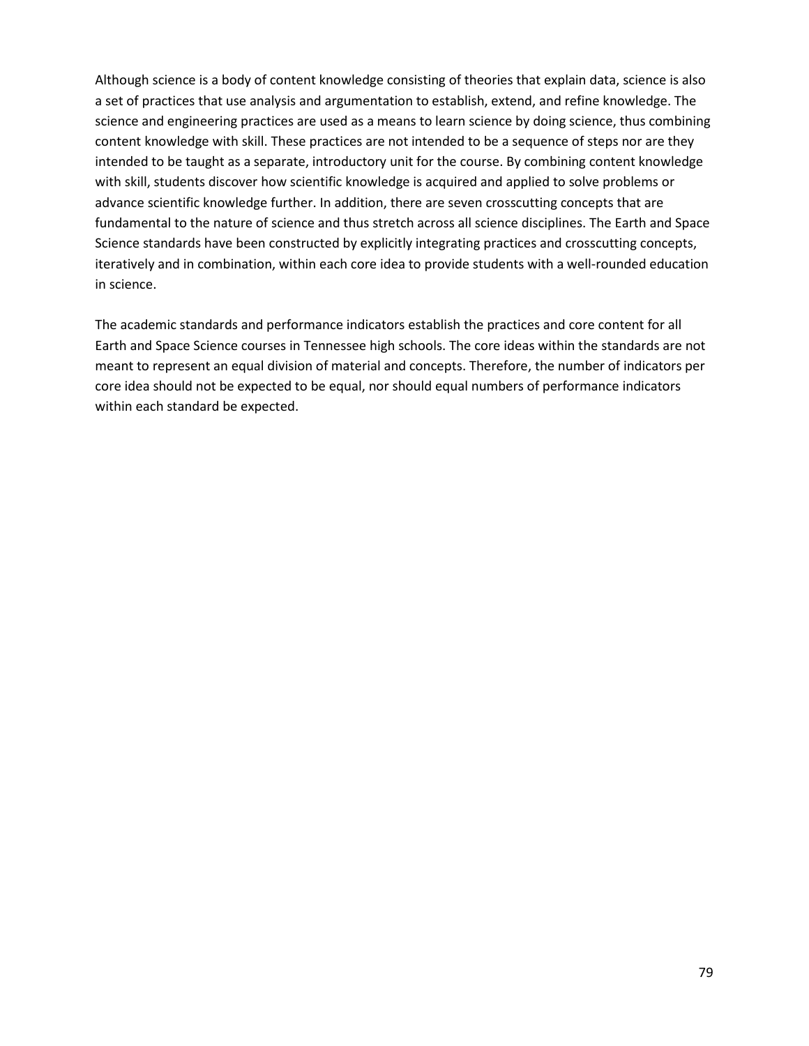Although science is a body of content knowledge consisting of theories that explain data, science is also a set of practices that use analysis and argumentation to establish, extend, and refine knowledge. The science and engineering practices are used as a means to learn science by doing science, thus combining content knowledge with skill. These practices are not intended to be a sequence of steps nor are they intended to be taught as a separate, introductory unit for the course. By combining content knowledge with skill, students discover how scientific knowledge is acquired and applied to solve problems or advance scientific knowledge further. In addition, there are seven crosscutting concepts that are fundamental to the nature of science and thus stretch across all science disciplines. The Earth and Space Science standards have been constructed by explicitly integrating practices and crosscutting concepts, iteratively and in combination, within each core idea to provide students with a well-rounded education in science.

The academic standards and performance indicators establish the practices and core content for all Earth and Space Science courses in Tennessee high schools. The core ideas within the standards are not meant to represent an equal division of material and concepts. Therefore, the number of indicators per core idea should not be expected to be equal, nor should equal numbers of performance indicators within each standard be expected.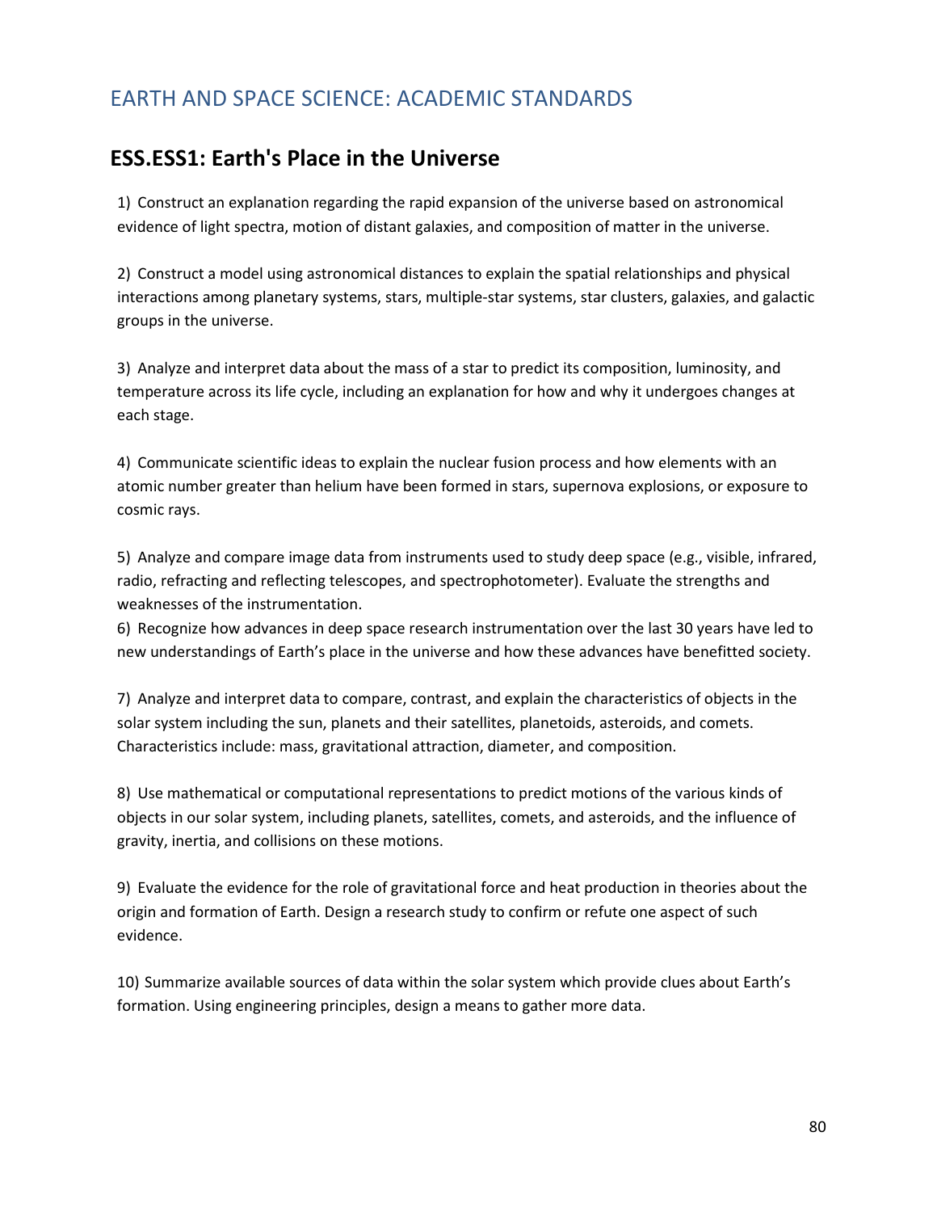# EARTH AND SPACE SCIENCE: ACADEMIC STANDARDS

## ESS.ESS1: Earth's Place in the Universe

1) Construct an explanation regarding the rapid expansion of the universe based on astronomical evidence of light spectra, motion of distant galaxies, and composition of matter in the universe.

2) Construct a model using astronomical distances to explain the spatial relationships and physical interactions among planetary systems, stars, multiple-star systems, star clusters, galaxies, and galactic groups in the universe.

3) Analyze and interpret data about the mass of a star to predict its composition, luminosity, and temperature across its life cycle, including an explanation for how and why it undergoes changes at each stage.

4) Communicate scientific ideas to explain the nuclear fusion process and how elements with an atomic number greater than helium have been formed in stars, supernova explosions, or exposure to cosmic rays.

5) Analyze and compare image data from instruments used to study deep space (e.g., visible, infrared, radio, refracting and reflecting telescopes, and spectrophotometer). Evaluate the strengths and weaknesses of the instrumentation.

6) Recognize how advances in deep space research instrumentation over the last 30 years have led to new understandings of Earth's place in the universe and how these advances have benefitted society.

7) Analyze and interpret data to compare, contrast, and explain the characteristics of objects in the solar system including the sun, planets and their satellites, planetoids, asteroids, and comets. Characteristics include: mass, gravitational attraction, diameter, and composition.

8) Use mathematical or computational representations to predict motions of the various kinds of objects in our solar system, including planets, satellites, comets, and asteroids, and the influence of gravity, inertia, and collisions on these motions.

9) Evaluate the evidence for the role of gravitational force and heat production in theories about the origin and formation of Earth. Design a research study to confirm or refute one aspect of such evidence.

10) Summarize available sources of data within the solar system which provide clues about Earth's formation. Using engineering principles, design a means to gather more data.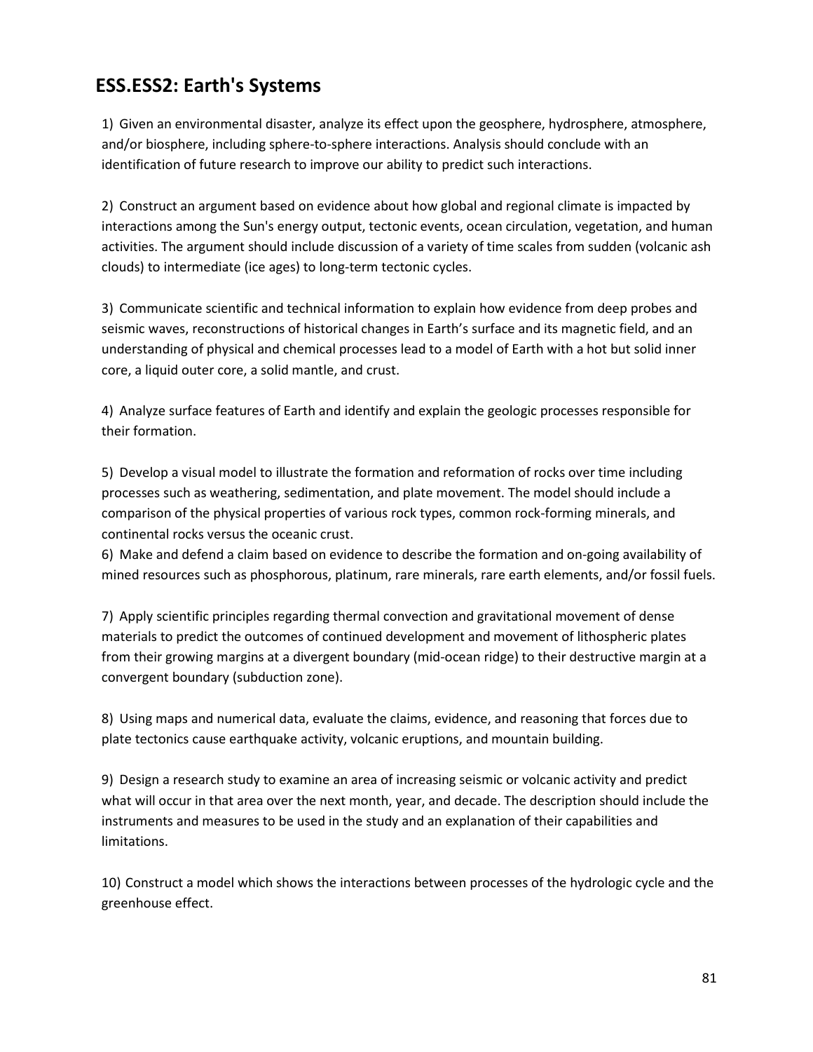## ESS.ESS2: Earth's Systems

1) Given an environmental disaster, analyze its effect upon the geosphere, hydrosphere, atmosphere, and/or biosphere, including sphere-to-sphere interactions. Analysis should conclude with an identification of future research to improve our ability to predict such interactions.

2) Construct an argument based on evidence about how global and regional climate is impacted by interactions among the Sun's energy output, tectonic events, ocean circulation, vegetation, and human activities. The argument should include discussion of a variety of time scales from sudden (volcanic ash clouds) to intermediate (ice ages) to long-term tectonic cycles.

3) Communicate scientific and technical information to explain how evidence from deep probes and seismic waves, reconstructions of historical changes in Earth's surface and its magnetic field, and an understanding of physical and chemical processes lead to a model of Earth with a hot but solid inner core, a liquid outer core, a solid mantle, and crust.

4) Analyze surface features of Earth and identify and explain the geologic processes responsible for their formation.

5) Develop a visual model to illustrate the formation and reformation of rocks over time including processes such as weathering, sedimentation, and plate movement. The model should include a comparison of the physical properties of various rock types, common rock-forming minerals, and continental rocks versus the oceanic crust.

6) Make and defend a claim based on evidence to describe the formation and on-going availability of mined resources such as phosphorous, platinum, rare minerals, rare earth elements, and/or fossil fuels.

7) Apply scientific principles regarding thermal convection and gravitational movement of dense materials to predict the outcomes of continued development and movement of lithospheric plates from their growing margins at a divergent boundary (mid-ocean ridge) to their destructive margin at a convergent boundary (subduction zone).

8) Using maps and numerical data, evaluate the claims, evidence, and reasoning that forces due to plate tectonics cause earthquake activity, volcanic eruptions, and mountain building.

9) Design a research study to examine an area of increasing seismic or volcanic activity and predict what will occur in that area over the next month, year, and decade. The description should include the instruments and measures to be used in the study and an explanation of their capabilities and limitations.

10) Construct a model which shows the interactions between processes of the hydrologic cycle and the greenhouse effect.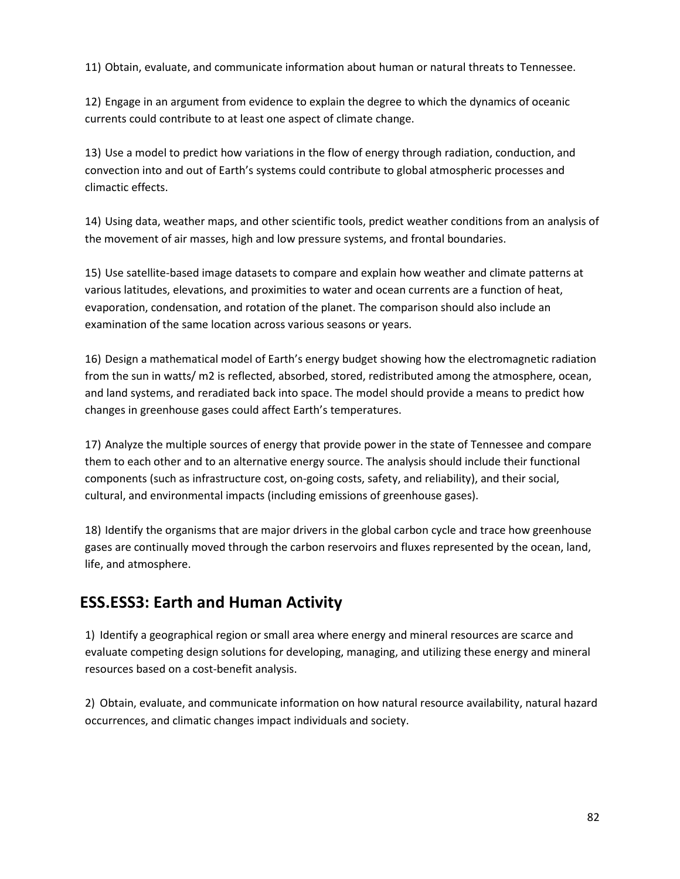11) Obtain, evaluate, and communicate information about human or natural threats to Tennessee.

12) Engage in an argument from evidence to explain the degree to which the dynamics of oceanic currents could contribute to at least one aspect of climate change.

13) Use a model to predict how variations in the flow of energy through radiation, conduction, and convection into and out of Earth's systems could contribute to global atmospheric processes and climactic effects.

14) Using data, weather maps, and other scientific tools, predict weather conditions from an analysis of the movement of air masses, high and low pressure systems, and frontal boundaries.

15) Use satellite-based image datasets to compare and explain how weather and climate patterns at various latitudes, elevations, and proximities to water and ocean currents are a function of heat, evaporation, condensation, and rotation of the planet. The comparison should also include an examination of the same location across various seasons or years.

16) Design a mathematical model of Earth's energy budget showing how the electromagnetic radiation from the sun in watts/ m2 is reflected, absorbed, stored, redistributed among the atmosphere, ocean, and land systems, and reradiated back into space. The model should provide a means to predict how changes in greenhouse gases could affect Earth's temperatures.

17) Analyze the multiple sources of energy that provide power in the state of Tennessee and compare them to each other and to an alternative energy source. The analysis should include their functional components (such as infrastructure cost, on-going costs, safety, and reliability), and their social, cultural, and environmental impacts (including emissions of greenhouse gases).

18) Identify the organisms that are major drivers in the global carbon cycle and trace how greenhouse gases are continually moved through the carbon reservoirs and fluxes represented by the ocean, land, life, and atmosphere.

## ESS.ESS3: Earth and Human Activity

1) Identify a geographical region or small area where energy and mineral resources are scarce and evaluate competing design solutions for developing, managing, and utilizing these energy and mineral resources based on a cost-benefit analysis.

2) Obtain, evaluate, and communicate information on how natural resource availability, natural hazard occurrences, and climatic changes impact individuals and society.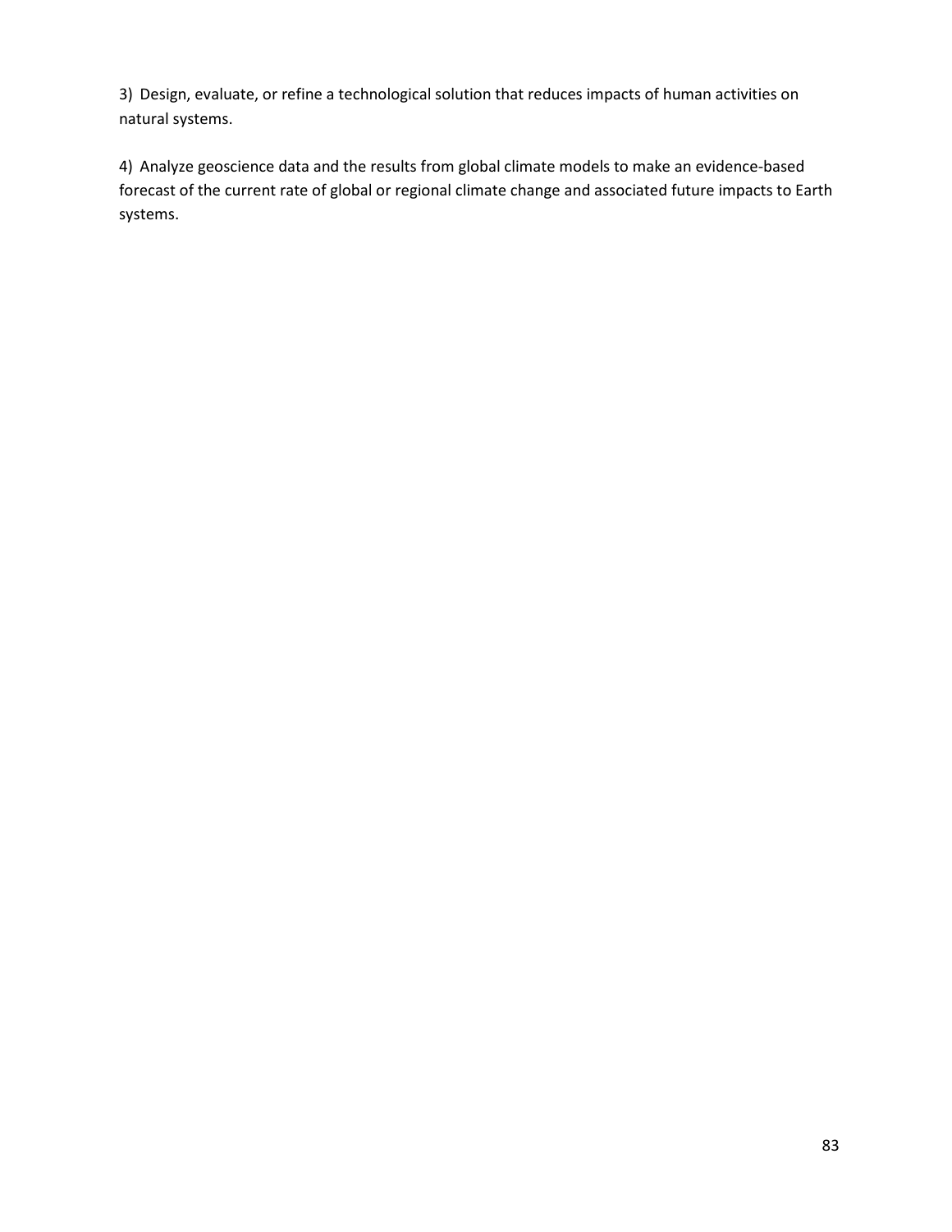3)  Design, evaluate, or refine a technological solution that reduces impacts of human activities on natural systems.

4)  Analyze geoscience data and the results from global climate models to make an evidence-based forecast of the current rate of global or regional climate change and associated future impacts to Earth systems.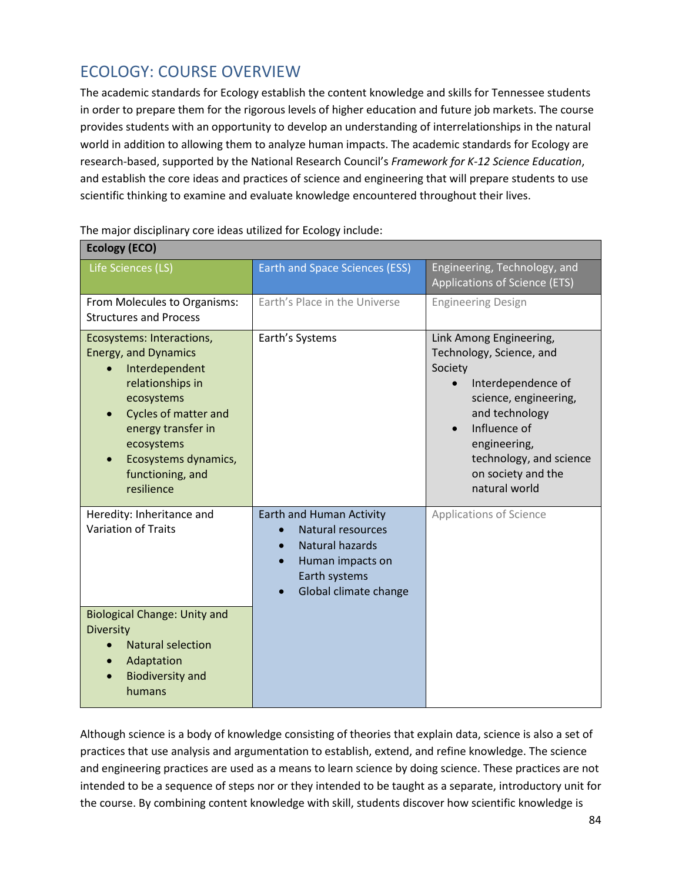## ECOLOGY: COURSE OVERVIEW

The academic standards for Ecology establish the content knowledge and skills for Tennessee students in order to prepare them for the rigorous levels of higher education and future job markets. The course provides students with an opportunity to develop an understanding of interrelationships in the natural world in addition to allowing them to analyze human impacts. The academic standards for Ecology are research-based, supported by the National Research Council's *Framework for K-12 Science Education*, and establish the core ideas and practices of science and engineering that will prepare students to use scientific thinking to examine and evaluate knowledge encountered throughout their lives.

The major disciplinary core ideas utilized for Ecology include:

| **Ecology (ECO)** | | |
|---|---|---|
| Life Sciences (LS) | Earth and Space Sciences (ESS) | Engineering, Technology, and Applications of Science (ETS) |
| From Molecules to Organisms: Structures and Process | Earth's Place in the Universe | Engineering Design |
| Ecosystems: Interactions, Energy, and Dynamics<br>• Interdependent relationships in ecosystems<br>• Cycles of matter and energy transfer in ecosystems<br>• Ecosystems dynamics, functioning, and resilience | Earth's Systems | Link Among Engineering, Technology, Science, and Society<br>• Interdependence of science, engineering, and technology<br>• Influence of engineering, technology, and science on society and the natural world |
| Heredity: Inheritance and Variation of Traits | Earth and Human Activity<br>• Natural resources<br>• Natural hazards<br>• Human impacts on Earth systems<br>• Global climate change | Applications of Science |
| Biological Change: Unity and Diversity<br>• Natural selection<br>• Adaptation<br>• Biodiversity and humans | | |

Although science is a body of knowledge consisting of theories that explain data, science is also a set of practices that use analysis and argumentation to establish, extend, and refine knowledge. The science and engineering practices are used as a means to learn science by doing science. These practices are not intended to be a sequence of steps nor or they intended to be taught as a separate, introductory unit for the course. By combining content knowledge with skill, students discover how scientific knowledge is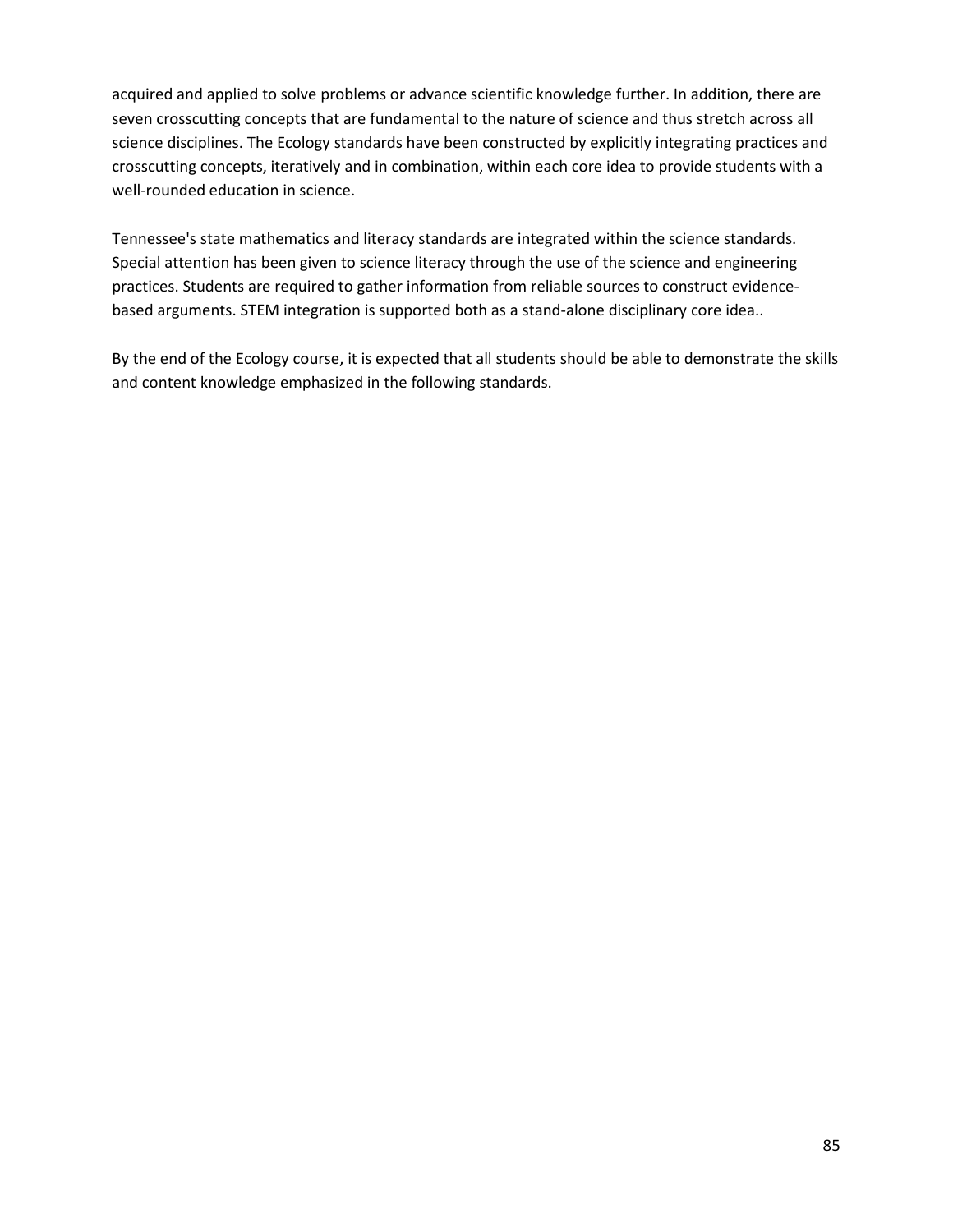acquired and applied to solve problems or advance scientific knowledge further. In addition, there are seven crosscutting concepts that are fundamental to the nature of science and thus stretch across all science disciplines. The Ecology standards have been constructed by explicitly integrating practices and crosscutting concepts, iteratively and in combination, within each core idea to provide students with a well-rounded education in science.

Tennessee's state mathematics and literacy standards are integrated within the science standards. Special attention has been given to science literacy through the use of the science and engineering practices. Students are required to gather information from reliable sources to construct evidence-based arguments. STEM integration is supported both as a stand-alone disciplinary core idea..

By the end of the Ecology course, it is expected that all students should be able to demonstrate the skills and content knowledge emphasized in the following standards.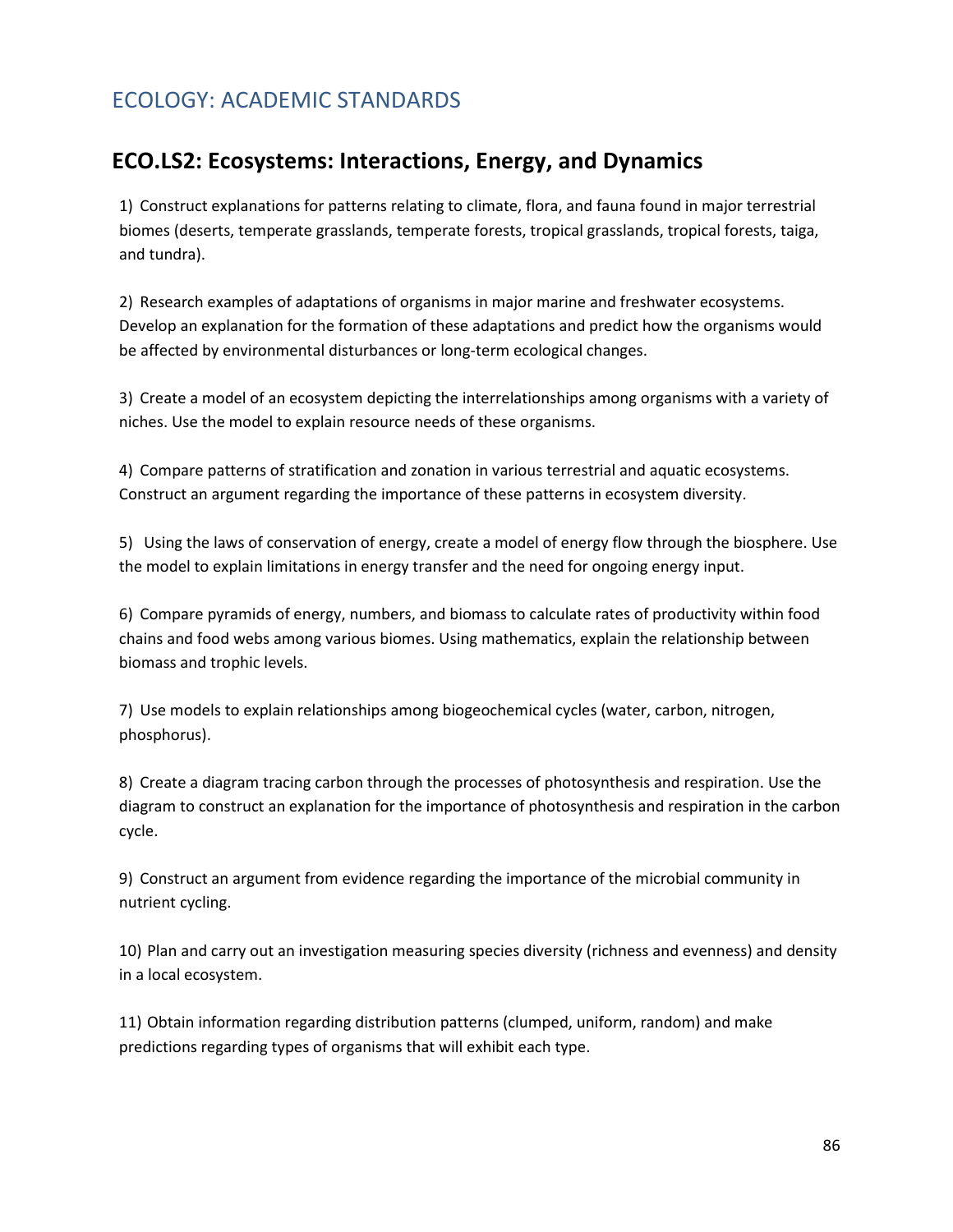## ECOLOGY: ACADEMIC STANDARDS

### ECO.LS2: Ecosystems: Interactions, Energy, and Dynamics

1) Construct explanations for patterns relating to climate, flora, and fauna found in major terrestrial biomes (deserts, temperate grasslands, temperate forests, tropical grasslands, tropical forests, taiga, and tundra).

2) Research examples of adaptations of organisms in major marine and freshwater ecosystems. Develop an explanation for the formation of these adaptations and predict how the organisms would be affected by environmental disturbances or long-term ecological changes.

3) Create a model of an ecosystem depicting the interrelationships among organisms with a variety of niches. Use the model to explain resource needs of these organisms.

4) Compare patterns of stratification and zonation in various terrestrial and aquatic ecosystems. Construct an argument regarding the importance of these patterns in ecosystem diversity.

5) Using the laws of conservation of energy, create a model of energy flow through the biosphere. Use the model to explain limitations in energy transfer and the need for ongoing energy input.

6) Compare pyramids of energy, numbers, and biomass to calculate rates of productivity within food chains and food webs among various biomes. Using mathematics, explain the relationship between biomass and trophic levels.

7) Use models to explain relationships among biogeochemical cycles (water, carbon, nitrogen, phosphorus).

8) Create a diagram tracing carbon through the processes of photosynthesis and respiration. Use the diagram to construct an explanation for the importance of photosynthesis and respiration in the carbon cycle.

9) Construct an argument from evidence regarding the importance of the microbial community in nutrient cycling.

10) Plan and carry out an investigation measuring species diversity (richness and evenness) and density in a local ecosystem.

11) Obtain information regarding distribution patterns (clumped, uniform, random) and make predictions regarding types of organisms that will exhibit each type.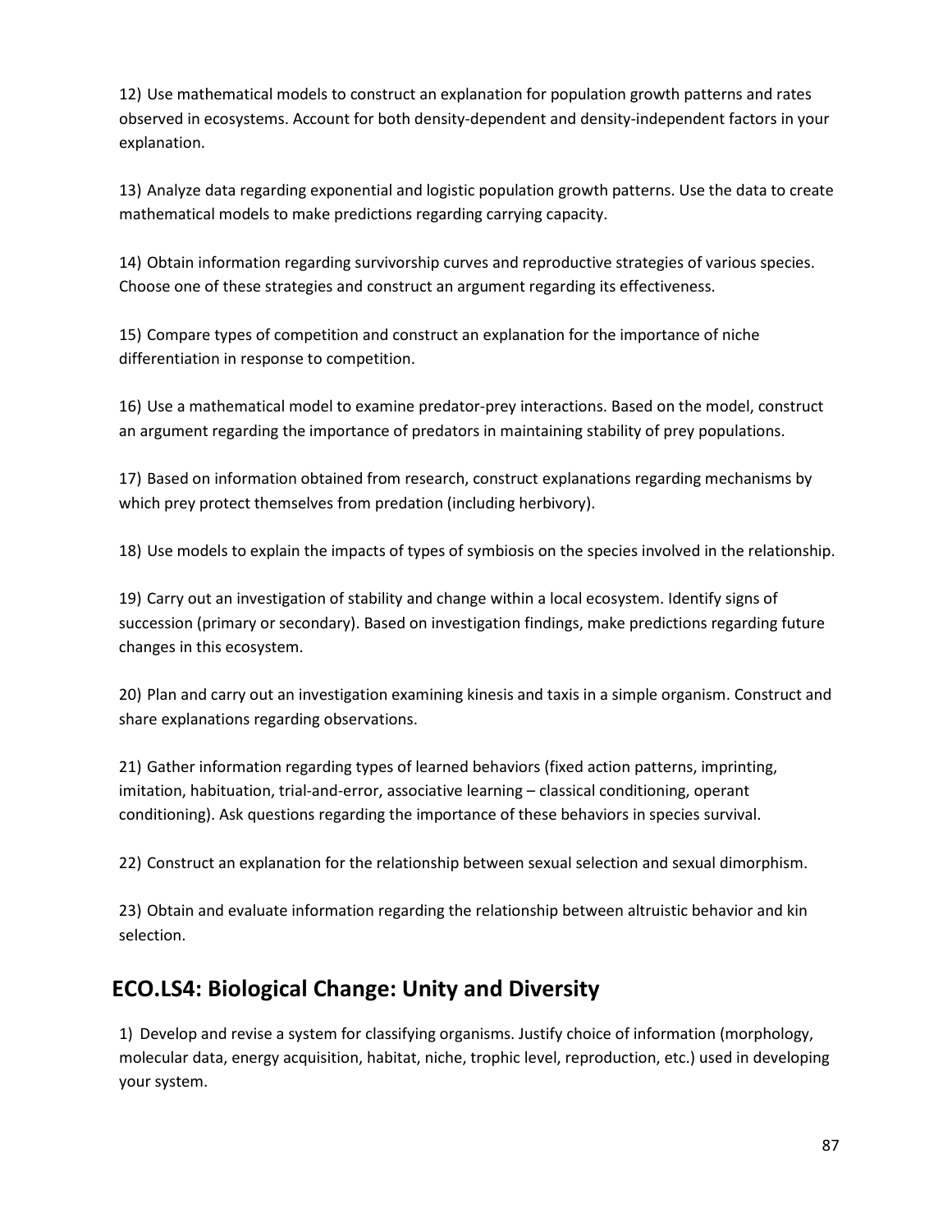12) Use mathematical models to construct an explanation for population growth patterns and rates observed in ecosystems. Account for both density-dependent and density-independent factors in your explanation.

13) Analyze data regarding exponential and logistic population growth patterns. Use the data to create mathematical models to make predictions regarding carrying capacity.

14) Obtain information regarding survivorship curves and reproductive strategies of various species. Choose one of these strategies and construct an argument regarding its effectiveness.

15) Compare types of competition and construct an explanation for the importance of niche differentiation in response to competition.

16) Use a mathematical model to examine predator-prey interactions. Based on the model, construct an argument regarding the importance of predators in maintaining stability of prey populations.

17) Based on information obtained from research, construct explanations regarding mechanisms by which prey protect themselves from predation (including herbivory).

18) Use models to explain the impacts of types of symbiosis on the species involved in the relationship.

19) Carry out an investigation of stability and change within a local ecosystem. Identify signs of succession (primary or secondary). Based on investigation findings, make predictions regarding future changes in this ecosystem.

20) Plan and carry out an investigation examining kinesis and taxis in a simple organism. Construct and share explanations regarding observations.

21) Gather information regarding types of learned behaviors (fixed action patterns, imprinting, imitation, habituation, trial-and-error, associative learning – classical conditioning, operant conditioning). Ask questions regarding the importance of these behaviors in species survival.

22) Construct an explanation for the relationship between sexual selection and sexual dimorphism.

23) Obtain and evaluate information regarding the relationship between altruistic behavior and kin selection.

## ECO.LS4: Biological Change: Unity and Diversity

1) Develop and revise a system for classifying organisms. Justify choice of information (morphology, molecular data, energy acquisition, habitat, niche, trophic level, reproduction, etc.) used in developing your system.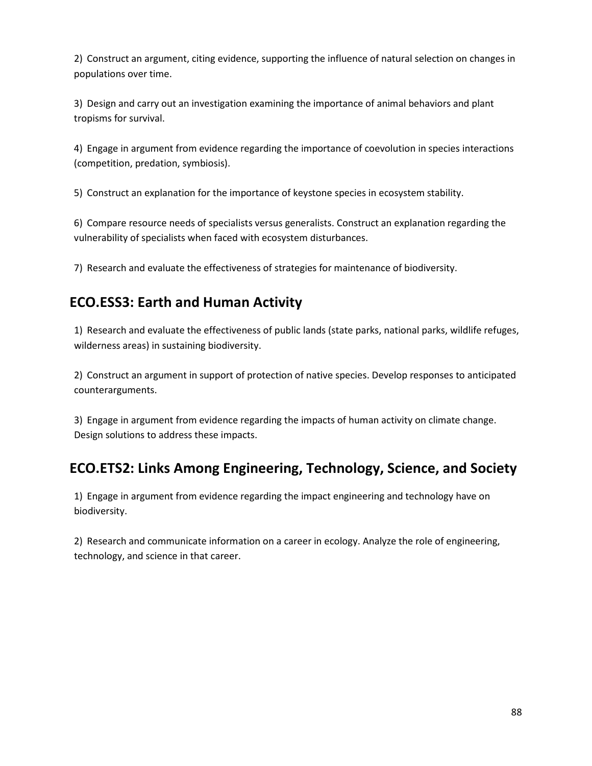2) Construct an argument, citing evidence, supporting the influence of natural selection on changes in populations over time.

3) Design and carry out an investigation examining the importance of animal behaviors and plant tropisms for survival.

4) Engage in argument from evidence regarding the importance of coevolution in species interactions (competition, predation, symbiosis).

5) Construct an explanation for the importance of keystone species in ecosystem stability.

6) Compare resource needs of specialists versus generalists. Construct an explanation regarding the vulnerability of specialists when faced with ecosystem disturbances.

7) Research and evaluate the effectiveness of strategies for maintenance of biodiversity.

## ECO.ESS3: Earth and Human Activity

1) Research and evaluate the effectiveness of public lands (state parks, national parks, wildlife refuges, wilderness areas) in sustaining biodiversity.

2) Construct an argument in support of protection of native species. Develop responses to anticipated counterarguments.

3) Engage in argument from evidence regarding the impacts of human activity on climate change. Design solutions to address these impacts.

## ECO.ETS2: Links Among Engineering, Technology, Science, and Society

1) Engage in argument from evidence regarding the impact engineering and technology have on biodiversity.

2) Research and communicate information on a career in ecology. Analyze the role of engineering, technology, and science in that career.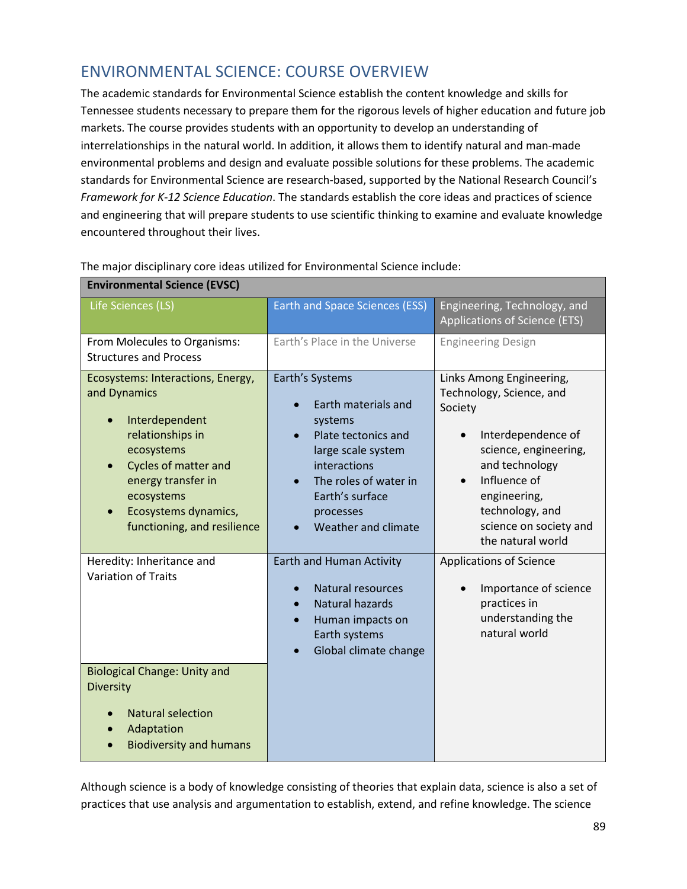## ENVIRONMENTAL SCIENCE: COURSE OVERVIEW

The academic standards for Environmental Science establish the content knowledge and skills for Tennessee students necessary to prepare them for the rigorous levels of higher education and future job markets. The course provides students with an opportunity to develop an understanding of interrelationships in the natural world. In addition, it allows them to identify natural and man-made environmental problems and design and evaluate possible solutions for these problems. The academic standards for Environmental Science are research-based, supported by the National Research Council's *Framework for K-12 Science Education*. The standards establish the core ideas and practices of science and engineering that will prepare students to use scientific thinking to examine and evaluate knowledge encountered throughout their lives.

The major disciplinary core ideas utilized for Environmental Science include:

| **Environmental Science (EVSC)** | | |
|---|---|---|
| Life Sciences (LS) | Earth and Space Sciences (ESS) | Engineering, Technology, and Applications of Science (ETS) |
| From Molecules to Organisms: Structures and Process | Earth's Place in the Universe | Engineering Design |
| Ecosystems: Interactions, Energy, and Dynamics<br>• Interdependent relationships in ecosystems<br>• Cycles of matter and energy transfer in ecosystems<br>• Ecosystems dynamics, functioning, and resilience | Earth's Systems<br>• Earth materials and systems<br>• Plate tectonics and large scale system interactions<br>• The roles of water in Earth's surface processes<br>• Weather and climate | Links Among Engineering, Technology, Science, and Society<br>• Interdependence of science, engineering, and technology<br>• Influence of engineering, technology, and science on society and the natural world |
| Heredity: Inheritance and Variation of Traits | Earth and Human Activity<br>• Natural resources<br>• Natural hazards<br>• Human impacts on Earth systems<br>• Global climate change | Applications of Science<br>• Importance of science practices in understanding the natural world |
| Biological Change: Unity and Diversity<br>• Natural selection<br>• Adaptation<br>• Biodiversity and humans | | |

Although science is a body of knowledge consisting of theories that explain data, science is also a set of practices that use analysis and argumentation to establish, extend, and refine knowledge. The science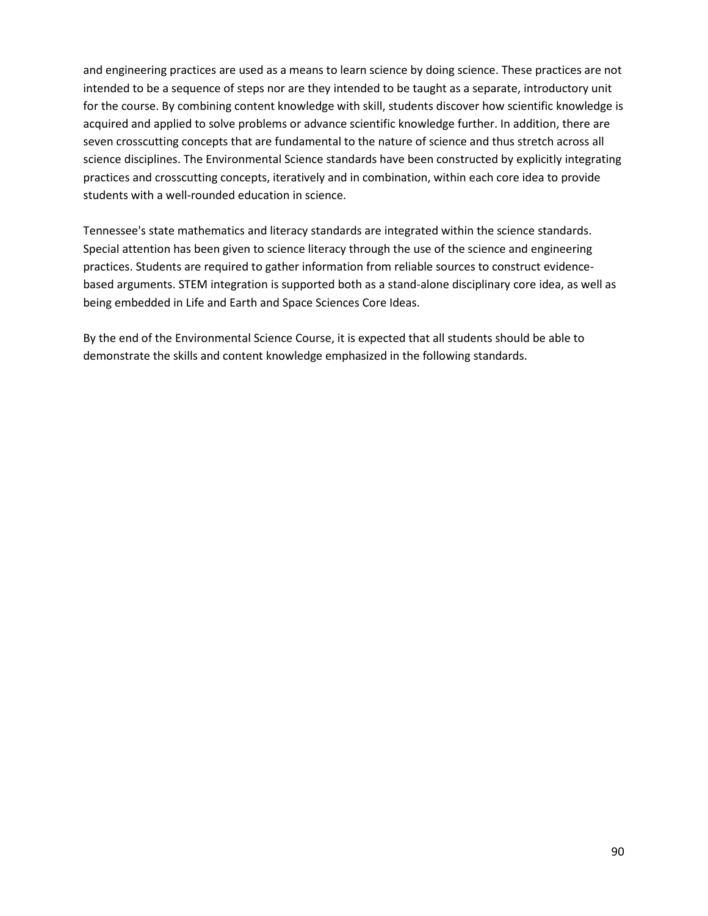and engineering practices are used as a means to learn science by doing science. These practices are not intended to be a sequence of steps nor are they intended to be taught as a separate, introductory unit for the course. By combining content knowledge with skill, students discover how scientific knowledge is acquired and applied to solve problems or advance scientific knowledge further. In addition, there are seven crosscutting concepts that are fundamental to the nature of science and thus stretch across all science disciplines. The Environmental Science standards have been constructed by explicitly integrating practices and crosscutting concepts, iteratively and in combination, within each core idea to provide students with a well-rounded education in science.

Tennessee's state mathematics and literacy standards are integrated within the science standards. Special attention has been given to science literacy through the use of the science and engineering practices. Students are required to gather information from reliable sources to construct evidence-based arguments. STEM integration is supported both as a stand-alone disciplinary core idea, as well as being embedded in Life and Earth and Space Sciences Core Ideas.

By the end of the Environmental Science Course, it is expected that all students should be able to demonstrate the skills and content knowledge emphasized in the following standards.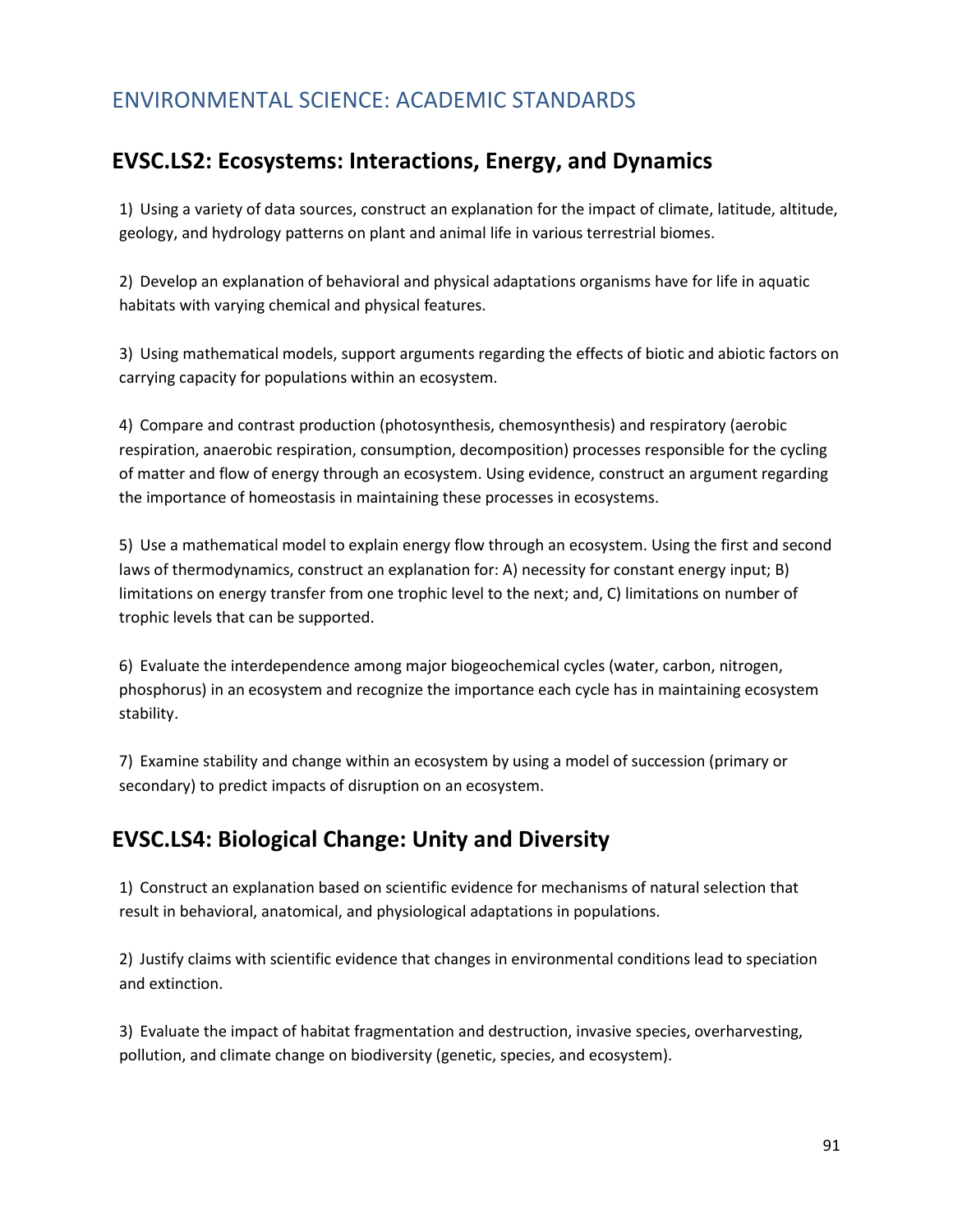# ENVIRONMENTAL SCIENCE: ACADEMIC STANDARDS

## EVSC.LS2: Ecosystems: Interactions, Energy, and Dynamics

1) Using a variety of data sources, construct an explanation for the impact of climate, latitude, altitude, geology, and hydrology patterns on plant and animal life in various terrestrial biomes.

2) Develop an explanation of behavioral and physical adaptations organisms have for life in aquatic habitats with varying chemical and physical features.

3) Using mathematical models, support arguments regarding the effects of biotic and abiotic factors on carrying capacity for populations within an ecosystem.

4) Compare and contrast production (photosynthesis, chemosynthesis) and respiratory (aerobic respiration, anaerobic respiration, consumption, decomposition) processes responsible for the cycling of matter and flow of energy through an ecosystem. Using evidence, construct an argument regarding the importance of homeostasis in maintaining these processes in ecosystems.

5) Use a mathematical model to explain energy flow through an ecosystem. Using the first and second laws of thermodynamics, construct an explanation for: A) necessity for constant energy input; B) limitations on energy transfer from one trophic level to the next; and, C) limitations on number of trophic levels that can be supported.

6) Evaluate the interdependence among major biogeochemical cycles (water, carbon, nitrogen, phosphorus) in an ecosystem and recognize the importance each cycle has in maintaining ecosystem stability.

7) Examine stability and change within an ecosystem by using a model of succession (primary or secondary) to predict impacts of disruption on an ecosystem.

## EVSC.LS4: Biological Change: Unity and Diversity

1) Construct an explanation based on scientific evidence for mechanisms of natural selection that result in behavioral, anatomical, and physiological adaptations in populations.

2) Justify claims with scientific evidence that changes in environmental conditions lead to speciation and extinction.

3) Evaluate the impact of habitat fragmentation and destruction, invasive species, overharvesting, pollution, and climate change on biodiversity (genetic, species, and ecosystem).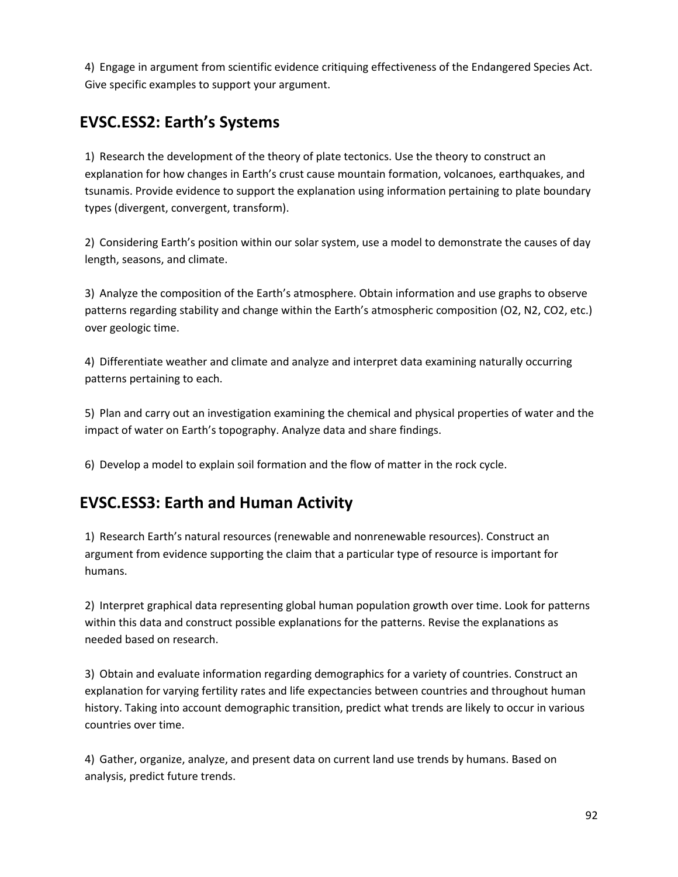4) Engage in argument from scientific evidence critiquing effectiveness of the Endangered Species Act. Give specific examples to support your argument.

## EVSC.ESS2: Earth's Systems

1) Research the development of the theory of plate tectonics. Use the theory to construct an explanation for how changes in Earth's crust cause mountain formation, volcanoes, earthquakes, and tsunamis. Provide evidence to support the explanation using information pertaining to plate boundary types (divergent, convergent, transform).

2) Considering Earth's position within our solar system, use a model to demonstrate the causes of day length, seasons, and climate.

3) Analyze the composition of the Earth's atmosphere. Obtain information and use graphs to observe patterns regarding stability and change within the Earth's atmospheric composition ($O_2$, $N_2$, $CO_2$, etc.) over geologic time.

4) Differentiate weather and climate and analyze and interpret data examining naturally occurring patterns pertaining to each.

5) Plan and carry out an investigation examining the chemical and physical properties of water and the impact of water on Earth's topography. Analyze data and share findings.

6) Develop a model to explain soil formation and the flow of matter in the rock cycle.

## EVSC.ESS3: Earth and Human Activity

1) Research Earth's natural resources (renewable and nonrenewable resources). Construct an argument from evidence supporting the claim that a particular type of resource is important for humans.

2) Interpret graphical data representing global human population growth over time. Look for patterns within this data and construct possible explanations for the patterns. Revise the explanations as needed based on research.

3) Obtain and evaluate information regarding demographics for a variety of countries. Construct an explanation for varying fertility rates and life expectancies between countries and throughout human history. Taking into account demographic transition, predict what trends are likely to occur in various countries over time.

4) Gather, organize, analyze, and present data on current land use trends by humans. Based on analysis, predict future trends.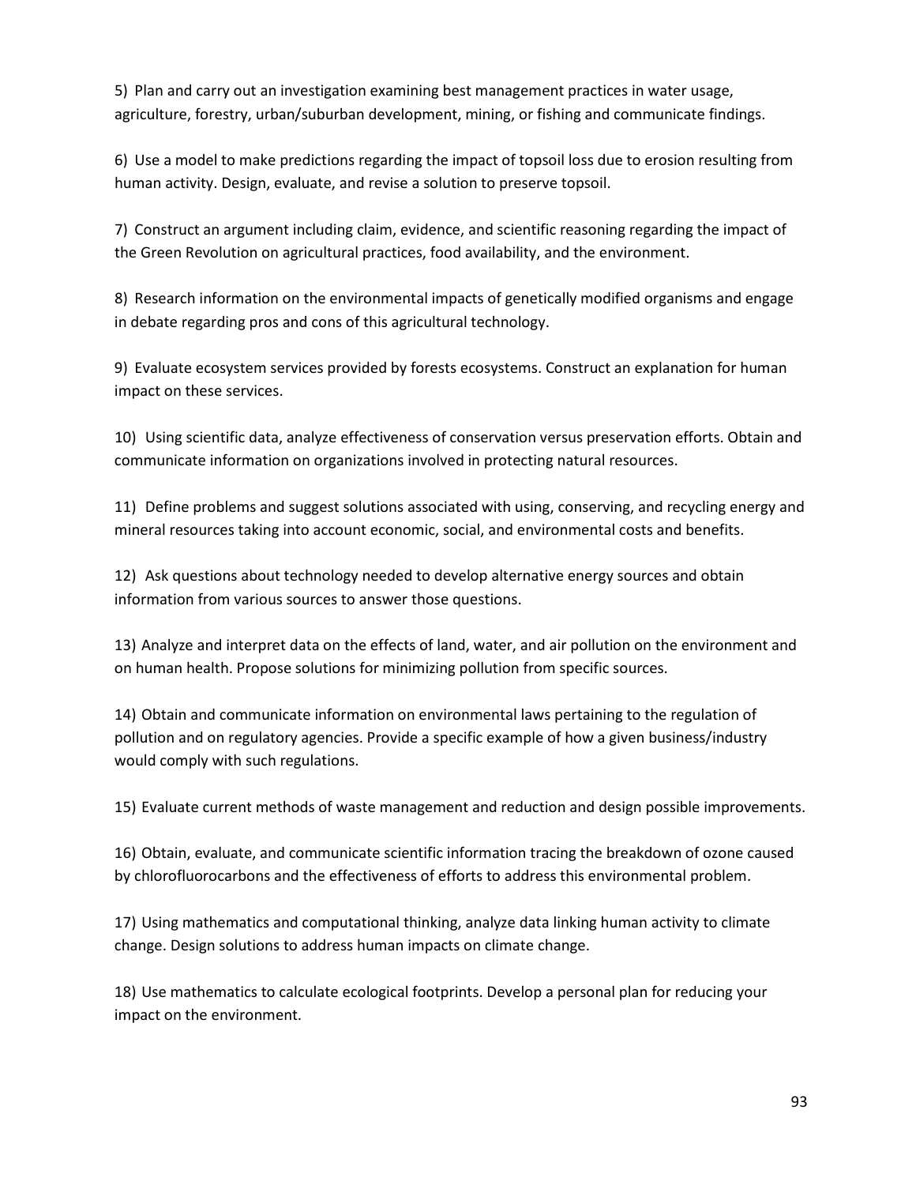5) Plan and carry out an investigation examining best management practices in water usage, agriculture, forestry, urban/suburban development, mining, or fishing and communicate findings.

6) Use a model to make predictions regarding the impact of topsoil loss due to erosion resulting from human activity. Design, evaluate, and revise a solution to preserve topsoil.

7) Construct an argument including claim, evidence, and scientific reasoning regarding the impact of the Green Revolution on agricultural practices, food availability, and the environment.

8) Research information on the environmental impacts of genetically modified organisms and engage in debate regarding pros and cons of this agricultural technology.

9) Evaluate ecosystem services provided by forests ecosystems. Construct an explanation for human impact on these services.

10) Using scientific data, analyze effectiveness of conservation versus preservation efforts. Obtain and communicate information on organizations involved in protecting natural resources.

11) Define problems and suggest solutions associated with using, conserving, and recycling energy and mineral resources taking into account economic, social, and environmental costs and benefits.

12) Ask questions about technology needed to develop alternative energy sources and obtain information from various sources to answer those questions.

13) Analyze and interpret data on the effects of land, water, and air pollution on the environment and on human health. Propose solutions for minimizing pollution from specific sources.

14) Obtain and communicate information on environmental laws pertaining to the regulation of pollution and on regulatory agencies. Provide a specific example of how a given business/industry would comply with such regulations.

15) Evaluate current methods of waste management and reduction and design possible improvements.

16) Obtain, evaluate, and communicate scientific information tracing the breakdown of ozone caused by chlorofluorocarbons and the effectiveness of efforts to address this environmental problem.

17) Using mathematics and computational thinking, analyze data linking human activity to climate change. Design solutions to address human impacts on climate change.

18) Use mathematics to calculate ecological footprints. Develop a personal plan for reducing your impact on the environment.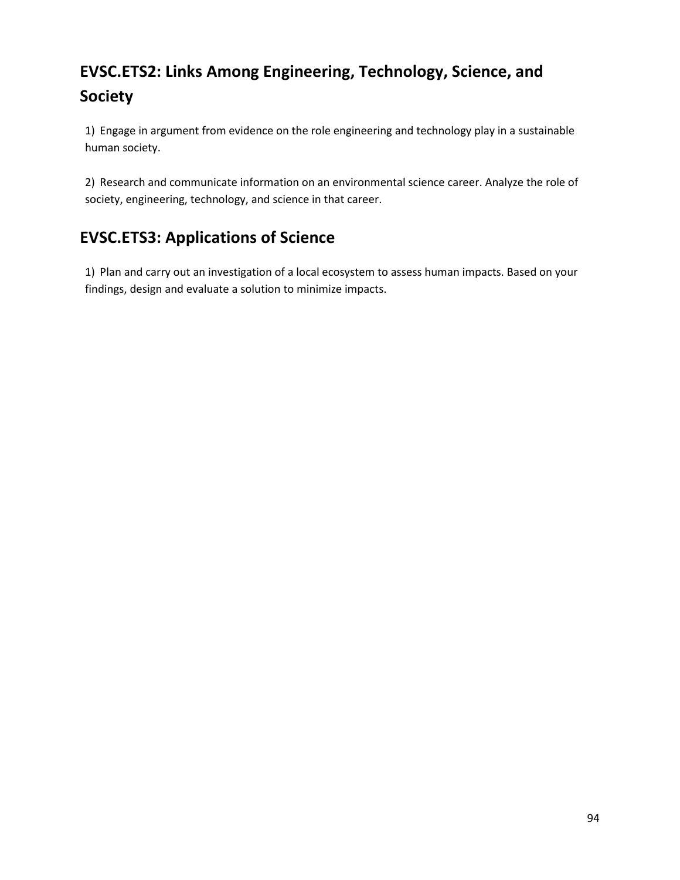## EVSC.ETS2: Links Among Engineering, Technology, Science, and Society

1) Engage in argument from evidence on the role engineering and technology play in a sustainable human society.

2) Research and communicate information on an environmental science career. Analyze the role of society, engineering, technology, and science in that career.

## EVSC.ETS3: Applications of Science

1) Plan and carry out an investigation of a local ecosystem to assess human impacts. Based on your findings, design and evaluate a solution to minimize impacts.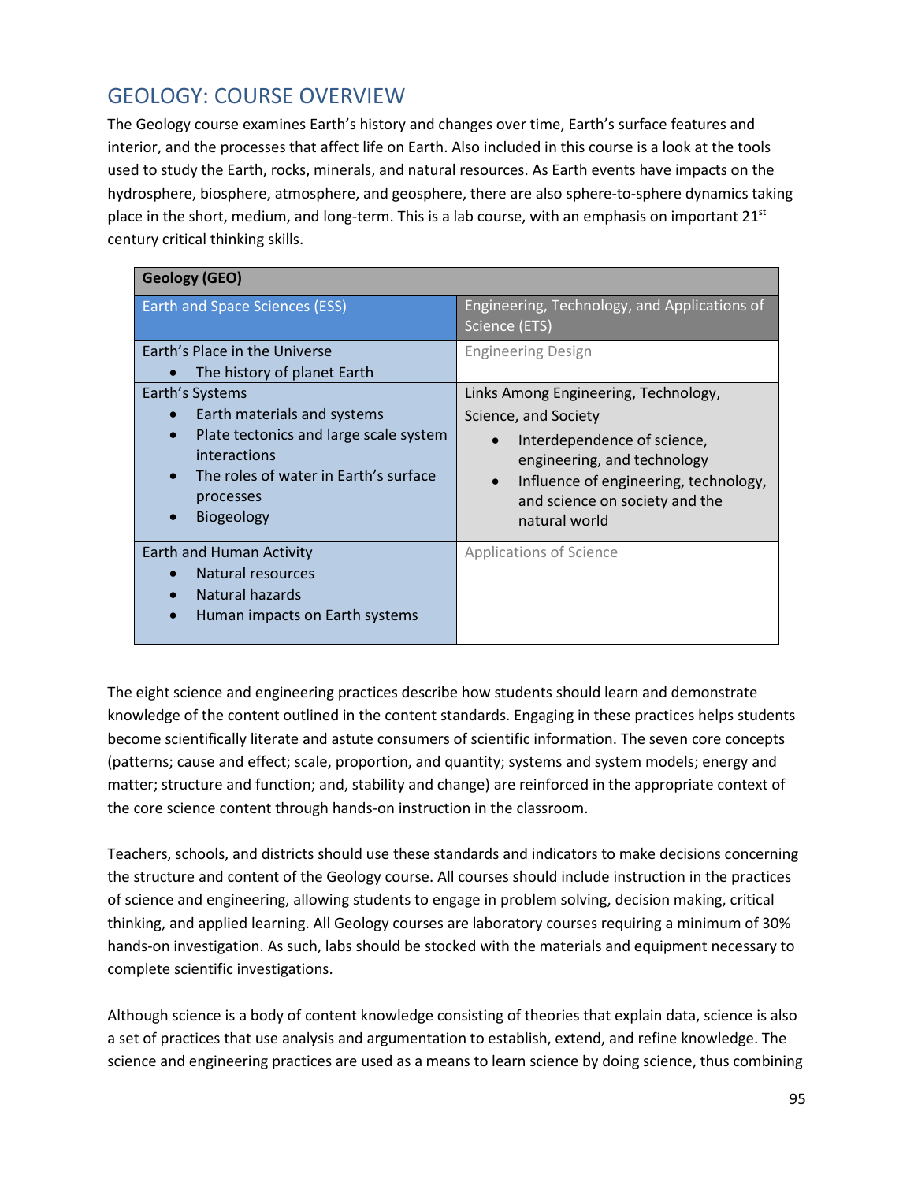## GEOLOGY: COURSE OVERVIEW

The Geology course examines Earth's history and changes over time, Earth's surface features and interior, and the processes that affect life on Earth. Also included in this course is a look at the tools used to study the Earth, rocks, minerals, and natural resources. As Earth events have impacts on the hydrosphere, biosphere, atmosphere, and geosphere, there are also sphere-to-sphere dynamics taking place in the short, medium, and long-term. This is a lab course, with an emphasis on important 21st century critical thinking skills.

| **Geology (GEO)** | |
|---|---|
| Earth and Space Sciences (ESS) | Engineering, Technology, and Applications of Science (ETS) |
| Earth's Place in the Universe<br>• The history of planet Earth | Engineering Design |
| Earth's Systems<br>• Earth materials and systems<br>• Plate tectonics and large scale system interactions<br>• The roles of water in Earth's surface processes<br>• Biogeology | Links Among Engineering, Technology, Science, and Society<br>• Interdependence of science, engineering, and technology<br>• Influence of engineering, technology, and science on society and the natural world |
| Earth and Human Activity<br>• Natural resources<br>• Natural hazards<br>• Human impacts on Earth systems | Applications of Science |

The eight science and engineering practices describe how students should learn and demonstrate knowledge of the content outlined in the content standards. Engaging in these practices helps students become scientifically literate and astute consumers of scientific information. The seven core concepts (patterns; cause and effect; scale, proportion, and quantity; systems and system models; energy and matter; structure and function; and, stability and change) are reinforced in the appropriate context of the core science content through hands-on instruction in the classroom.

Teachers, schools, and districts should use these standards and indicators to make decisions concerning the structure and content of the Geology course. All courses should include instruction in the practices of science and engineering, allowing students to engage in problem solving, decision making, critical thinking, and applied learning. All Geology courses are laboratory courses requiring a minimum of 30% hands-on investigation. As such, labs should be stocked with the materials and equipment necessary to complete scientific investigations.

Although science is a body of content knowledge consisting of theories that explain data, science is also a set of practices that use analysis and argumentation to establish, extend, and refine knowledge. The science and engineering practices are used as a means to learn science by doing science, thus combining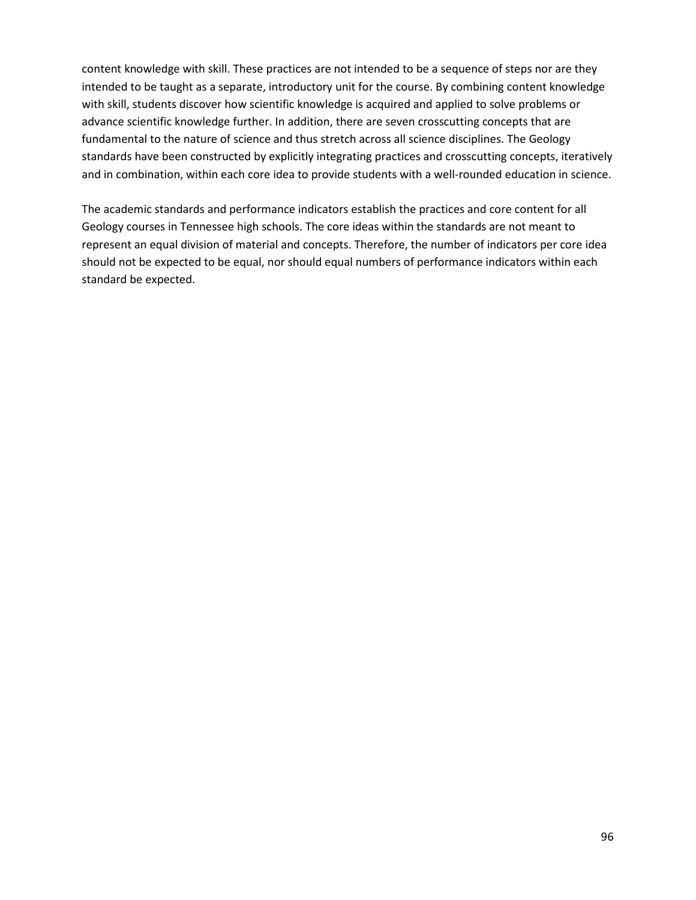content knowledge with skill. These practices are not intended to be a sequence of steps nor are they intended to be taught as a separate, introductory unit for the course. By combining content knowledge with skill, students discover how scientific knowledge is acquired and applied to solve problems or advance scientific knowledge further. In addition, there are seven crosscutting concepts that are fundamental to the nature of science and thus stretch across all science disciplines. The Geology standards have been constructed by explicitly integrating practices and crosscutting concepts, iteratively and in combination, within each core idea to provide students with a well-rounded education in science.

The academic standards and performance indicators establish the practices and core content for all Geology courses in Tennessee high schools. The core ideas within the standards are not meant to represent an equal division of material and concepts. Therefore, the number of indicators per core idea should not be expected to be equal, nor should equal numbers of performance indicators within each standard be expected.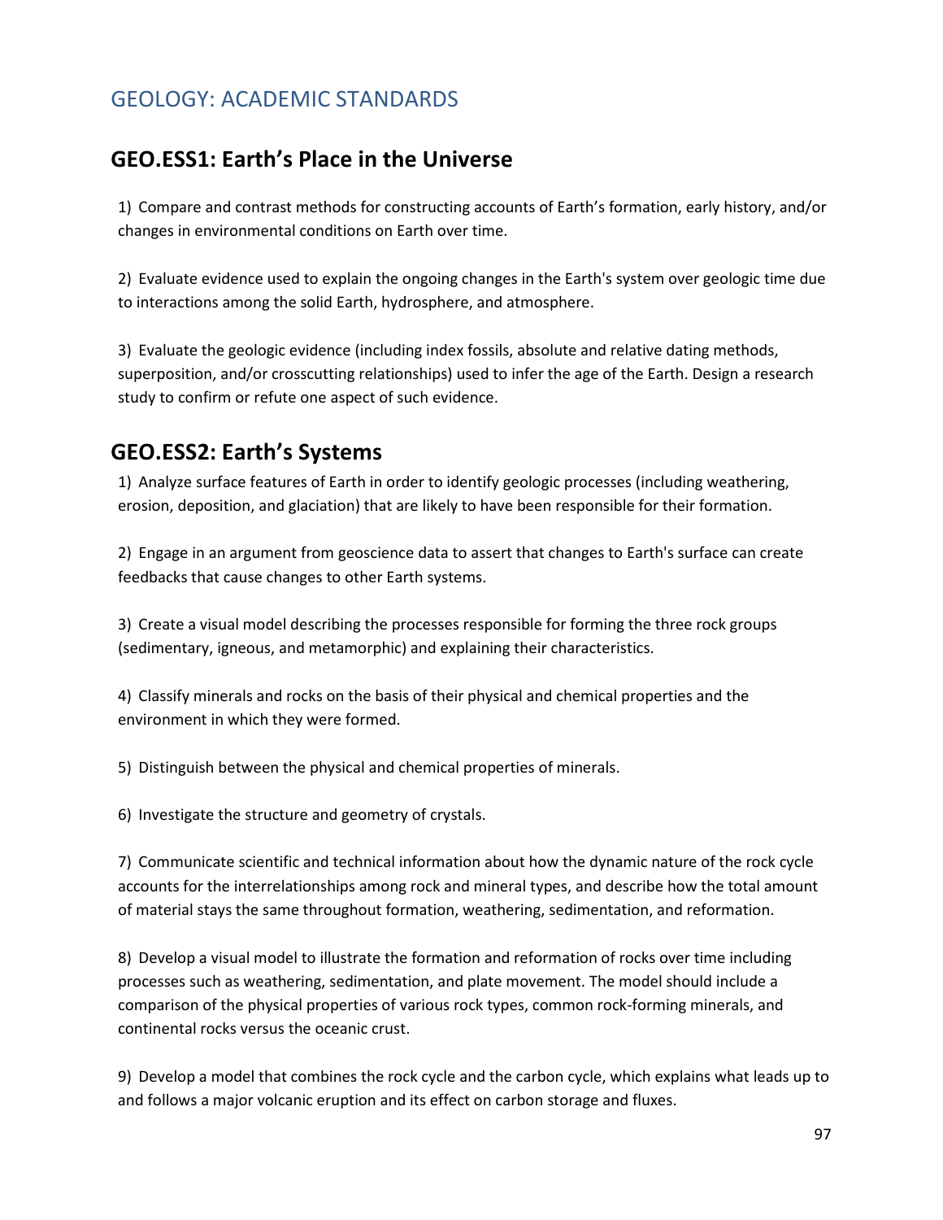# GEOLOGY: ACADEMIC STANDARDS

## GEO.ESS1: Earth's Place in the Universe

1) Compare and contrast methods for constructing accounts of Earth's formation, early history, and/or changes in environmental conditions on Earth over time.

2) Evaluate evidence used to explain the ongoing changes in the Earth's system over geologic time due to interactions among the solid Earth, hydrosphere, and atmosphere.

3) Evaluate the geologic evidence (including index fossils, absolute and relative dating methods, superposition, and/or crosscutting relationships) used to infer the age of the Earth. Design a research study to confirm or refute one aspect of such evidence.

## GEO.ESS2: Earth's Systems

1) Analyze surface features of Earth in order to identify geologic processes (including weathering, erosion, deposition, and glaciation) that are likely to have been responsible for their formation.

2) Engage in an argument from geoscience data to assert that changes to Earth's surface can create feedbacks that cause changes to other Earth systems.

3) Create a visual model describing the processes responsible for forming the three rock groups (sedimentary, igneous, and metamorphic) and explaining their characteristics.

4) Classify minerals and rocks on the basis of their physical and chemical properties and the environment in which they were formed.

5) Distinguish between the physical and chemical properties of minerals.

6) Investigate the structure and geometry of crystals.

7) Communicate scientific and technical information about how the dynamic nature of the rock cycle accounts for the interrelationships among rock and mineral types, and describe how the total amount of material stays the same throughout formation, weathering, sedimentation, and reformation.

8) Develop a visual model to illustrate the formation and reformation of rocks over time including processes such as weathering, sedimentation, and plate movement. The model should include a comparison of the physical properties of various rock types, common rock-forming minerals, and continental rocks versus the oceanic crust.

9) Develop a model that combines the rock cycle and the carbon cycle, which explains what leads up to and follows a major volcanic eruption and its effect on carbon storage and fluxes.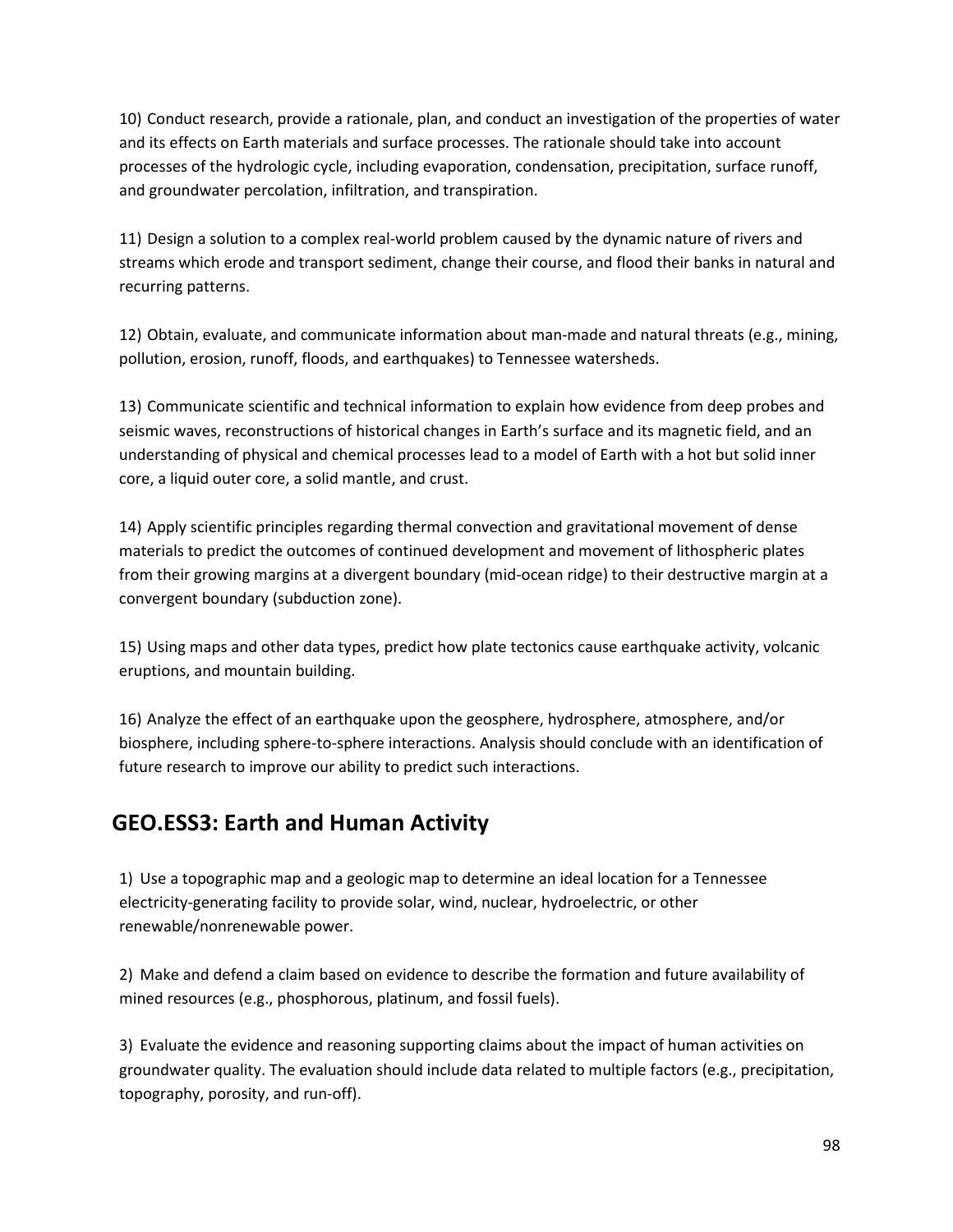10) Conduct research, provide a rationale, plan, and conduct an investigation of the properties of water and its effects on Earth materials and surface processes. The rationale should take into account processes of the hydrologic cycle, including evaporation, condensation, precipitation, surface runoff, and groundwater percolation, infiltration, and transpiration.

11) Design a solution to a complex real-world problem caused by the dynamic nature of rivers and streams which erode and transport sediment, change their course, and flood their banks in natural and recurring patterns.

12) Obtain, evaluate, and communicate information about man-made and natural threats (e.g., mining, pollution, erosion, runoff, floods, and earthquakes) to Tennessee watersheds.

13) Communicate scientific and technical information to explain how evidence from deep probes and seismic waves, reconstructions of historical changes in Earth's surface and its magnetic field, and an understanding of physical and chemical processes lead to a model of Earth with a hot but solid inner core, a liquid outer core, a solid mantle, and crust.

14) Apply scientific principles regarding thermal convection and gravitational movement of dense materials to predict the outcomes of continued development and movement of lithospheric plates from their growing margins at a divergent boundary (mid-ocean ridge) to their destructive margin at a convergent boundary (subduction zone).

15) Using maps and other data types, predict how plate tectonics cause earthquake activity, volcanic eruptions, and mountain building.

16) Analyze the effect of an earthquake upon the geosphere, hydrosphere, atmosphere, and/or biosphere, including sphere-to-sphere interactions. Analysis should conclude with an identification of future research to improve our ability to predict such interactions.

## GEO.ESS3: Earth and Human Activity

1) Use a topographic map and a geologic map to determine an ideal location for a Tennessee electricity-generating facility to provide solar, wind, nuclear, hydroelectric, or other renewable/nonrenewable power.

2) Make and defend a claim based on evidence to describe the formation and future availability of mined resources (e.g., phosphorous, platinum, and fossil fuels).

3) Evaluate the evidence and reasoning supporting claims about the impact of human activities on groundwater quality. The evaluation should include data related to multiple factors (e.g., precipitation, topography, porosity, and run-off).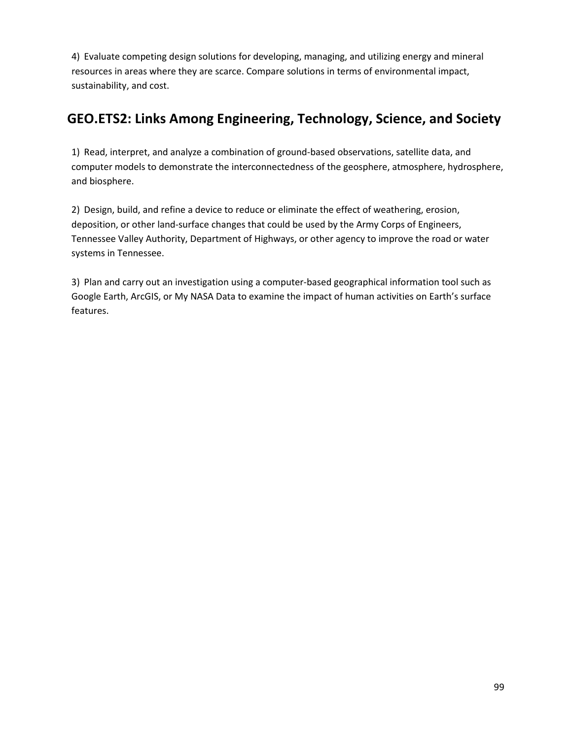4) Evaluate competing design solutions for developing, managing, and utilizing energy and mineral resources in areas where they are scarce. Compare solutions in terms of environmental impact, sustainability, and cost.

## GEO.ETS2: Links Among Engineering, Technology, Science, and Society

1) Read, interpret, and analyze a combination of ground-based observations, satellite data, and computer models to demonstrate the interconnectedness of the geosphere, atmosphere, hydrosphere, and biosphere.

2) Design, build, and refine a device to reduce or eliminate the effect of weathering, erosion, deposition, or other land-surface changes that could be used by the Army Corps of Engineers, Tennessee Valley Authority, Department of Highways, or other agency to improve the road or water systems in Tennessee.

3) Plan and carry out an investigation using a computer-based geographical information tool such as Google Earth, ArcGIS, or My NASA Data to examine the impact of human activities on Earth's surface features.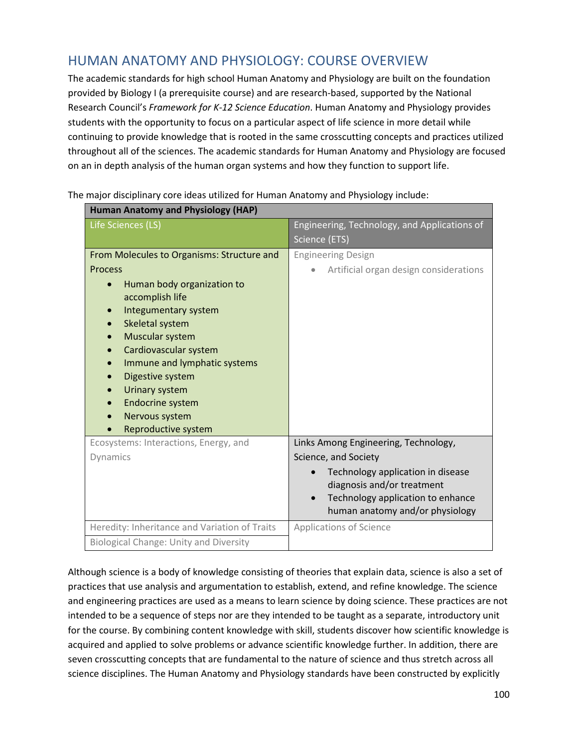## HUMAN ANATOMY AND PHYSIOLOGY: COURSE OVERVIEW

The academic standards for high school Human Anatomy and Physiology are built on the foundation provided by Biology I (a prerequisite course) and are research-based, supported by the National Research Council's *Framework for K-12 Science Education*. Human Anatomy and Physiology provides students with the opportunity to focus on a particular aspect of life science in more detail while continuing to provide knowledge that is rooted in the same crosscutting concepts and practices utilized throughout all of the sciences. The academic standards for Human Anatomy and Physiology are focused on an in depth analysis of the human organ systems and how they function to support life.

The major disciplinary core ideas utilized for Human Anatomy and Physiology include:

| **Human Anatomy and Physiology (HAP)** | |
|---|---|
| Life Sciences (LS) | Engineering, Technology, and Applications of Science (ETS) |
| From Molecules to Organisms: Structure and Process<br>• Human body organization to accomplish life<br>• Integumentary system<br>• Skeletal system<br>• Muscular system<br>• Cardiovascular system<br>• Immune and lymphatic systems<br>• Digestive system<br>• Urinary system<br>• Endocrine system<br>• Nervous system<br>• Reproductive system | Engineering Design<br>• Artificial organ design considerations |
| Ecosystems: Interactions, Energy, and Dynamics | Links Among Engineering, Technology, Science, and Society<br>• Technology application in disease diagnosis and/or treatment<br>• Technology application to enhance human anatomy and/or physiology |
| Heredity: Inheritance and Variation of Traits | Applications of Science |
| Biological Change: Unity and Diversity | |

Although science is a body of knowledge consisting of theories that explain data, science is also a set of practices that use analysis and argumentation to establish, extend, and refine knowledge. The science and engineering practices are used as a means to learn science by doing science. These practices are not intended to be a sequence of steps nor are they intended to be taught as a separate, introductory unit for the course. By combining content knowledge with skill, students discover how scientific knowledge is acquired and applied to solve problems or advance scientific knowledge further. In addition, there are seven crosscutting concepts that are fundamental to the nature of science and thus stretch across all science disciplines. The Human Anatomy and Physiology standards have been constructed by explicitly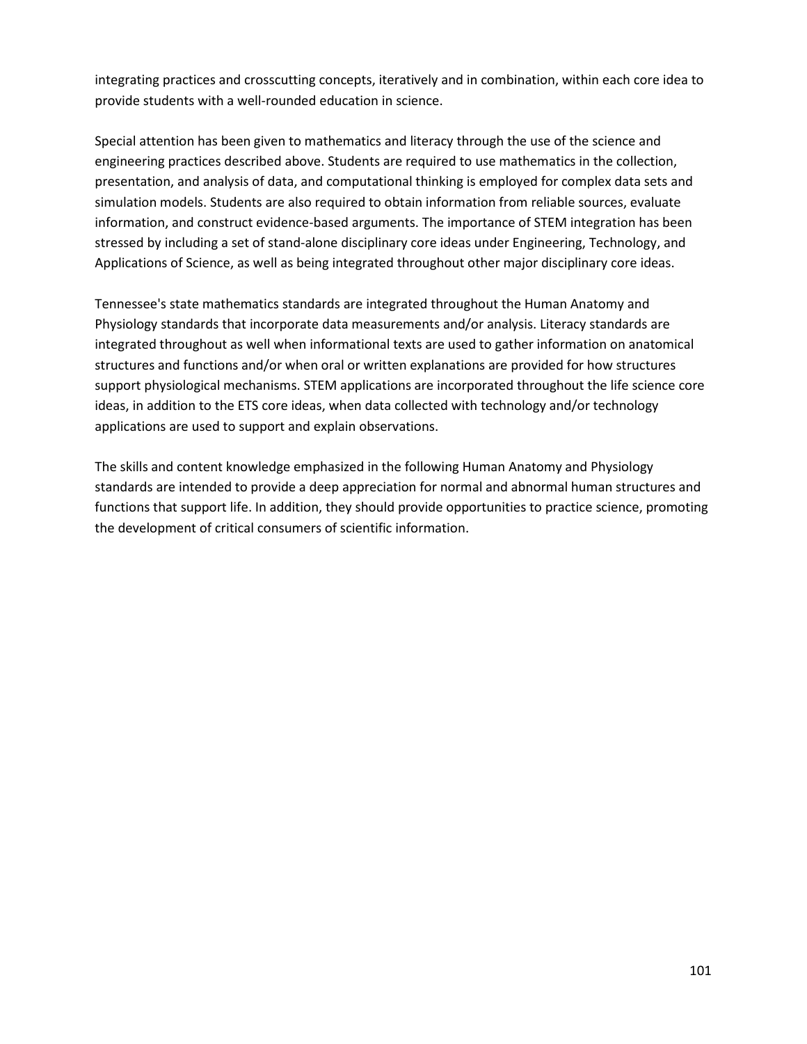integrating practices and crosscutting concepts, iteratively and in combination, within each core idea to provide students with a well-rounded education in science.

Special attention has been given to mathematics and literacy through the use of the science and engineering practices described above. Students are required to use mathematics in the collection, presentation, and analysis of data, and computational thinking is employed for complex data sets and simulation models. Students are also required to obtain information from reliable sources, evaluate information, and construct evidence-based arguments. The importance of STEM integration has been stressed by including a set of stand-alone disciplinary core ideas under Engineering, Technology, and Applications of Science, as well as being integrated throughout other major disciplinary core ideas.

Tennessee's state mathematics standards are integrated throughout the Human Anatomy and Physiology standards that incorporate data measurements and/or analysis. Literacy standards are integrated throughout as well when informational texts are used to gather information on anatomical structures and functions and/or when oral or written explanations are provided for how structures support physiological mechanisms. STEM applications are incorporated throughout the life science core ideas, in addition to the ETS core ideas, when data collected with technology and/or technology applications are used to support and explain observations.

The skills and content knowledge emphasized in the following Human Anatomy and Physiology standards are intended to provide a deep appreciation for normal and abnormal human structures and functions that support life. In addition, they should provide opportunities to practice science, promoting the development of critical consumers of scientific information.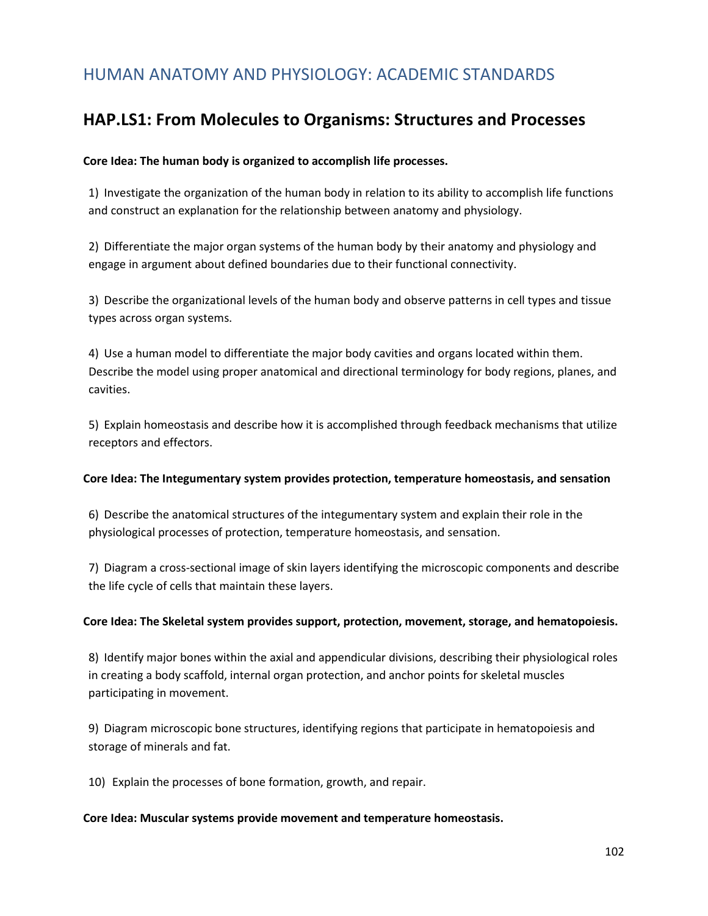# HUMAN ANATOMY AND PHYSIOLOGY: ACADEMIC STANDARDS

## HAP.LS1: From Molecules to Organisms: Structures and Processes

**Core Idea: The human body is organized to accomplish life processes.**

1) Investigate the organization of the human body in relation to its ability to accomplish life functions and construct an explanation for the relationship between anatomy and physiology.

2) Differentiate the major organ systems of the human body by their anatomy and physiology and engage in argument about defined boundaries due to their functional connectivity.

3) Describe the organizational levels of the human body and observe patterns in cell types and tissue types across organ systems.

4) Use a human model to differentiate the major body cavities and organs located within them. Describe the model using proper anatomical and directional terminology for body regions, planes, and cavities.

5) Explain homeostasis and describe how it is accomplished through feedback mechanisms that utilize receptors and effectors.

**Core Idea: The Integumentary system provides protection, temperature homeostasis, and sensation**

6) Describe the anatomical structures of the integumentary system and explain their role in the physiological processes of protection, temperature homeostasis, and sensation.

7) Diagram a cross-sectional image of skin layers identifying the microscopic components and describe the life cycle of cells that maintain these layers.

**Core Idea: The Skeletal system provides support, protection, movement, storage, and hematopoiesis.**

8) Identify major bones within the axial and appendicular divisions, describing their physiological roles in creating a body scaffold, internal organ protection, and anchor points for skeletal muscles participating in movement.

9) Diagram microscopic bone structures, identifying regions that participate in hematopoiesis and storage of minerals and fat.

10) Explain the processes of bone formation, growth, and repair.

**Core Idea: Muscular systems provide movement and temperature homeostasis.**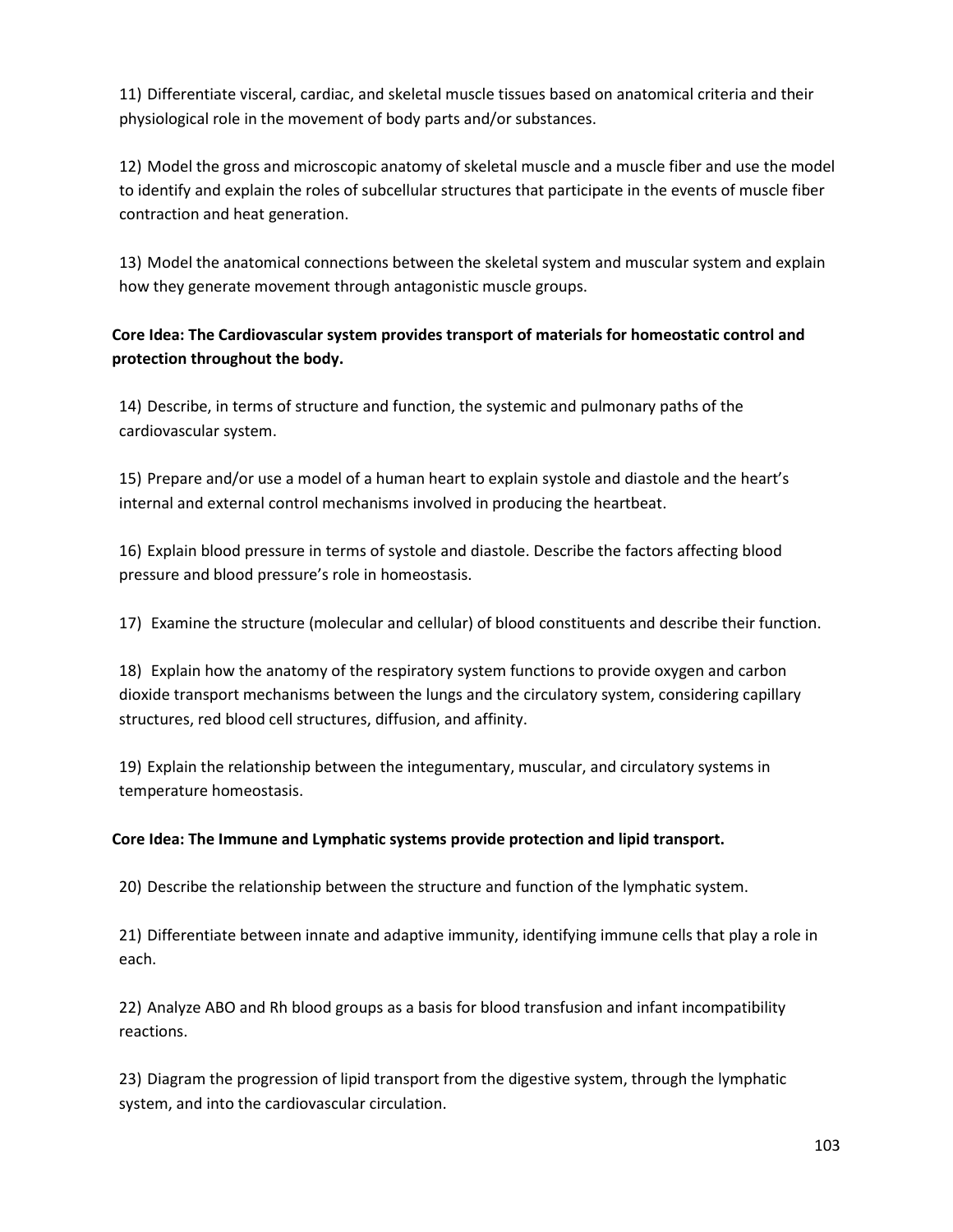11) Differentiate visceral, cardiac, and skeletal muscle tissues based on anatomical criteria and their physiological role in the movement of body parts and/or substances.

12) Model the gross and microscopic anatomy of skeletal muscle and a muscle fiber and use the model to identify and explain the roles of subcellular structures that participate in the events of muscle fiber contraction and heat generation.

13) Model the anatomical connections between the skeletal system and muscular system and explain how they generate movement through antagonistic muscle groups.

**Core Idea: The Cardiovascular system provides transport of materials for homeostatic control and protection throughout the body.**

14) Describe, in terms of structure and function, the systemic and pulmonary paths of the cardiovascular system.

15) Prepare and/or use a model of a human heart to explain systole and diastole and the heart's internal and external control mechanisms involved in producing the heartbeat.

16) Explain blood pressure in terms of systole and diastole. Describe the factors affecting blood pressure and blood pressure's role in homeostasis.

17) Examine the structure (molecular and cellular) of blood constituents and describe their function.

18) Explain how the anatomy of the respiratory system functions to provide oxygen and carbon dioxide transport mechanisms between the lungs and the circulatory system, considering capillary structures, red blood cell structures, diffusion, and affinity.

19) Explain the relationship between the integumentary, muscular, and circulatory systems in temperature homeostasis.

**Core Idea: The Immune and Lymphatic systems provide protection and lipid transport.**

20) Describe the relationship between the structure and function of the lymphatic system.

21) Differentiate between innate and adaptive immunity, identifying immune cells that play a role in each.

22) Analyze ABO and Rh blood groups as a basis for blood transfusion and infant incompatibility reactions.

23) Diagram the progression of lipid transport from the digestive system, through the lymphatic system, and into the cardiovascular circulation.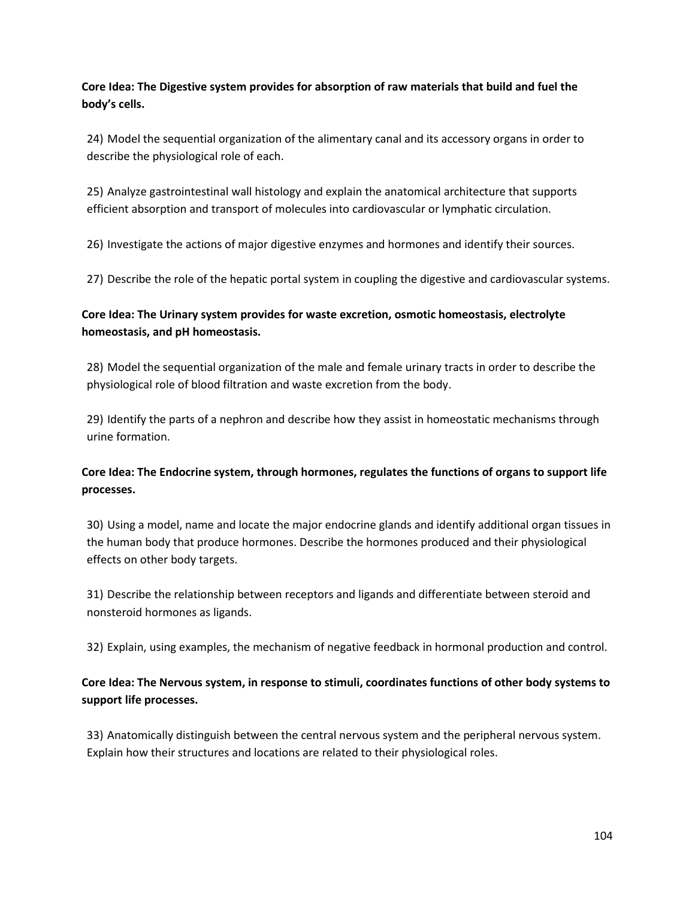**Core Idea: The Digestive system provides for absorption of raw materials that build and fuel the body's cells.**

24) Model the sequential organization of the alimentary canal and its accessory organs in order to describe the physiological role of each.

25) Analyze gastrointestinal wall histology and explain the anatomical architecture that supports efficient absorption and transport of molecules into cardiovascular or lymphatic circulation.

26) Investigate the actions of major digestive enzymes and hormones and identify their sources.

27) Describe the role of the hepatic portal system in coupling the digestive and cardiovascular systems.

**Core Idea: The Urinary system provides for waste excretion, osmotic homeostasis, electrolyte homeostasis, and pH homeostasis.**

28) Model the sequential organization of the male and female urinary tracts in order to describe the physiological role of blood filtration and waste excretion from the body.

29) Identify the parts of a nephron and describe how they assist in homeostatic mechanisms through urine formation.

**Core Idea: The Endocrine system, through hormones, regulates the functions of organs to support life processes.**

30) Using a model, name and locate the major endocrine glands and identify additional organ tissues in the human body that produce hormones. Describe the hormones produced and their physiological effects on other body targets.

31) Describe the relationship between receptors and ligands and differentiate between steroid and nonsteroid hormones as ligands.

32) Explain, using examples, the mechanism of negative feedback in hormonal production and control.

**Core Idea: The Nervous system, in response to stimuli, coordinates functions of other body systems to support life processes.**

33) Anatomically distinguish between the central nervous system and the peripheral nervous system. Explain how their structures and locations are related to their physiological roles.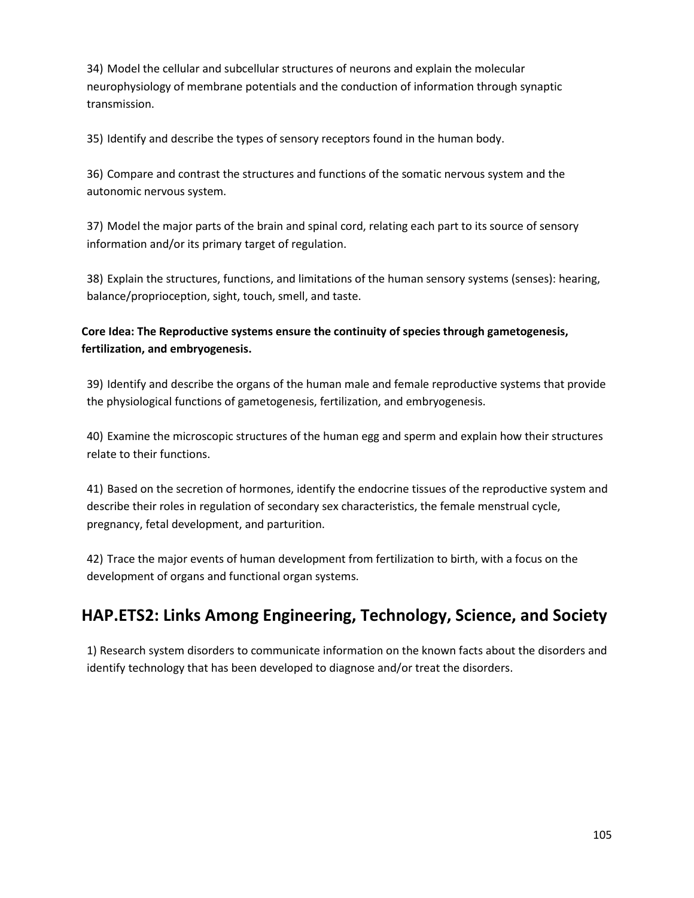34) Model the cellular and subcellular structures of neurons and explain the molecular neurophysiology of membrane potentials and the conduction of information through synaptic transmission.

35) Identify and describe the types of sensory receptors found in the human body.

36) Compare and contrast the structures and functions of the somatic nervous system and the autonomic nervous system.

37) Model the major parts of the brain and spinal cord, relating each part to its source of sensory information and/or its primary target of regulation.

38) Explain the structures, functions, and limitations of the human sensory systems (senses): hearing, balance/proprioception, sight, touch, smell, and taste.

**Core Idea: The Reproductive systems ensure the continuity of species through gametogenesis, fertilization, and embryogenesis.**

39) Identify and describe the organs of the human male and female reproductive systems that provide the physiological functions of gametogenesis, fertilization, and embryogenesis.

40) Examine the microscopic structures of the human egg and sperm and explain how their structures relate to their functions.

41) Based on the secretion of hormones, identify the endocrine tissues of the reproductive system and describe their roles in regulation of secondary sex characteristics, the female menstrual cycle, pregnancy, fetal development, and parturition.

42) Trace the major events of human development from fertilization to birth, with a focus on the development of organs and functional organ systems.

## HAP.ETS2: Links Among Engineering, Technology, Science, and Society

1) Research system disorders to communicate information on the known facts about the disorders and identify technology that has been developed to diagnose and/or treat the disorders.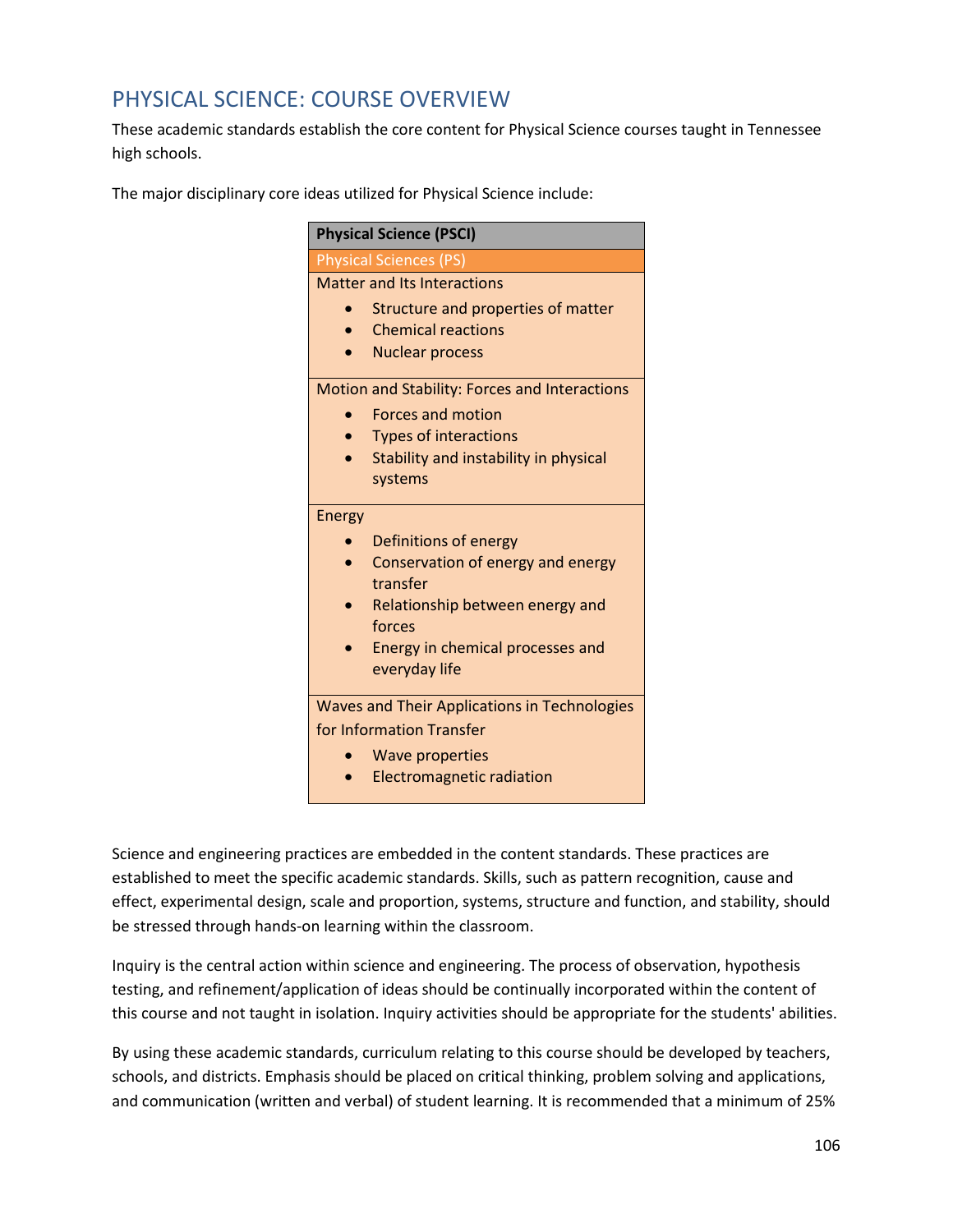## PHYSICAL SCIENCE: COURSE OVERVIEW

These academic standards establish the core content for Physical Science courses taught in Tennessee high schools.

The major disciplinary core ideas utilized for Physical Science include:

| **Physical Science (PSCI)** |
|---|
| Physical Sciences (PS) |
| Matter and Its Interactions<br>• Structure and properties of matter<br>• Chemical reactions<br>• Nuclear process |
| Motion and Stability: Forces and Interactions<br>• Forces and motion<br>• Types of interactions<br>• Stability and instability in physical systems |
| Energy<br>• Definitions of energy<br>• Conservation of energy and energy transfer<br>• Relationship between energy and forces<br>• Energy in chemical processes and everyday life |
| Waves and Their Applications in Technologies for Information Transfer<br>• Wave properties<br>• Electromagnetic radiation |

Science and engineering practices are embedded in the content standards. These practices are established to meet the specific academic standards. Skills, such as pattern recognition, cause and effect, experimental design, scale and proportion, systems, structure and function, and stability, should be stressed through hands-on learning within the classroom.

Inquiry is the central action within science and engineering. The process of observation, hypothesis testing, and refinement/application of ideas should be continually incorporated within the content of this course and not taught in isolation. Inquiry activities should be appropriate for the students' abilities.

By using these academic standards, curriculum relating to this course should be developed by teachers, schools, and districts. Emphasis should be placed on critical thinking, problem solving and applications, and communication (written and verbal) of student learning. It is recommended that a minimum of 25%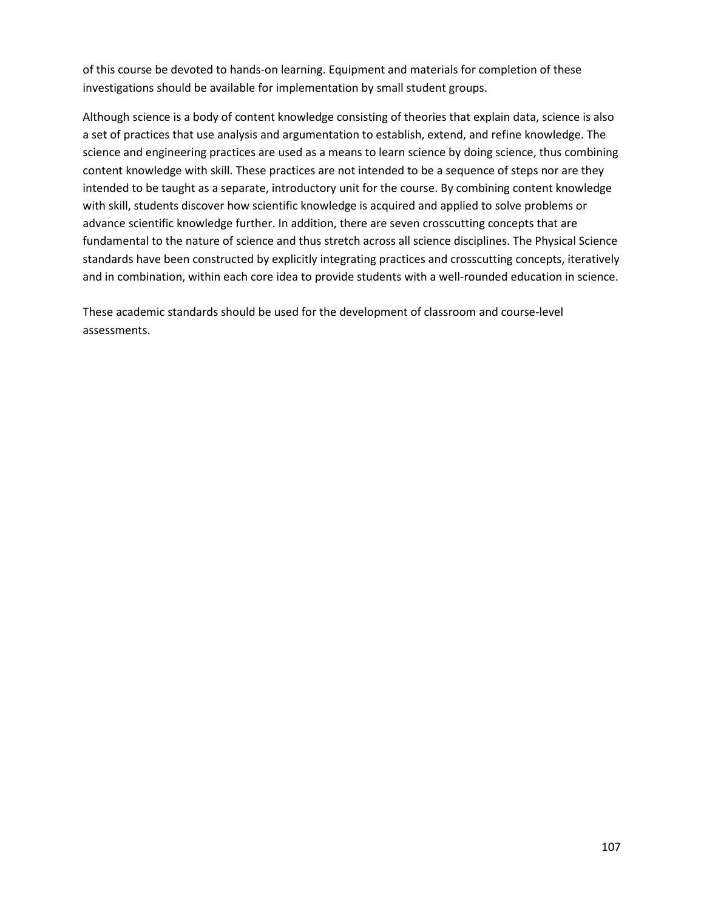of this course be devoted to hands-on learning. Equipment and materials for completion of these investigations should be available for implementation by small student groups.

Although science is a body of content knowledge consisting of theories that explain data, science is also a set of practices that use analysis and argumentation to establish, extend, and refine knowledge. The science and engineering practices are used as a means to learn science by doing science, thus combining content knowledge with skill. These practices are not intended to be a sequence of steps nor are they intended to be taught as a separate, introductory unit for the course. By combining content knowledge with skill, students discover how scientific knowledge is acquired and applied to solve problems or advance scientific knowledge further. In addition, there are seven crosscutting concepts that are fundamental to the nature of science and thus stretch across all science disciplines. The Physical Science standards have been constructed by explicitly integrating practices and crosscutting concepts, iteratively and in combination, within each core idea to provide students with a well-rounded education in science.

These academic standards should be used for the development of classroom and course-level assessments.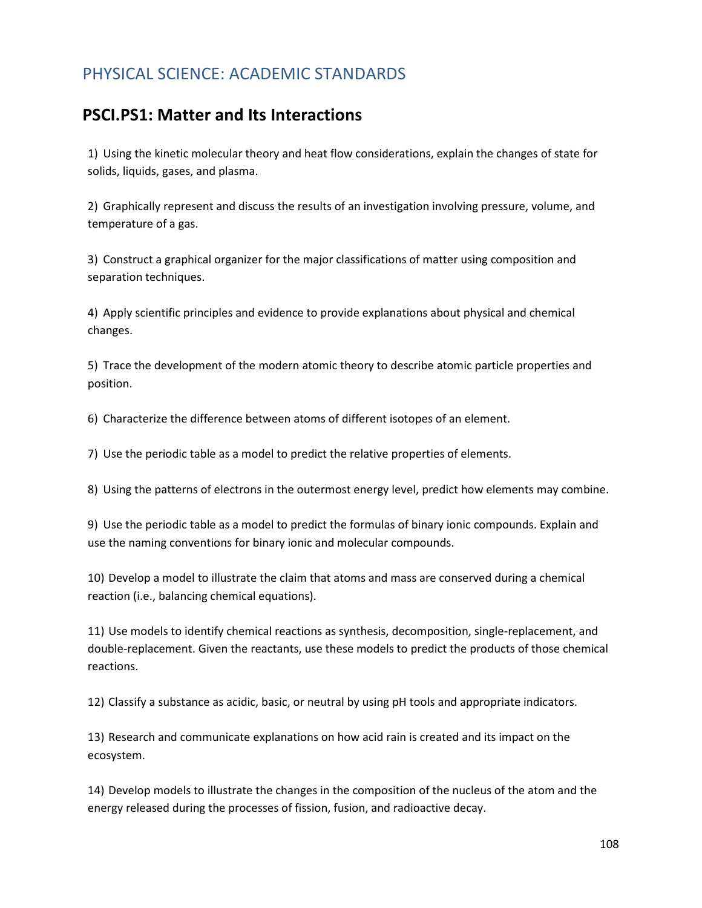## PHYSICAL SCIENCE: ACADEMIC STANDARDS

### PSCI.PS1: Matter and Its Interactions

1) Using the kinetic molecular theory and heat flow considerations, explain the changes of state for solids, liquids, gases, and plasma.

2) Graphically represent and discuss the results of an investigation involving pressure, volume, and temperature of a gas.

3) Construct a graphical organizer for the major classifications of matter using composition and separation techniques.

4) Apply scientific principles and evidence to provide explanations about physical and chemical changes.

5) Trace the development of the modern atomic theory to describe atomic particle properties and position.

6) Characterize the difference between atoms of different isotopes of an element.

7) Use the periodic table as a model to predict the relative properties of elements.

8) Using the patterns of electrons in the outermost energy level, predict how elements may combine.

9) Use the periodic table as a model to predict the formulas of binary ionic compounds. Explain and use the naming conventions for binary ionic and molecular compounds.

10) Develop a model to illustrate the claim that atoms and mass are conserved during a chemical reaction (i.e., balancing chemical equations).

11) Use models to identify chemical reactions as synthesis, decomposition, single-replacement, and double-replacement. Given the reactants, use these models to predict the products of those chemical reactions.

12) Classify a substance as acidic, basic, or neutral by using pH tools and appropriate indicators.

13) Research and communicate explanations on how acid rain is created and its impact on the ecosystem.

14) Develop models to illustrate the changes in the composition of the nucleus of the atom and the energy released during the processes of fission, fusion, and radioactive decay.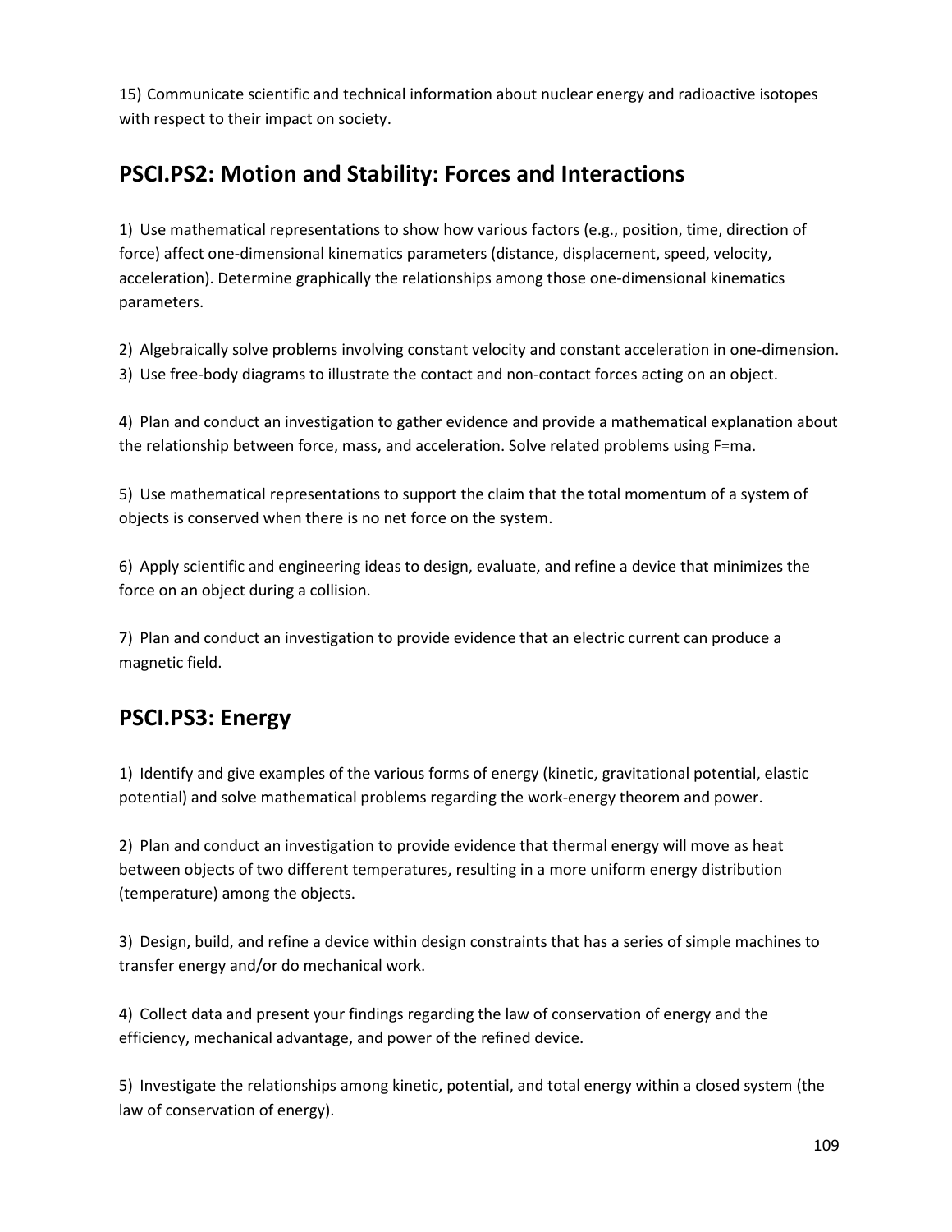15) Communicate scientific and technical information about nuclear energy and radioactive isotopes with respect to their impact on society.

## PSCI.PS2: Motion and Stability: Forces and Interactions

1) Use mathematical representations to show how various factors (e.g., position, time, direction of force) affect one-dimensional kinematics parameters (distance, displacement, speed, velocity, acceleration). Determine graphically the relationships among those one-dimensional kinematics parameters.

2) Algebraically solve problems involving constant velocity and constant acceleration in one-dimension.

3) Use free-body diagrams to illustrate the contact and non-contact forces acting on an object.

4) Plan and conduct an investigation to gather evidence and provide a mathematical explanation about the relationship between force, mass, and acceleration. Solve related problems using $F=ma$.

5) Use mathematical representations to support the claim that the total momentum of a system of objects is conserved when there is no net force on the system.

6) Apply scientific and engineering ideas to design, evaluate, and refine a device that minimizes the force on an object during a collision.

7) Plan and conduct an investigation to provide evidence that an electric current can produce a magnetic field.

## PSCI.PS3: Energy

1) Identify and give examples of the various forms of energy (kinetic, gravitational potential, elastic potential) and solve mathematical problems regarding the work-energy theorem and power.

2) Plan and conduct an investigation to provide evidence that thermal energy will move as heat between objects of two different temperatures, resulting in a more uniform energy distribution (temperature) among the objects.

3) Design, build, and refine a device within design constraints that has a series of simple machines to transfer energy and/or do mechanical work.

4) Collect data and present your findings regarding the law of conservation of energy and the efficiency, mechanical advantage, and power of the refined device.

5) Investigate the relationships among kinetic, potential, and total energy within a closed system (the law of conservation of energy).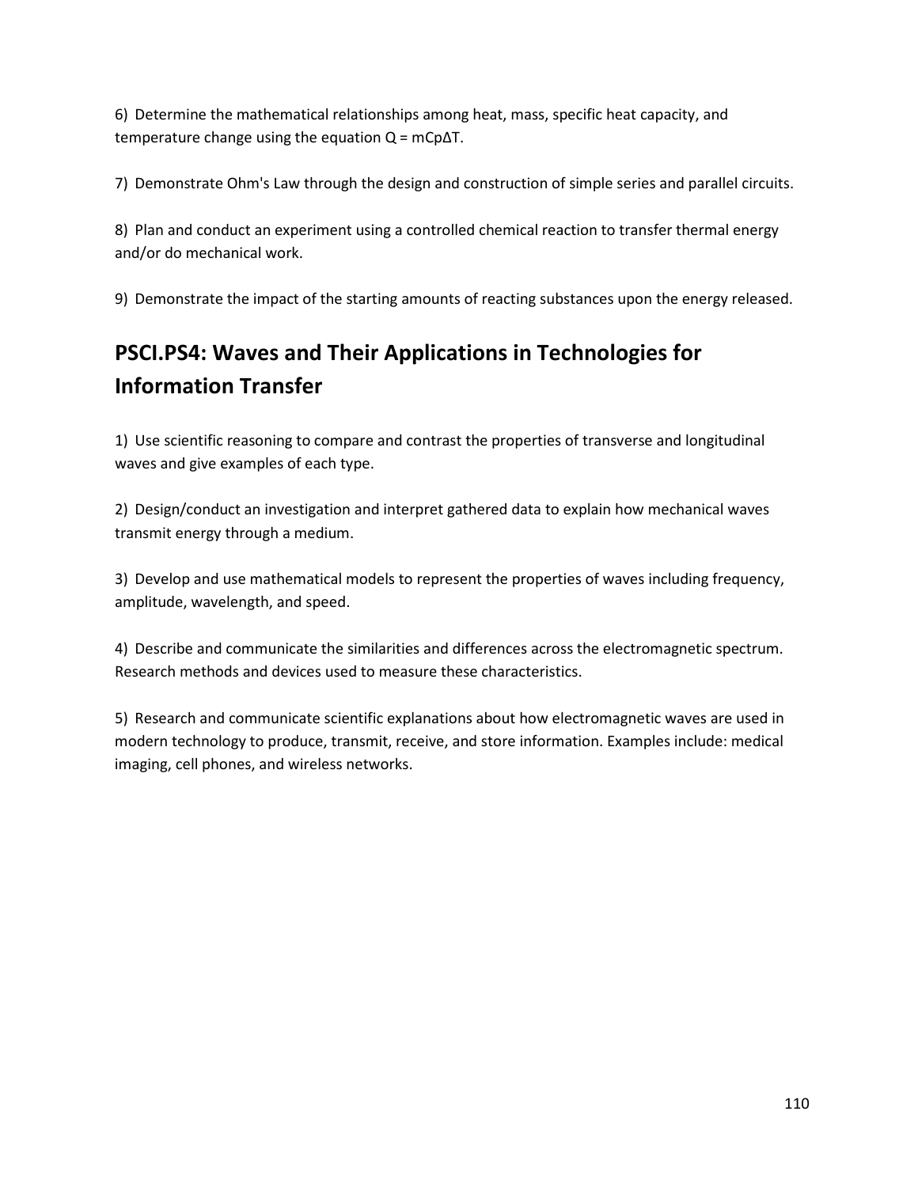6) Determine the mathematical relationships among heat, mass, specific heat capacity, and temperature change using the equation $Q = mC_p\Delta T$.

7) Demonstrate Ohm's Law through the design and construction of simple series and parallel circuits.

8) Plan and conduct an experiment using a controlled chemical reaction to transfer thermal energy and/or do mechanical work.

9) Demonstrate the impact of the starting amounts of reacting substances upon the energy released.

## PSCI.PS4: Waves and Their Applications in Technologies for Information Transfer

1) Use scientific reasoning to compare and contrast the properties of transverse and longitudinal waves and give examples of each type.

2) Design/conduct an investigation and interpret gathered data to explain how mechanical waves transmit energy through a medium.

3) Develop and use mathematical models to represent the properties of waves including frequency, amplitude, wavelength, and speed.

4) Describe and communicate the similarities and differences across the electromagnetic spectrum. Research methods and devices used to measure these characteristics.

5) Research and communicate scientific explanations about how electromagnetic waves are used in modern technology to produce, transmit, receive, and store information. Examples include: medical imaging, cell phones, and wireless networks.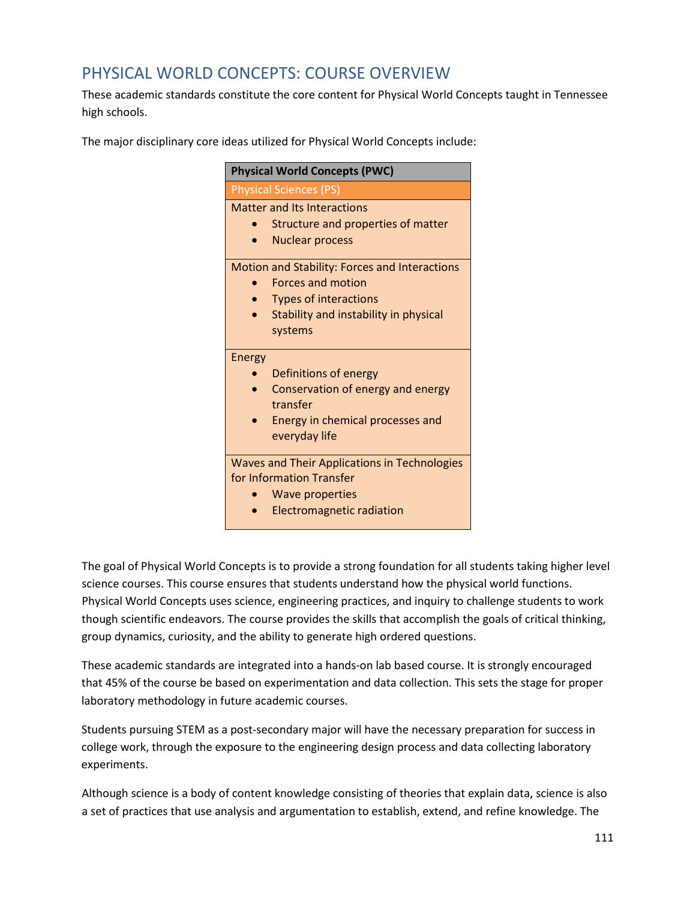## PHYSICAL WORLD CONCEPTS: COURSE OVERVIEW

These academic standards constitute the core content for Physical World Concepts taught in Tennessee high schools.

The major disciplinary core ideas utilized for Physical World Concepts include:

| Physical World Concepts (PWC) |
| --- |
| Physical Sciences (PS) |
| Matter and Its Interactions<br>• Structure and properties of matter<br>• Nuclear process |
| Motion and Stability: Forces and Interactions<br>• Forces and motion<br>• Types of interactions<br>• Stability and instability in physical systems |
| Energy<br>• Definitions of energy<br>• Conservation of energy and energy transfer<br>• Energy in chemical processes and everyday life |
| Waves and Their Applications in Technologies for Information Transfer<br>• Wave properties<br>• Electromagnetic radiation |

The goal of Physical World Concepts is to provide a strong foundation for all students taking higher level science courses. This course ensures that students understand how the physical world functions. Physical World Concepts uses science, engineering practices, and inquiry to challenge students to work though scientific endeavors. The course provides the skills that accomplish the goals of critical thinking, group dynamics, curiosity, and the ability to generate high ordered questions.

These academic standards are integrated into a hands-on lab based course. It is strongly encouraged that 45% of the course be based on experimentation and data collection. This sets the stage for proper laboratory methodology in future academic courses.

Students pursuing STEM as a post-secondary major will have the necessary preparation for success in college work, through the exposure to the engineering design process and data collecting laboratory experiments.

Although science is a body of content knowledge consisting of theories that explain data, science is also a set of practices that use analysis and argumentation to establish, extend, and refine knowledge. The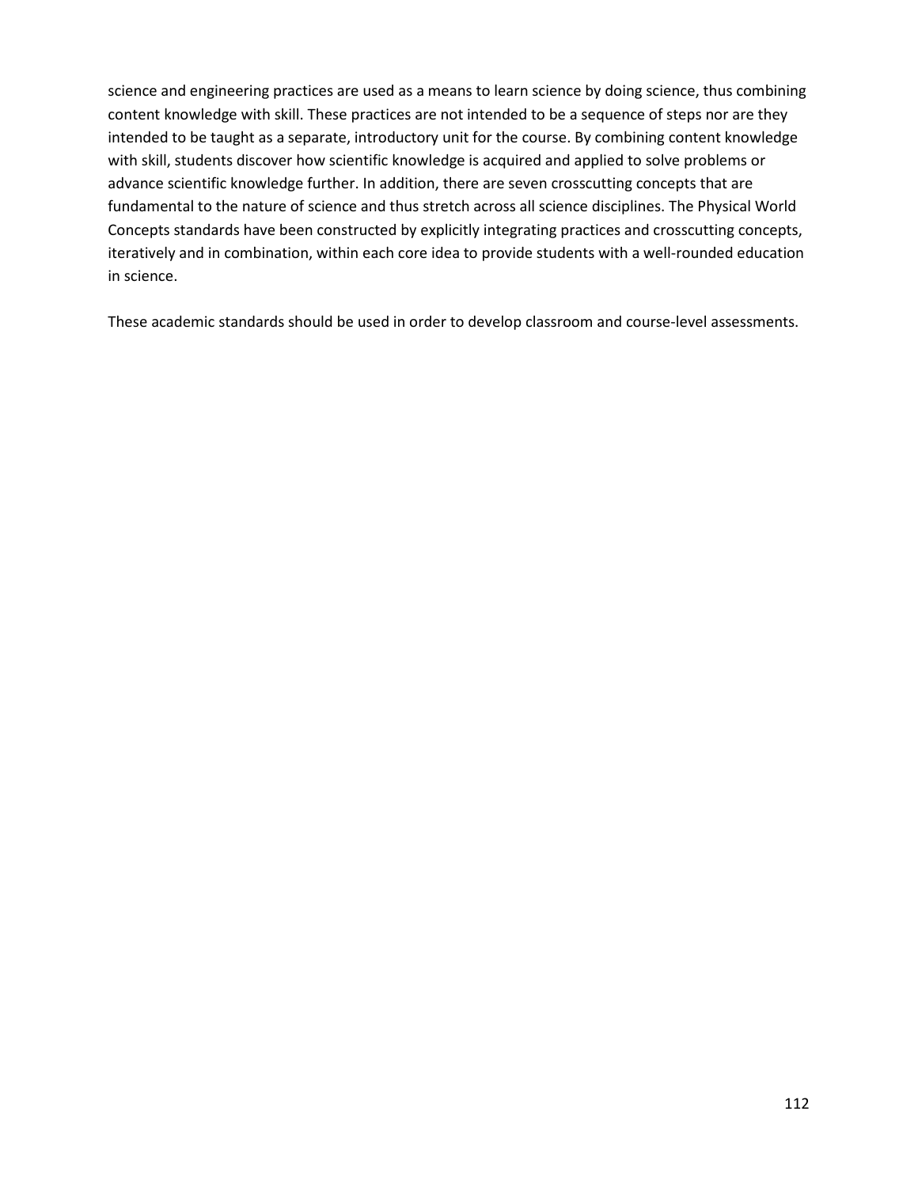science and engineering practices are used as a means to learn science by doing science, thus combining content knowledge with skill. These practices are not intended to be a sequence of steps nor are they intended to be taught as a separate, introductory unit for the course. By combining content knowledge with skill, students discover how scientific knowledge is acquired and applied to solve problems or advance scientific knowledge further. In addition, there are seven crosscutting concepts that are fundamental to the nature of science and thus stretch across all science disciplines. The Physical World Concepts standards have been constructed by explicitly integrating practices and crosscutting concepts, iteratively and in combination, within each core idea to provide students with a well-rounded education in science.

These academic standards should be used in order to develop classroom and course-level assessments.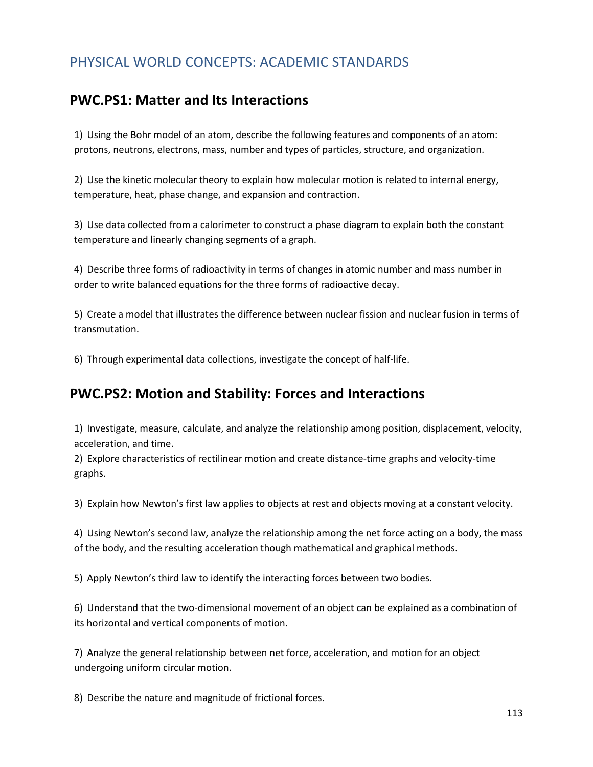# PHYSICAL WORLD CONCEPTS: ACADEMIC STANDARDS

## PWC.PS1: Matter and Its Interactions

1) Using the Bohr model of an atom, describe the following features and components of an atom: protons, neutrons, electrons, mass, number and types of particles, structure, and organization.

2) Use the kinetic molecular theory to explain how molecular motion is related to internal energy, temperature, heat, phase change, and expansion and contraction.

3) Use data collected from a calorimeter to construct a phase diagram to explain both the constant temperature and linearly changing segments of a graph.

4) Describe three forms of radioactivity in terms of changes in atomic number and mass number in order to write balanced equations for the three forms of radioactive decay.

5) Create a model that illustrates the difference between nuclear fission and nuclear fusion in terms of transmutation.

6) Through experimental data collections, investigate the concept of half-life.

## PWC.PS2: Motion and Stability: Forces and Interactions

1) Investigate, measure, calculate, and analyze the relationship among position, displacement, velocity, acceleration, and time.

2) Explore characteristics of rectilinear motion and create distance-time graphs and velocity-time graphs.

3) Explain how Newton's first law applies to objects at rest and objects moving at a constant velocity.

4) Using Newton's second law, analyze the relationship among the net force acting on a body, the mass of the body, and the resulting acceleration though mathematical and graphical methods.

5) Apply Newton's third law to identify the interacting forces between two bodies.

6) Understand that the two-dimensional movement of an object can be explained as a combination of its horizontal and vertical components of motion.

7) Analyze the general relationship between net force, acceleration, and motion for an object undergoing uniform circular motion.

8) Describe the nature and magnitude of frictional forces.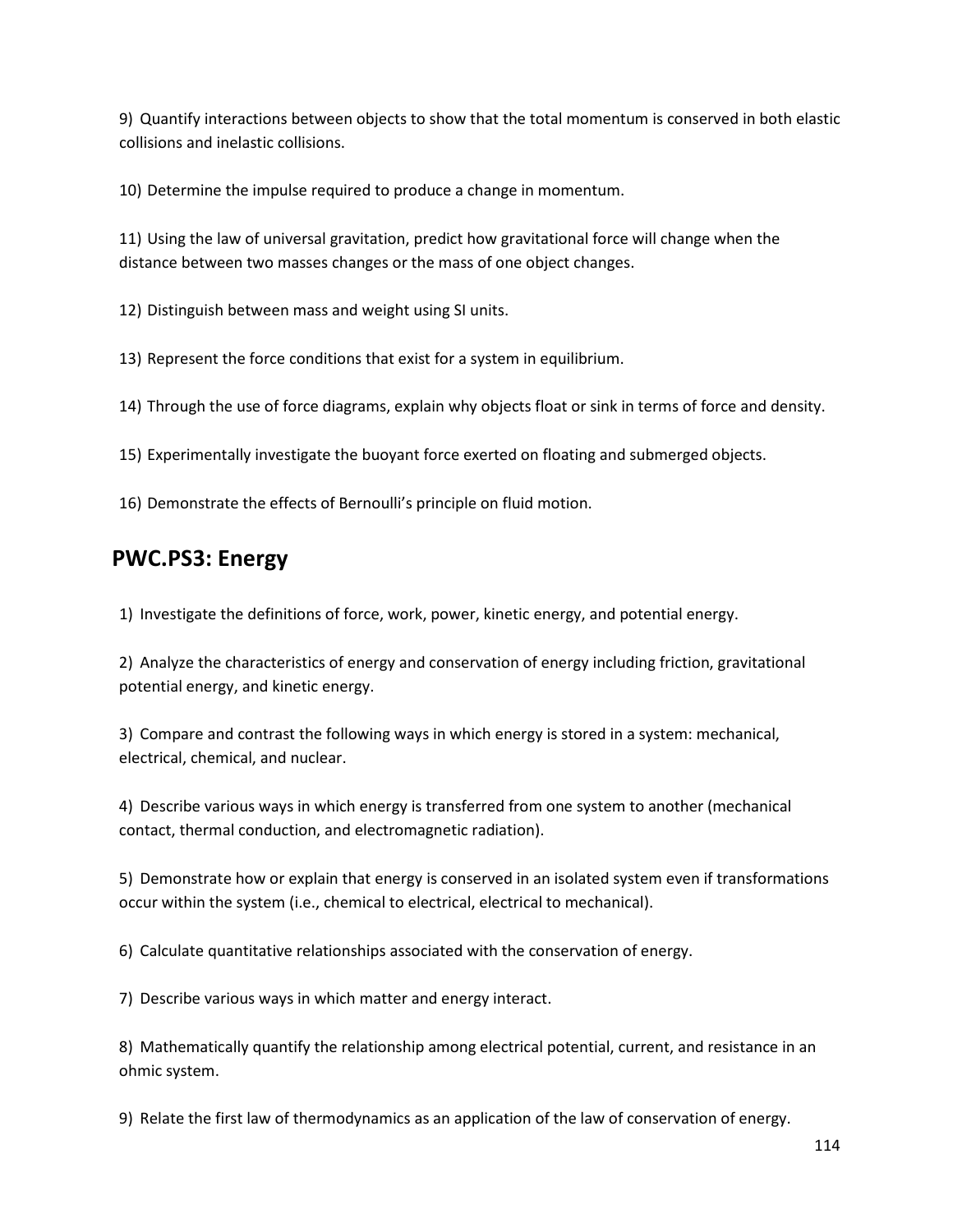9) Quantify interactions between objects to show that the total momentum is conserved in both elastic collisions and inelastic collisions.

10) Determine the impulse required to produce a change in momentum.

11) Using the law of universal gravitation, predict how gravitational force will change when the distance between two masses changes or the mass of one object changes.

12) Distinguish between mass and weight using SI units.

13) Represent the force conditions that exist for a system in equilibrium.

14) Through the use of force diagrams, explain why objects float or sink in terms of force and density.

15) Experimentally investigate the buoyant force exerted on floating and submerged objects.

16) Demonstrate the effects of Bernoulli's principle on fluid motion.

## PWC.PS3: Energy

1) Investigate the definitions of force, work, power, kinetic energy, and potential energy.

2) Analyze the characteristics of energy and conservation of energy including friction, gravitational potential energy, and kinetic energy.

3) Compare and contrast the following ways in which energy is stored in a system: mechanical, electrical, chemical, and nuclear.

4) Describe various ways in which energy is transferred from one system to another (mechanical contact, thermal conduction, and electromagnetic radiation).

5) Demonstrate how or explain that energy is conserved in an isolated system even if transformations occur within the system (i.e., chemical to electrical, electrical to mechanical).

6) Calculate quantitative relationships associated with the conservation of energy.

7) Describe various ways in which matter and energy interact.

8) Mathematically quantify the relationship among electrical potential, current, and resistance in an ohmic system.

9) Relate the first law of thermodynamics as an application of the law of conservation of energy.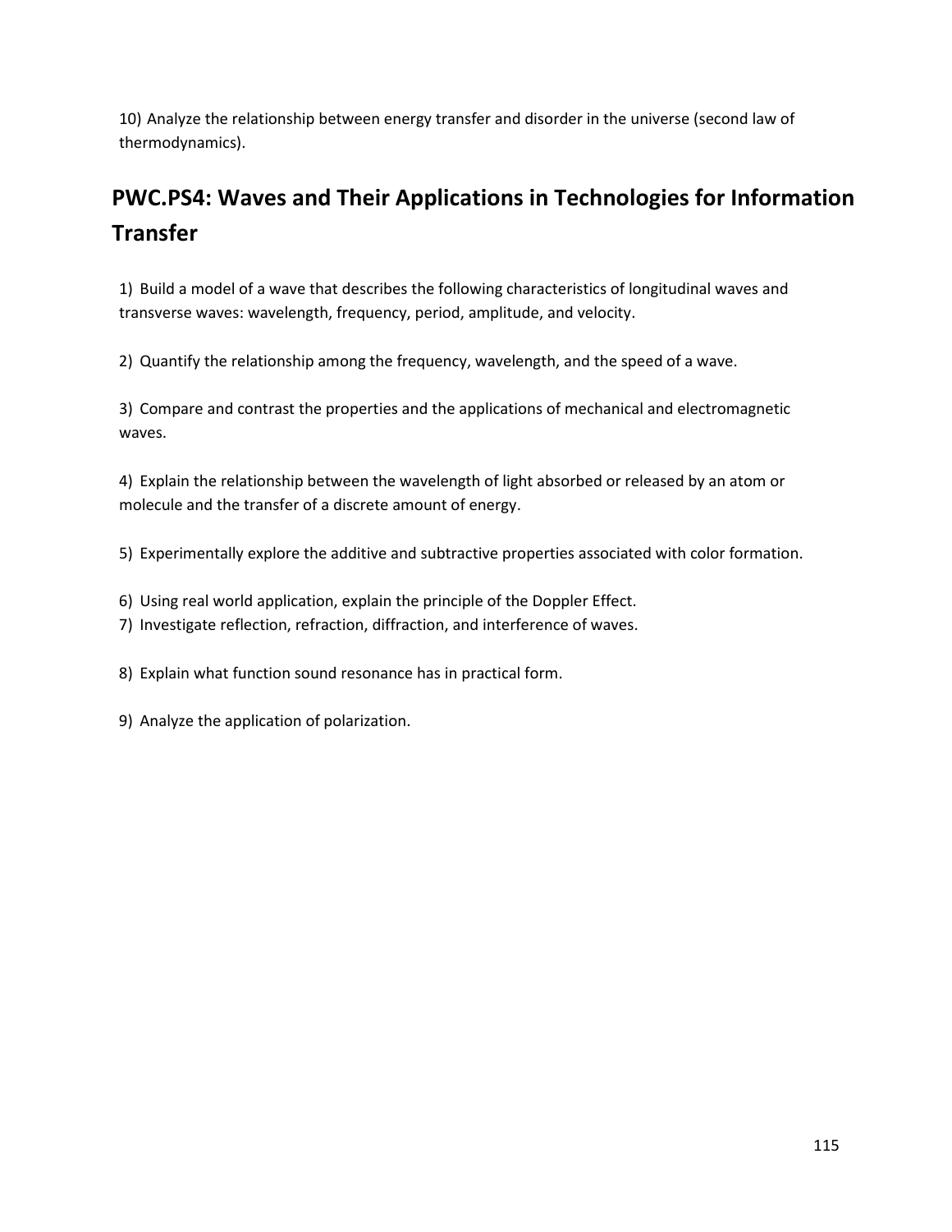10) Analyze the relationship between energy transfer and disorder in the universe (second law of thermodynamics).

## PWC.PS4: Waves and Their Applications in Technologies for Information Transfer

1) Build a model of a wave that describes the following characteristics of longitudinal waves and transverse waves: wavelength, frequency, period, amplitude, and velocity.

2) Quantify the relationship among the frequency, wavelength, and the speed of a wave.

3) Compare and contrast the properties and the applications of mechanical and electromagnetic waves.

4) Explain the relationship between the wavelength of light absorbed or released by an atom or molecule and the transfer of a discrete amount of energy.

5) Experimentally explore the additive and subtractive properties associated with color formation.

6) Using real world application, explain the principle of the Doppler Effect.

7) Investigate reflection, refraction, diffraction, and interference of waves.

8) Explain what function sound resonance has in practical form.

9) Analyze the application of polarization.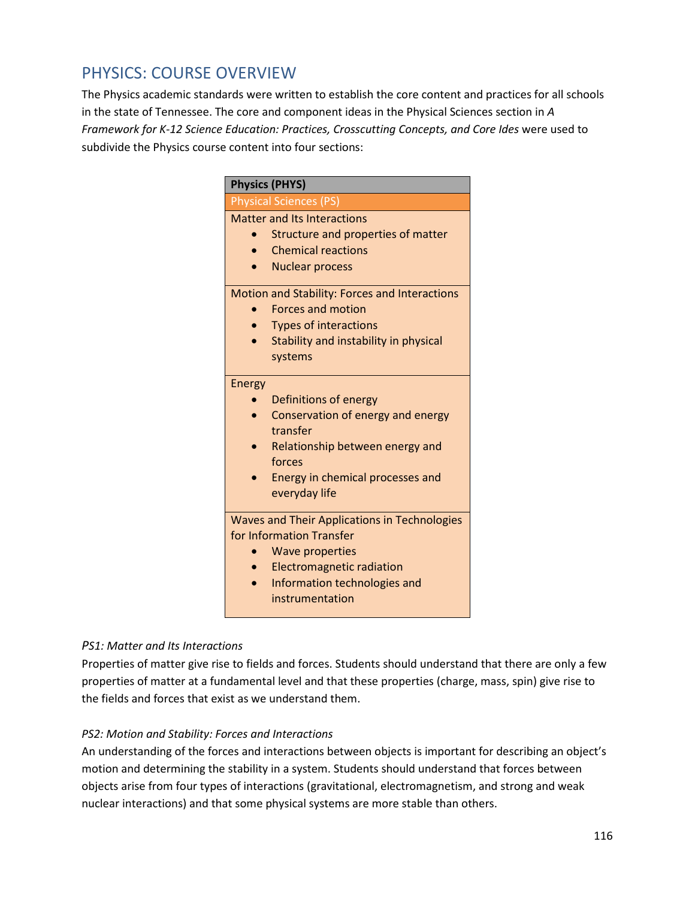## PHYSICS: COURSE OVERVIEW

The Physics academic standards were written to establish the core content and practices for all schools in the state of Tennessee. The core and component ideas in the Physical Sciences section in *A Framework for K-12 Science Education: Practices, Crosscutting Concepts, and Core Ides* were used to subdivide the Physics course content into four sections:

| **Physics (PHYS)** |
|---|
| Physical Sciences (PS) |
| Matter and Its Interactions<br>• Structure and properties of matter<br>• Chemical reactions<br>• Nuclear process |
| Motion and Stability: Forces and Interactions<br>• Forces and motion<br>• Types of interactions<br>• Stability and instability in physical systems |
| Energy<br>• Definitions of energy<br>• Conservation of energy and energy transfer<br>• Relationship between energy and forces<br>• Energy in chemical processes and everyday life |
| Waves and Their Applications in Technologies for Information Transfer<br>• Wave properties<br>• Electromagnetic radiation<br>• Information technologies and instrumentation |

*PS1: Matter and Its Interactions*

Properties of matter give rise to fields and forces. Students should understand that there are only a few properties of matter at a fundamental level and that these properties (charge, mass, spin) give rise to the fields and forces that exist as we understand them.

*PS2: Motion and Stability: Forces and Interactions*

An understanding of the forces and interactions between objects is important for describing an object's motion and determining the stability in a system. Students should understand that forces between objects arise from four types of interactions (gravitational, electromagnetism, and strong and weak nuclear interactions) and that some physical systems are more stable than others.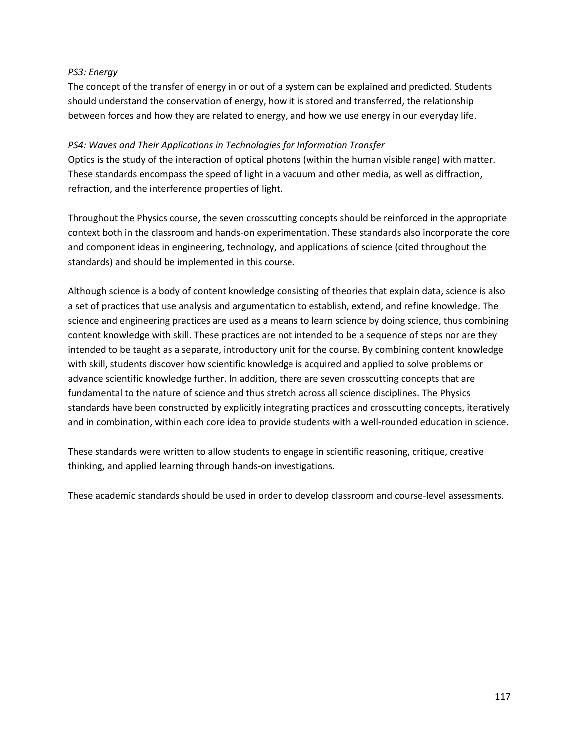*PS3: Energy*

The concept of the transfer of energy in or out of a system can be explained and predicted. Students should understand the conservation of energy, how it is stored and transferred, the relationship between forces and how they are related to energy, and how we use energy in our everyday life.

*PS4: Waves and Their Applications in Technologies for Information Transfer*

Optics is the study of the interaction of optical photons (within the human visible range) with matter. These standards encompass the speed of light in a vacuum and other media, as well as diffraction, refraction, and the interference properties of light.

Throughout the Physics course, the seven crosscutting concepts should be reinforced in the appropriate context both in the classroom and hands-on experimentation. These standards also incorporate the core and component ideas in engineering, technology, and applications of science (cited throughout the standards) and should be implemented in this course.

Although science is a body of content knowledge consisting of theories that explain data, science is also a set of practices that use analysis and argumentation to establish, extend, and refine knowledge. The science and engineering practices are used as a means to learn science by doing science, thus combining content knowledge with skill. These practices are not intended to be a sequence of steps nor are they intended to be taught as a separate, introductory unit for the course. By combining content knowledge with skill, students discover how scientific knowledge is acquired and applied to solve problems or advance scientific knowledge further. In addition, there are seven crosscutting concepts that are fundamental to the nature of science and thus stretch across all science disciplines. The Physics standards have been constructed by explicitly integrating practices and crosscutting concepts, iteratively and in combination, within each core idea to provide students with a well-rounded education in science.

These standards were written to allow students to engage in scientific reasoning, critique, creative thinking, and applied learning through hands-on investigations.

These academic standards should be used in order to develop classroom and course-level assessments.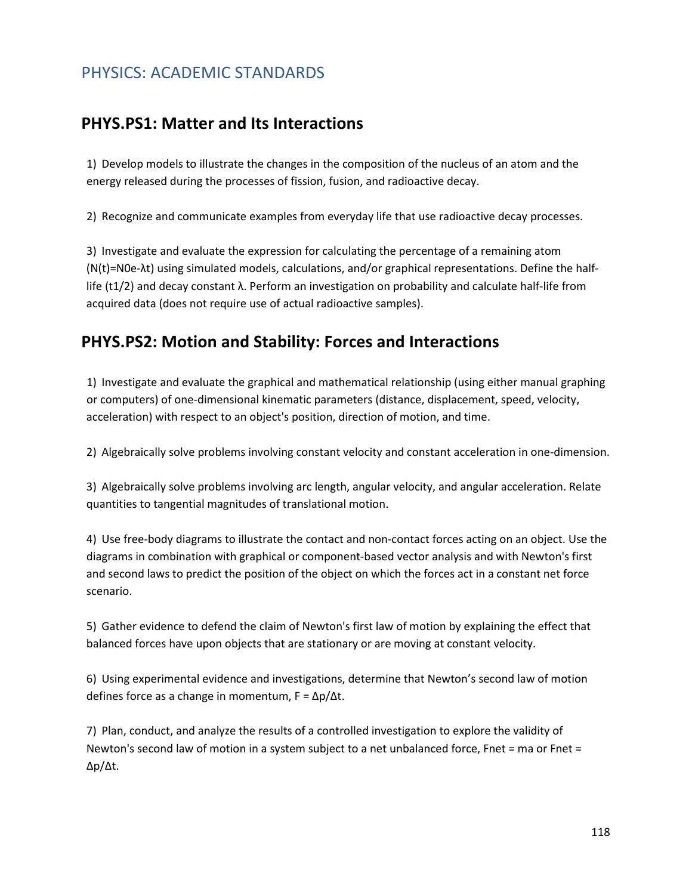# PHYSICS: ACADEMIC STANDARDS

## PHYS.PS1: Matter and Its Interactions

1) Develop models to illustrate the changes in the composition of the nucleus of an atom and the energy released during the processes of fission, fusion, and radioactive decay.

2) Recognize and communicate examples from everyday life that use radioactive decay processes.

3) Investigate and evaluate the expression for calculating the percentage of a remaining atom ($N(t)=N_0e^{-\lambda t}$) using simulated models, calculations, and/or graphical representations. Define the half-life ($t_{1/2}$) and decay constant $\lambda$. Perform an investigation on probability and calculate half-life from acquired data (does not require use of actual radioactive samples).

## PHYS.PS2: Motion and Stability: Forces and Interactions

1) Investigate and evaluate the graphical and mathematical relationship (using either manual graphing or computers) of one-dimensional kinematic parameters (distance, displacement, speed, velocity, acceleration) with respect to an object's position, direction of motion, and time.

2) Algebraically solve problems involving constant velocity and constant acceleration in one-dimension.

3) Algebraically solve problems involving arc length, angular velocity, and angular acceleration. Relate quantities to tangential magnitudes of translational motion.

4) Use free-body diagrams to illustrate the contact and non-contact forces acting on an object. Use the diagrams in combination with graphical or component-based vector analysis and with Newton's first and second laws to predict the position of the object on which the forces act in a constant net force scenario.

5) Gather evidence to defend the claim of Newton's first law of motion by explaining the effect that balanced forces have upon objects that are stationary or are moving at constant velocity.

6) Using experimental evidence and investigations, determine that Newton's second law of motion defines force as a change in momentum, $F = \Delta p/\Delta t$.

7) Plan, conduct, and analyze the results of a controlled investigation to explore the validity of Newton's second law of motion in a system subject to a net unbalanced force, $F_{net} = ma$ or $F_{net} = \Delta p/\Delta t$.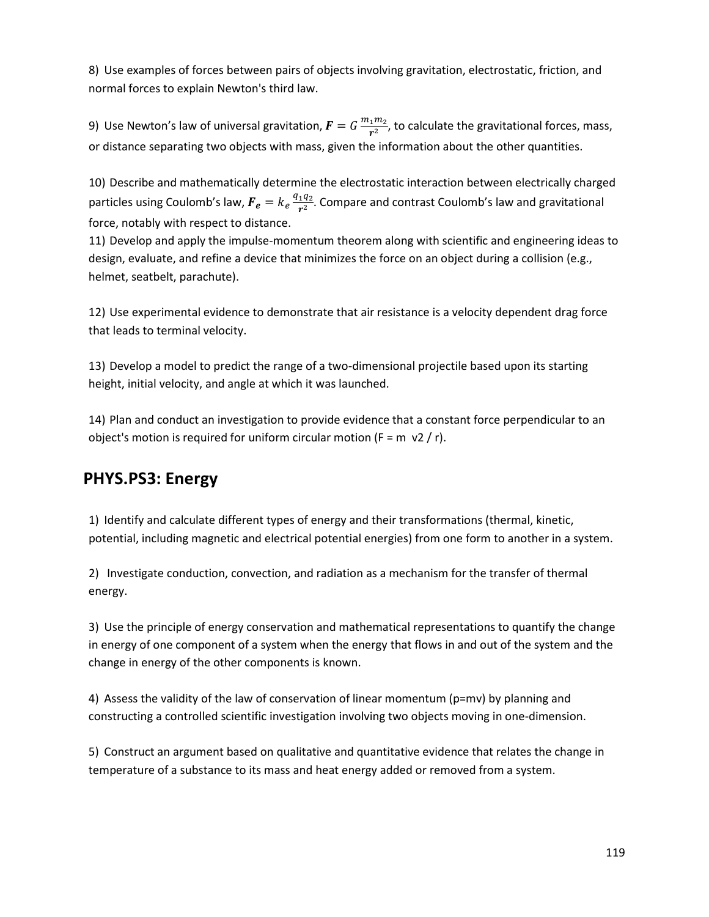8) Use examples of forces between pairs of objects involving gravitation, electrostatic, friction, and normal forces to explain Newton's third law.

9) Use Newton's law of universal gravitation, $\boldsymbol{F} = G\,\frac{m_1 m_2}{\boldsymbol{r}^2}$, to calculate the gravitational forces, mass, or distance separating two objects with mass, given the information about the other quantities.

10) Describe and mathematically determine the electrostatic interaction between electrically charged particles using Coulomb's law, $\boldsymbol{F_e} = k_e\,\frac{q_1 q_2}{\boldsymbol{r}^2}$. Compare and contrast Coulomb's law and gravitational force, notably with respect to distance.

11) Develop and apply the impulse-momentum theorem along with scientific and engineering ideas to design, evaluate, and refine a device that minimizes the force on an object during a collision (e.g., helmet, seatbelt, parachute).

12) Use experimental evidence to demonstrate that air resistance is a velocity dependent drag force that leads to terminal velocity.

13) Develop a model to predict the range of a two-dimensional projectile based upon its starting height, initial velocity, and angle at which it was launched.

14) Plan and conduct an investigation to provide evidence that a constant force perpendicular to an object's motion is required for uniform circular motion (F = m v2 / r).

## PHYS.PS3: Energy

1) Identify and calculate different types of energy and their transformations (thermal, kinetic, potential, including magnetic and electrical potential energies) from one form to another in a system.

2) Investigate conduction, convection, and radiation as a mechanism for the transfer of thermal energy.

3) Use the principle of energy conservation and mathematical representations to quantify the change in energy of one component of a system when the energy that flows in and out of the system and the change in energy of the other components is known.

4) Assess the validity of the law of conservation of linear momentum (p=mv) by planning and constructing a controlled scientific investigation involving two objects moving in one-dimension.

5) Construct an argument based on qualitative and quantitative evidence that relates the change in temperature of a substance to its mass and heat energy added or removed from a system.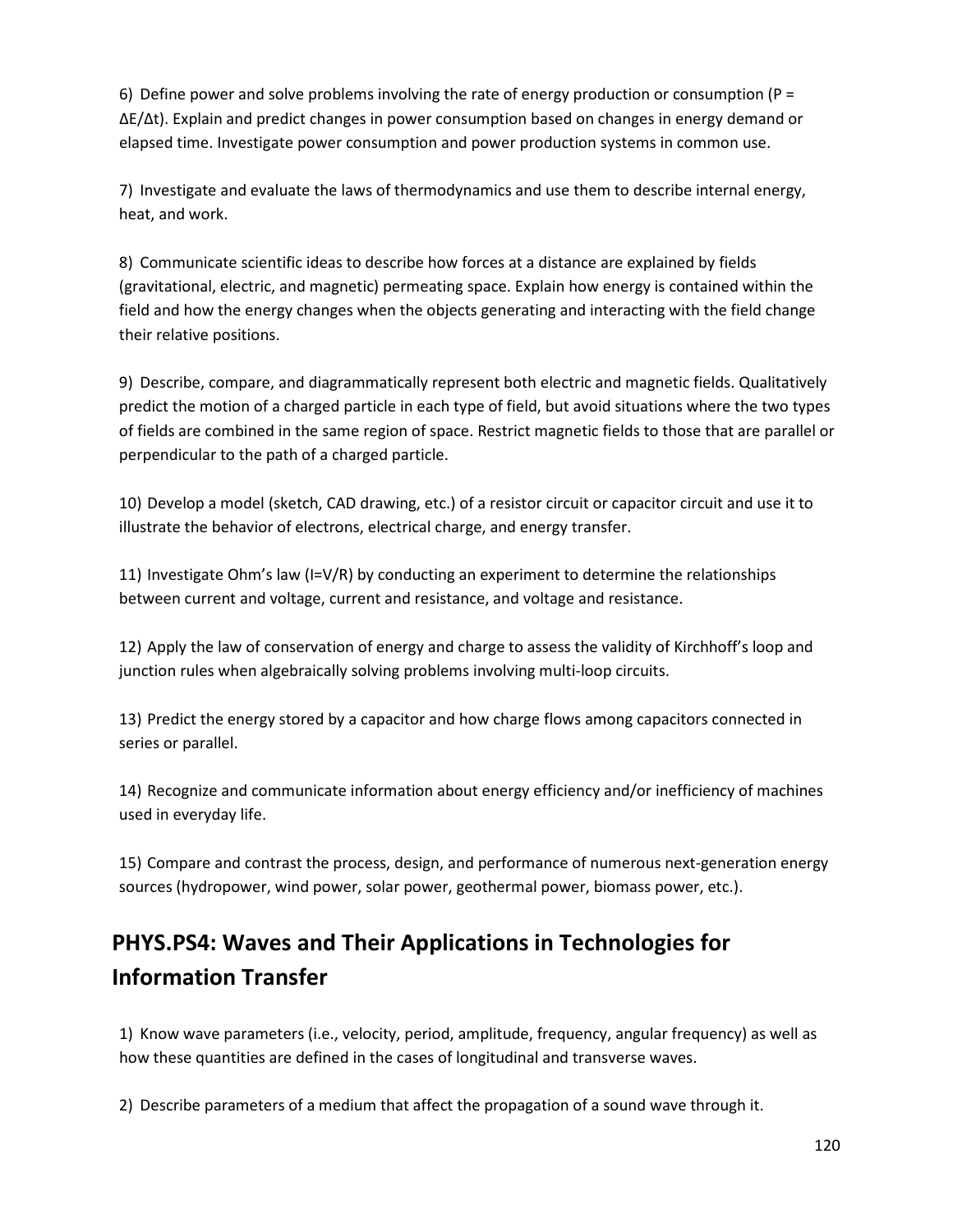6) Define power and solve problems involving the rate of energy production or consumption ($P = \Delta E/\Delta t$). Explain and predict changes in power consumption based on changes in energy demand or elapsed time. Investigate power consumption and power production systems in common use.

7) Investigate and evaluate the laws of thermodynamics and use them to describe internal energy, heat, and work.

8) Communicate scientific ideas to describe how forces at a distance are explained by fields (gravitational, electric, and magnetic) permeating space. Explain how energy is contained within the field and how the energy changes when the objects generating and interacting with the field change their relative positions.

9) Describe, compare, and diagrammatically represent both electric and magnetic fields. Qualitatively predict the motion of a charged particle in each type of field, but avoid situations where the two types of fields are combined in the same region of space. Restrict magnetic fields to those that are parallel or perpendicular to the path of a charged particle.

10) Develop a model (sketch, CAD drawing, etc.) of a resistor circuit or capacitor circuit and use it to illustrate the behavior of electrons, electrical charge, and energy transfer.

11) Investigate Ohm's law ($I=V/R$) by conducting an experiment to determine the relationships between current and voltage, current and resistance, and voltage and resistance.

12) Apply the law of conservation of energy and charge to assess the validity of Kirchhoff's loop and junction rules when algebraically solving problems involving multi-loop circuits.

13) Predict the energy stored by a capacitor and how charge flows among capacitors connected in series or parallel.

14) Recognize and communicate information about energy efficiency and/or inefficiency of machines used in everyday life.

15) Compare and contrast the process, design, and performance of numerous next-generation energy sources (hydropower, wind power, solar power, geothermal power, biomass power, etc.).

## PHYS.PS4: Waves and Their Applications in Technologies for Information Transfer

1) Know wave parameters (i.e., velocity, period, amplitude, frequency, angular frequency) as well as how these quantities are defined in the cases of longitudinal and transverse waves.

2) Describe parameters of a medium that affect the propagation of a sound wave through it.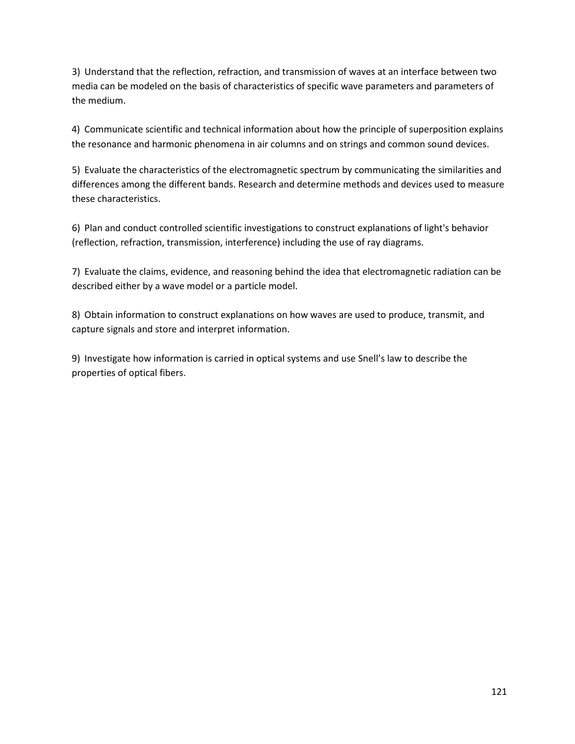3) Understand that the reflection, refraction, and transmission of waves at an interface between two media can be modeled on the basis of characteristics of specific wave parameters and parameters of the medium.

4) Communicate scientific and technical information about how the principle of superposition explains the resonance and harmonic phenomena in air columns and on strings and common sound devices.

5) Evaluate the characteristics of the electromagnetic spectrum by communicating the similarities and differences among the different bands. Research and determine methods and devices used to measure these characteristics.

6) Plan and conduct controlled scientific investigations to construct explanations of light's behavior (reflection, refraction, transmission, interference) including the use of ray diagrams.

7) Evaluate the claims, evidence, and reasoning behind the idea that electromagnetic radiation can be described either by a wave model or a particle model.

8) Obtain information to construct explanations on how waves are used to produce, transmit, and capture signals and store and interpret information.

9) Investigate how information is carried in optical systems and use Snell's law to describe the properties of optical fibers.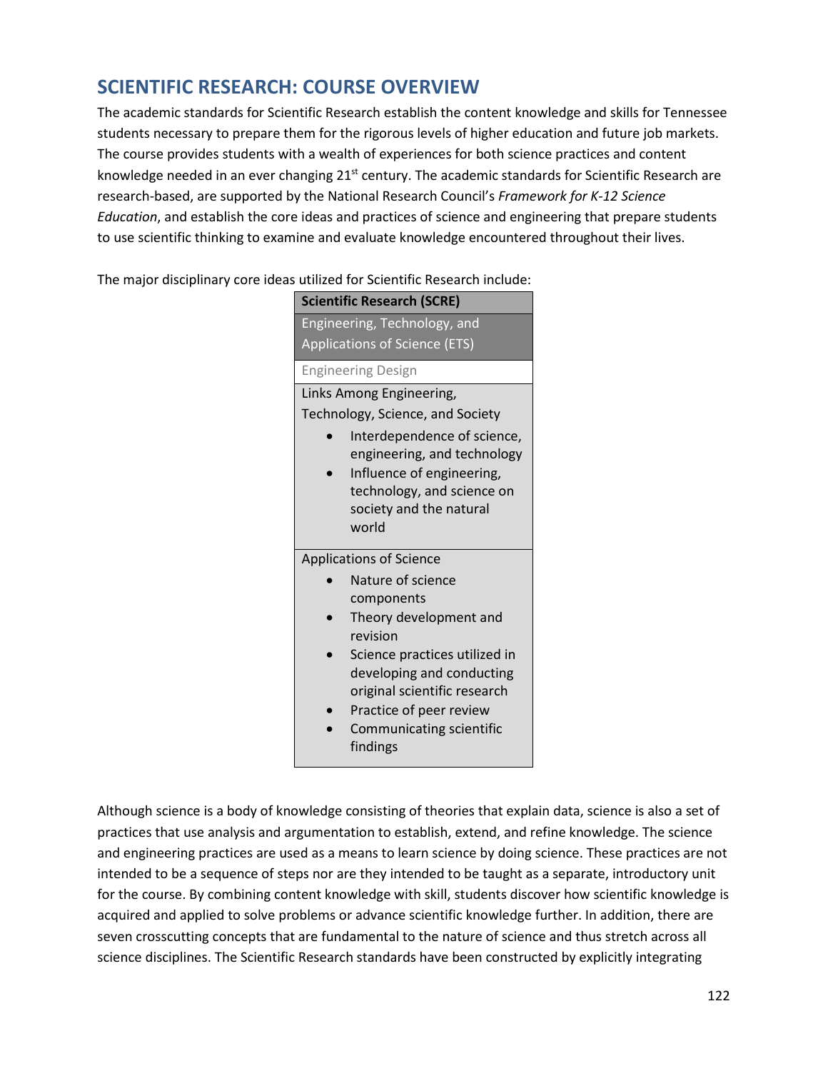## SCIENTIFIC RESEARCH: COURSE OVERVIEW

The academic standards for Scientific Research establish the content knowledge and skills for Tennessee students necessary to prepare them for the rigorous levels of higher education and future job markets. The course provides students with a wealth of experiences for both science practices and content knowledge needed in an ever changing 21st century. The academic standards for Scientific Research are research-based, are supported by the National Research Council's *Framework for K-12 Science Education*, and establish the core ideas and practices of science and engineering that prepare students to use scientific thinking to examine and evaluate knowledge encountered throughout their lives.

The major disciplinary core ideas utilized for Scientific Research include:

| **Scientific Research (SCRE)** |
|---|
| Engineering, Technology, and Applications of Science (ETS) |
| Engineering Design |
| Links Among Engineering, Technology, Science, and Society<br>• Interdependence of science, engineering, and technology<br>• Influence of engineering, technology, and science on society and the natural world |
| Applications of Science<br>• Nature of science components<br>• Theory development and revision<br>• Science practices utilized in developing and conducting original scientific research<br>• Practice of peer review<br>• Communicating scientific findings |

Although science is a body of knowledge consisting of theories that explain data, science is also a set of practices that use analysis and argumentation to establish, extend, and refine knowledge. The science and engineering practices are used as a means to learn science by doing science. These practices are not intended to be a sequence of steps nor are they intended to be taught as a separate, introductory unit for the course. By combining content knowledge with skill, students discover how scientific knowledge is acquired and applied to solve problems or advance scientific knowledge further. In addition, there are seven crosscutting concepts that are fundamental to the nature of science and thus stretch across all science disciplines. The Scientific Research standards have been constructed by explicitly integrating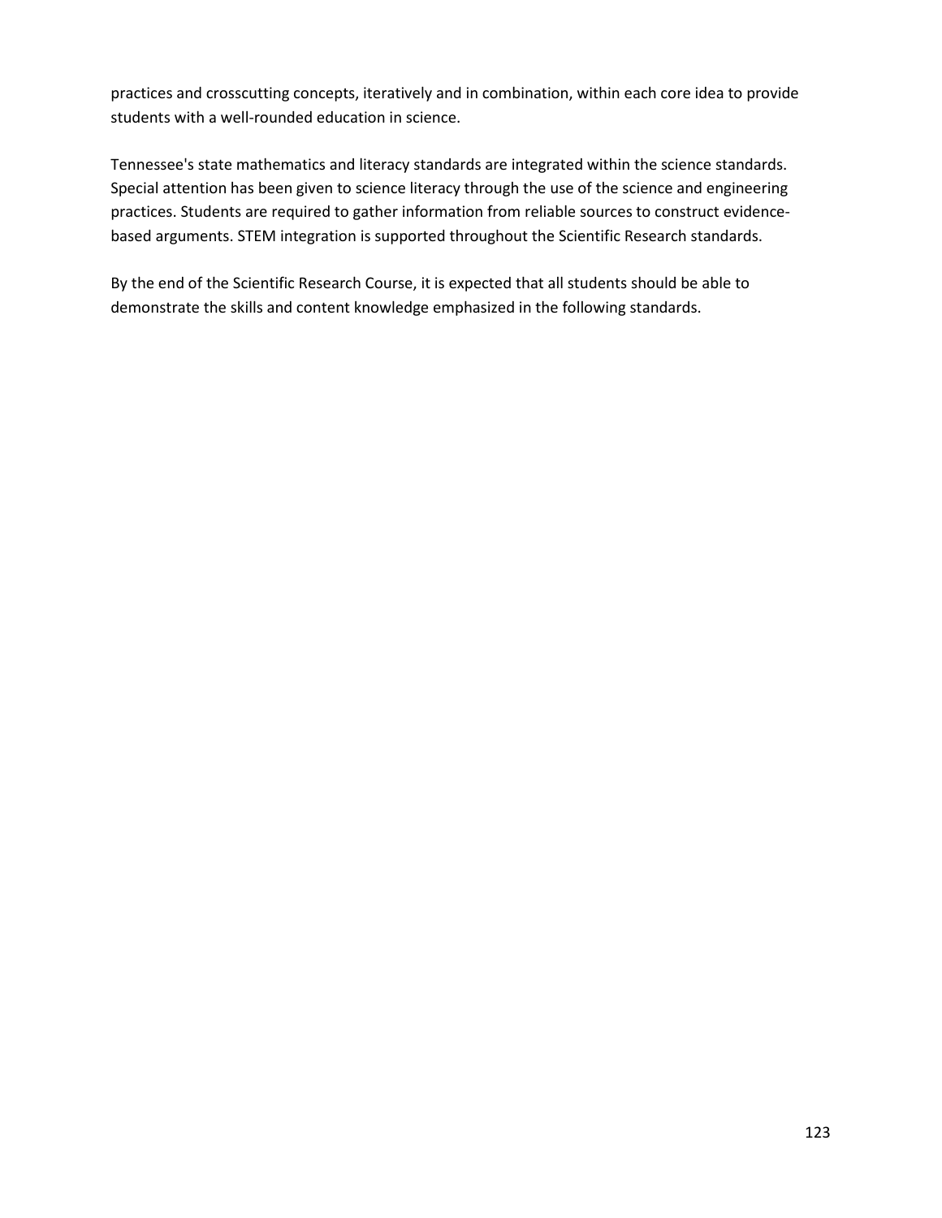practices and crosscutting concepts, iteratively and in combination, within each core idea to provide students with a well-rounded education in science.

Tennessee's state mathematics and literacy standards are integrated within the science standards. Special attention has been given to science literacy through the use of the science and engineering practices. Students are required to gather information from reliable sources to construct evidence-based arguments. STEM integration is supported throughout the Scientific Research standards.

By the end of the Scientific Research Course, it is expected that all students should be able to demonstrate the skills and content knowledge emphasized in the following standards.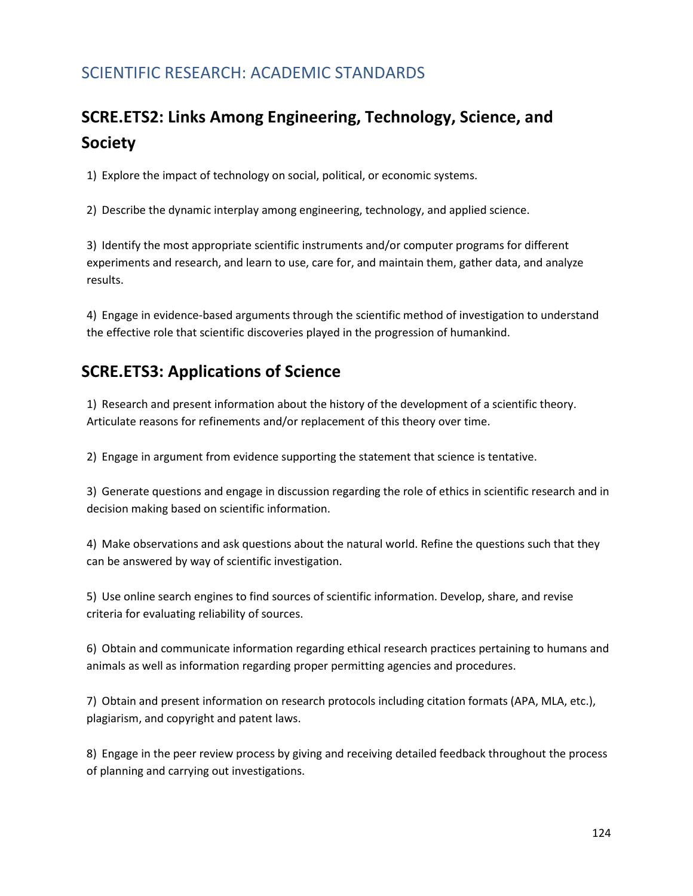## SCIENTIFIC RESEARCH: ACADEMIC STANDARDS

### SCRE.ETS2: Links Among Engineering, Technology, Science, and Society

1) Explore the impact of technology on social, political, or economic systems.

2) Describe the dynamic interplay among engineering, technology, and applied science.

3) Identify the most appropriate scientific instruments and/or computer programs for different experiments and research, and learn to use, care for, and maintain them, gather data, and analyze results.

4) Engage in evidence-based arguments through the scientific method of investigation to understand the effective role that scientific discoveries played in the progression of humankind.

### SCRE.ETS3: Applications of Science

1) Research and present information about the history of the development of a scientific theory. Articulate reasons for refinements and/or replacement of this theory over time.

2) Engage in argument from evidence supporting the statement that science is tentative.

3) Generate questions and engage in discussion regarding the role of ethics in scientific research and in decision making based on scientific information.

4) Make observations and ask questions about the natural world. Refine the questions such that they can be answered by way of scientific investigation.

5) Use online search engines to find sources of scientific information. Develop, share, and revise criteria for evaluating reliability of sources.

6) Obtain and communicate information regarding ethical research practices pertaining to humans and animals as well as information regarding proper permitting agencies and procedures.

7) Obtain and present information on research protocols including citation formats (APA, MLA, etc.), plagiarism, and copyright and patent laws.

8) Engage in the peer review process by giving and receiving detailed feedback throughout the process of planning and carrying out investigations.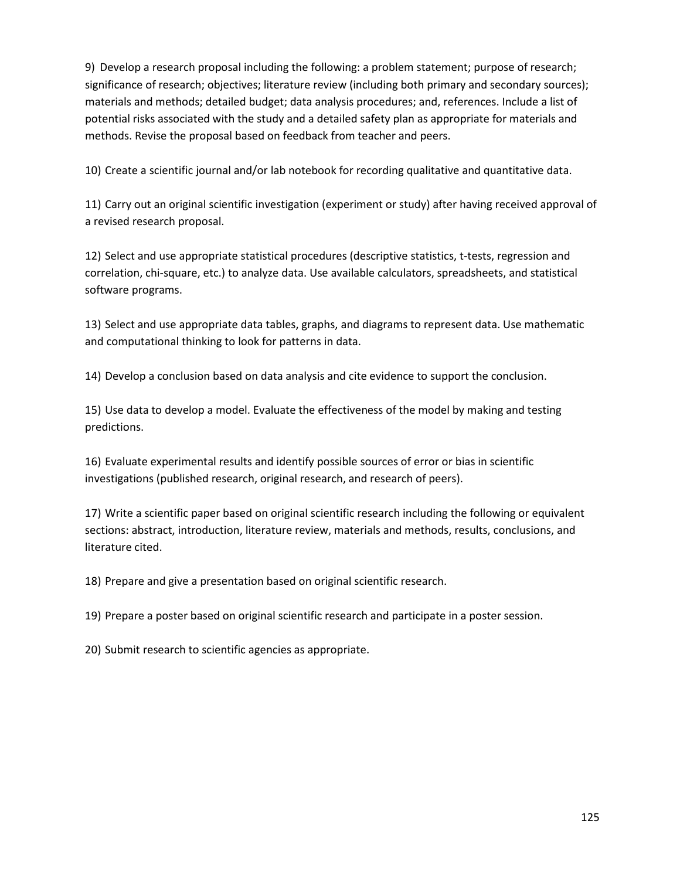9) Develop a research proposal including the following: a problem statement; purpose of research; significance of research; objectives; literature review (including both primary and secondary sources); materials and methods; detailed budget; data analysis procedures; and, references. Include a list of potential risks associated with the study and a detailed safety plan as appropriate for materials and methods. Revise the proposal based on feedback from teacher and peers.

10) Create a scientific journal and/or lab notebook for recording qualitative and quantitative data.

11) Carry out an original scientific investigation (experiment or study) after having received approval of a revised research proposal.

12) Select and use appropriate statistical procedures (descriptive statistics, t-tests, regression and correlation, chi-square, etc.) to analyze data. Use available calculators, spreadsheets, and statistical software programs.

13) Select and use appropriate data tables, graphs, and diagrams to represent data. Use mathematic and computational thinking to look for patterns in data.

14) Develop a conclusion based on data analysis and cite evidence to support the conclusion.

15) Use data to develop a model. Evaluate the effectiveness of the model by making and testing predictions.

16) Evaluate experimental results and identify possible sources of error or bias in scientific investigations (published research, original research, and research of peers).

17) Write a scientific paper based on original scientific research including the following or equivalent sections: abstract, introduction, literature review, materials and methods, results, conclusions, and literature cited.

18) Prepare and give a presentation based on original scientific research.

19) Prepare a poster based on original scientific research and participate in a poster session.

20) Submit research to scientific agencies as appropriate.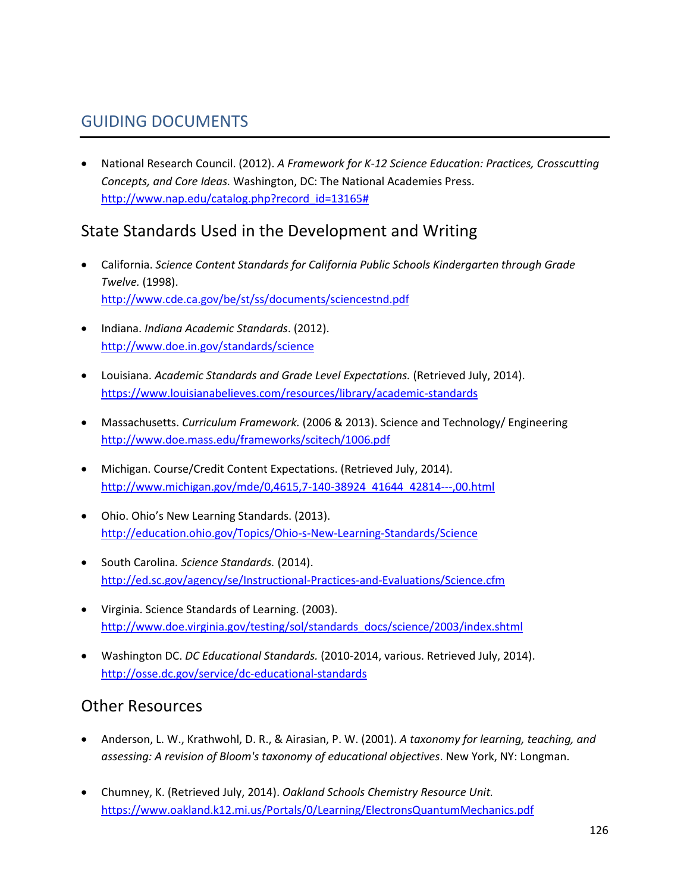## GUIDING DOCUMENTS

- National Research Council. (2012). *A Framework for K-12 Science Education: Practices, Crosscutting Concepts, and Core Ideas.* Washington, DC: The National Academies Press. http://www.nap.edu/catalog.php?record_id=13165#

### State Standards Used in the Development and Writing

- California. *Science Content Standards for California Public Schools Kindergarten through Grade Twelve.* (1998). http://www.cde.ca.gov/be/st/ss/documents/sciencestnd.pdf

- Indiana. *Indiana Academic Standards*. (2012). http://www.doe.in.gov/standards/science

- Louisiana. *Academic Standards and Grade Level Expectations.* (Retrieved July, 2014). https://www.louisianabelieves.com/resources/library/academic-standards

- Massachusetts. *Curriculum Framework.* (2006 & 2013). Science and Technology/ Engineering http://www.doe.mass.edu/frameworks/scitech/1006.pdf

- Michigan. Course/Credit Content Expectations. (Retrieved July, 2014). http://www.michigan.gov/mde/0,4615,7-140-38924_41644_42814---,00.html

- Ohio. Ohio's New Learning Standards. (2013). http://education.ohio.gov/Topics/Ohio-s-New-Learning-Standards/Science

- South Carolina*. Science Standards.* (2014). http://ed.sc.gov/agency/se/Instructional-Practices-and-Evaluations/Science.cfm

- Virginia. Science Standards of Learning. (2003). http://www.doe.virginia.gov/testing/sol/standards_docs/science/2003/index.shtml

- Washington DC. *DC Educational Standards.* (2010-2014, various. Retrieved July, 2014). http://osse.dc.gov/service/dc-educational-standards

### Other Resources

- Anderson, L. W., Krathwohl, D. R., & Airasian, P. W. (2001). *A taxonomy for learning, teaching, and assessing: A revision of Bloom's taxonomy of educational objectives*. New York, NY: Longman.

- Chumney, K. (Retrieved July, 2014). *Oakland Schools Chemistry Resource Unit.* https://www.oakland.k12.mi.us/Portals/0/Learning/ElectronsQuantumMechanics.pdf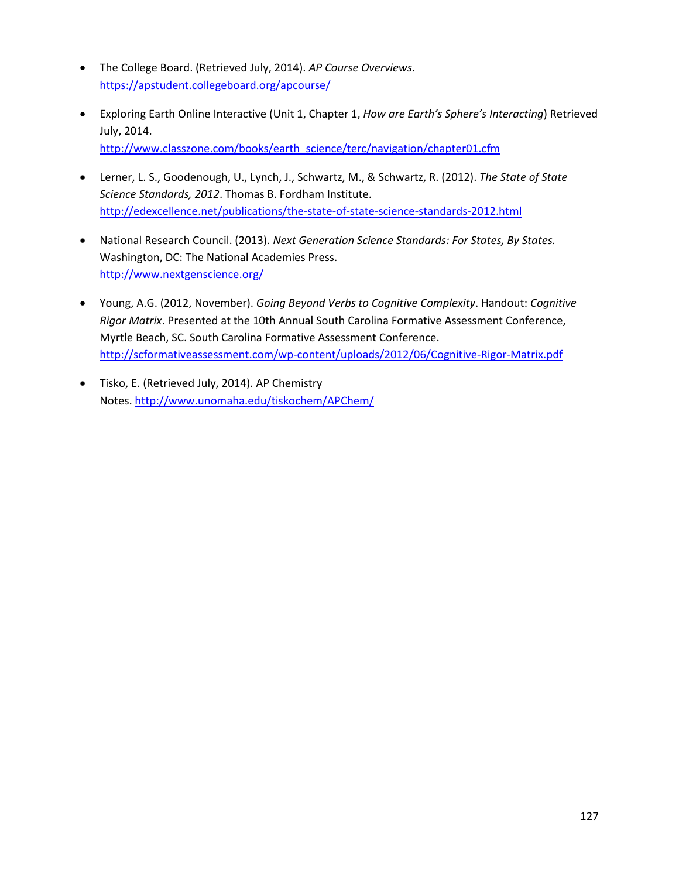- The College Board. (Retrieved July, 2014). *AP Course Overviews*. https://apstudent.collegeboard.org/apcourse/

- Exploring Earth Online Interactive (Unit 1, Chapter 1, *How are Earth's Sphere's Interacting*) Retrieved July, 2014. http://www.classzone.com/books/earth_science/terc/navigation/chapter01.cfm

- Lerner, L. S., Goodenough, U., Lynch, J., Schwartz, M., & Schwartz, R. (2012). *The State of State Science Standards, 2012*. Thomas B. Fordham Institute. http://edexcellence.net/publications/the-state-of-state-science-standards-2012.html

- National Research Council. (2013). *Next Generation Science Standards: For States, By States.* Washington, DC: The National Academies Press. http://www.nextgenscience.org/

- Young, A.G. (2012, November). *Going Beyond Verbs to Cognitive Complexity*. Handout: *Cognitive Rigor Matrix*. Presented at the 10th Annual South Carolina Formative Assessment Conference, Myrtle Beach, SC. South Carolina Formative Assessment Conference. http://scformativeassessment.com/wp-content/uploads/2012/06/Cognitive-Rigor-Matrix.pdf

- Tisko, E. (Retrieved July, 2014). AP Chemistry Notes. http://www.unomaha.edu/tiskochem/APChem/